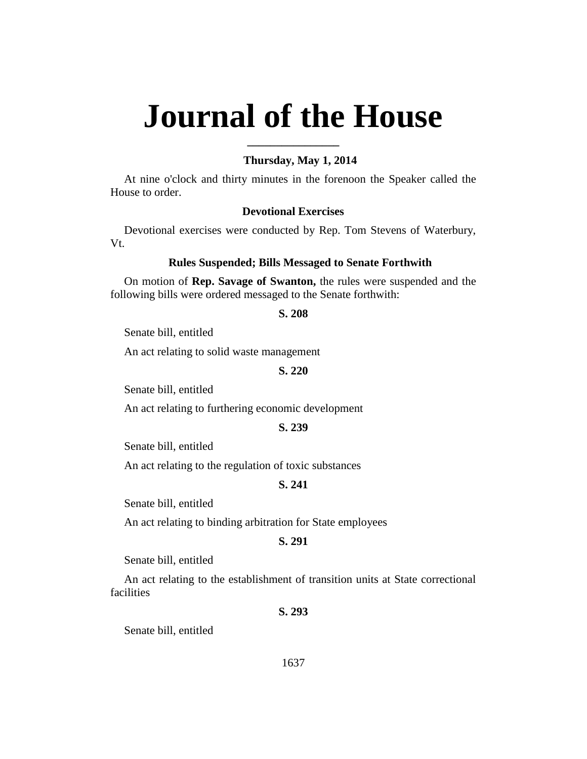# Journal of the House

---

**Thursday, May 1, 2014**

At nine o'clock and thirty minutes in the forenoon the Speaker called the House to order.

**Devotional Exercises**

Devotional exercises were conducted by Rep. Tom Stevens of Waterbury, Vt.

**Rules Suspended; Bills Messaged to Senate Forthwith**

On motion of **Rep. Savage of Swanton,** the rules were suspended and the following bills were ordered messaged to the Senate forthwith:

**S. 208**

Senate bill, entitled

An act relating to solid waste management

**S. 220**

Senate bill, entitled

An act relating to furthering economic development

**S. 239**

Senate bill, entitled

An act relating to the regulation of toxic substances

**S. 241**

Senate bill, entitled

An act relating to binding arbitration for State employees

**S. 291**

Senate bill, entitled

An act relating to the establishment of transition units at State correctional facilities

**S. 293**

Senate bill, entitled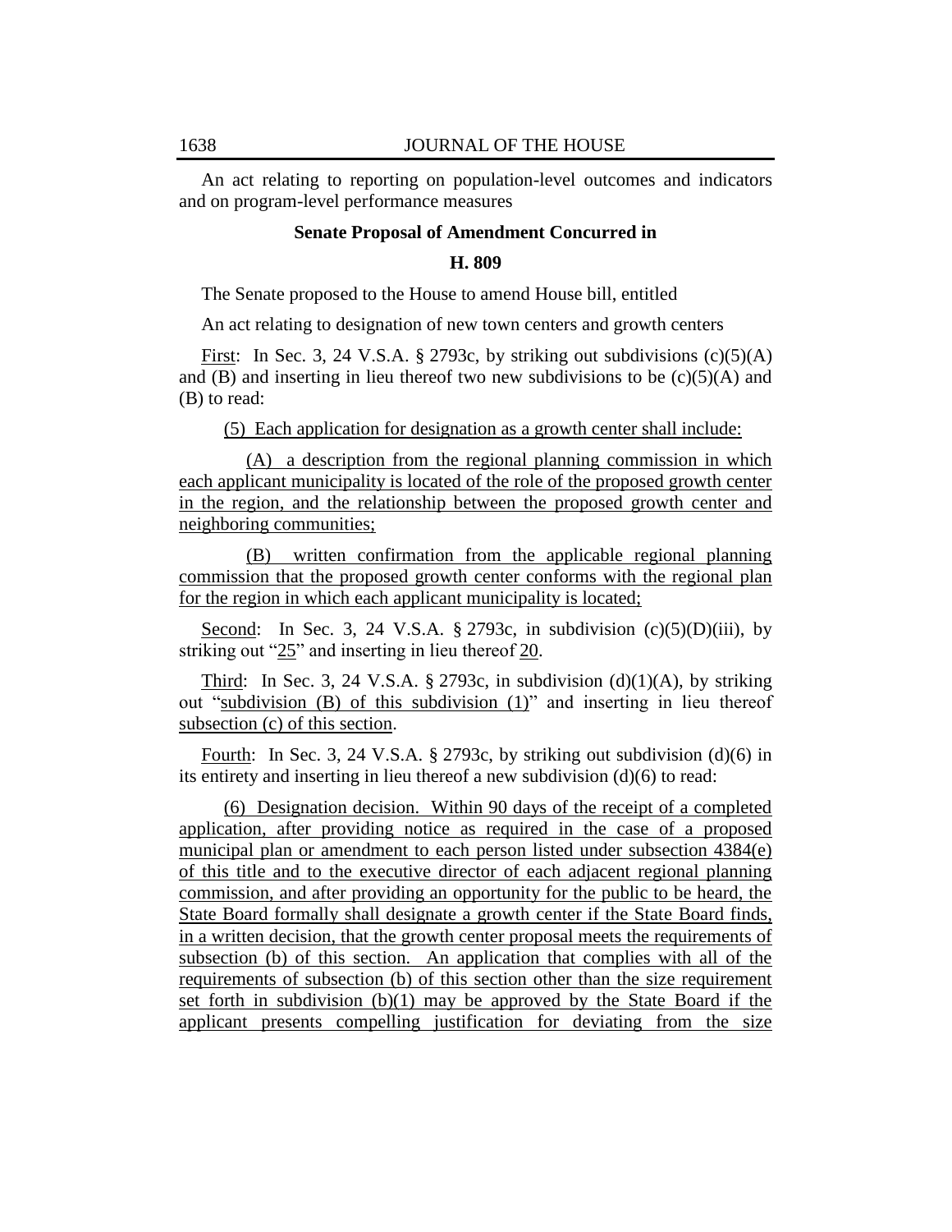An act relating to reporting on population-level outcomes and indicators and on program-level performance measures

**Senate Proposal of Amendment Concurred in**

**H. 809**

The Senate proposed to the House to amend House bill, entitled

An act relating to designation of new town centers and growth centers

First: In Sec. 3, 24 V.S.A. § 2793c, by striking out subdivisions (c)(5)(A) and (B) and inserting in lieu thereof two new subdivisions to be (c)(5)(A) and (B) to read:

(5) Each application for designation as a growth center shall include:

(A) a description from the regional planning commission in which each applicant municipality is located of the role of the proposed growth center in the region, and the relationship between the proposed growth center and neighboring communities;

(B) written confirmation from the applicable regional planning commission that the proposed growth center conforms with the regional plan for the region in which each applicant municipality is located;

Second: In Sec. 3, 24 V.S.A. § 2793c, in subdivision (c)(5)(D)(iii), by striking out "25" and inserting in lieu thereof 20.

Third: In Sec. 3, 24 V.S.A. § 2793c, in subdivision (d)(1)(A), by striking out "subdivision (B) of this subdivision (1)" and inserting in lieu thereof subsection (c) of this section.

Fourth: In Sec. 3, 24 V.S.A. § 2793c, by striking out subdivision (d)(6) in its entirety and inserting in lieu thereof a new subdivision (d)(6) to read:

(6) Designation decision. Within 90 days of the receipt of a completed application, after providing notice as required in the case of a proposed municipal plan or amendment to each person listed under subsection 4384(e) of this title and to the executive director of each adjacent regional planning commission, and after providing an opportunity for the public to be heard, the State Board formally shall designate a growth center if the State Board finds, in a written decision, that the growth center proposal meets the requirements of subsection (b) of this section. An application that complies with all of the requirements of subsection (b) of this section other than the size requirement set forth in subdivision (b)(1) may be approved by the State Board if the applicant presents compelling justification for deviating from the size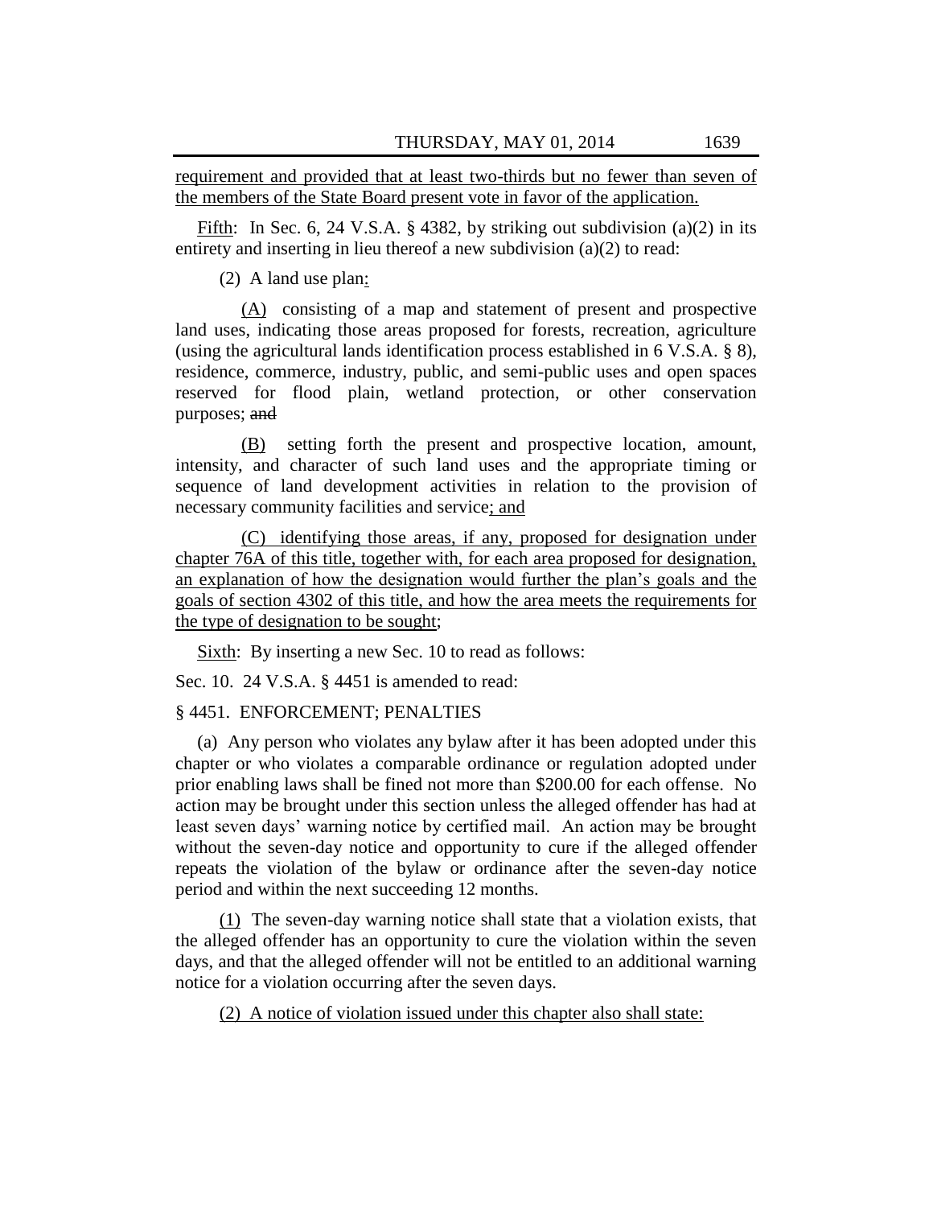requirement and provided that at least two-thirds but no fewer than seven of the members of the State Board present vote in favor of the application.

Fifth: In Sec. 6, 24 V.S.A. § 4382, by striking out subdivision (a)(2) in its entirety and inserting in lieu thereof a new subdivision (a)(2) to read:

(2) A land use plan:

(A) consisting of a map and statement of present and prospective land uses, indicating those areas proposed for forests, recreation, agriculture (using the agricultural lands identification process established in 6 V.S.A. § 8), residence, commerce, industry, public, and semi-public uses and open spaces reserved for flood plain, wetland protection, or other conservation purposes; ~~and~~

(B) setting forth the present and prospective location, amount, intensity, and character of such land uses and the appropriate timing or sequence of land development activities in relation to the provision of necessary community facilities and service; and

(C) identifying those areas, if any, proposed for designation under chapter 76A of this title, together with, for each area proposed for designation, an explanation of how the designation would further the plan's goals and the goals of section 4302 of this title, and how the area meets the requirements for the type of designation to be sought;

Sixth: By inserting a new Sec. 10 to read as follows:

Sec. 10. 24 V.S.A. § 4451 is amended to read:

§ 4451. ENFORCEMENT; PENALTIES

(a) Any person who violates any bylaw after it has been adopted under this chapter or who violates a comparable ordinance or regulation adopted under prior enabling laws shall be fined not more than $200.00 for each offense. No action may be brought under this section unless the alleged offender has had at least seven days' warning notice by certified mail. An action may be brought without the seven-day notice and opportunity to cure if the alleged offender repeats the violation of the bylaw or ordinance after the seven-day notice period and within the next succeeding 12 months.

(1) The seven-day warning notice shall state that a violation exists, that the alleged offender has an opportunity to cure the violation within the seven days, and that the alleged offender will not be entitled to an additional warning notice for a violation occurring after the seven days.

(2) A notice of violation issued under this chapter also shall state: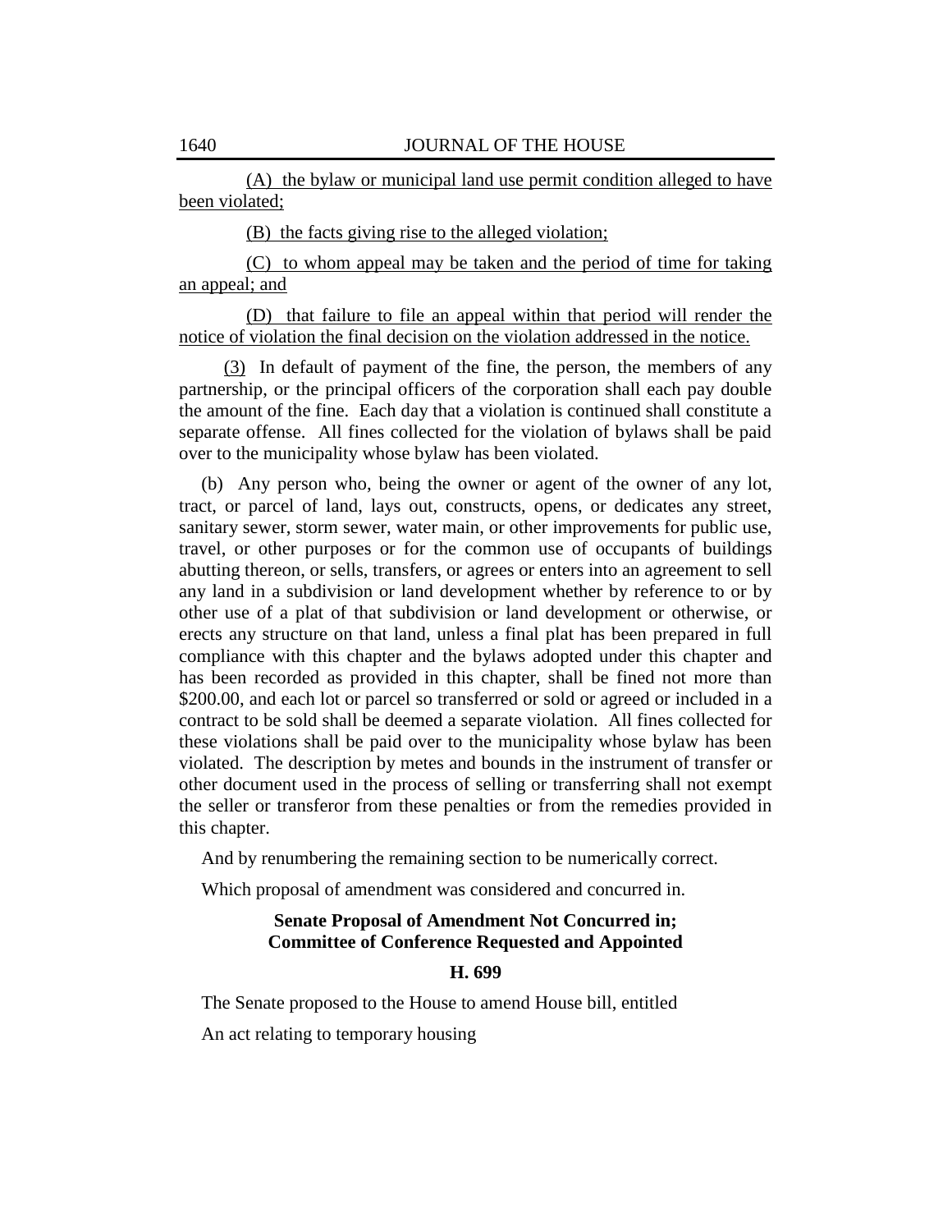(A) the bylaw or municipal land use permit condition alleged to have been violated;

(B) the facts giving rise to the alleged violation;

(C) to whom appeal may be taken and the period of time for taking an appeal; and

(D) that failure to file an appeal within that period will render the notice of violation the final decision on the violation addressed in the notice.

(3) In default of payment of the fine, the person, the members of any partnership, or the principal officers of the corporation shall each pay double the amount of the fine. Each day that a violation is continued shall constitute a separate offense. All fines collected for the violation of bylaws shall be paid over to the municipality whose bylaw has been violated.

(b) Any person who, being the owner or agent of the owner of any lot, tract, or parcel of land, lays out, constructs, opens, or dedicates any street, sanitary sewer, storm sewer, water main, or other improvements for public use, travel, or other purposes or for the common use of occupants of buildings abutting thereon, or sells, transfers, or agrees or enters into an agreement to sell any land in a subdivision or land development whether by reference to or by other use of a plat of that subdivision or land development or otherwise, or erects any structure on that land, unless a final plat has been prepared in full compliance with this chapter and the bylaws adopted under this chapter and has been recorded as provided in this chapter, shall be fined not more than $200.00, and each lot or parcel so transferred or sold or agreed or included in a contract to be sold shall be deemed a separate violation. All fines collected for these violations shall be paid over to the municipality whose bylaw has been violated. The description by metes and bounds in the instrument of transfer or other document used in the process of selling or transferring shall not exempt the seller or transferor from these penalties or from the remedies provided in this chapter.

And by renumbering the remaining section to be numerically correct.

Which proposal of amendment was considered and concurred in.

**Senate Proposal of Amendment Not Concurred in; Committee of Conference Requested and Appointed**

**H. 699**

The Senate proposed to the House to amend House bill, entitled

An act relating to temporary housing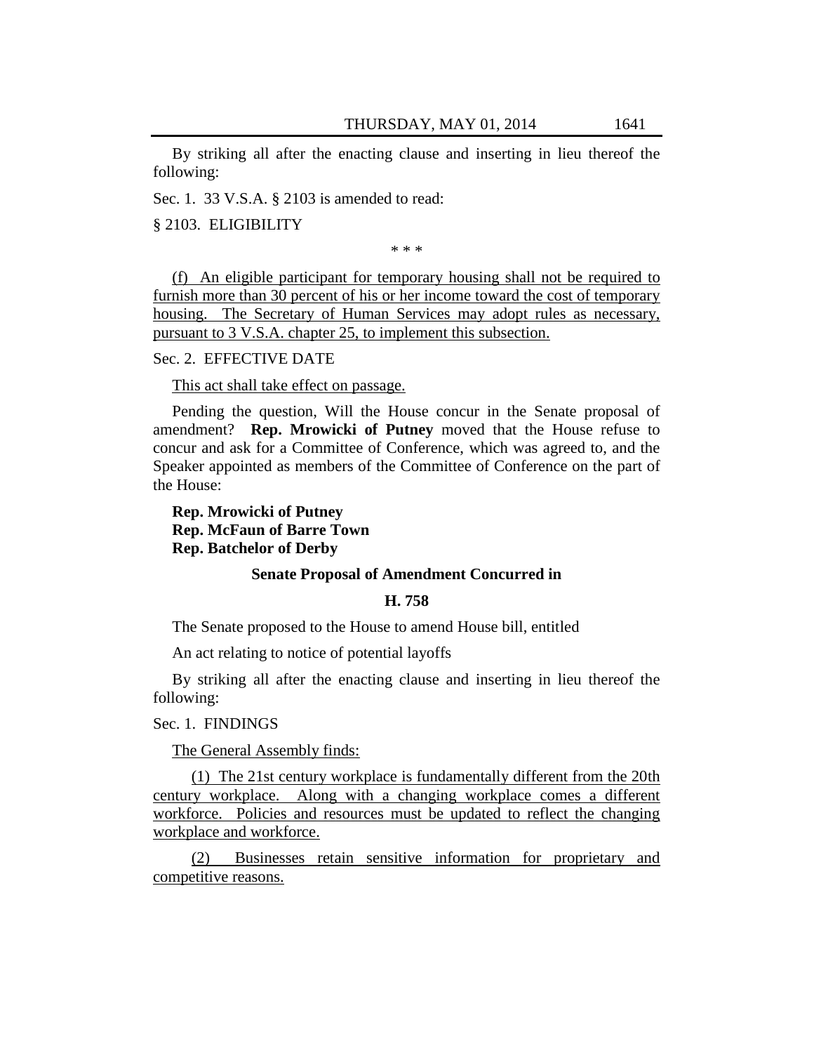By striking all after the enacting clause and inserting in lieu thereof the following:

Sec. 1. 33 V.S.A. § 2103 is amended to read:

§ 2103. ELIGIBILITY

\* \* \*

<u>(f) An eligible participant for temporary housing shall not be required to furnish more than 30 percent of his or her income toward the cost of temporary housing. The Secretary of Human Services may adopt rules as necessary, pursuant to 3 V.S.A. chapter 25, to implement this subsection.</u>

Sec. 2. EFFECTIVE DATE

<u>This act shall take effect on passage.</u>

Pending the question, Will the House concur in the Senate proposal of amendment? **Rep. Mrowicki of Putney** moved that the House refuse to concur and ask for a Committee of Conference, which was agreed to, and the Speaker appointed as members of the Committee of Conference on the part of the House:

**Rep. Mrowicki of Putney**
**Rep. McFaun of Barre Town**
**Rep. Batchelor of Derby**

**Senate Proposal of Amendment Concurred in**

**H. 758**

The Senate proposed to the House to amend House bill, entitled

An act relating to notice of potential layoffs

By striking all after the enacting clause and inserting in lieu thereof the following:

Sec. 1. FINDINGS

<u>The General Assembly finds:</u>

<u>(1) The 21st century workplace is fundamentally different from the 20th century workplace. Along with a changing workplace comes a different workforce. Policies and resources must be updated to reflect the changing workplace and workforce.</u>

<u>(2) Businesses retain sensitive information for proprietary and competitive reasons.</u>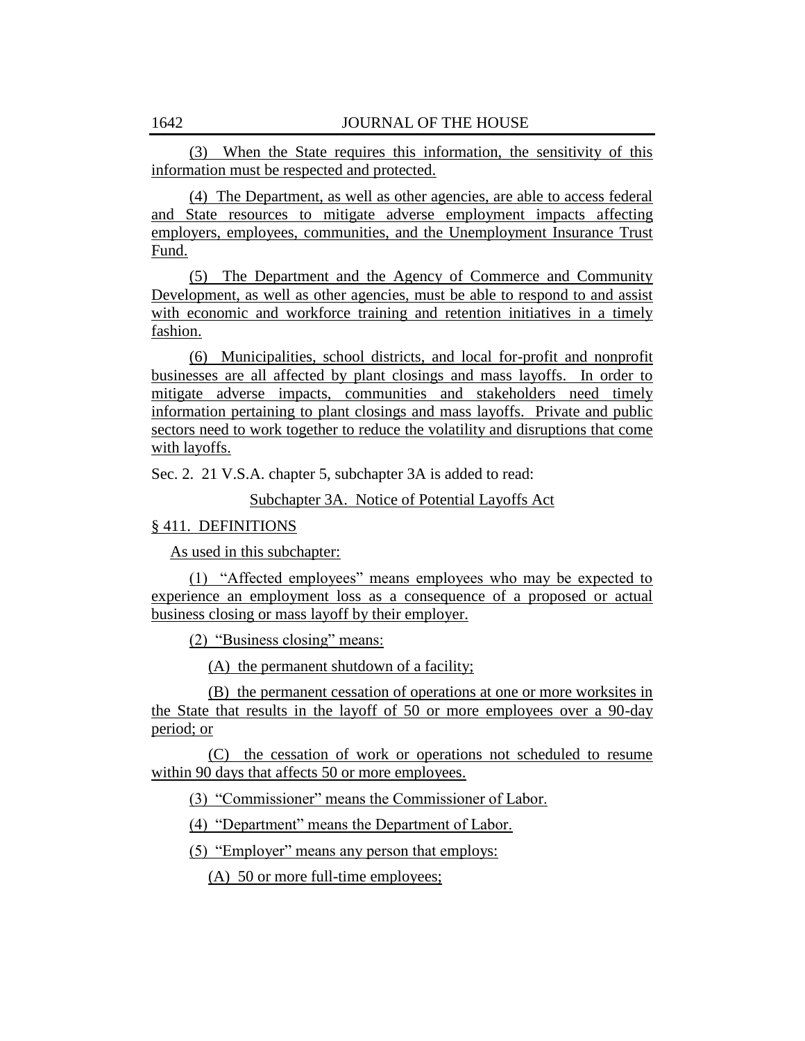(3) When the State requires this information, the sensitivity of this information must be respected and protected.

(4) The Department, as well as other agencies, are able to access federal and State resources to mitigate adverse employment impacts affecting employers, employees, communities, and the Unemployment Insurance Trust Fund.

(5) The Department and the Agency of Commerce and Community Development, as well as other agencies, must be able to respond to and assist with economic and workforce training and retention initiatives in a timely fashion.

(6) Municipalities, school districts, and local for-profit and nonprofit businesses are all affected by plant closings and mass layoffs. In order to mitigate adverse impacts, communities and stakeholders need timely information pertaining to plant closings and mass layoffs. Private and public sectors need to work together to reduce the volatility and disruptions that come with layoffs.

Sec. 2. 21 V.S.A. chapter 5, subchapter 3A is added to read:

Subchapter 3A. Notice of Potential Layoffs Act

§ 411. DEFINITIONS

As used in this subchapter:

(1) "Affected employees" means employees who may be expected to experience an employment loss as a consequence of a proposed or actual business closing or mass layoff by their employer.

(2) "Business closing" means:

(A) the permanent shutdown of a facility;

(B) the permanent cessation of operations at one or more worksites in the State that results in the layoff of 50 or more employees over a 90-day period; or

(C) the cessation of work or operations not scheduled to resume within 90 days that affects 50 or more employees.

(3) "Commissioner" means the Commissioner of Labor.

(4) "Department" means the Department of Labor.

(5) "Employer" means any person that employs:

(A) 50 or more full-time employees;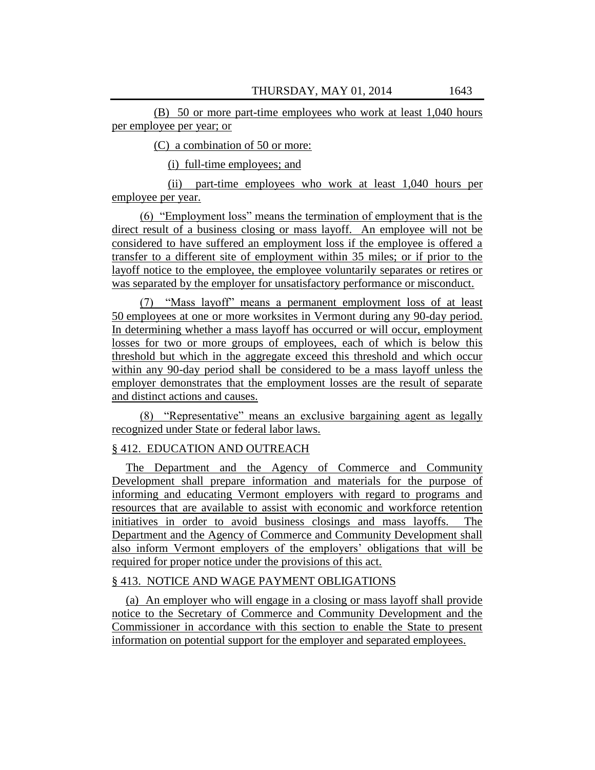(B) 50 or more part-time employees who work at least 1,040 hours per employee per year; or

(C) a combination of 50 or more:

(i) full-time employees; and

(ii) part-time employees who work at least 1,040 hours per employee per year.

(6) "Employment loss" means the termination of employment that is the direct result of a business closing or mass layoff. An employee will not be considered to have suffered an employment loss if the employee is offered a transfer to a different site of employment within 35 miles; or if prior to the layoff notice to the employee, the employee voluntarily separates or retires or was separated by the employer for unsatisfactory performance or misconduct.

(7) "Mass layoff" means a permanent employment loss of at least 50 employees at one or more worksites in Vermont during any 90-day period. In determining whether a mass layoff has occurred or will occur, employment losses for two or more groups of employees, each of which is below this threshold but which in the aggregate exceed this threshold and which occur within any 90-day period shall be considered to be a mass layoff unless the employer demonstrates that the employment losses are the result of separate and distinct actions and causes.

(8) "Representative" means an exclusive bargaining agent as legally recognized under State or federal labor laws.

§ 412. EDUCATION AND OUTREACH

The Department and the Agency of Commerce and Community Development shall prepare information and materials for the purpose of informing and educating Vermont employers with regard to programs and resources that are available to assist with economic and workforce retention initiatives in order to avoid business closings and mass layoffs. The Department and the Agency of Commerce and Community Development shall also inform Vermont employers of the employers' obligations that will be required for proper notice under the provisions of this act.

§ 413. NOTICE AND WAGE PAYMENT OBLIGATIONS

(a) An employer who will engage in a closing or mass layoff shall provide notice to the Secretary of Commerce and Community Development and the Commissioner in accordance with this section to enable the State to present information on potential support for the employer and separated employees.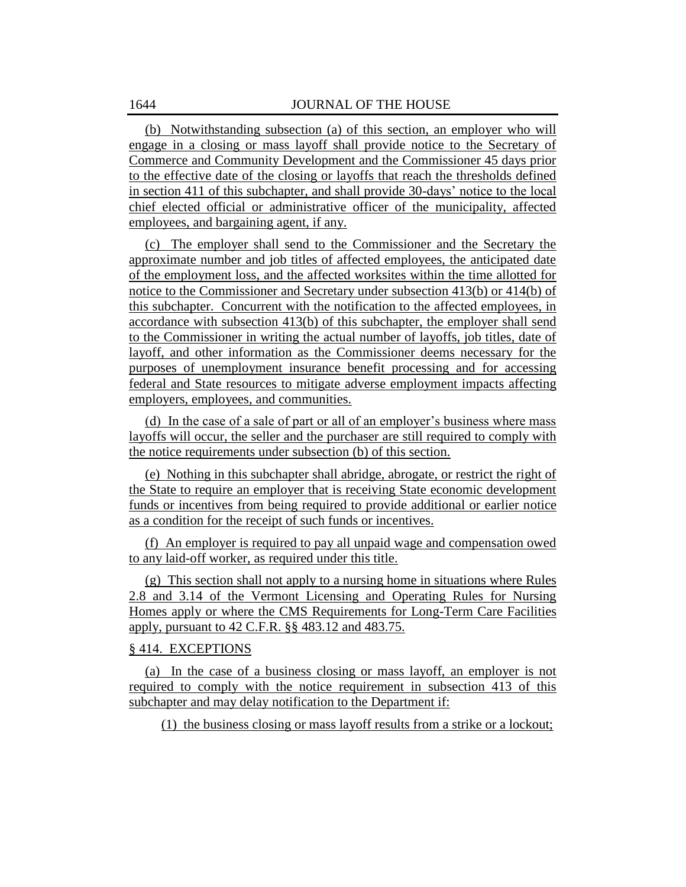(b) Notwithstanding subsection (a) of this section, an employer who will engage in a closing or mass layoff shall provide notice to the Secretary of Commerce and Community Development and the Commissioner 45 days prior to the effective date of the closing or layoffs that reach the thresholds defined in section 411 of this subchapter, and shall provide 30-days' notice to the local chief elected official or administrative officer of the municipality, affected employees, and bargaining agent, if any.

(c) The employer shall send to the Commissioner and the Secretary the approximate number and job titles of affected employees, the anticipated date of the employment loss, and the affected worksites within the time allotted for notice to the Commissioner and Secretary under subsection 413(b) or 414(b) of this subchapter. Concurrent with the notification to the affected employees, in accordance with subsection 413(b) of this subchapter, the employer shall send to the Commissioner in writing the actual number of layoffs, job titles, date of layoff, and other information as the Commissioner deems necessary for the purposes of unemployment insurance benefit processing and for accessing federal and State resources to mitigate adverse employment impacts affecting employers, employees, and communities.

(d) In the case of a sale of part or all of an employer's business where mass layoffs will occur, the seller and the purchaser are still required to comply with the notice requirements under subsection (b) of this section.

(e) Nothing in this subchapter shall abridge, abrogate, or restrict the right of the State to require an employer that is receiving State economic development funds or incentives from being required to provide additional or earlier notice as a condition for the receipt of such funds or incentives.

(f) An employer is required to pay all unpaid wage and compensation owed to any laid-off worker, as required under this title.

(g) This section shall not apply to a nursing home in situations where Rules 2.8 and 3.14 of the Vermont Licensing and Operating Rules for Nursing Homes apply or where the CMS Requirements for Long-Term Care Facilities apply, pursuant to 42 C.F.R. §§ 483.12 and 483.75.

§ 414. EXCEPTIONS

(a) In the case of a business closing or mass layoff, an employer is not required to comply with the notice requirement in subsection 413 of this subchapter and may delay notification to the Department if:

(1) the business closing or mass layoff results from a strike or a lockout;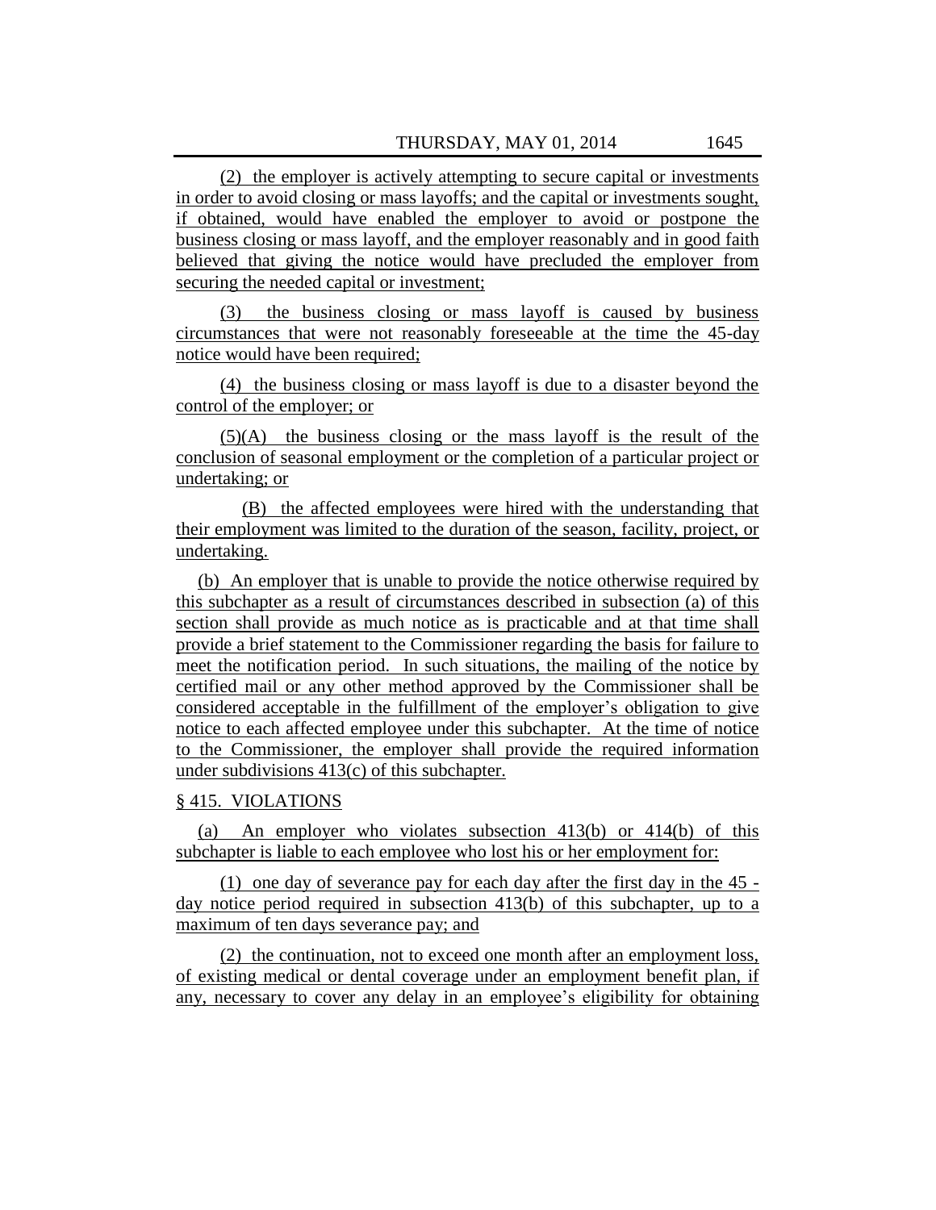(2) the employer is actively attempting to secure capital or investments in order to avoid closing or mass layoffs; and the capital or investments sought, if obtained, would have enabled the employer to avoid or postpone the business closing or mass layoff, and the employer reasonably and in good faith believed that giving the notice would have precluded the employer from securing the needed capital or investment;

(3) the business closing or mass layoff is caused by business circumstances that were not reasonably foreseeable at the time the 45-day notice would have been required;

(4) the business closing or mass layoff is due to a disaster beyond the control of the employer; or

(5)(A) the business closing or the mass layoff is the result of the conclusion of seasonal employment or the completion of a particular project or undertaking; or

(B) the affected employees were hired with the understanding that their employment was limited to the duration of the season, facility, project, or undertaking.

(b) An employer that is unable to provide the notice otherwise required by this subchapter as a result of circumstances described in subsection (a) of this section shall provide as much notice as is practicable and at that time shall provide a brief statement to the Commissioner regarding the basis for failure to meet the notification period. In such situations, the mailing of the notice by certified mail or any other method approved by the Commissioner shall be considered acceptable in the fulfillment of the employer's obligation to give notice to each affected employee under this subchapter. At the time of notice to the Commissioner, the employer shall provide the required information under subdivisions 413(c) of this subchapter.

§ 415. VIOLATIONS

(a) An employer who violates subsection 413(b) or 414(b) of this subchapter is liable to each employee who lost his or her employment for:

(1) one day of severance pay for each day after the first day in the 45-day notice period required in subsection 413(b) of this subchapter, up to a maximum of ten days severance pay; and

(2) the continuation, not to exceed one month after an employment loss, of existing medical or dental coverage under an employment benefit plan, if any, necessary to cover any delay in an employee's eligibility for obtaining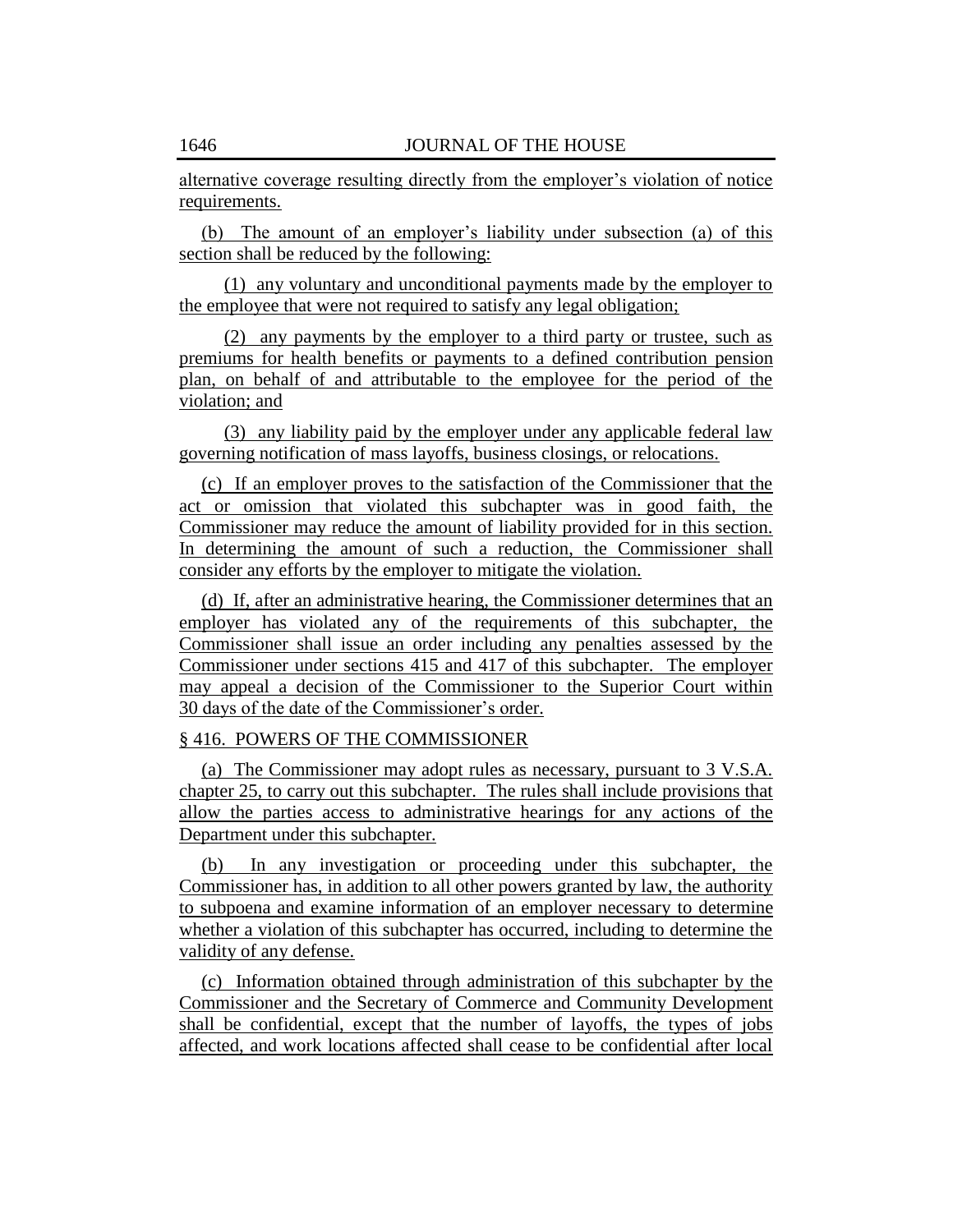alternative coverage resulting directly from the employer's violation of notice requirements.

(b) The amount of an employer's liability under subsection (a) of this section shall be reduced by the following:

(1) any voluntary and unconditional payments made by the employer to the employee that were not required to satisfy any legal obligation;

(2) any payments by the employer to a third party or trustee, such as premiums for health benefits or payments to a defined contribution pension plan, on behalf of and attributable to the employee for the period of the violation; and

(3) any liability paid by the employer under any applicable federal law governing notification of mass layoffs, business closings, or relocations.

(c) If an employer proves to the satisfaction of the Commissioner that the act or omission that violated this subchapter was in good faith, the Commissioner may reduce the amount of liability provided for in this section. In determining the amount of such a reduction, the Commissioner shall consider any efforts by the employer to mitigate the violation.

(d) If, after an administrative hearing, the Commissioner determines that an employer has violated any of the requirements of this subchapter, the Commissioner shall issue an order including any penalties assessed by the Commissioner under sections 415 and 417 of this subchapter. The employer may appeal a decision of the Commissioner to the Superior Court within 30 days of the date of the Commissioner's order.

§ 416. POWERS OF THE COMMISSIONER

(a) The Commissioner may adopt rules as necessary, pursuant to 3 V.S.A. chapter 25, to carry out this subchapter. The rules shall include provisions that allow the parties access to administrative hearings for any actions of the Department under this subchapter.

(b) In any investigation or proceeding under this subchapter, the Commissioner has, in addition to all other powers granted by law, the authority to subpoena and examine information of an employer necessary to determine whether a violation of this subchapter has occurred, including to determine the validity of any defense.

(c) Information obtained through administration of this subchapter by the Commissioner and the Secretary of Commerce and Community Development shall be confidential, except that the number of layoffs, the types of jobs affected, and work locations affected shall cease to be confidential after local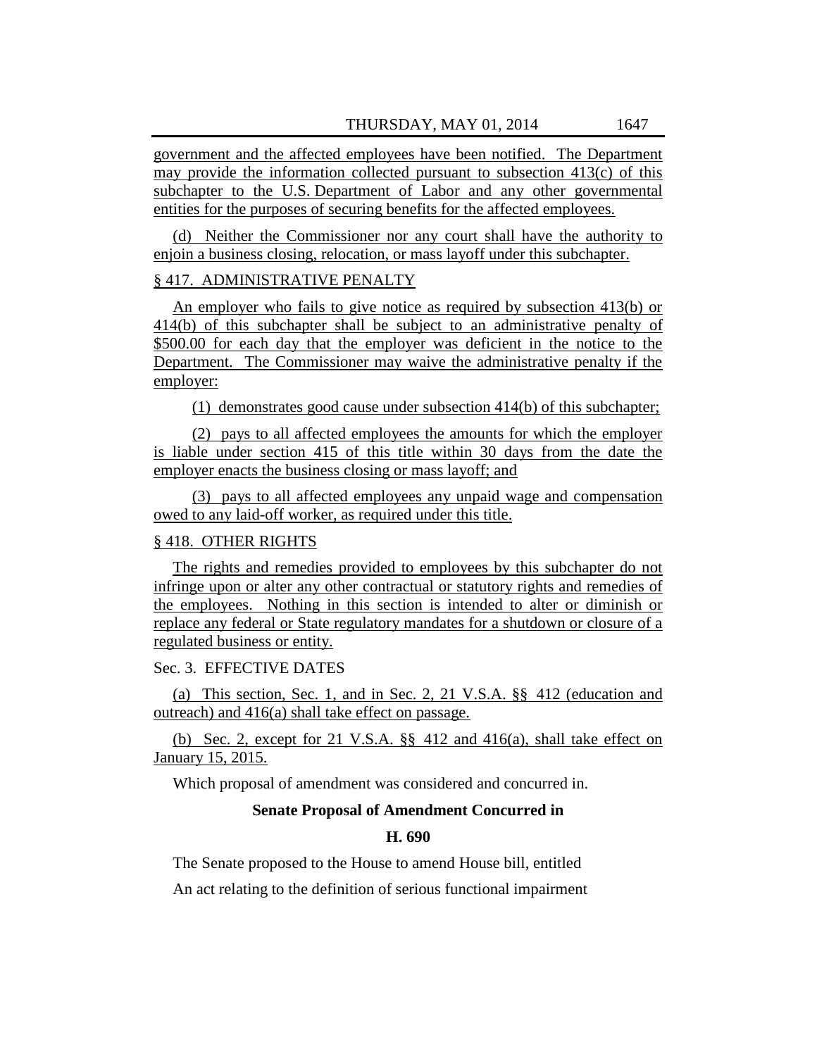government and the affected employees have been notified. The Department may provide the information collected pursuant to subsection 413(c) of this subchapter to the U.S. Department of Labor and any other governmental entities for the purposes of securing benefits for the affected employees.

(d) Neither the Commissioner nor any court shall have the authority to enjoin a business closing, relocation, or mass layoff under this subchapter.

§ 417. ADMINISTRATIVE PENALTY

An employer who fails to give notice as required by subsection 413(b) or 414(b) of this subchapter shall be subject to an administrative penalty of $500.00 for each day that the employer was deficient in the notice to the Department. The Commissioner may waive the administrative penalty if the employer:

(1) demonstrates good cause under subsection 414(b) of this subchapter;

(2) pays to all affected employees the amounts for which the employer is liable under section 415 of this title within 30 days from the date the employer enacts the business closing or mass layoff; and

(3) pays to all affected employees any unpaid wage and compensation owed to any laid-off worker, as required under this title.

§ 418. OTHER RIGHTS

The rights and remedies provided to employees by this subchapter do not infringe upon or alter any other contractual or statutory rights and remedies of the employees. Nothing in this section is intended to alter or diminish or replace any federal or State regulatory mandates for a shutdown or closure of a regulated business or entity.

Sec. 3. EFFECTIVE DATES

(a) This section, Sec. 1, and in Sec. 2, 21 V.S.A. §§ 412 (education and outreach) and 416(a) shall take effect on passage.

(b) Sec. 2, except for 21 V.S.A. §§ 412 and 416(a), shall take effect on January 15, 2015.

Which proposal of amendment was considered and concurred in.

**Senate Proposal of Amendment Concurred in**

**H. 690**

The Senate proposed to the House to amend House bill, entitled

An act relating to the definition of serious functional impairment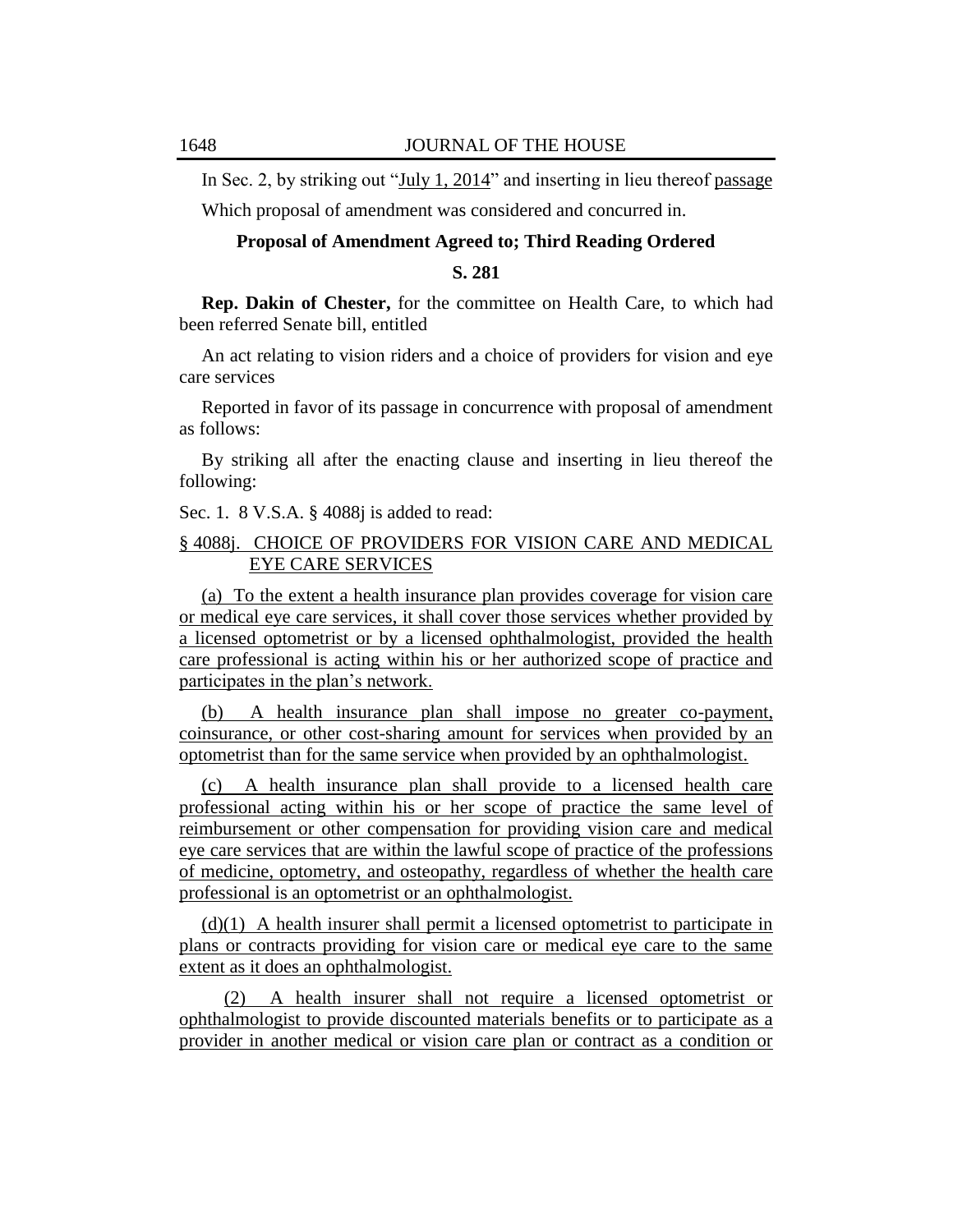In Sec. 2, by striking out "July 1, 2014" and inserting in lieu thereof passage

Which proposal of amendment was considered and concurred in.

**Proposal of Amendment Agreed to; Third Reading Ordered**

**S. 281**

**Rep. Dakin of Chester,** for the committee on Health Care, to which had been referred Senate bill, entitled

An act relating to vision riders and a choice of providers for vision and eye care services

Reported in favor of its passage in concurrence with proposal of amendment as follows:

By striking all after the enacting clause and inserting in lieu thereof the following:

Sec. 1. 8 V.S.A. § 4088j is added to read:

§ 4088j. CHOICE OF PROVIDERS FOR VISION CARE AND MEDICAL EYE CARE SERVICES

(a) To the extent a health insurance plan provides coverage for vision care or medical eye care services, it shall cover those services whether provided by a licensed optometrist or by a licensed ophthalmologist, provided the health care professional is acting within his or her authorized scope of practice and participates in the plan's network.

(b) A health insurance plan shall impose no greater co-payment, coinsurance, or other cost-sharing amount for services when provided by an optometrist than for the same service when provided by an ophthalmologist.

(c) A health insurance plan shall provide to a licensed health care professional acting within his or her scope of practice the same level of reimbursement or other compensation for providing vision care and medical eye care services that are within the lawful scope of practice of the professions of medicine, optometry, and osteopathy, regardless of whether the health care professional is an optometrist or an ophthalmologist.

(d)(1) A health insurer shall permit a licensed optometrist to participate in plans or contracts providing for vision care or medical eye care to the same extent as it does an ophthalmologist.

(2) A health insurer shall not require a licensed optometrist or ophthalmologist to provide discounted materials benefits or to participate as a provider in another medical or vision care plan or contract as a condition or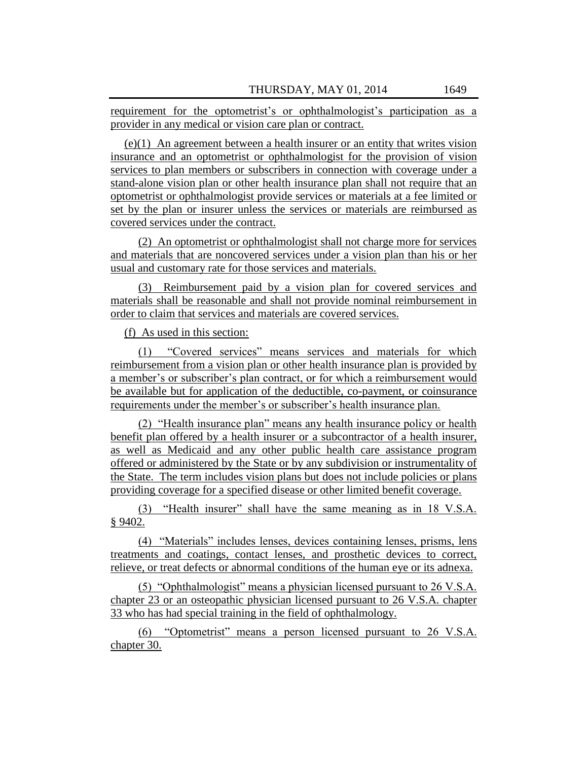requirement for the optometrist's or ophthalmologist's participation as a provider in any medical or vision care plan or contract.

(e)(1) An agreement between a health insurer or an entity that writes vision insurance and an optometrist or ophthalmologist for the provision of vision services to plan members or subscribers in connection with coverage under a stand-alone vision plan or other health insurance plan shall not require that an optometrist or ophthalmologist provide services or materials at a fee limited or set by the plan or insurer unless the services or materials are reimbursed as covered services under the contract.

(2) An optometrist or ophthalmologist shall not charge more for services and materials that are noncovered services under a vision plan than his or her usual and customary rate for those services and materials.

(3) Reimbursement paid by a vision plan for covered services and materials shall be reasonable and shall not provide nominal reimbursement in order to claim that services and materials are covered services.

(f) As used in this section:

(1) "Covered services" means services and materials for which reimbursement from a vision plan or other health insurance plan is provided by a member's or subscriber's plan contract, or for which a reimbursement would be available but for application of the deductible, co-payment, or coinsurance requirements under the member's or subscriber's health insurance plan.

(2) "Health insurance plan" means any health insurance policy or health benefit plan offered by a health insurer or a subcontractor of a health insurer, as well as Medicaid and any other public health care assistance program offered or administered by the State or by any subdivision or instrumentality of the State. The term includes vision plans but does not include policies or plans providing coverage for a specified disease or other limited benefit coverage.

(3) "Health insurer" shall have the same meaning as in 18 V.S.A. § 9402.

(4) "Materials" includes lenses, devices containing lenses, prisms, lens treatments and coatings, contact lenses, and prosthetic devices to correct, relieve, or treat defects or abnormal conditions of the human eye or its adnexa.

(5) "Ophthalmologist" means a physician licensed pursuant to 26 V.S.A. chapter 23 or an osteopathic physician licensed pursuant to 26 V.S.A. chapter 33 who has had special training in the field of ophthalmology.

(6) "Optometrist" means a person licensed pursuant to 26 V.S.A. chapter 30.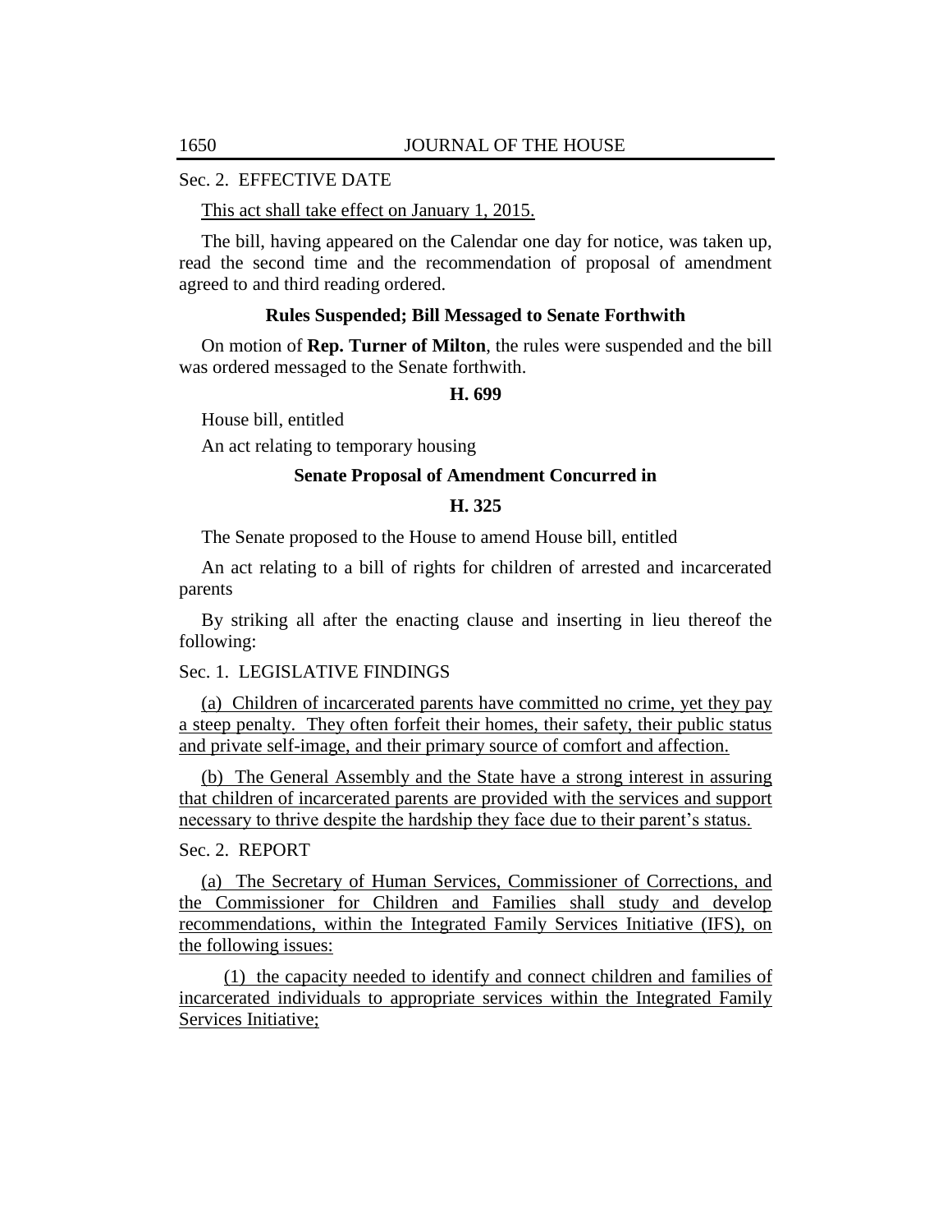Sec. 2. EFFECTIVE DATE

This act shall take effect on January 1, 2015.

The bill, having appeared on the Calendar one day for notice, was taken up, read the second time and the recommendation of proposal of amendment agreed to and third reading ordered.

**Rules Suspended; Bill Messaged to Senate Forthwith**

On motion of **Rep. Turner of Milton**, the rules were suspended and the bill was ordered messaged to the Senate forthwith.

**H. 699**

House bill, entitled

An act relating to temporary housing

**Senate Proposal of Amendment Concurred in**

**H. 325**

The Senate proposed to the House to amend House bill, entitled

An act relating to a bill of rights for children of arrested and incarcerated parents

By striking all after the enacting clause and inserting in lieu thereof the following:

Sec. 1. LEGISLATIVE FINDINGS

(a) Children of incarcerated parents have committed no crime, yet they pay a steep penalty. They often forfeit their homes, their safety, their public status and private self-image, and their primary source of comfort and affection.

(b) The General Assembly and the State have a strong interest in assuring that children of incarcerated parents are provided with the services and support necessary to thrive despite the hardship they face due to their parent's status.

Sec. 2. REPORT

(a) The Secretary of Human Services, Commissioner of Corrections, and the Commissioner for Children and Families shall study and develop recommendations, within the Integrated Family Services Initiative (IFS), on the following issues:

(1) the capacity needed to identify and connect children and families of incarcerated individuals to appropriate services within the Integrated Family Services Initiative;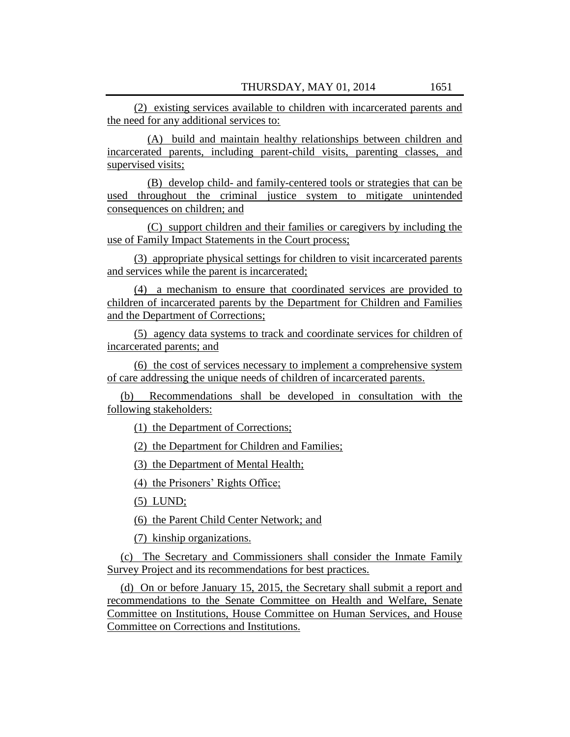(2) existing services available to children with incarcerated parents and the need for any additional services to:

(A) build and maintain healthy relationships between children and incarcerated parents, including parent-child visits, parenting classes, and supervised visits;

(B) develop child- and family-centered tools or strategies that can be used throughout the criminal justice system to mitigate unintended consequences on children; and

(C) support children and their families or caregivers by including the use of Family Impact Statements in the Court process;

(3) appropriate physical settings for children to visit incarcerated parents and services while the parent is incarcerated;

(4) a mechanism to ensure that coordinated services are provided to children of incarcerated parents by the Department for Children and Families and the Department of Corrections;

(5) agency data systems to track and coordinate services for children of incarcerated parents; and

(6) the cost of services necessary to implement a comprehensive system of care addressing the unique needs of children of incarcerated parents.

(b) Recommendations shall be developed in consultation with the following stakeholders:

(1) the Department of Corrections;

(2) the Department for Children and Families;

(3) the Department of Mental Health;

(4) the Prisoners' Rights Office;

(5) LUND;

(6) the Parent Child Center Network; and

(7) kinship organizations.

(c) The Secretary and Commissioners shall consider the Inmate Family Survey Project and its recommendations for best practices.

(d) On or before January 15, 2015, the Secretary shall submit a report and recommendations to the Senate Committee on Health and Welfare, Senate Committee on Institutions, House Committee on Human Services, and House Committee on Corrections and Institutions.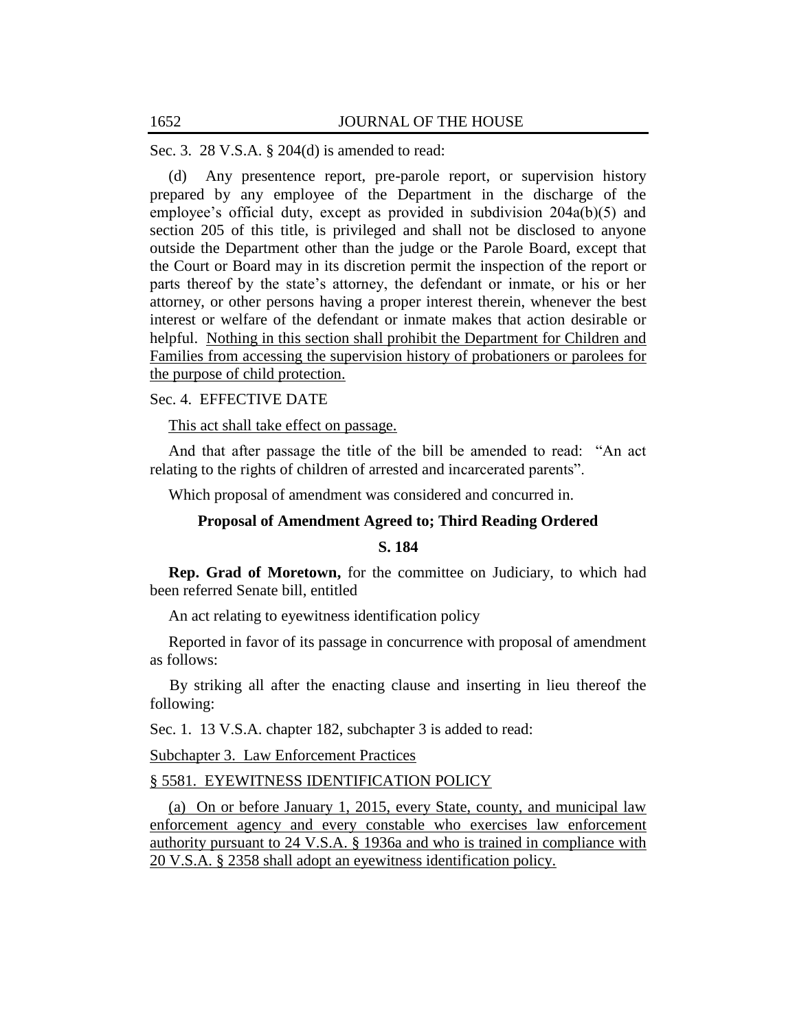Sec. 3. 28 V.S.A. § 204(d) is amended to read:

(d) Any presentence report, pre-parole report, or supervision history prepared by any employee of the Department in the discharge of the employee's official duty, except as provided in subdivision 204a(b)(5) and section 205 of this title, is privileged and shall not be disclosed to anyone outside the Department other than the judge or the Parole Board, except that the Court or Board may in its discretion permit the inspection of the report or parts thereof by the state's attorney, the defendant or inmate, or his or her attorney, or other persons having a proper interest therein, whenever the best interest or welfare of the defendant or inmate makes that action desirable or helpful. <u>Nothing in this section shall prohibit the Department for Children and Families from accessing the supervision history of probationers or parolees for the purpose of child protection.</u>

Sec. 4. EFFECTIVE DATE

<u>This act shall take effect on passage.</u>

And that after passage the title of the bill be amended to read: "An act relating to the rights of children of arrested and incarcerated parents".

Which proposal of amendment was considered and concurred in.

**Proposal of Amendment Agreed to; Third Reading Ordered**

**S. 184**

**Rep. Grad of Moretown,** for the committee on Judiciary, to which had been referred Senate bill, entitled

An act relating to eyewitness identification policy

Reported in favor of its passage in concurrence with proposal of amendment as follows:

By striking all after the enacting clause and inserting in lieu thereof the following:

Sec. 1. 13 V.S.A. chapter 182, subchapter 3 is added to read:

<u>Subchapter 3. Law Enforcement Practices</u>

<u>§ 5581. EYEWITNESS IDENTIFICATION POLICY</u>

<u>(a) On or before January 1, 2015, every State, county, and municipal law enforcement agency and every constable who exercises law enforcement authority pursuant to 24 V.S.A. § 1936a and who is trained in compliance with 20 V.S.A. § 2358 shall adopt an eyewitness identification policy.</u>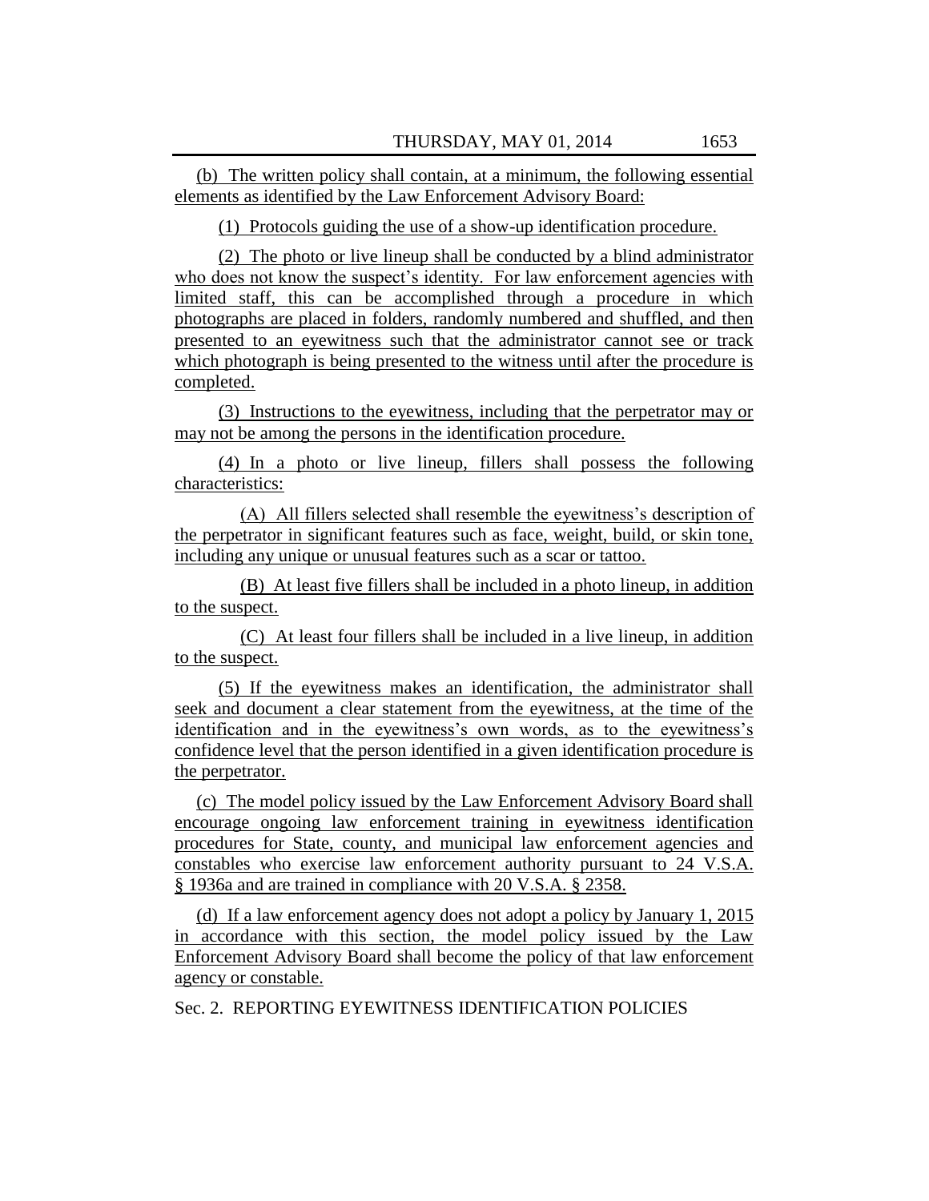(b) The written policy shall contain, at a minimum, the following essential elements as identified by the Law Enforcement Advisory Board:

(1) Protocols guiding the use of a show-up identification procedure.

(2) The photo or live lineup shall be conducted by a blind administrator who does not know the suspect's identity. For law enforcement agencies with limited staff, this can be accomplished through a procedure in which photographs are placed in folders, randomly numbered and shuffled, and then presented to an eyewitness such that the administrator cannot see or track which photograph is being presented to the witness until after the procedure is completed.

(3) Instructions to the eyewitness, including that the perpetrator may or may not be among the persons in the identification procedure.

(4) In a photo or live lineup, fillers shall possess the following characteristics:

(A) All fillers selected shall resemble the eyewitness's description of the perpetrator in significant features such as face, weight, build, or skin tone, including any unique or unusual features such as a scar or tattoo.

(B) At least five fillers shall be included in a photo lineup, in addition to the suspect.

(C) At least four fillers shall be included in a live lineup, in addition to the suspect.

(5) If the eyewitness makes an identification, the administrator shall seek and document a clear statement from the eyewitness, at the time of the identification and in the eyewitness's own words, as to the eyewitness's confidence level that the person identified in a given identification procedure is the perpetrator.

(c) The model policy issued by the Law Enforcement Advisory Board shall encourage ongoing law enforcement training in eyewitness identification procedures for State, county, and municipal law enforcement agencies and constables who exercise law enforcement authority pursuant to 24 V.S.A. § 1936a and are trained in compliance with 20 V.S.A. § 2358.

(d) If a law enforcement agency does not adopt a policy by January 1, 2015 in accordance with this section, the model policy issued by the Law Enforcement Advisory Board shall become the policy of that law enforcement agency or constable.

Sec. 2. REPORTING EYEWITNESS IDENTIFICATION POLICIES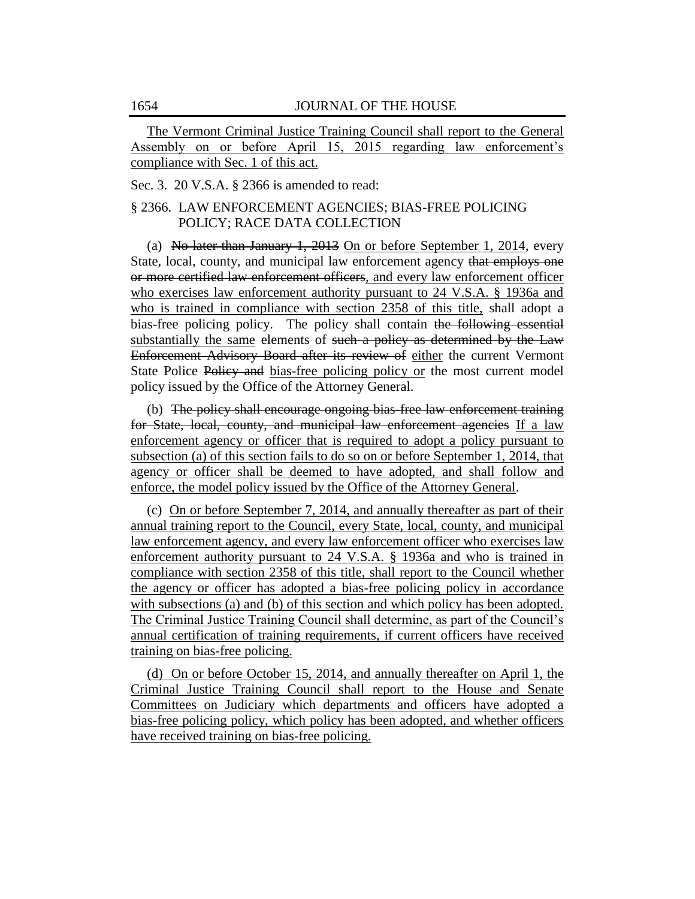The Vermont Criminal Justice Training Council shall report to the General Assembly on or before April 15, 2015 regarding law enforcement's compliance with Sec. 1 of this act.

Sec. 3. 20 V.S.A. § 2366 is amended to read:

§ 2366. LAW ENFORCEMENT AGENCIES; BIAS-FREE POLICING POLICY; RACE DATA COLLECTION

(a) ~~No later than January 1, 2013~~ On or before September 1, 2014, every State, local, county, and municipal law enforcement agency ~~that employs one or more certified law enforcement officers~~, and every law enforcement officer who exercises law enforcement authority pursuant to 24 V.S.A. § 1936a and who is trained in compliance with section 2358 of this title, shall adopt a bias-free policing policy. The policy shall contain ~~the following essential~~ substantially the same elements of ~~such a policy as determined by the Law Enforcement Advisory Board after its review of~~ either the current Vermont State Police ~~Policy and~~ bias-free policing policy or the most current model policy issued by the Office of the Attorney General.

(b) ~~The policy shall encourage ongoing bias-free law enforcement training for State, local, county, and municipal law enforcement agencies~~ If a law enforcement agency or officer that is required to adopt a policy pursuant to subsection (a) of this section fails to do so on or before September 1, 2014, that agency or officer shall be deemed to have adopted, and shall follow and enforce, the model policy issued by the Office of the Attorney General.

(c) On or before September 7, 2014, and annually thereafter as part of their annual training report to the Council, every State, local, county, and municipal law enforcement agency, and every law enforcement officer who exercises law enforcement authority pursuant to 24 V.S.A. § 1936a and who is trained in compliance with section 2358 of this title, shall report to the Council whether the agency or officer has adopted a bias-free policing policy in accordance with subsections (a) and (b) of this section and which policy has been adopted. The Criminal Justice Training Council shall determine, as part of the Council's annual certification of training requirements, if current officers have received training on bias-free policing.

(d) On or before October 15, 2014, and annually thereafter on April 1, the Criminal Justice Training Council shall report to the House and Senate Committees on Judiciary which departments and officers have adopted a bias-free policing policy, which policy has been adopted, and whether officers have received training on bias-free policing.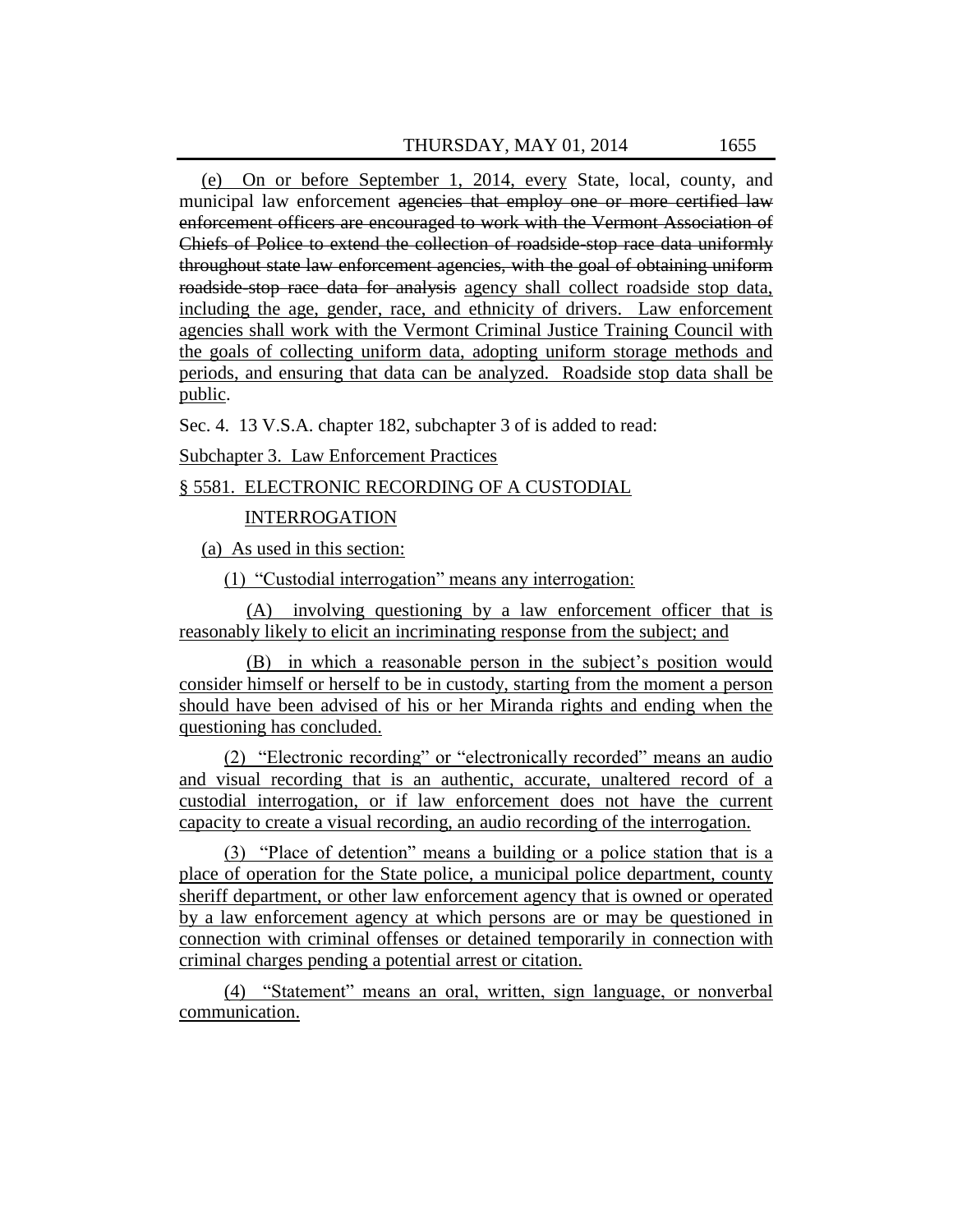(e) On or before September 1, 2014, every State, local, county, and municipal law enforcement ~~agencies that employ one or more certified law enforcement officers are encouraged to work with the Vermont Association of Chiefs of Police to extend the collection of roadside-stop race data uniformly throughout state law enforcement agencies, with the goal of obtaining uniform roadside-stop race data for analysis~~ agency shall collect roadside stop data, including the age, gender, race, and ethnicity of drivers. Law enforcement agencies shall work with the Vermont Criminal Justice Training Council with the goals of collecting uniform data, adopting uniform storage methods and periods, and ensuring that data can be analyzed. Roadside stop data shall be public.

Sec. 4. 13 V.S.A. chapter 182, subchapter 3 of is added to read:

Subchapter 3. Law Enforcement Practices

§ 5581. ELECTRONIC RECORDING OF A CUSTODIAL INTERROGATION

(a) As used in this section:

(1) "Custodial interrogation" means any interrogation:

(A) involving questioning by a law enforcement officer that is reasonably likely to elicit an incriminating response from the subject; and

(B) in which a reasonable person in the subject's position would consider himself or herself to be in custody, starting from the moment a person should have been advised of his or her Miranda rights and ending when the questioning has concluded.

(2) "Electronic recording" or "electronically recorded" means an audio and visual recording that is an authentic, accurate, unaltered record of a custodial interrogation, or if law enforcement does not have the current capacity to create a visual recording, an audio recording of the interrogation.

(3) "Place of detention" means a building or a police station that is a place of operation for the State police, a municipal police department, county sheriff department, or other law enforcement agency that is owned or operated by a law enforcement agency at which persons are or may be questioned in connection with criminal offenses or detained temporarily in connection with criminal charges pending a potential arrest or citation.

(4) "Statement" means an oral, written, sign language, or nonverbal communication.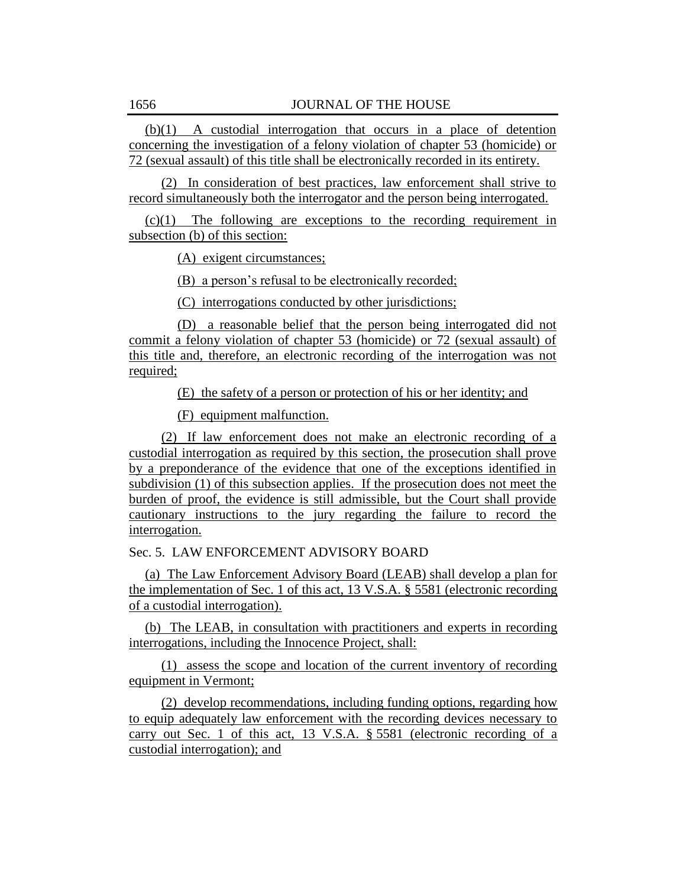(b)(1) A custodial interrogation that occurs in a place of detention concerning the investigation of a felony violation of chapter 53 (homicide) or 72 (sexual assault) of this title shall be electronically recorded in its entirety.

(2) In consideration of best practices, law enforcement shall strive to record simultaneously both the interrogator and the person being interrogated.

(c)(1) The following are exceptions to the recording requirement in subsection (b) of this section:

(A) exigent circumstances;

(B) a person's refusal to be electronically recorded;

(C) interrogations conducted by other jurisdictions;

(D) a reasonable belief that the person being interrogated did not commit a felony violation of chapter 53 (homicide) or 72 (sexual assault) of this title and, therefore, an electronic recording of the interrogation was not required;

(E) the safety of a person or protection of his or her identity; and

(F) equipment malfunction.

(2) If law enforcement does not make an electronic recording of a custodial interrogation as required by this section, the prosecution shall prove by a preponderance of the evidence that one of the exceptions identified in subdivision (1) of this subsection applies. If the prosecution does not meet the burden of proof, the evidence is still admissible, but the Court shall provide cautionary instructions to the jury regarding the failure to record the interrogation.

Sec. 5. LAW ENFORCEMENT ADVISORY BOARD

(a) The Law Enforcement Advisory Board (LEAB) shall develop a plan for the implementation of Sec. 1 of this act, 13 V.S.A. § 5581 (electronic recording of a custodial interrogation).

(b) The LEAB, in consultation with practitioners and experts in recording interrogations, including the Innocence Project, shall:

(1) assess the scope and location of the current inventory of recording equipment in Vermont;

(2) develop recommendations, including funding options, regarding how to equip adequately law enforcement with the recording devices necessary to carry out Sec. 1 of this act, 13 V.S.A. § 5581 (electronic recording of a custodial interrogation); and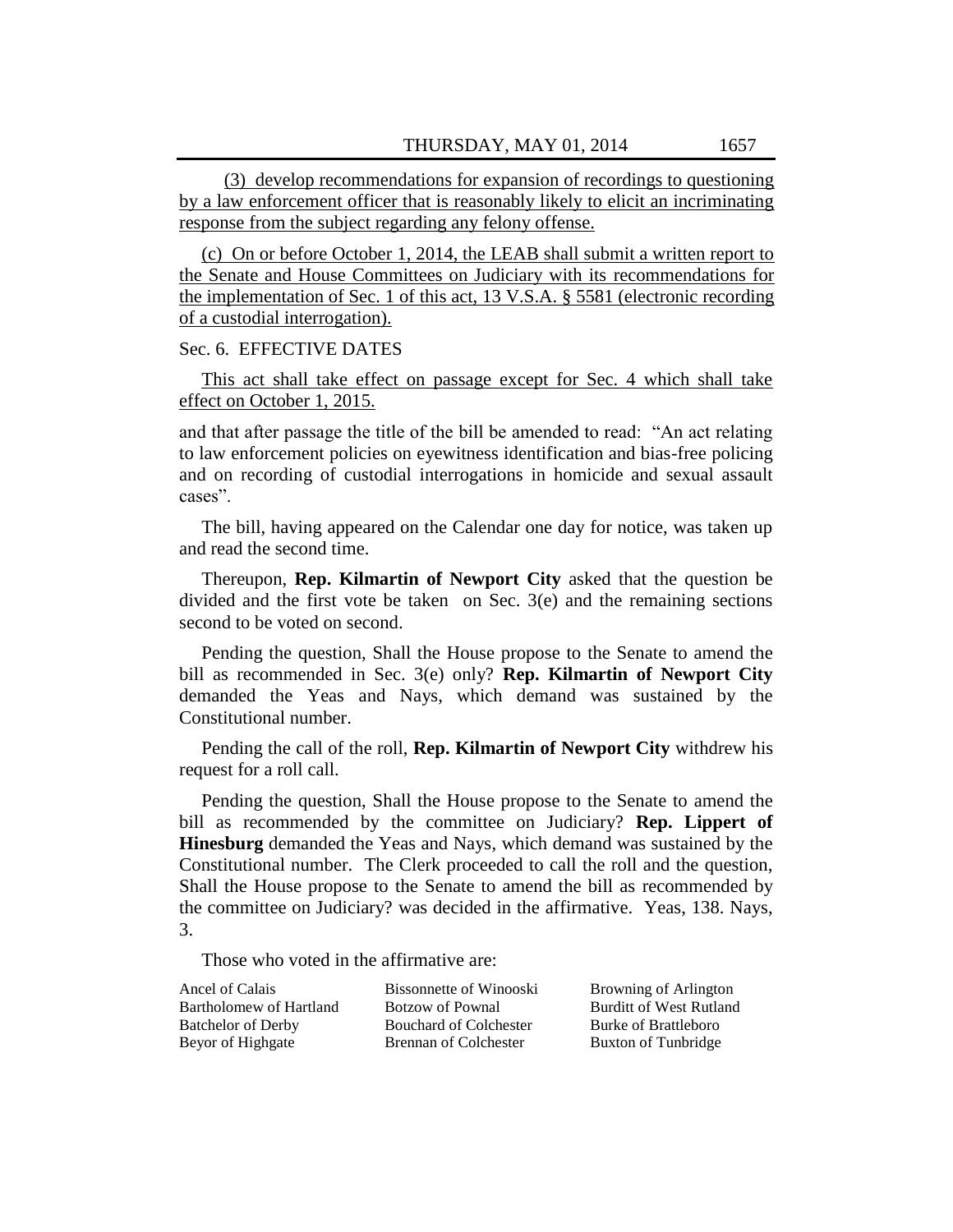(3) develop recommendations for expansion of recordings to questioning by a law enforcement officer that is reasonably likely to elicit an incriminating response from the subject regarding any felony offense.

(c) On or before October 1, 2014, the LEAB shall submit a written report to the Senate and House Committees on Judiciary with its recommendations for the implementation of Sec. 1 of this act, 13 V.S.A. § 5581 (electronic recording of a custodial interrogation).

Sec. 6. EFFECTIVE DATES

This act shall take effect on passage except for Sec. 4 which shall take effect on October 1, 2015.

and that after passage the title of the bill be amended to read: "An act relating to law enforcement policies on eyewitness identification and bias-free policing and on recording of custodial interrogations in homicide and sexual assault cases".

The bill, having appeared on the Calendar one day for notice, was taken up and read the second time.

Thereupon, **Rep. Kilmartin of Newport City** asked that the question be divided and the first vote be taken on Sec. 3(e) and the remaining sections second to be voted on second.

Pending the question, Shall the House propose to the Senate to amend the bill as recommended in Sec. 3(e) only? **Rep. Kilmartin of Newport City** demanded the Yeas and Nays, which demand was sustained by the Constitutional number.

Pending the call of the roll, **Rep. Kilmartin of Newport City** withdrew his request for a roll call.

Pending the question, Shall the House propose to the Senate to amend the bill as recommended by the committee on Judiciary? **Rep. Lippert of Hinesburg** demanded the Yeas and Nays, which demand was sustained by the Constitutional number. The Clerk proceeded to call the roll and the question, Shall the House propose to the Senate to amend the bill as recommended by the committee on Judiciary? was decided in the affirmative. Yeas, 138. Nays, 3.

Those who voted in the affirmative are:

Ancel of Calais
Bartholomew of Hartland
Batchelor of Derby
Beyor of Highgate
Bissonnette of Winooski
Botzow of Pownal
Bouchard of Colchester
Brennan of Colchester
Browning of Arlington
Burditt of West Rutland
Burke of Brattleboro
Buxton of Tunbridge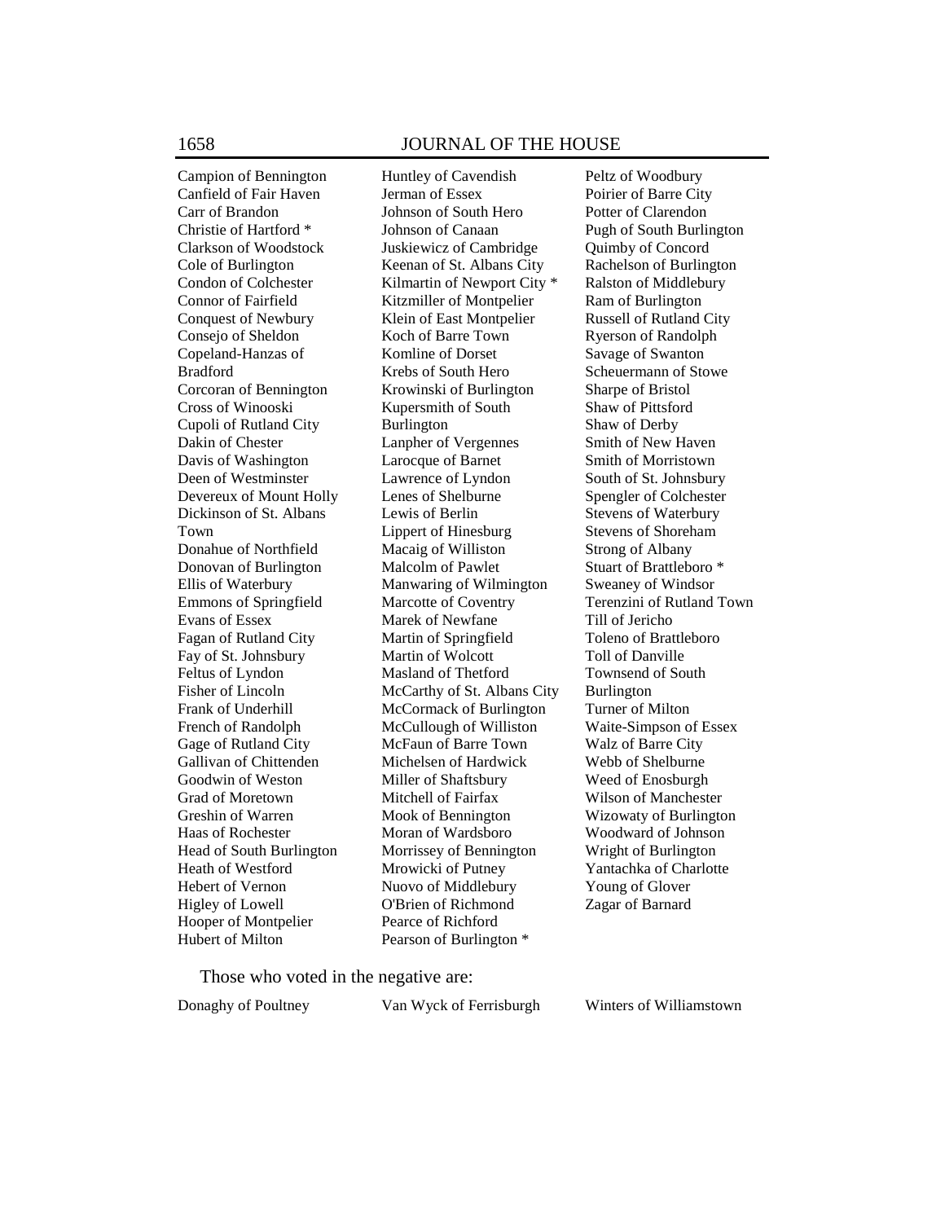Campion of Bennington
Canfield of Fair Haven
Carr of Brandon
Christie of Hartford *
Clarkson of Woodstock
Cole of Burlington
Condon of Colchester
Connor of Fairfield
Conquest of Newbury
Consejo of Sheldon
Copeland-Hanzas of Bradford
Corcoran of Bennington
Cross of Winooski
Cupoli of Rutland City
Dakin of Chester
Davis of Washington
Deen of Westminster
Devereux of Mount Holly
Dickinson of St. Albans Town
Donahue of Northfield
Donovan of Burlington
Ellis of Waterbury
Emmons of Springfield
Evans of Essex
Fagan of Rutland City
Fay of St. Johnsbury
Feltus of Lyndon
Fisher of Lincoln
Frank of Underhill
French of Randolph
Gage of Rutland City
Gallivan of Chittenden
Goodwin of Weston
Grad of Moretown
Greshin of Warren
Haas of Rochester
Head of South Burlington
Heath of Westford
Hebert of Vernon
Higley of Lowell
Hooper of Montpelier
Hubert of Milton
Huntley of Cavendish
Jerman of Essex
Johnson of South Hero
Johnson of Canaan
Juskiewicz of Cambridge
Keenan of St. Albans City
Kilmartin of Newport City *
Kitzmiller of Montpelier
Klein of East Montpelier
Koch of Barre Town
Komline of Dorset
Krebs of South Hero
Krowinski of Burlington
Kupersmith of South Burlington
Lanpher of Vergennes
Larocque of Barnet
Lawrence of Lyndon
Lenes of Shelburne
Lewis of Berlin
Lippert of Hinesburg
Macaig of Williston
Malcolm of Pawlet
Manwaring of Wilmington
Marcotte of Coventry
Marek of Newfane
Martin of Springfield
Martin of Wolcott
Masland of Thetford
McCarthy of St. Albans City
McCormack of Burlington
McCullough of Williston
McFaun of Barre Town
Michelsen of Hardwick
Miller of Shaftsbury
Mitchell of Fairfax
Mook of Bennington
Moran of Wardsboro
Morrissey of Bennington
Mrowicki of Putney
Nuovo of Middlebury
O'Brien of Richmond
Pearce of Richford
Pearson of Burlington *
Peltz of Woodbury
Poirier of Barre City
Potter of Clarendon
Pugh of South Burlington
Quimby of Concord
Rachelson of Burlington
Ralston of Middlebury
Ram of Burlington
Russell of Rutland City
Ryerson of Randolph
Savage of Swanton
Scheuermann of Stowe
Sharpe of Bristol
Shaw of Pittsford
Shaw of Derby
Smith of New Haven
Smith of Morristown
South of St. Johnsbury
Spengler of Colchester
Stevens of Waterbury
Stevens of Shoreham
Strong of Albany
Stuart of Brattleboro *
Sweaney of Windsor
Terenzini of Rutland Town
Till of Jericho
Toleno of Brattleboro
Toll of Danville
Townsend of South Burlington
Turner of Milton
Waite-Simpson of Essex
Walz of Barre City
Webb of Shelburne
Weed of Enosburgh
Wilson of Manchester
Wizowaty of Burlington
Woodward of Johnson
Wright of Burlington
Yantachka of Charlotte
Young of Glover
Zagar of Barnard

Those who voted in the negative are:

Donaghy of Poultney
Van Wyck of Ferrisburgh
Winters of Williamstown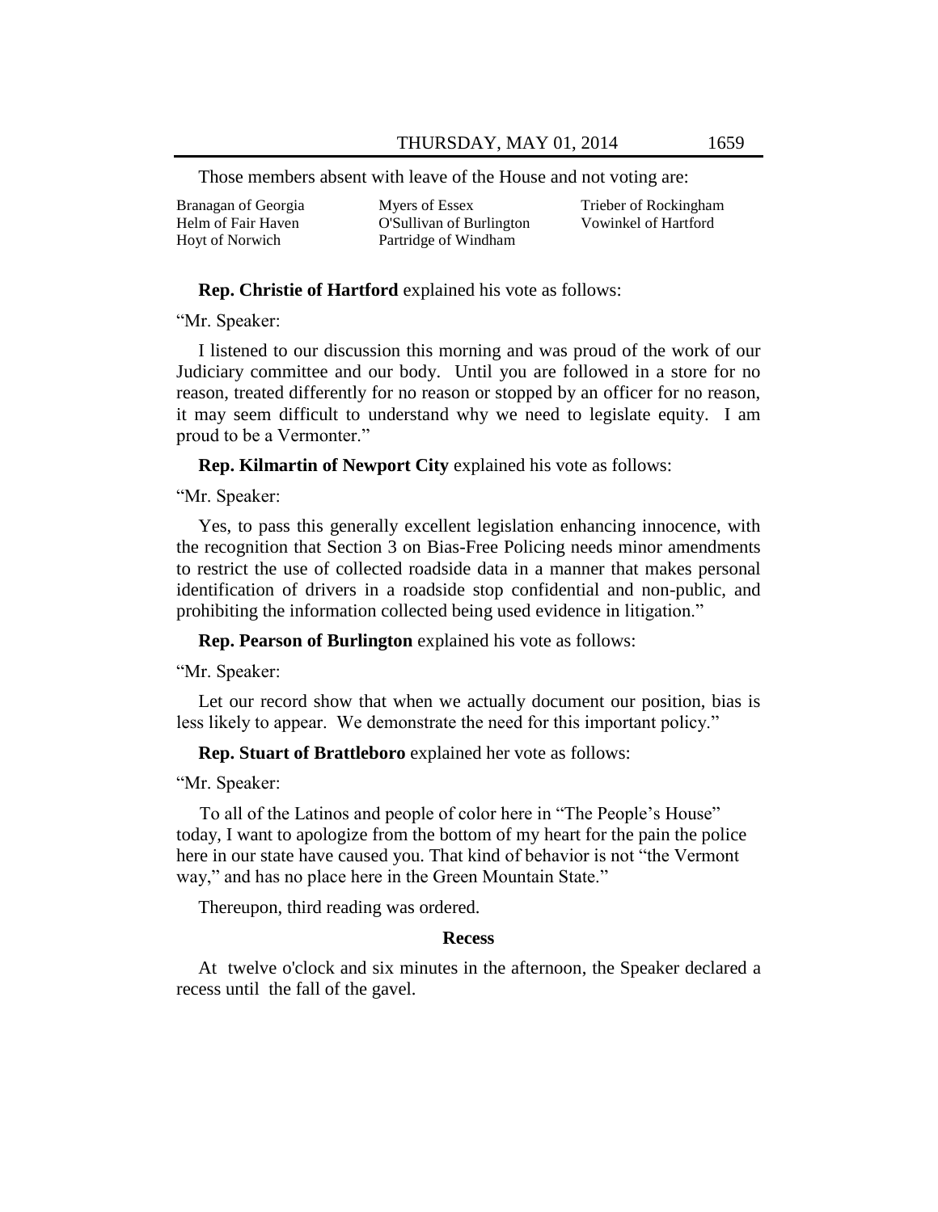Those members absent with leave of the House and not voting are:

| | | |
|---|---|---|
| Branagan of Georgia | Myers of Essex | Trieber of Rockingham |
| Helm of Fair Haven | O'Sullivan of Burlington | Vowinkel of Hartford |
| Hoyt of Norwich | Partridge of Windham | |

**Rep. Christie of Hartford** explained his vote as follows:

"Mr. Speaker:

I listened to our discussion this morning and was proud of the work of our Judiciary committee and our body. Until you are followed in a store for no reason, treated differently for no reason or stopped by an officer for no reason, it may seem difficult to understand why we need to legislate equity. I am proud to be a Vermonter."

**Rep. Kilmartin of Newport City** explained his vote as follows:

"Mr. Speaker:

Yes, to pass this generally excellent legislation enhancing innocence, with the recognition that Section 3 on Bias-Free Policing needs minor amendments to restrict the use of collected roadside data in a manner that makes personal identification of drivers in a roadside stop confidential and non-public, and prohibiting the information collected being used evidence in litigation."

**Rep. Pearson of Burlington** explained his vote as follows:

"Mr. Speaker:

Let our record show that when we actually document our position, bias is less likely to appear. We demonstrate the need for this important policy."

**Rep. Stuart of Brattleboro** explained her vote as follows:

"Mr. Speaker:

To all of the Latinos and people of color here in "The People's House" today, I want to apologize from the bottom of my heart for the pain the police here in our state have caused you. That kind of behavior is not "the Vermont way," and has no place here in the Green Mountain State."

Thereupon, third reading was ordered.

## Recess

At twelve o'clock and six minutes in the afternoon, the Speaker declared a recess until the fall of the gavel.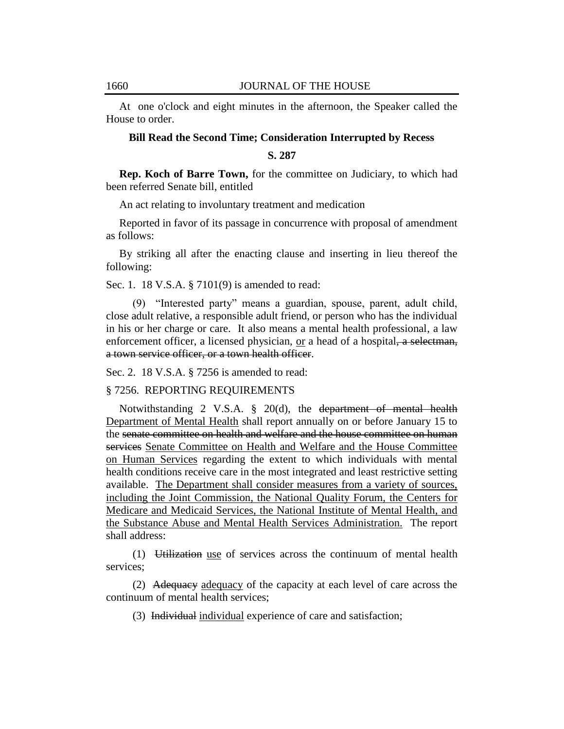At one o'clock and eight minutes in the afternoon, the Speaker called the House to order.

**Bill Read the Second Time; Consideration Interrupted by Recess**

**S. 287**

**Rep. Koch of Barre Town,** for the committee on Judiciary, to which had been referred Senate bill, entitled

An act relating to involuntary treatment and medication

Reported in favor of its passage in concurrence with proposal of amendment as follows:

By striking all after the enacting clause and inserting in lieu thereof the following:

Sec. 1. 18 V.S.A. § 7101(9) is amended to read:

(9) "Interested party" means a guardian, spouse, parent, adult child, close adult relative, a responsible adult friend, or person who has the individual in his or her charge or care. It also means a mental health professional, a law enforcement officer, a licensed physician, <u>or</u> a head of a hospital~~, a selectman, a town service officer, or a town health officer~~.

Sec. 2. 18 V.S.A. § 7256 is amended to read:

§ 7256. REPORTING REQUIREMENTS

Notwithstanding 2 V.S.A. § 20(d), the ~~department of mental health~~ <u>Department of Mental Health</u> shall report annually on or before January 15 to the ~~senate committee on health and welfare and the house committee on human services~~ <u>Senate Committee on Health and Welfare and the House Committee on Human Services</u> regarding the extent to which individuals with mental health conditions receive care in the most integrated and least restrictive setting available. <u>The Department shall consider measures from a variety of sources, including the Joint Commission, the National Quality Forum, the Centers for Medicare and Medicaid Services, the National Institute of Mental Health, and the Substance Abuse and Mental Health Services Administration.</u> The report shall address:

(1) ~~Utilization~~ <u>use</u> of services across the continuum of mental health services;

(2) ~~Adequacy~~ <u>adequacy</u> of the capacity at each level of care across the continuum of mental health services;

(3) ~~Individual~~ <u>individual</u> experience of care and satisfaction;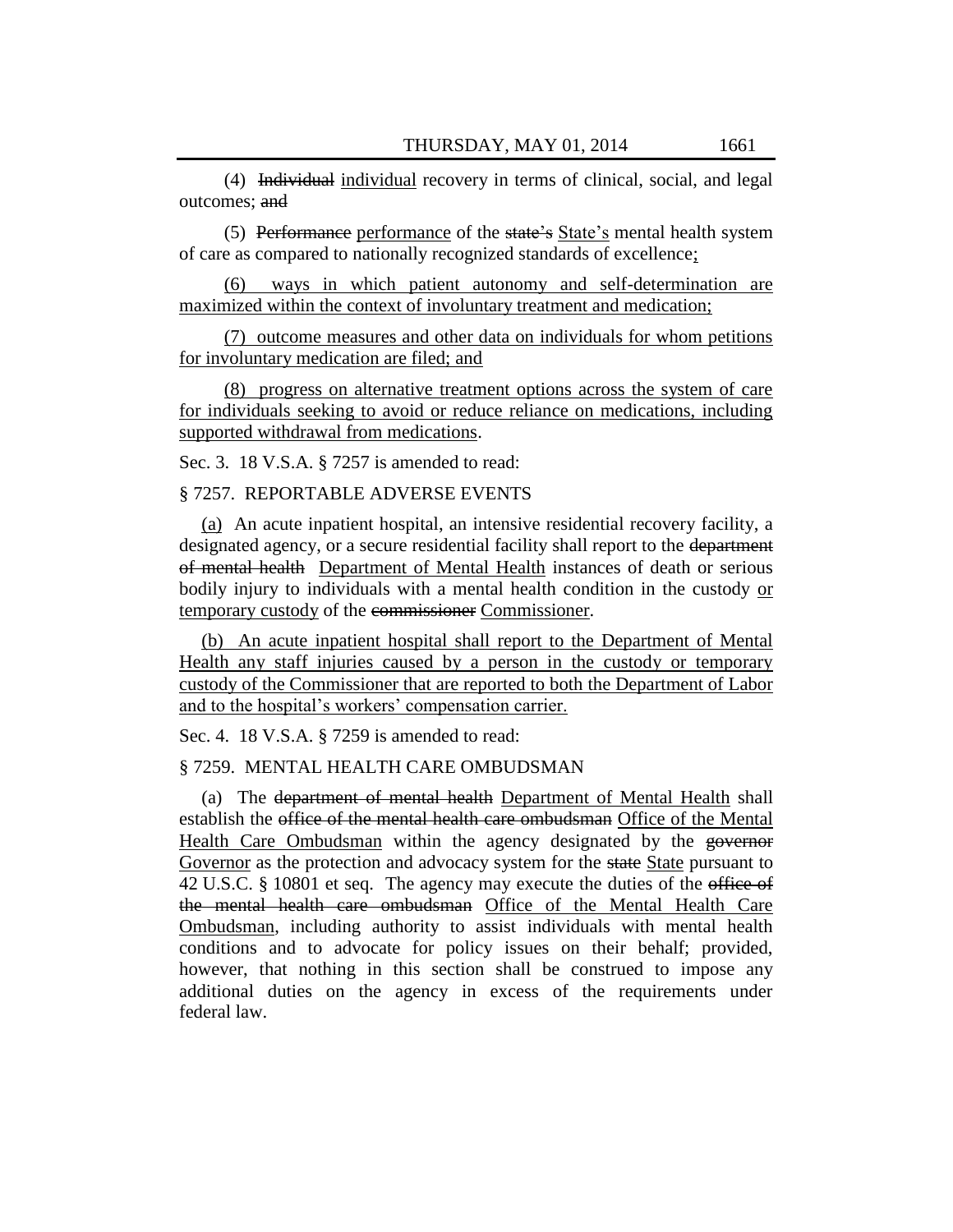(4) ~~Individual~~ individual recovery in terms of clinical, social, and legal outcomes; ~~and~~

(5) ~~Performance~~ performance of the ~~state's~~ State's mental health system of care as compared to nationally recognized standards of excellence;

(6) ways in which patient autonomy and self-determination are maximized within the context of involuntary treatment and medication;

(7) outcome measures and other data on individuals for whom petitions for involuntary medication are filed; and

(8) progress on alternative treatment options across the system of care for individuals seeking to avoid or reduce reliance on medications, including supported withdrawal from medications.

Sec. 3. 18 V.S.A. § 7257 is amended to read:

§ 7257. REPORTABLE ADVERSE EVENTS

(a) An acute inpatient hospital, an intensive residential recovery facility, a designated agency, or a secure residential facility shall report to the ~~department of mental health~~ Department of Mental Health instances of death or serious bodily injury to individuals with a mental health condition in the custody or temporary custody of the ~~commissioner~~ Commissioner.

(b) An acute inpatient hospital shall report to the Department of Mental Health any staff injuries caused by a person in the custody or temporary custody of the Commissioner that are reported to both the Department of Labor and to the hospital's workers' compensation carrier.

Sec. 4. 18 V.S.A. § 7259 is amended to read:

§ 7259. MENTAL HEALTH CARE OMBUDSMAN

(a) The ~~department of mental health~~ Department of Mental Health shall establish the ~~office of the mental health care ombudsman~~ Office of the Mental Health Care Ombudsman within the agency designated by the ~~governor~~ Governor as the protection and advocacy system for the ~~state~~ State pursuant to 42 U.S.C. § 10801 et seq. The agency may execute the duties of the ~~office of the mental health care ombudsman~~ Office of the Mental Health Care Ombudsman, including authority to assist individuals with mental health conditions and to advocate for policy issues on their behalf; provided, however, that nothing in this section shall be construed to impose any additional duties on the agency in excess of the requirements under federal law.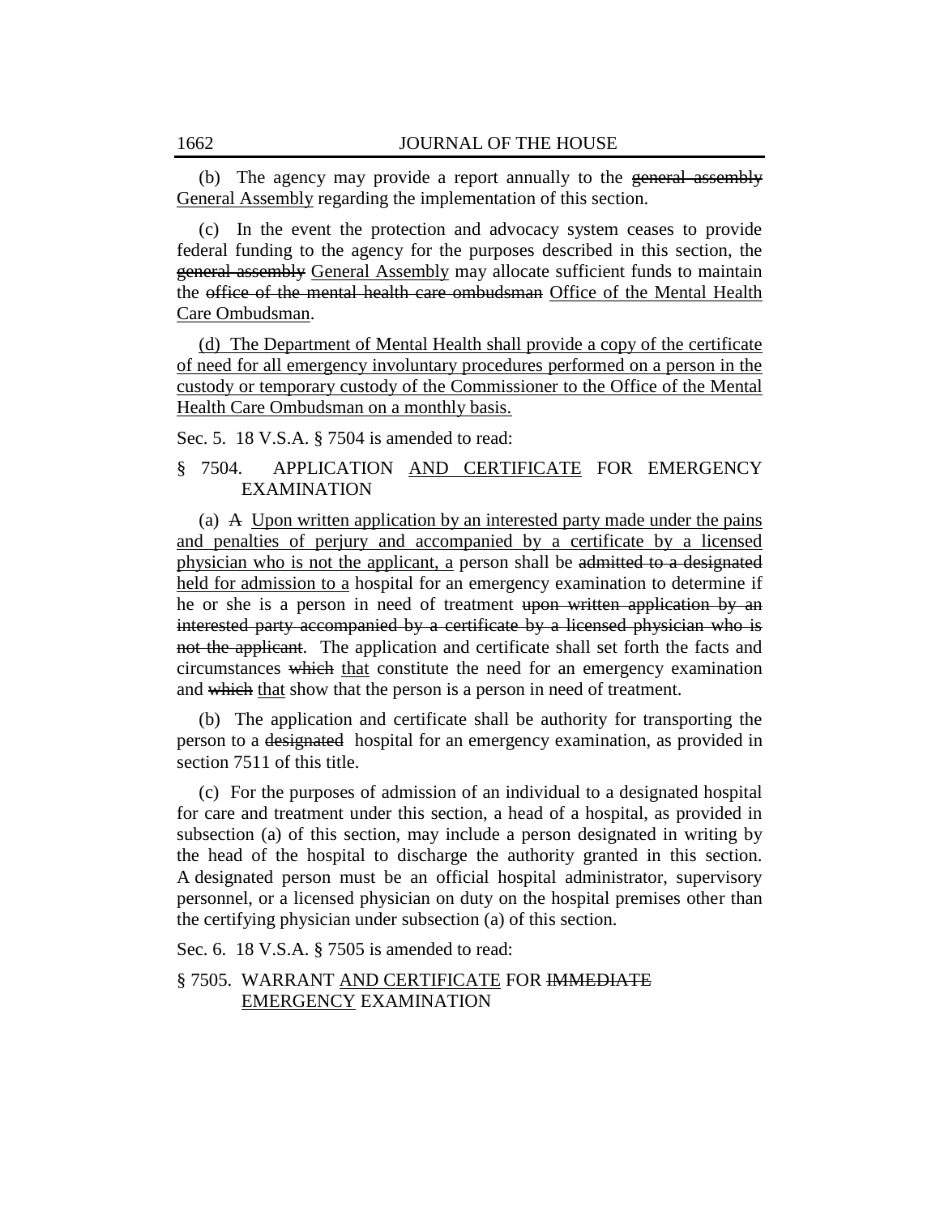(b) The agency may provide a report annually to the ~~general assembly~~ <u>General Assembly</u> regarding the implementation of this section.

(c) In the event the protection and advocacy system ceases to provide federal funding to the agency for the purposes described in this section, the ~~general assembly~~ <u>General Assembly</u> may allocate sufficient funds to maintain the ~~office of the mental health care ombudsman~~ <u>Office of the Mental Health Care Ombudsman</u>.

<u>(d) The Department of Mental Health shall provide a copy of the certificate of need for all emergency involuntary procedures performed on a person in the custody or temporary custody of the Commissioner to the Office of the Mental Health Care Ombudsman on a monthly basis.</u>

Sec. 5. 18 V.S.A. § 7504 is amended to read:

§ 7504. APPLICATION <u>AND CERTIFICATE</u> FOR EMERGENCY EXAMINATION

(a) ~~A~~ <u>Upon written application by an interested party made under the pains and penalties of perjury and accompanied by a certificate by a licensed physician who is not the applicant, a</u> person shall be ~~admitted to a designated~~ <u>held for admission to a</u> hospital for an emergency examination to determine if he or she is a person in need of treatment ~~upon written application by an interested party accompanied by a certificate by a licensed physician who is not the applicant~~. The application and certificate shall set forth the facts and circumstances ~~which~~ <u>that</u> constitute the need for an emergency examination and ~~which~~ <u>that</u> show that the person is a person in need of treatment.

(b) The application and certificate shall be authority for transporting the person to a ~~designated~~ hospital for an emergency examination, as provided in section 7511 of this title.

(c) For the purposes of admission of an individual to a designated hospital for care and treatment under this section, a head of a hospital, as provided in subsection (a) of this section, may include a person designated in writing by the head of the hospital to discharge the authority granted in this section. A designated person must be an official hospital administrator, supervisory personnel, or a licensed physician on duty on the hospital premises other than the certifying physician under subsection (a) of this section.

Sec. 6. 18 V.S.A. § 7505 is amended to read:

§ 7505. WARRANT <u>AND CERTIFICATE</u> FOR ~~IMMEDIATE~~ <u>EMERGENCY</u> EXAMINATION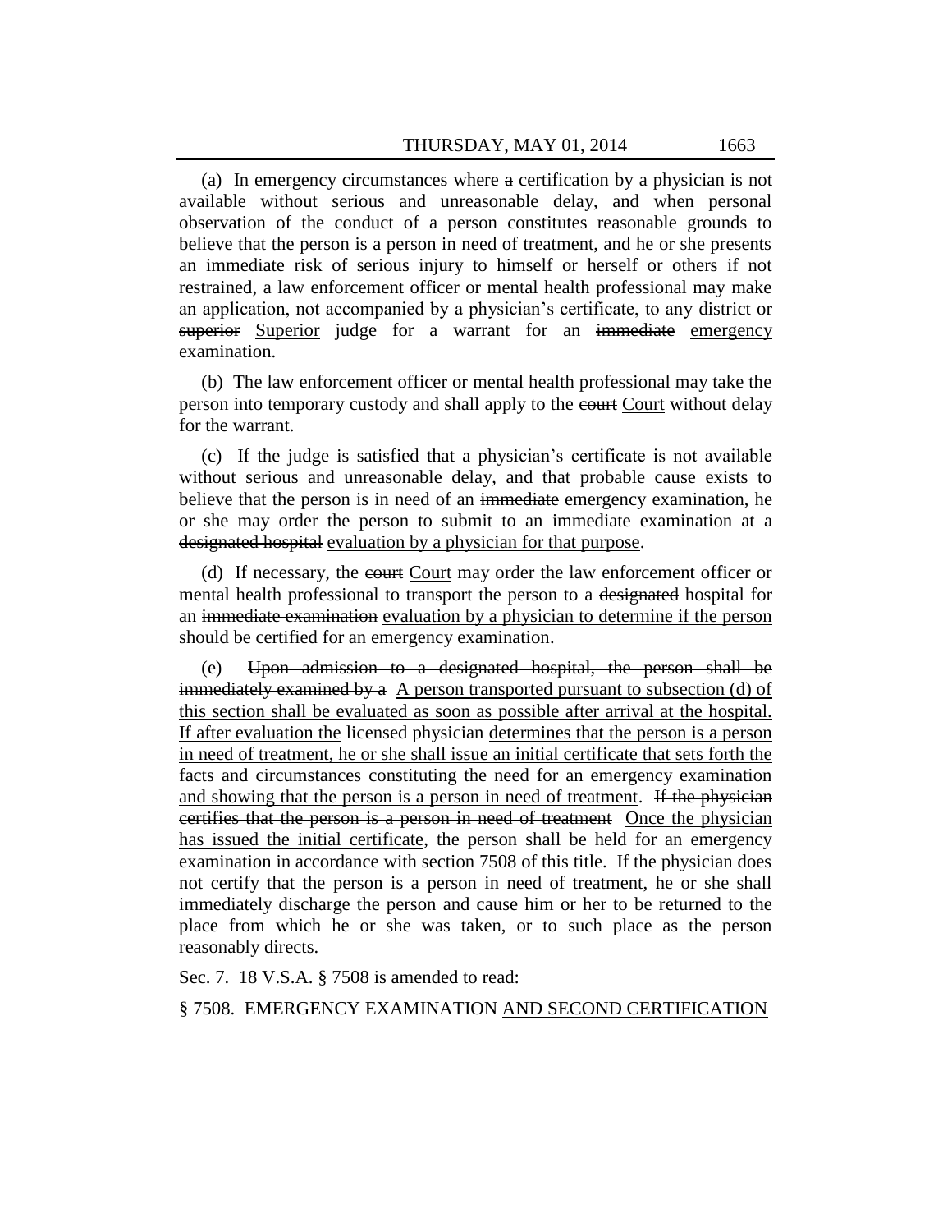(a) In emergency circumstances where ~~a~~ certification by a physician is not available without serious and unreasonable delay, and when personal observation of the conduct of a person constitutes reasonable grounds to believe that the person is a person in need of treatment, and he or she presents an immediate risk of serious injury to himself or herself or others if not restrained, a law enforcement officer or mental health professional may make an application, not accompanied by a physician's certificate, to any ~~district or superior~~ <u>Superior</u> judge for a warrant for an ~~immediate~~ <u>emergency</u> examination.

(b) The law enforcement officer or mental health professional may take the person into temporary custody and shall apply to the ~~court~~ <u>Court</u> without delay for the warrant.

(c) If the judge is satisfied that a physician's certificate is not available without serious and unreasonable delay, and that probable cause exists to believe that the person is in need of an ~~immediate~~ <u>emergency</u> examination, he or she may order the person to submit to an ~~immediate examination at a designated hospital~~ <u>evaluation by a physician for that purpose</u>.

(d) If necessary, the ~~court~~ <u>Court</u> may order the law enforcement officer or mental health professional to transport the person to a ~~designated~~ hospital for an ~~immediate examination~~ <u>evaluation by a physician to determine if the person should be certified for an emergency examination</u>.

(e) ~~Upon admission to a designated hospital, the person shall be immediately examined by a~~ <u>A person transported pursuant to subsection (d) of this section shall be evaluated as soon as possible after arrival at the hospital. If after evaluation the</u> licensed physician <u>determines that the person is a person in need of treatment, he or she shall issue an initial certificate that sets forth the facts and circumstances constituting the need for an emergency examination and showing that the person is a person in need of treatment</u>. ~~If the physician certifies that the person is a person in need of treatment~~ <u>Once the physician has issued the initial certificate</u>, the person shall be held for an emergency examination in accordance with section 7508 of this title. If the physician does not certify that the person is a person in need of treatment, he or she shall immediately discharge the person and cause him or her to be returned to the place from which he or she was taken, or to such place as the person reasonably directs.

Sec. 7. 18 V.S.A. § 7508 is amended to read:

§ 7508. EMERGENCY EXAMINATION <u>AND SECOND CERTIFICATION</u>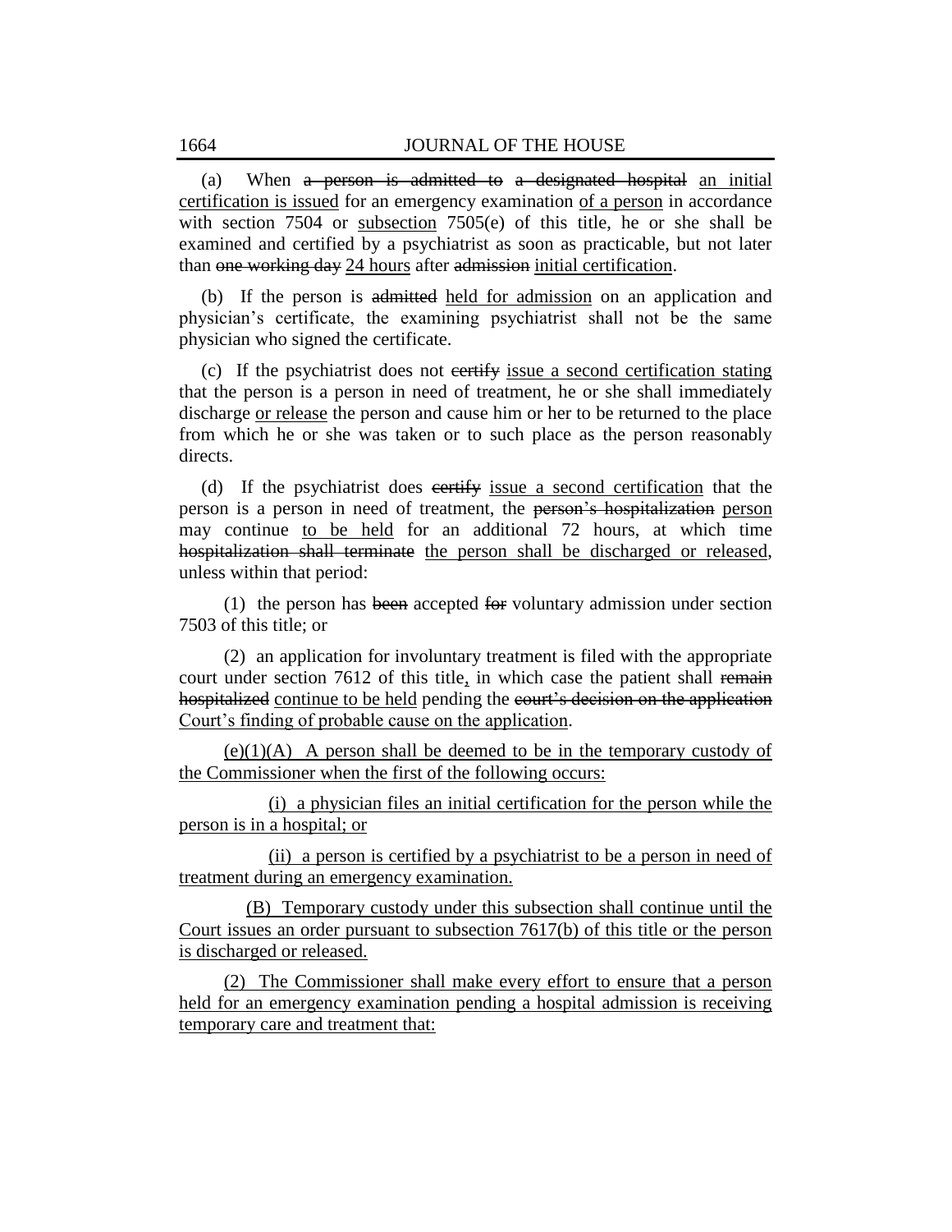(a) When ~~a person is admitted to a designated hospital~~ <u>an initial certification is issued</u> for an emergency examination <u>of a person</u> in accordance with section 7504 or <u>subsection</u> 7505(e) of this title, he or she shall be examined and certified by a psychiatrist as soon as practicable, but not later than ~~one working day~~ <u>24 hours</u> after ~~admission~~ <u>initial certification</u>.

(b) If the person is ~~admitted~~ <u>held for admission</u> on an application and physician's certificate, the examining psychiatrist shall not be the same physician who signed the certificate.

(c) If the psychiatrist does not ~~certify~~ <u>issue a second certification stating</u> that the person is a person in need of treatment, he or she shall immediately discharge <u>or release</u> the person and cause him or her to be returned to the place from which he or she was taken or to such place as the person reasonably directs.

(d) If the psychiatrist does ~~certify~~ <u>issue a second certification</u> that the person is a person in need of treatment, the ~~person's hospitalization~~ <u>person</u> may continue <u>to be held</u> for an additional 72 hours, at which time ~~hospitalization shall terminate~~ <u>the person shall be discharged or released</u>, unless within that period:

(1) the person has ~~been~~ accepted ~~for~~ voluntary admission under section 7503 of this title; or

(2) an application for involuntary treatment is filed with the appropriate court under section 7612 of this title<u>,</u> in which case the patient shall ~~remain hospitalized~~ <u>continue to be held</u> pending the ~~court's decision on the application~~ <u>Court's finding of probable cause on the application</u>.

<u>(e)(1)(A) A person shall be deemed to be in the temporary custody of the Commissioner when the first of the following occurs:</u>

<u>(i) a physician files an initial certification for the person while the person is in a hospital; or</u>

<u>(ii) a person is certified by a psychiatrist to be a person in need of treatment during an emergency examination.</u>

<u>(B) Temporary custody under this subsection shall continue until the Court issues an order pursuant to subsection 7617(b) of this title or the person is discharged or released.</u>

<u>(2) The Commissioner shall make every effort to ensure that a person held for an emergency examination pending a hospital admission is receiving temporary care and treatment that:</u>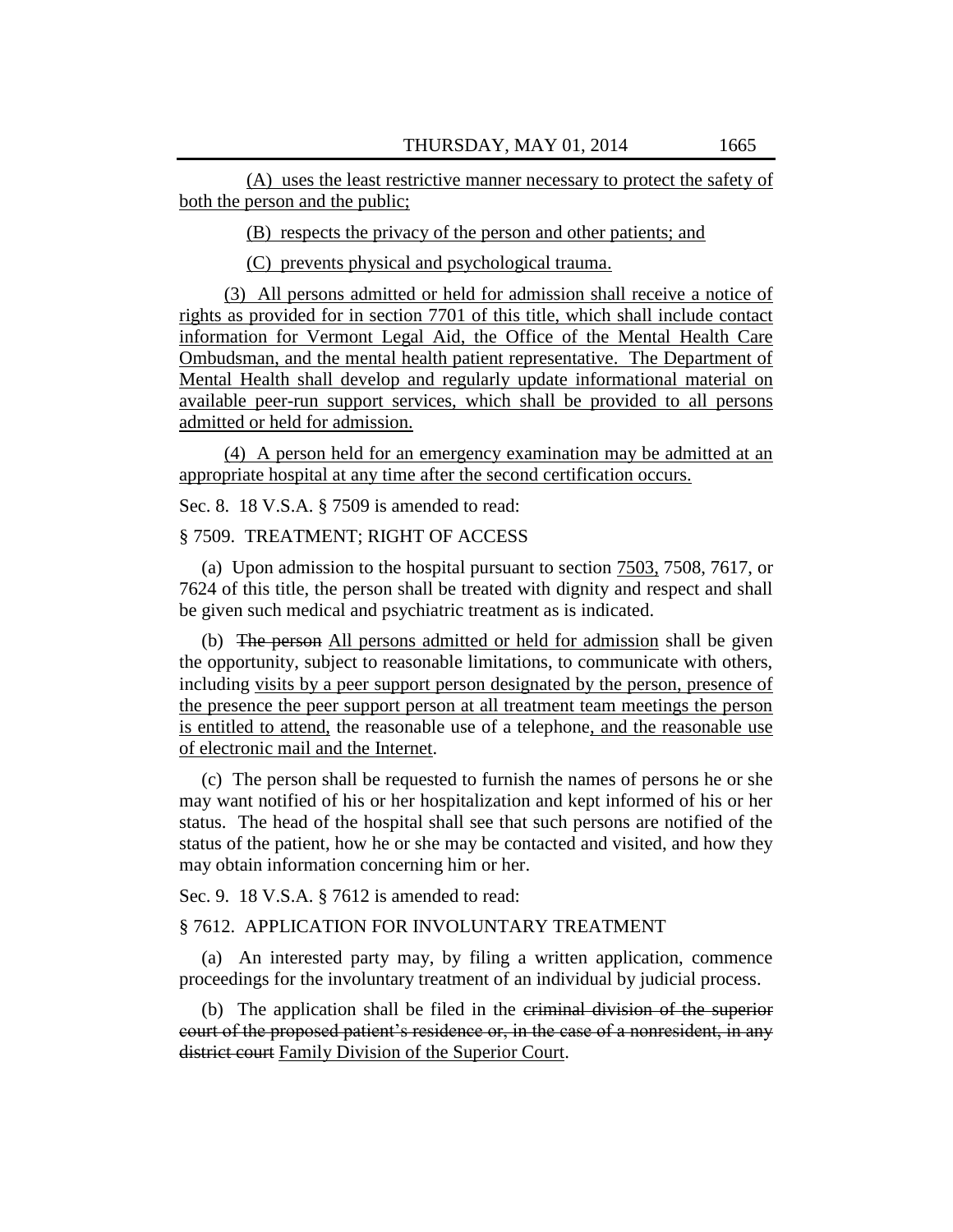(A) uses the least restrictive manner necessary to protect the safety of both the person and the public;

(B) respects the privacy of the person and other patients; and

(C) prevents physical and psychological trauma.

(3) All persons admitted or held for admission shall receive a notice of rights as provided for in section 7701 of this title, which shall include contact information for Vermont Legal Aid, the Office of the Mental Health Care Ombudsman, and the mental health patient representative. The Department of Mental Health shall develop and regularly update informational material on available peer-run support services, which shall be provided to all persons admitted or held for admission.

(4) A person held for an emergency examination may be admitted at an appropriate hospital at any time after the second certification occurs.

Sec. 8. 18 V.S.A. § 7509 is amended to read:

§ 7509. TREATMENT; RIGHT OF ACCESS

(a) Upon admission to the hospital pursuant to section 7503, 7508, 7617, or 7624 of this title, the person shall be treated with dignity and respect and shall be given such medical and psychiatric treatment as is indicated.

(b) ~~The person~~ All persons admitted or held for admission shall be given the opportunity, subject to reasonable limitations, to communicate with others, including visits by a peer support person designated by the person, presence of the presence the peer support person at all treatment team meetings the person is entitled to attend, the reasonable use of a telephone, and the reasonable use of electronic mail and the Internet.

(c) The person shall be requested to furnish the names of persons he or she may want notified of his or her hospitalization and kept informed of his or her status. The head of the hospital shall see that such persons are notified of the status of the patient, how he or she may be contacted and visited, and how they may obtain information concerning him or her.

Sec. 9. 18 V.S.A. § 7612 is amended to read:

§ 7612. APPLICATION FOR INVOLUNTARY TREATMENT

(a) An interested party may, by filing a written application, commence proceedings for the involuntary treatment of an individual by judicial process.

(b) The application shall be filed in the ~~criminal division of the superior court of the proposed patient's residence or, in the case of a nonresident, in any district court~~ Family Division of the Superior Court.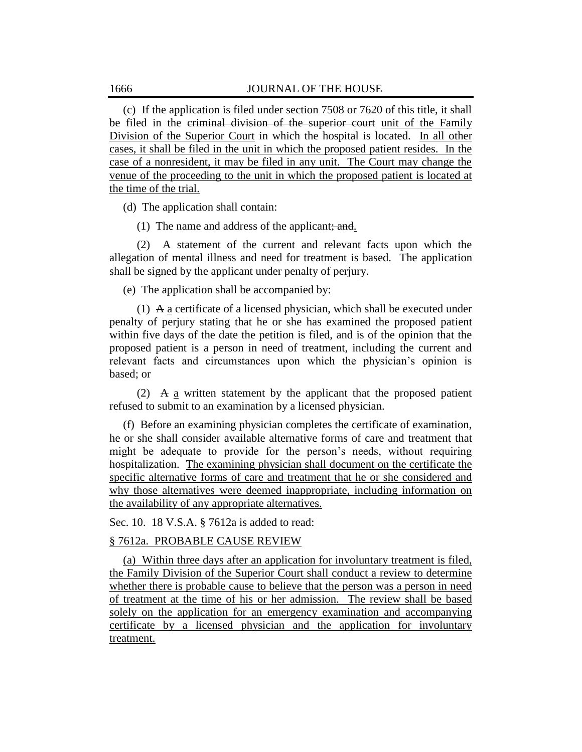(c) If the application is filed under section 7508 or 7620 of this title, it shall be filed in the ~~criminal division of the superior court~~ unit of the Family Division of the Superior Court in which the hospital is located. In all other cases, it shall be filed in the unit in which the proposed patient resides. In the case of a nonresident, it may be filed in any unit. The Court may change the venue of the proceeding to the unit in which the proposed patient is located at the time of the trial.

(d) The application shall contain:

(1) The name and address of the applicant~~; and~~.

(2) A statement of the current and relevant facts upon which the allegation of mental illness and need for treatment is based. The application shall be signed by the applicant under penalty of perjury.

(e) The application shall be accompanied by:

(1) ~~A~~ a certificate of a licensed physician, which shall be executed under penalty of perjury stating that he or she has examined the proposed patient within five days of the date the petition is filed, and is of the opinion that the proposed patient is a person in need of treatment, including the current and relevant facts and circumstances upon which the physician's opinion is based; or

(2) ~~A~~ a written statement by the applicant that the proposed patient refused to submit to an examination by a licensed physician.

(f) Before an examining physician completes the certificate of examination, he or she shall consider available alternative forms of care and treatment that might be adequate to provide for the person's needs, without requiring hospitalization. The examining physician shall document on the certificate the specific alternative forms of care and treatment that he or she considered and why those alternatives were deemed inappropriate, including information on the availability of any appropriate alternatives.

Sec. 10. 18 V.S.A. § 7612a is added to read:

§ 7612a. PROBABLE CAUSE REVIEW

(a) Within three days after an application for involuntary treatment is filed, the Family Division of the Superior Court shall conduct a review to determine whether there is probable cause to believe that the person was a person in need of treatment at the time of his or her admission. The review shall be based solely on the application for an emergency examination and accompanying certificate by a licensed physician and the application for involuntary treatment.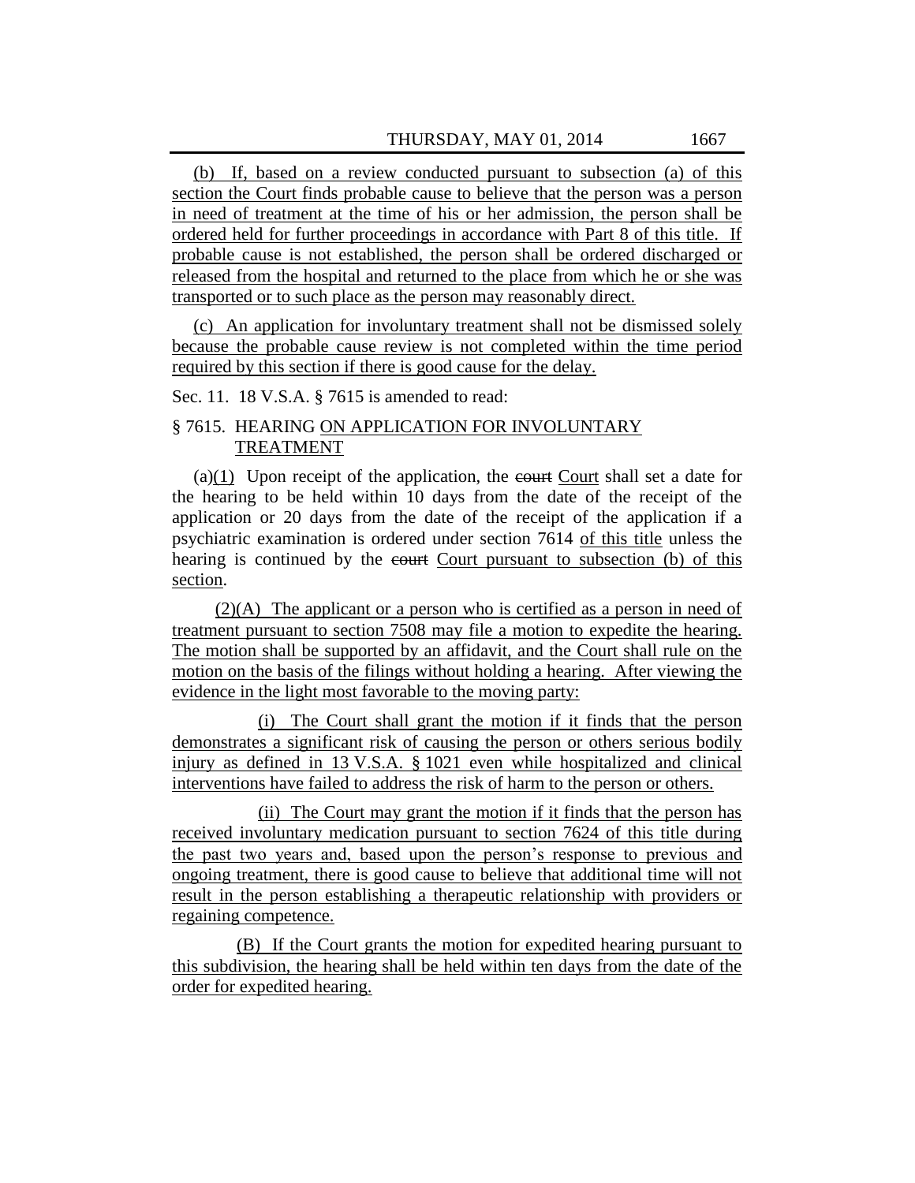(b) If, based on a review conducted pursuant to subsection (a) of this section the Court finds probable cause to believe that the person was a person in need of treatment at the time of his or her admission, the person shall be ordered held for further proceedings in accordance with Part 8 of this title. If probable cause is not established, the person shall be ordered discharged or released from the hospital and returned to the place from which he or she was transported or to such place as the person may reasonably direct.

(c) An application for involuntary treatment shall not be dismissed solely because the probable cause review is not completed within the time period required by this section if there is good cause for the delay.

Sec. 11. 18 V.S.A. § 7615 is amended to read:

§ 7615. HEARING ON APPLICATION FOR INVOLUNTARY TREATMENT

(a)(1) Upon receipt of the application, the ~~court~~ Court shall set a date for the hearing to be held within 10 days from the date of the receipt of the application or 20 days from the date of the receipt of the application if a psychiatric examination is ordered under section 7614 of this title unless the hearing is continued by the ~~court~~ Court pursuant to subsection (b) of this section.

(2)(A) The applicant or a person who is certified as a person in need of treatment pursuant to section 7508 may file a motion to expedite the hearing. The motion shall be supported by an affidavit, and the Court shall rule on the motion on the basis of the filings without holding a hearing. After viewing the evidence in the light most favorable to the moving party:

(i) The Court shall grant the motion if it finds that the person demonstrates a significant risk of causing the person or others serious bodily injury as defined in 13 V.S.A. § 1021 even while hospitalized and clinical interventions have failed to address the risk of harm to the person or others.

(ii) The Court may grant the motion if it finds that the person has received involuntary medication pursuant to section 7624 of this title during the past two years and, based upon the person's response to previous and ongoing treatment, there is good cause to believe that additional time will not result in the person establishing a therapeutic relationship with providers or regaining competence.

(B) If the Court grants the motion for expedited hearing pursuant to this subdivision, the hearing shall be held within ten days from the date of the order for expedited hearing.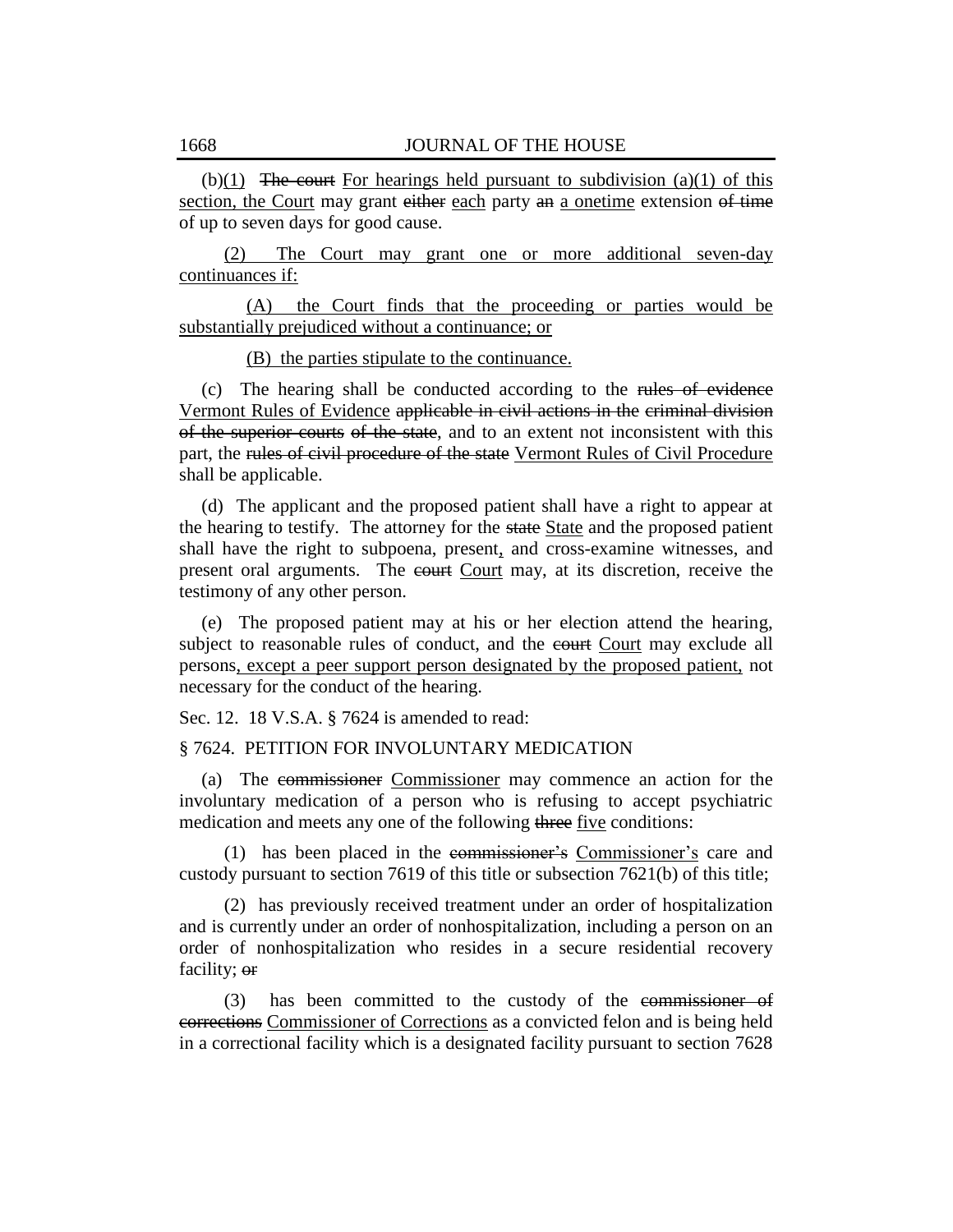(b)(1) ~~The court~~ For hearings held pursuant to subdivision (a)(1) of this section, the Court may grant ~~either~~ each party ~~an~~ a onetime extension ~~of time~~ of up to seven days for good cause.

(2) The Court may grant one or more additional seven-day continuances if:

(A) the Court finds that the proceeding or parties would be substantially prejudiced without a continuance; or

(B) the parties stipulate to the continuance.

(c) The hearing shall be conducted according to the ~~rules of evidence~~ Vermont Rules of Evidence ~~applicable in civil actions in the criminal division of the superior courts of the state~~, and to an extent not inconsistent with this part, the ~~rules of civil procedure of the state~~ Vermont Rules of Civil Procedure shall be applicable.

(d) The applicant and the proposed patient shall have a right to appear at the hearing to testify. The attorney for the ~~state~~ State and the proposed patient shall have the right to subpoena, present, and cross-examine witnesses, and present oral arguments. The ~~court~~ Court may, at its discretion, receive the testimony of any other person.

(e) The proposed patient may at his or her election attend the hearing, subject to reasonable rules of conduct, and the ~~court~~ Court may exclude all persons, except a peer support person designated by the proposed patient, not necessary for the conduct of the hearing.

Sec. 12. 18 V.S.A. § 7624 is amended to read:

§ 7624. PETITION FOR INVOLUNTARY MEDICATION

(a) The ~~commissioner~~ Commissioner may commence an action for the involuntary medication of a person who is refusing to accept psychiatric medication and meets any one of the following ~~three~~ five conditions:

(1) has been placed in the ~~commissioner's~~ Commissioner's care and custody pursuant to section 7619 of this title or subsection 7621(b) of this title;

(2) has previously received treatment under an order of hospitalization and is currently under an order of nonhospitalization, including a person on an order of nonhospitalization who resides in a secure residential recovery facility; ~~or~~

(3) has been committed to the custody of the ~~commissioner of corrections~~ Commissioner of Corrections as a convicted felon and is being held in a correctional facility which is a designated facility pursuant to section 7628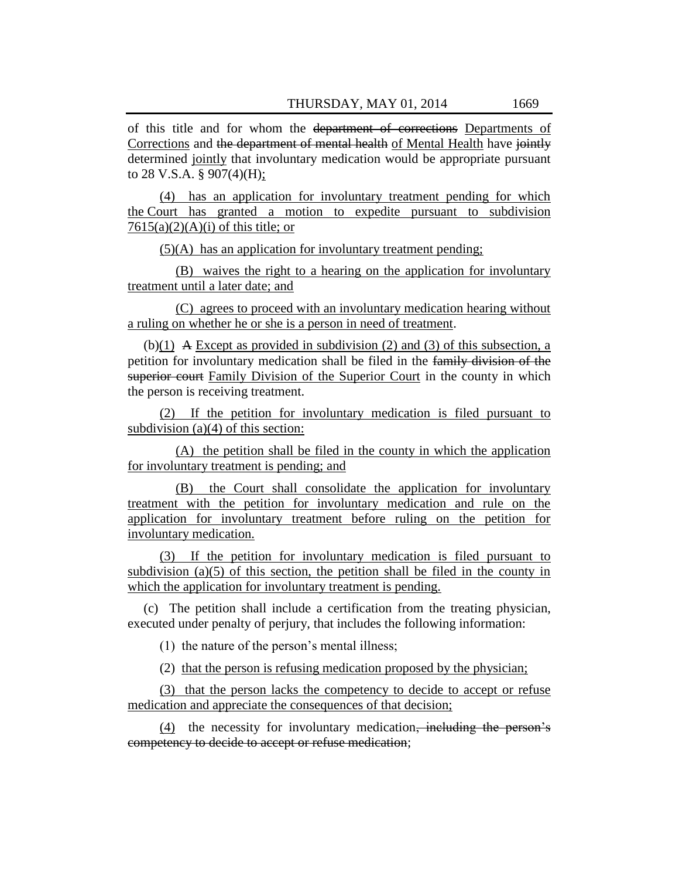of this title and for whom the ~~department of corrections~~ Departments of Corrections and ~~the department of mental health~~ of Mental Health have ~~jointly~~ determined jointly that involuntary medication would be appropriate pursuant to 28 V.S.A. § 907(4)(H);

(4) has an application for involuntary treatment pending for which the Court has granted a motion to expedite pursuant to subdivision 7615(a)(2)(A)(i) of this title; or

(5)(A) has an application for involuntary treatment pending;

(B) waives the right to a hearing on the application for involuntary treatment until a later date; and

(C) agrees to proceed with an involuntary medication hearing without a ruling on whether he or she is a person in need of treatment.

(b)(1) ~~A~~ Except as provided in subdivision (2) and (3) of this subsection, a petition for involuntary medication shall be filed in the ~~family division of the superior court~~ Family Division of the Superior Court in the county in which the person is receiving treatment.

(2) If the petition for involuntary medication is filed pursuant to subdivision (a)(4) of this section:

(A) the petition shall be filed in the county in which the application for involuntary treatment is pending; and

(B) the Court shall consolidate the application for involuntary treatment with the petition for involuntary medication and rule on the application for involuntary treatment before ruling on the petition for involuntary medication.

(3) If the petition for involuntary medication is filed pursuant to subdivision (a)(5) of this section, the petition shall be filed in the county in which the application for involuntary treatment is pending.

(c) The petition shall include a certification from the treating physician, executed under penalty of perjury, that includes the following information:

(1) the nature of the person's mental illness;

(2) that the person is refusing medication proposed by the physician;

(3) that the person lacks the competency to decide to accept or refuse medication and appreciate the consequences of that decision;

(4) the necessity for involuntary medication~~, including the person's competency to decide to accept or refuse medication~~;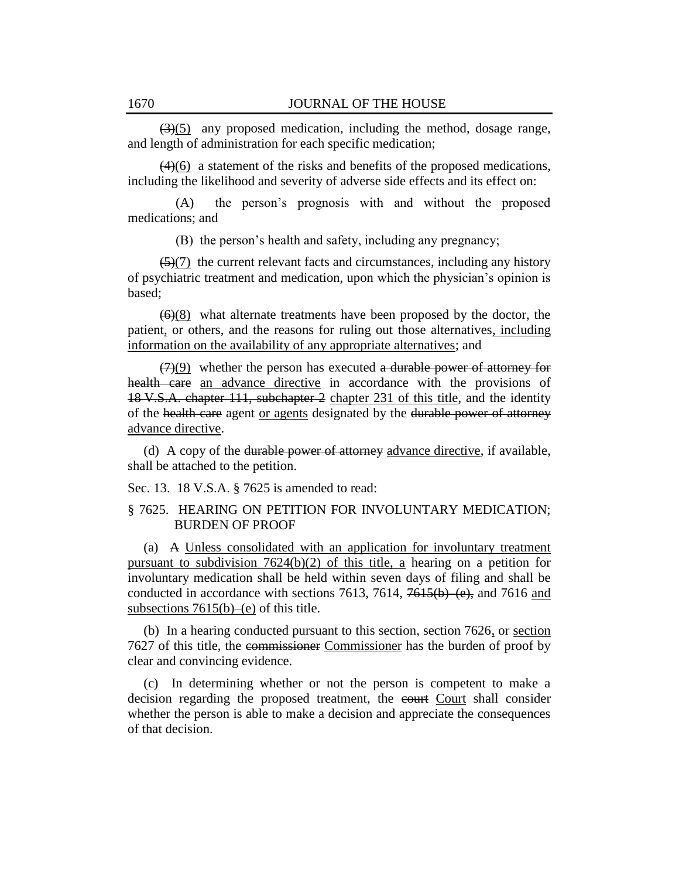~~(3)~~(5) any proposed medication, including the method, dosage range, and length of administration for each specific medication;

~~(4)~~(6) a statement of the risks and benefits of the proposed medications, including the likelihood and severity of adverse side effects and its effect on:

(A) the person's prognosis with and without the proposed medications; and

(B) the person's health and safety, including any pregnancy;

~~(5)~~(7) the current relevant facts and circumstances, including any history of psychiatric treatment and medication, upon which the physician's opinion is based;

~~(6)~~(8) what alternate treatments have been proposed by the doctor, the patient, or others, and the reasons for ruling out those alternatives, including information on the availability of any appropriate alternatives; and

~~(7)~~(9) whether the person has executed ~~a durable power of attorney for health care~~ an advance directive in accordance with the provisions of ~~18 V.S.A. chapter 111, subchapter 2~~ chapter 231 of this title, and the identity of the ~~health care~~ agent or agents designated by the ~~durable power of attorney~~ advance directive.

(d) A copy of the ~~durable power of attorney~~ advance directive, if available, shall be attached to the petition.

Sec. 13. 18 V.S.A. § 7625 is amended to read:

§ 7625. HEARING ON PETITION FOR INVOLUNTARY MEDICATION; BURDEN OF PROOF

(a) ~~A~~ Unless consolidated with an application for involuntary treatment pursuant to subdivision 7624(b)(2) of this title, a hearing on a petition for involuntary medication shall be held within seven days of filing and shall be conducted in accordance with sections 7613, 7614, ~~7615(b)–(e),~~ and 7616 and subsections 7615(b)–(e) of this title.

(b) In a hearing conducted pursuant to this section, section 7626, or section 7627 of this title, the ~~commissioner~~ Commissioner has the burden of proof by clear and convincing evidence.

(c) In determining whether or not the person is competent to make a decision regarding the proposed treatment, the ~~court~~ Court shall consider whether the person is able to make a decision and appreciate the consequences of that decision.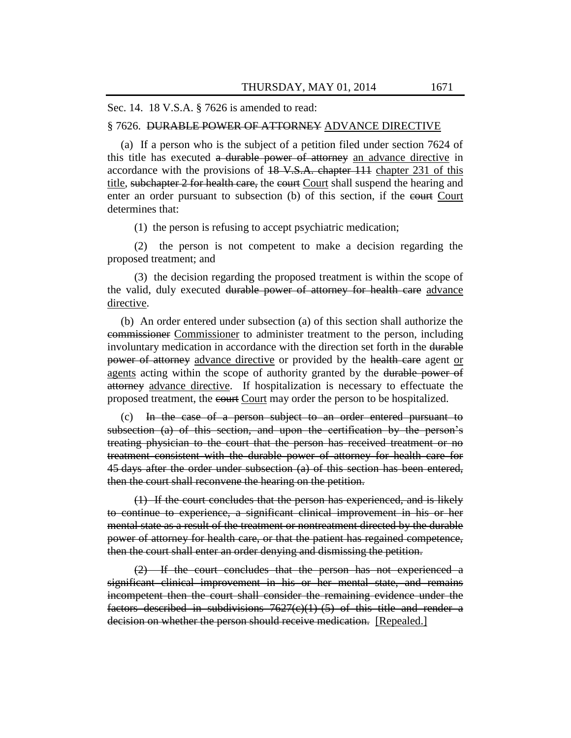Sec. 14. 18 V.S.A. § 7626 is amended to read:

§ 7626. ~~DURABLE POWER OF ATTORNEY~~ <u>ADVANCE DIRECTIVE</u>

(a) If a person who is the subject of a petition filed under section 7624 of this title has executed ~~a durable power of attorney~~ <u>an advance directive</u> in accordance with the provisions of ~~18 V.S.A. chapter 111~~ <u>chapter 231 of this title</u>, ~~subchapter 2 for health care,~~ the ~~court~~ <u>Court</u> shall suspend the hearing and enter an order pursuant to subsection (b) of this section, if the ~~court~~ <u>Court</u> determines that:

(1) the person is refusing to accept psychiatric medication;

(2) the person is not competent to make a decision regarding the proposed treatment; and

(3) the decision regarding the proposed treatment is within the scope of the valid, duly executed ~~durable power of attorney for health care~~ <u>advance directive</u>.

(b) An order entered under subsection (a) of this section shall authorize the ~~commissioner~~ <u>Commissioner</u> to administer treatment to the person, including involuntary medication in accordance with the direction set forth in the ~~durable power of attorney~~ <u>advance directive</u> or provided by the ~~health care~~ agent <u>or agents</u> acting within the scope of authority granted by the ~~durable power of attorney~~ <u>advance directive</u>. If hospitalization is necessary to effectuate the proposed treatment, the ~~court~~ <u>Court</u> may order the person to be hospitalized.

(c) ~~In the case of a person subject to an order entered pursuant to subsection (a) of this section, and upon the certification by the person's treating physician to the court that the person has received treatment or no treatment consistent with the durable power of attorney for health care for 45 days after the order under subsection (a) of this section has been entered, then the court shall reconvene the hearing on the petition.~~

~~(1) If the court concludes that the person has experienced, and is likely to continue to experience, a significant clinical improvement in his or her mental state as a result of the treatment or nontreatment directed by the durable power of attorney for health care, or that the patient has regained competence, then the court shall enter an order denying and dismissing the petition.~~

~~(2) If the court concludes that the person has not experienced a significant clinical improvement in his or her mental state, and remains incompetent then the court shall consider the remaining evidence under the factors described in subdivisions 7627(c)(1)-(5) of this title and render a decision on whether the person should receive medication.~~ <u>[Repealed.]</u>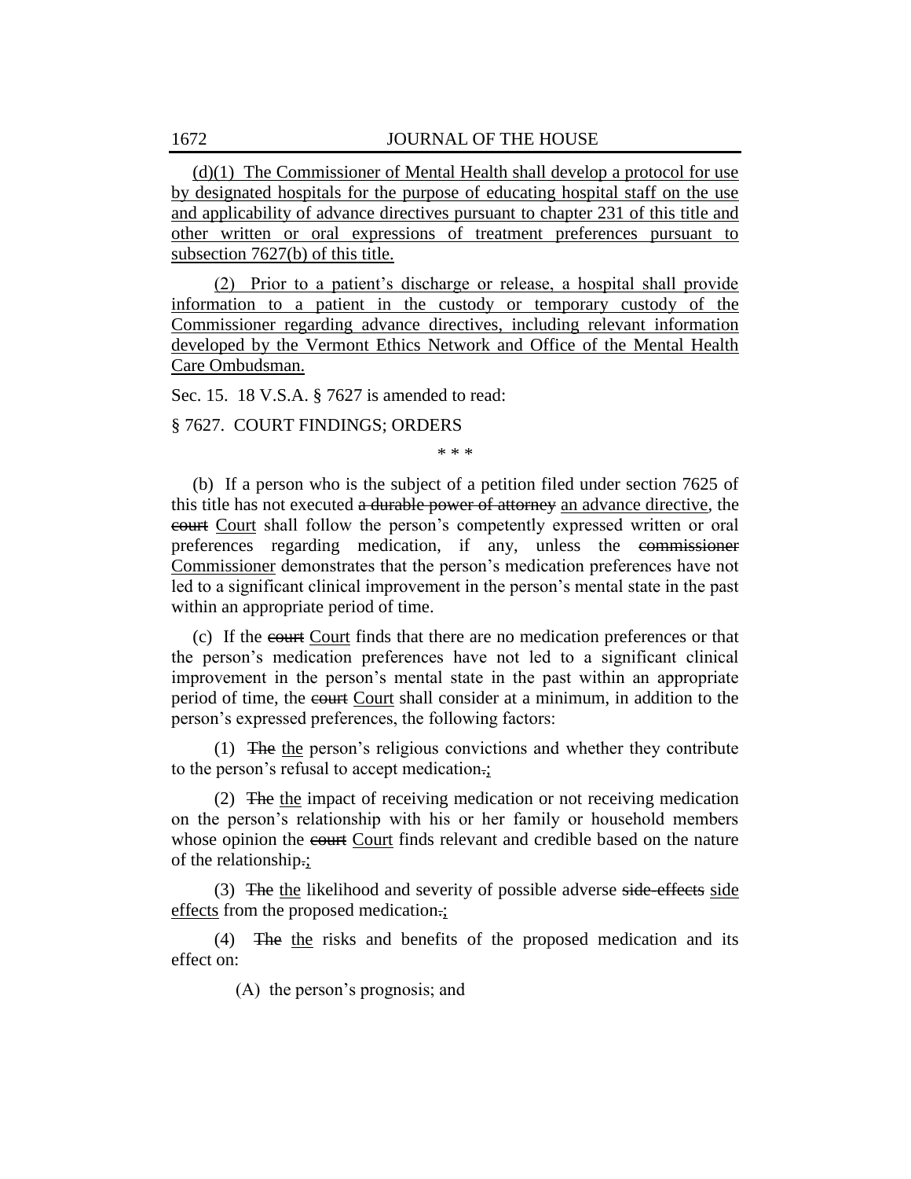(d)(1) The Commissioner of Mental Health shall develop a protocol for use by designated hospitals for the purpose of educating hospital staff on the use and applicability of advance directives pursuant to chapter 231 of this title and other written or oral expressions of treatment preferences pursuant to subsection 7627(b) of this title.

(2) Prior to a patient's discharge or release, a hospital shall provide information to a patient in the custody or temporary custody of the Commissioner regarding advance directives, including relevant information developed by the Vermont Ethics Network and Office of the Mental Health Care Ombudsman.

Sec. 15. 18 V.S.A. § 7627 is amended to read:

§ 7627. COURT FINDINGS; ORDERS

\* \* \*

(b) If a person who is the subject of a petition filed under section 7625 of this title has not executed ~~a durable power of attorney~~ an advance directive, the ~~court~~ Court shall follow the person's competently expressed written or oral preferences regarding medication, if any, unless the ~~commissioner~~ Commissioner demonstrates that the person's medication preferences have not led to a significant clinical improvement in the person's mental state in the past within an appropriate period of time.

(c) If the ~~court~~ Court finds that there are no medication preferences or that the person's medication preferences have not led to a significant clinical improvement in the person's mental state in the past within an appropriate period of time, the ~~court~~ Court shall consider at a minimum, in addition to the person's expressed preferences, the following factors:

(1) ~~The~~ the person's religious convictions and whether they contribute to the person's refusal to accept medication~~.~~;

(2) ~~The~~ the impact of receiving medication or not receiving medication on the person's relationship with his or her family or household members whose opinion the ~~court~~ Court finds relevant and credible based on the nature of the relationship~~.~~;

(3) ~~The~~ the likelihood and severity of possible adverse ~~side-effects~~ side effects from the proposed medication~~.~~;

(4) ~~The~~ the risks and benefits of the proposed medication and its effect on:

(A) the person's prognosis; and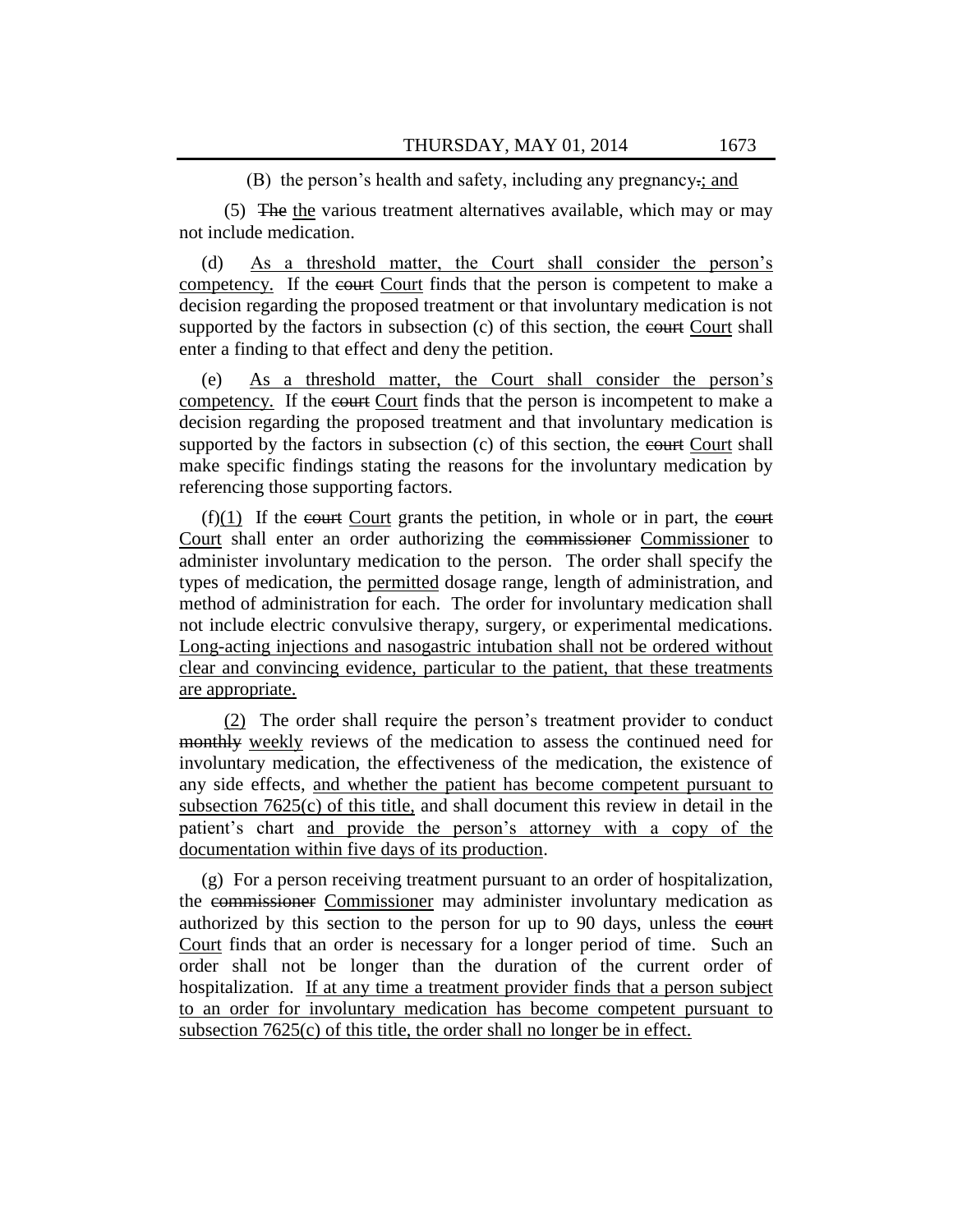(B) the person's health and safety, including any pregnancy~~.~~<u>; and</u>

(5) ~~The~~ <u>the</u> various treatment alternatives available, which may or may not include medication.

(d) <u>As a threshold matter, the Court shall consider the person's competency.</u> If the ~~court~~ <u>Court</u> finds that the person is competent to make a decision regarding the proposed treatment or that involuntary medication is not supported by the factors in subsection (c) of this section, the ~~court~~ <u>Court</u> shall enter a finding to that effect and deny the petition.

(e) <u>As a threshold matter, the Court shall consider the person's competency.</u> If the ~~court~~ <u>Court</u> finds that the person is incompetent to make a decision regarding the proposed treatment and that involuntary medication is supported by the factors in subsection (c) of this section, the ~~court~~ <u>Court</u> shall make specific findings stating the reasons for the involuntary medication by referencing those supporting factors.

(f)<u>(1)</u> If the ~~court~~ <u>Court</u> grants the petition, in whole or in part, the ~~court~~ <u>Court</u> shall enter an order authorizing the ~~commissioner~~ <u>Commissioner</u> to administer involuntary medication to the person. The order shall specify the types of medication, the <u>permitted</u> dosage range, length of administration, and method of administration for each. The order for involuntary medication shall not include electric convulsive therapy, surgery, or experimental medications. <u>Long-acting injections and nasogastric intubation shall not be ordered without clear and convincing evidence, particular to the patient, that these treatments are appropriate.</u>

<u>(2)</u> The order shall require the person's treatment provider to conduct ~~monthly~~ <u>weekly</u> reviews of the medication to assess the continued need for involuntary medication, the effectiveness of the medication, the existence of any side effects, <u>and whether the patient has become competent pursuant to subsection 7625(c) of this title,</u> and shall document this review in detail in the patient's chart <u>and provide the person's attorney with a copy of the documentation within five days of its production</u>.

(g) For a person receiving treatment pursuant to an order of hospitalization, the ~~commissioner~~ <u>Commissioner</u> may administer involuntary medication as authorized by this section to the person for up to 90 days, unless the ~~court~~ <u>Court</u> finds that an order is necessary for a longer period of time. Such an order shall not be longer than the duration of the current order of hospitalization. <u>If at any time a treatment provider finds that a person subject to an order for involuntary medication has become competent pursuant to subsection 7625(c) of this title, the order shall no longer be in effect.</u>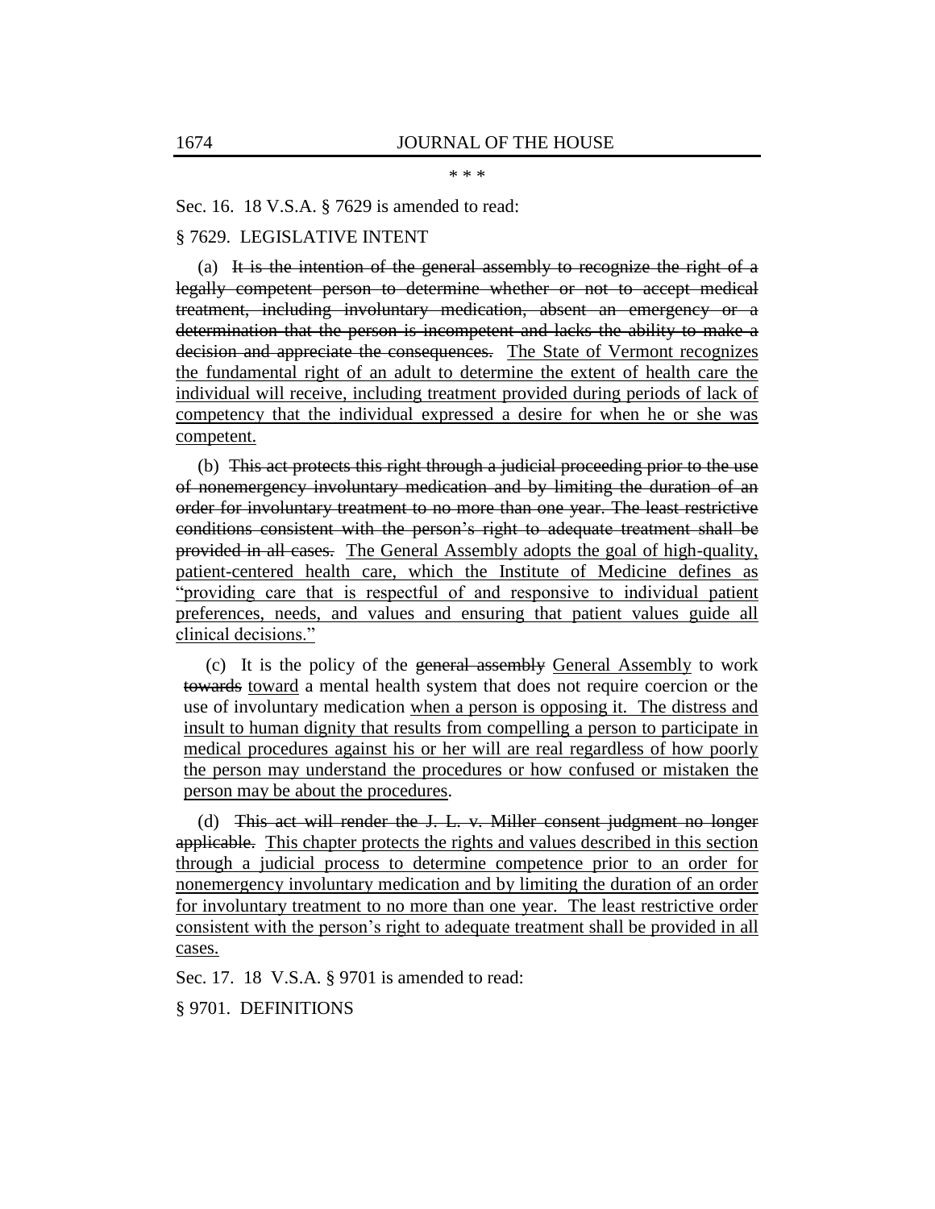\* \* \*

Sec. 16. 18 V.S.A. § 7629 is amended to read:

§ 7629. LEGISLATIVE INTENT

(a) ~~It is the intention of the general assembly to recognize the right of a legally competent person to determine whether or not to accept medical treatment, including involuntary medication, absent an emergency or a determination that the person is incompetent and lacks the ability to make a decision and appreciate the consequences.~~ <u>The State of Vermont recognizes the fundamental right of an adult to determine the extent of health care the individual will receive, including treatment provided during periods of lack of competency that the individual expressed a desire for when he or she was competent.</u>

(b) ~~This act protects this right through a judicial proceeding prior to the use of nonemergency involuntary medication and by limiting the duration of an order for involuntary treatment to no more than one year. The least restrictive conditions consistent with the person's right to adequate treatment shall be provided in all cases.~~ <u>The General Assembly adopts the goal of high-quality, patient-centered health care, which the Institute of Medicine defines as "providing care that is respectful of and responsive to individual patient preferences, needs, and values and ensuring that patient values guide all clinical decisions."</u>

(c) It is the policy of the ~~general assembly~~ <u>General Assembly</u> to work ~~towards~~ <u>toward</u> a mental health system that does not require coercion or the use of involuntary medication <u>when a person is opposing it. The distress and insult to human dignity that results from compelling a person to participate in medical procedures against his or her will are real regardless of how poorly the person may understand the procedures or how confused or mistaken the person may be about the procedures</u>.

(d) ~~This act will render the J. L. v. Miller consent judgment no longer applicable.~~ <u>This chapter protects the rights and values described in this section through a judicial process to determine competence prior to an order for nonemergency involuntary medication and by limiting the duration of an order for involuntary treatment to no more than one year. The least restrictive order consistent with the person's right to adequate treatment shall be provided in all cases.</u>

Sec. 17. 18 V.S.A. § 9701 is amended to read:

§ 9701. DEFINITIONS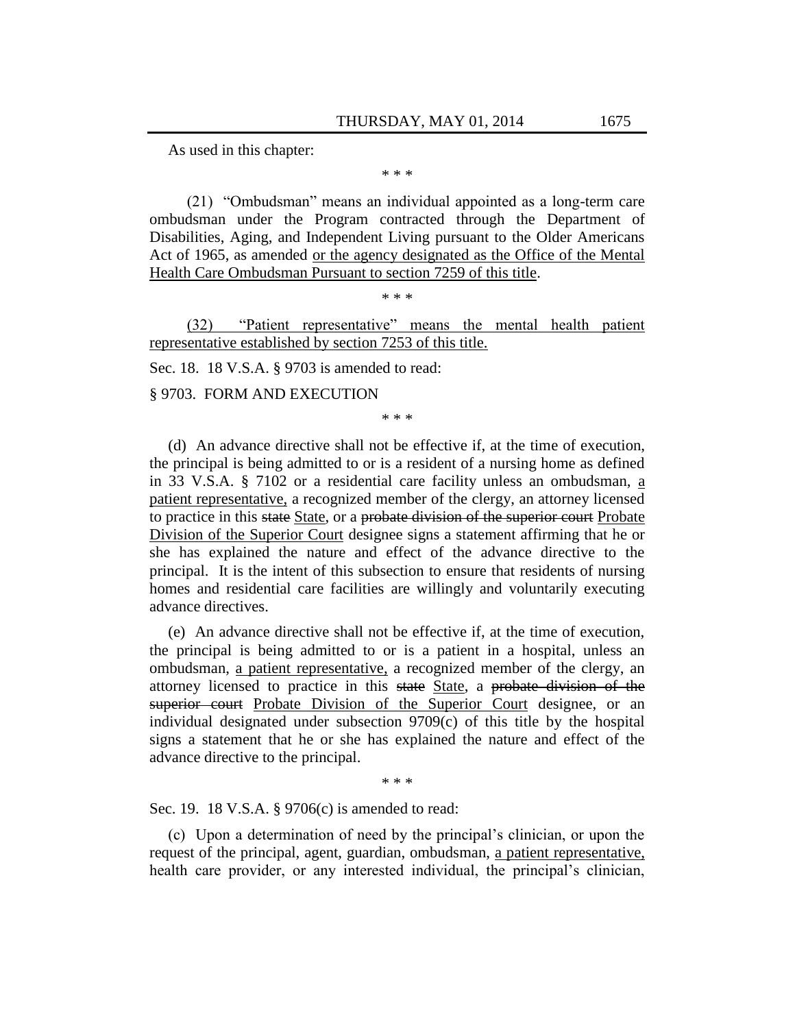As used in this chapter:

\* \* \*

(21) "Ombudsman" means an individual appointed as a long-term care ombudsman under the Program contracted through the Department of Disabilities, Aging, and Independent Living pursuant to the Older Americans Act of 1965, as amended <u>or the agency designated as the Office of the Mental Health Care Ombudsman Pursuant to section 7259 of this title</u>.

\* \* \*

<u>(32) "Patient representative" means the mental health patient representative established by section 7253 of this title.</u>

Sec. 18. 18 V.S.A. § 9703 is amended to read:

§ 9703. FORM AND EXECUTION

\* \* \*

(d) An advance directive shall not be effective if, at the time of execution, the principal is being admitted to or is a resident of a nursing home as defined in 33 V.S.A. § 7102 or a residential care facility unless an ombudsman, <u>a patient representative,</u> a recognized member of the clergy, an attorney licensed to practice in this ~~state~~ <u>State</u>, or a ~~probate division of the superior court~~ <u>Probate Division of the Superior Court</u> designee signs a statement affirming that he or she has explained the nature and effect of the advance directive to the principal. It is the intent of this subsection to ensure that residents of nursing homes and residential care facilities are willingly and voluntarily executing advance directives.

(e) An advance directive shall not be effective if, at the time of execution, the principal is being admitted to or is a patient in a hospital, unless an ombudsman, <u>a patient representative,</u> a recognized member of the clergy, an attorney licensed to practice in this ~~state~~ <u>State</u>, a ~~probate division of the superior court~~ <u>Probate Division of the Superior Court</u> designee, or an individual designated under subsection 9709(c) of this title by the hospital signs a statement that he or she has explained the nature and effect of the advance directive to the principal.

\* \* \*

Sec. 19. 18 V.S.A. § 9706(c) is amended to read:

(c) Upon a determination of need by the principal's clinician, or upon the request of the principal, agent, guardian, ombudsman, <u>a patient representative,</u> health care provider, or any interested individual, the principal's clinician,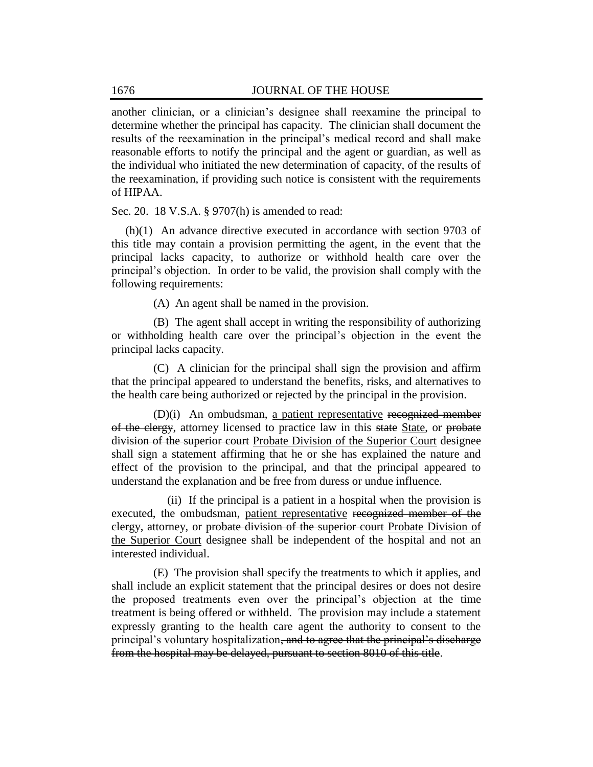another clinician, or a clinician's designee shall reexamine the principal to determine whether the principal has capacity. The clinician shall document the results of the reexamination in the principal's medical record and shall make reasonable efforts to notify the principal and the agent or guardian, as well as the individual who initiated the new determination of capacity, of the results of the reexamination, if providing such notice is consistent with the requirements of HIPAA.

Sec. 20. 18 V.S.A. § 9707(h) is amended to read:

(h)(1) An advance directive executed in accordance with section 9703 of this title may contain a provision permitting the agent, in the event that the principal lacks capacity, to authorize or withhold health care over the principal's objection. In order to be valid, the provision shall comply with the following requirements:

(A) An agent shall be named in the provision.

(B) The agent shall accept in writing the responsibility of authorizing or withholding health care over the principal's objection in the event the principal lacks capacity.

(C) A clinician for the principal shall sign the provision and affirm that the principal appeared to understand the benefits, risks, and alternatives to the health care being authorized or rejected by the principal in the provision.

(D)(i) An ombudsman, <u>a patient representative</u> ~~recognized member of the clergy~~, attorney licensed to practice law in this ~~state~~ <u>State</u>, or ~~probate division of the superior court~~ <u>Probate Division of the Superior Court</u> designee shall sign a statement affirming that he or she has explained the nature and effect of the provision to the principal, and that the principal appeared to understand the explanation and be free from duress or undue influence.

(ii) If the principal is a patient in a hospital when the provision is executed, the ombudsman, <u>patient representative</u> ~~recognized member of the clergy~~, attorney, or ~~probate division of the superior court~~ <u>Probate Division of the Superior Court</u> designee shall be independent of the hospital and not an interested individual.

(E) The provision shall specify the treatments to which it applies, and shall include an explicit statement that the principal desires or does not desire the proposed treatments even over the principal's objection at the time treatment is being offered or withheld. The provision may include a statement expressly granting to the health care agent the authority to consent to the principal's voluntary hospitalization~~, and to agree that the principal's discharge from the hospital may be delayed, pursuant to section 8010 of this title~~.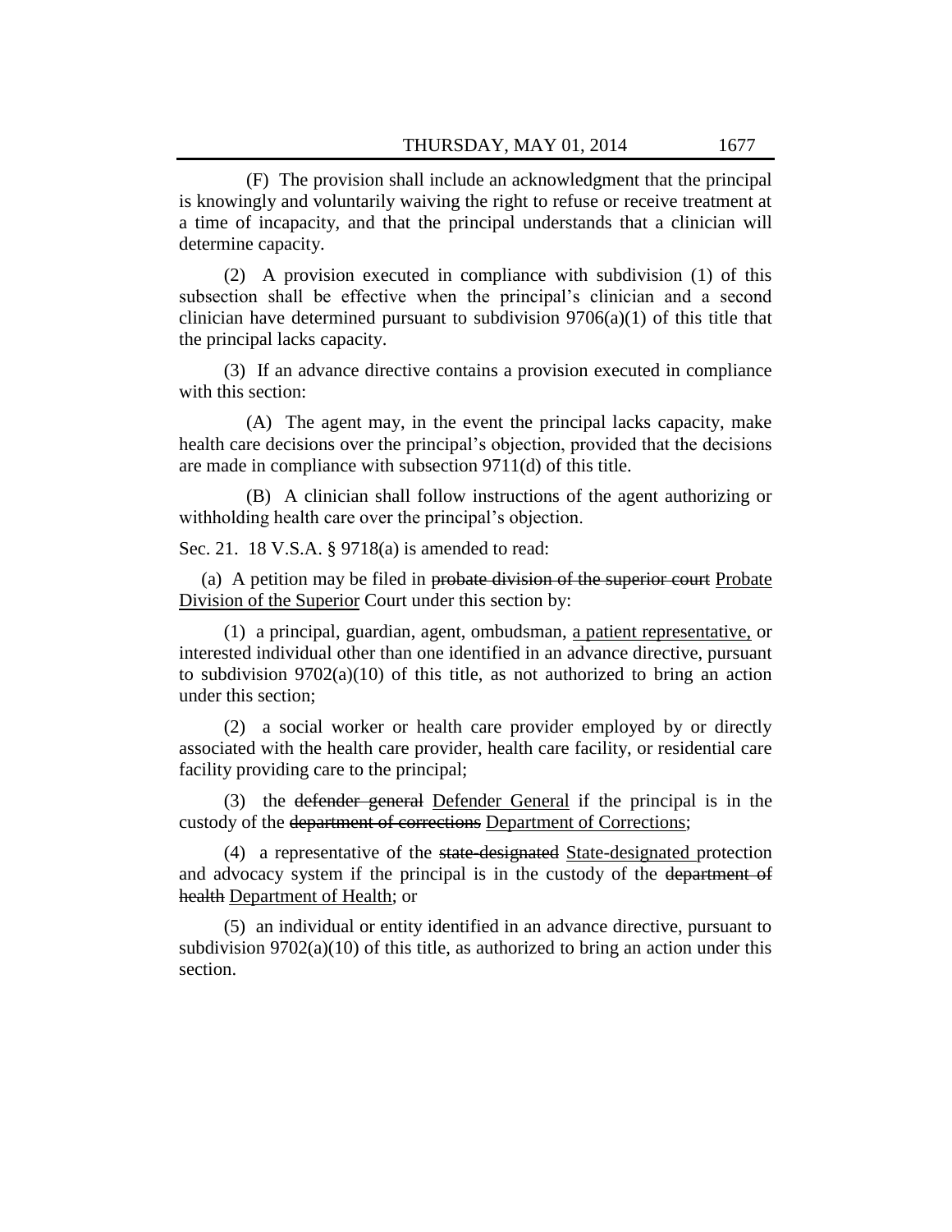(F) The provision shall include an acknowledgment that the principal is knowingly and voluntarily waiving the right to refuse or receive treatment at a time of incapacity, and that the principal understands that a clinician will determine capacity.

(2) A provision executed in compliance with subdivision (1) of this subsection shall be effective when the principal's clinician and a second clinician have determined pursuant to subdivision 9706(a)(1) of this title that the principal lacks capacity.

(3) If an advance directive contains a provision executed in compliance with this section:

(A) The agent may, in the event the principal lacks capacity, make health care decisions over the principal's objection, provided that the decisions are made in compliance with subsection 9711(d) of this title.

(B) A clinician shall follow instructions of the agent authorizing or withholding health care over the principal's objection.

Sec. 21. 18 V.S.A. § 9718(a) is amended to read:

(a) A petition may be filed in ~~probate division of the superior court~~ <u>Probate Division of the Superior</u> Court under this section by:

(1) a principal, guardian, agent, ombudsman, <u>a patient representative,</u> or interested individual other than one identified in an advance directive, pursuant to subdivision 9702(a)(10) of this title, as not authorized to bring an action under this section;

(2) a social worker or health care provider employed by or directly associated with the health care provider, health care facility, or residential care facility providing care to the principal;

(3) the ~~defender general~~ <u>Defender General</u> if the principal is in the custody of the ~~department of corrections~~ <u>Department of Corrections</u>;

(4) a representative of the ~~state-designated~~ <u>State-designated</u> protection and advocacy system if the principal is in the custody of the ~~department of health~~ <u>Department of Health</u>; or

(5) an individual or entity identified in an advance directive, pursuant to subdivision 9702(a)(10) of this title, as authorized to bring an action under this section.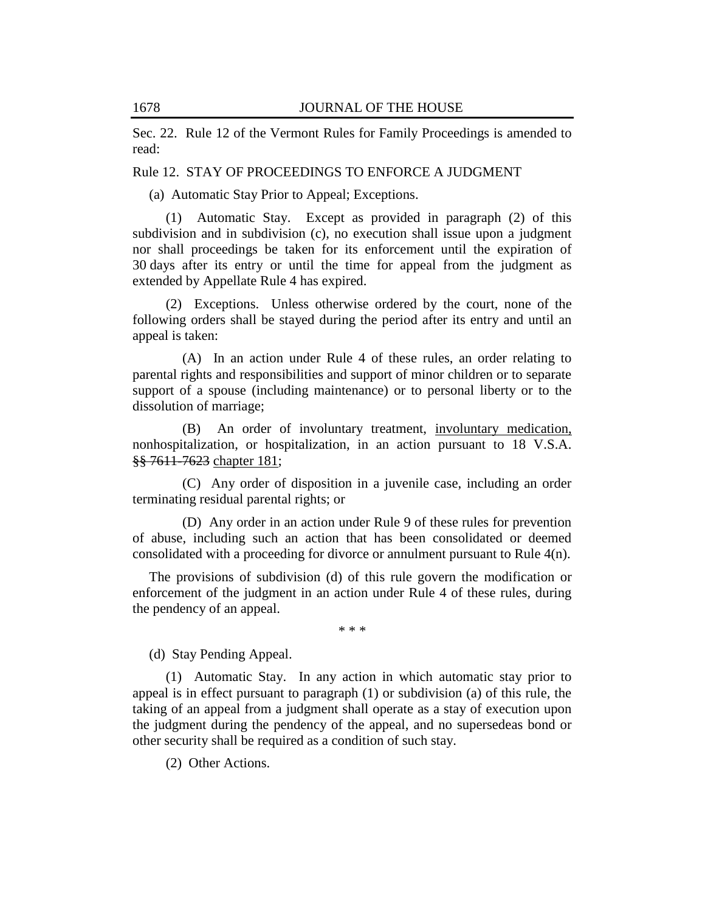Sec. 22. Rule 12 of the Vermont Rules for Family Proceedings is amended to read:

Rule 12. STAY OF PROCEEDINGS TO ENFORCE A JUDGMENT

(a) Automatic Stay Prior to Appeal; Exceptions.

(1) Automatic Stay. Except as provided in paragraph (2) of this subdivision and in subdivision (c), no execution shall issue upon a judgment nor shall proceedings be taken for its enforcement until the expiration of 30 days after its entry or until the time for appeal from the judgment as extended by Appellate Rule 4 has expired.

(2) Exceptions. Unless otherwise ordered by the court, none of the following orders shall be stayed during the period after its entry and until an appeal is taken:

(A) In an action under Rule 4 of these rules, an order relating to parental rights and responsibilities and support of minor children or to separate support of a spouse (including maintenance) or to personal liberty or to the dissolution of marriage;

(B) An order of involuntary treatment, <u>involuntary medication,</u> nonhospitalization, or hospitalization, in an action pursuant to 18 V.S.A. ~~§§ 7611-7623~~ <u>chapter 181</u>;

(C) Any order of disposition in a juvenile case, including an order terminating residual parental rights; or

(D) Any order in an action under Rule 9 of these rules for prevention of abuse, including such an action that has been consolidated or deemed consolidated with a proceeding for divorce or annulment pursuant to Rule 4(n).

The provisions of subdivision (d) of this rule govern the modification or enforcement of the judgment in an action under Rule 4 of these rules, during the pendency of an appeal.

\* \* \*

(d) Stay Pending Appeal.

(1) Automatic Stay. In any action in which automatic stay prior to appeal is in effect pursuant to paragraph (1) or subdivision (a) of this rule, the taking of an appeal from a judgment shall operate as a stay of execution upon the judgment during the pendency of the appeal, and no supersedeas bond or other security shall be required as a condition of such stay.

(2) Other Actions.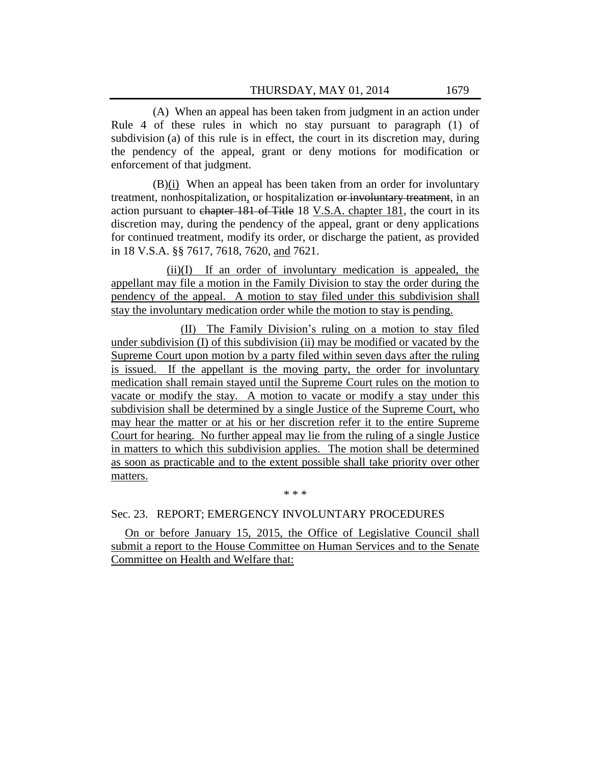(A) When an appeal has been taken from judgment in an action under Rule 4 of these rules in which no stay pursuant to paragraph (1) of subdivision (a) of this rule is in effect, the court in its discretion may, during the pendency of the appeal, grant or deny motions for modification or enforcement of that judgment.

(B)(i) When an appeal has been taken from an order for involuntary treatment, nonhospitalization, or hospitalization ~~or involuntary treatment~~, in an action pursuant to ~~chapter 181 of Title~~ 18 V.S.A. chapter 181, the court in its discretion may, during the pendency of the appeal, grant or deny applications for continued treatment, modify its order, or discharge the patient, as provided in 18 V.S.A. §§ 7617, 7618, 7620, and 7621.

(ii)(I) If an order of involuntary medication is appealed, the appellant may file a motion in the Family Division to stay the order during the pendency of the appeal. A motion to stay filed under this subdivision shall stay the involuntary medication order while the motion to stay is pending.

(II) The Family Division's ruling on a motion to stay filed under subdivision (I) of this subdivision (ii) may be modified or vacated by the Supreme Court upon motion by a party filed within seven days after the ruling is issued. If the appellant is the moving party, the order for involuntary medication shall remain stayed until the Supreme Court rules on the motion to vacate or modify the stay. A motion to vacate or modify a stay under this subdivision shall be determined by a single Justice of the Supreme Court, who may hear the matter or at his or her discretion refer it to the entire Supreme Court for hearing. No further appeal may lie from the ruling of a single Justice in matters to which this subdivision applies. The motion shall be determined as soon as practicable and to the extent possible shall take priority over other matters.

\* \* \*

Sec. 23. REPORT; EMERGENCY INVOLUNTARY PROCEDURES

On or before January 15, 2015, the Office of Legislative Council shall submit a report to the House Committee on Human Services and to the Senate Committee on Health and Welfare that: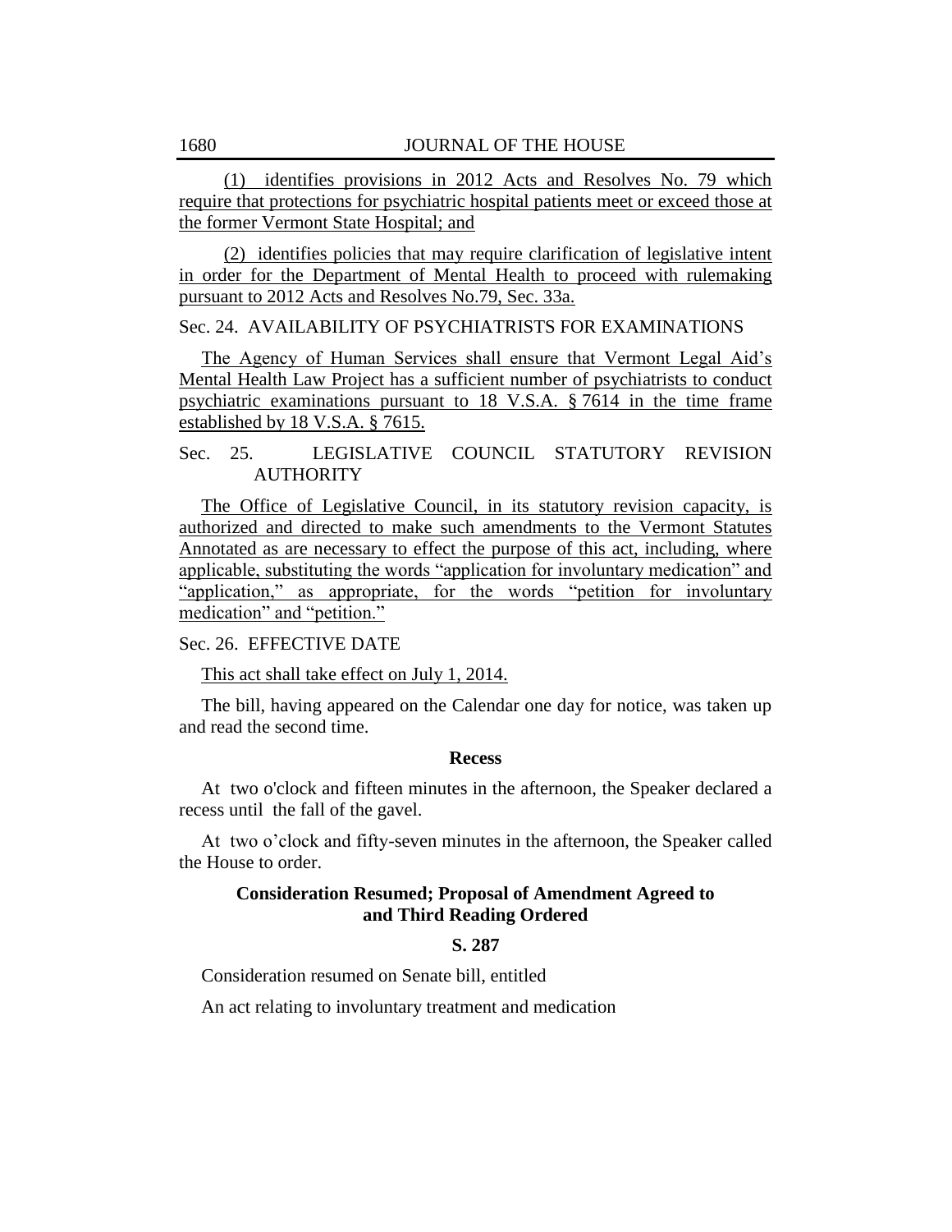(1) identifies provisions in 2012 Acts and Resolves No. 79 which require that protections for psychiatric hospital patients meet or exceed those at the former Vermont State Hospital; and

(2) identifies policies that may require clarification of legislative intent in order for the Department of Mental Health to proceed with rulemaking pursuant to 2012 Acts and Resolves No.79, Sec. 33a.

Sec. 24. AVAILABILITY OF PSYCHIATRISTS FOR EXAMINATIONS

The Agency of Human Services shall ensure that Vermont Legal Aid's Mental Health Law Project has a sufficient number of psychiatrists to conduct psychiatric examinations pursuant to 18 V.S.A. § 7614 in the time frame established by 18 V.S.A. § 7615.

Sec. 25. LEGISLATIVE COUNCIL STATUTORY REVISION AUTHORITY

The Office of Legislative Council, in its statutory revision capacity, is authorized and directed to make such amendments to the Vermont Statutes Annotated as are necessary to effect the purpose of this act, including, where applicable, substituting the words "application for involuntary medication" and "application," as appropriate, for the words "petition for involuntary medication" and "petition."

Sec. 26. EFFECTIVE DATE

This act shall take effect on July 1, 2014.

The bill, having appeared on the Calendar one day for notice, was taken up and read the second time.

**Recess**

At two o'clock and fifteen minutes in the afternoon, the Speaker declared a recess until the fall of the gavel.

At two o'clock and fifty-seven minutes in the afternoon, the Speaker called the House to order.

**Consideration Resumed; Proposal of Amendment Agreed to and Third Reading Ordered**

**S. 287**

Consideration resumed on Senate bill, entitled

An act relating to involuntary treatment and medication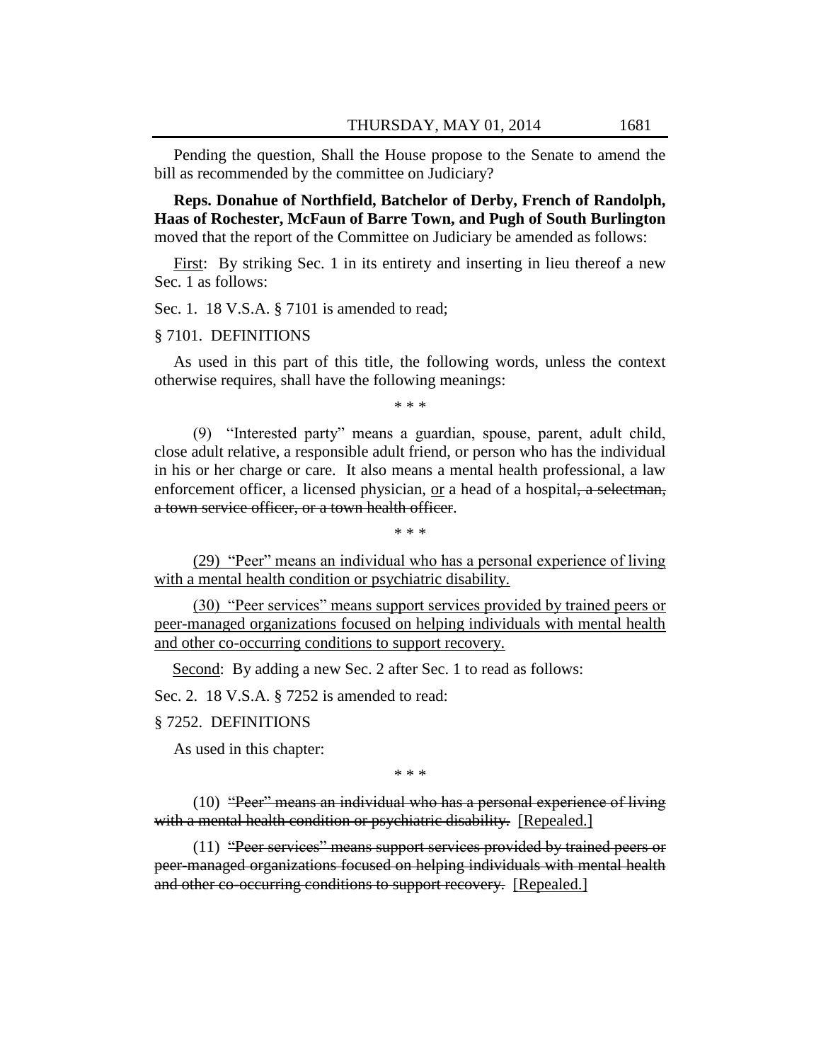Pending the question, Shall the House propose to the Senate to amend the bill as recommended by the committee on Judiciary?

**Reps. Donahue of Northfield, Batchelor of Derby, French of Randolph, Haas of Rochester, McFaun of Barre Town, and Pugh of South Burlington** moved that the report of the Committee on Judiciary be amended as follows:

<u>First</u>: By striking Sec. 1 in its entirety and inserting in lieu thereof a new Sec. 1 as follows:

Sec. 1. 18 V.S.A. § 7101 is amended to read;

§ 7101. DEFINITIONS

As used in this part of this title, the following words, unless the context otherwise requires, shall have the following meanings:

\* \* \*

(9) "Interested party" means a guardian, spouse, parent, adult child, close adult relative, a responsible adult friend, or person who has the individual in his or her charge or care. It also means a mental health professional, a law enforcement officer, a licensed physician, <u>or</u> a head of a hospital~~, a selectman, a town service officer, or a town health officer~~.

\* \* \*

<u>(29) "Peer" means an individual who has a personal experience of living with a mental health condition or psychiatric disability.</u>

<u>(30) "Peer services" means support services provided by trained peers or peer-managed organizations focused on helping individuals with mental health and other co-occurring conditions to support recovery.</u>

<u>Second</u>: By adding a new Sec. 2 after Sec. 1 to read as follows:

Sec. 2. 18 V.S.A. § 7252 is amended to read:

§ 7252. DEFINITIONS

As used in this chapter:

\* \* \*

(10) ~~"Peer" means an individual who has a personal experience of living with a mental health condition or psychiatric disability.~~ <u>[Repealed.]</u>

(11) ~~"Peer services" means support services provided by trained peers or peer-managed organizations focused on helping individuals with mental health and other co-occurring conditions to support recovery.~~ <u>[Repealed.]</u>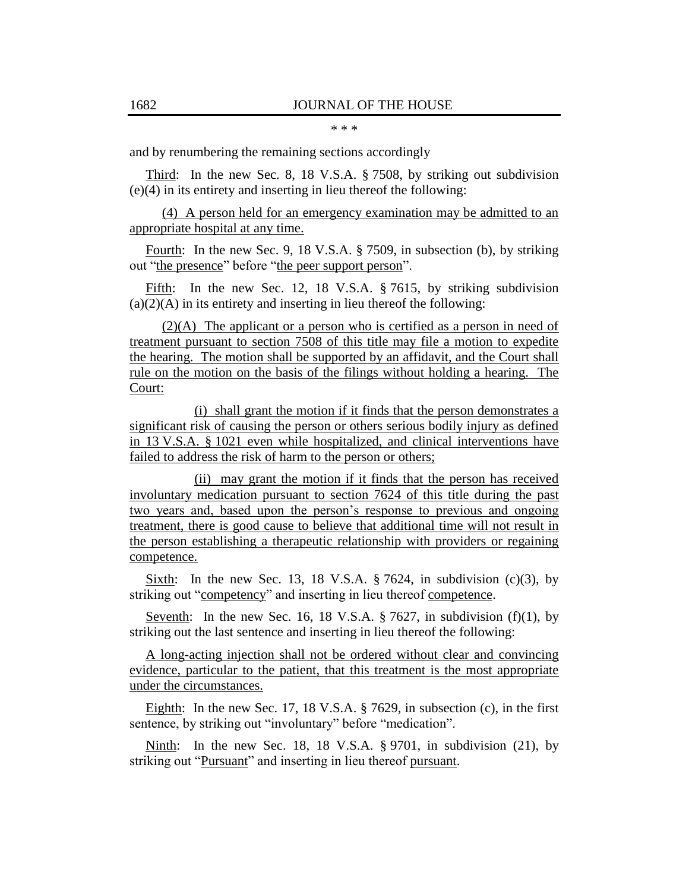\* \* \*

and by renumbering the remaining sections accordingly

Third: In the new Sec. 8, 18 V.S.A. § 7508, by striking out subdivision (e)(4) in its entirety and inserting in lieu thereof the following:

(4) A person held for an emergency examination may be admitted to an appropriate hospital at any time.

Fourth: In the new Sec. 9, 18 V.S.A. § 7509, in subsection (b), by striking out "the presence" before "the peer support person".

Fifth: In the new Sec. 12, 18 V.S.A. § 7615, by striking subdivision (a)(2)(A) in its entirety and inserting in lieu thereof the following:

(2)(A) The applicant or a person who is certified as a person in need of treatment pursuant to section 7508 of this title may file a motion to expedite the hearing. The motion shall be supported by an affidavit, and the Court shall rule on the motion on the basis of the filings without holding a hearing. The Court:

(i) shall grant the motion if it finds that the person demonstrates a significant risk of causing the person or others serious bodily injury as defined in 13 V.S.A. § 1021 even while hospitalized, and clinical interventions have failed to address the risk of harm to the person or others;

(ii) may grant the motion if it finds that the person has received involuntary medication pursuant to section 7624 of this title during the past two years and, based upon the person's response to previous and ongoing treatment, there is good cause to believe that additional time will not result in the person establishing a therapeutic relationship with providers or regaining competence.

Sixth: In the new Sec. 13, 18 V.S.A. § 7624, in subdivision (c)(3), by striking out "competency" and inserting in lieu thereof competence.

Seventh: In the new Sec. 16, 18 V.S.A. § 7627, in subdivision (f)(1), by striking out the last sentence and inserting in lieu thereof the following:

A long-acting injection shall not be ordered without clear and convincing evidence, particular to the patient, that this treatment is the most appropriate under the circumstances.

Eighth: In the new Sec. 17, 18 V.S.A. § 7629, in subsection (c), in the first sentence, by striking out "involuntary" before "medication".

Ninth: In the new Sec. 18, 18 V.S.A. § 9701, in subdivision (21), by striking out "Pursuant" and inserting in lieu thereof pursuant.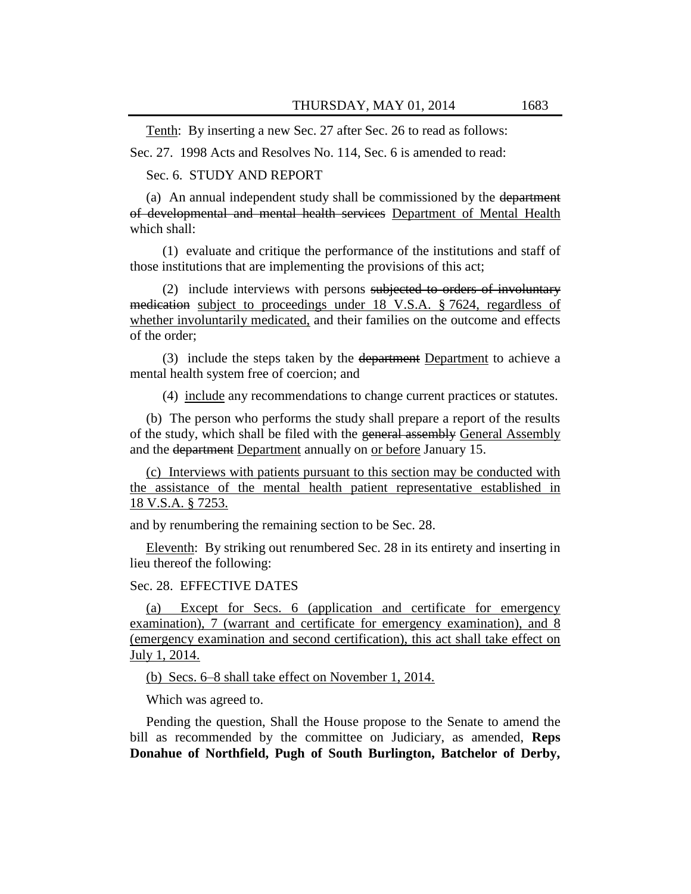Tenth: By inserting a new Sec. 27 after Sec. 26 to read as follows:

Sec. 27. 1998 Acts and Resolves No. 114, Sec. 6 is amended to read:

Sec. 6. STUDY AND REPORT

(a) An annual independent study shall be commissioned by the ~~department of developmental and mental health services~~ Department of Mental Health which shall:

(1) evaluate and critique the performance of the institutions and staff of those institutions that are implementing the provisions of this act;

(2) include interviews with persons ~~subjected to orders of involuntary medication~~ subject to proceedings under 18 V.S.A. § 7624, regardless of whether involuntarily medicated, and their families on the outcome and effects of the order;

(3) include the steps taken by the ~~department~~ Department to achieve a mental health system free of coercion; and

(4) include any recommendations to change current practices or statutes.

(b) The person who performs the study shall prepare a report of the results of the study, which shall be filed with the ~~general assembly~~ General Assembly and the ~~department~~ Department annually on or before January 15.

(c) Interviews with patients pursuant to this section may be conducted with the assistance of the mental health patient representative established in 18 V.S.A. § 7253.

and by renumbering the remaining section to be Sec. 28.

Eleventh: By striking out renumbered Sec. 28 in its entirety and inserting in lieu thereof the following:

Sec. 28. EFFECTIVE DATES

(a) Except for Secs. 6 (application and certificate for emergency examination), 7 (warrant and certificate for emergency examination), and 8 (emergency examination and second certification), this act shall take effect on July 1, 2014.

(b) Secs. 6–8 shall take effect on November 1, 2014.

Which was agreed to.

Pending the question, Shall the House propose to the Senate to amend the bill as recommended by the committee on Judiciary, as amended, **Reps Donahue of Northfield, Pugh of South Burlington, Batchelor of Derby,**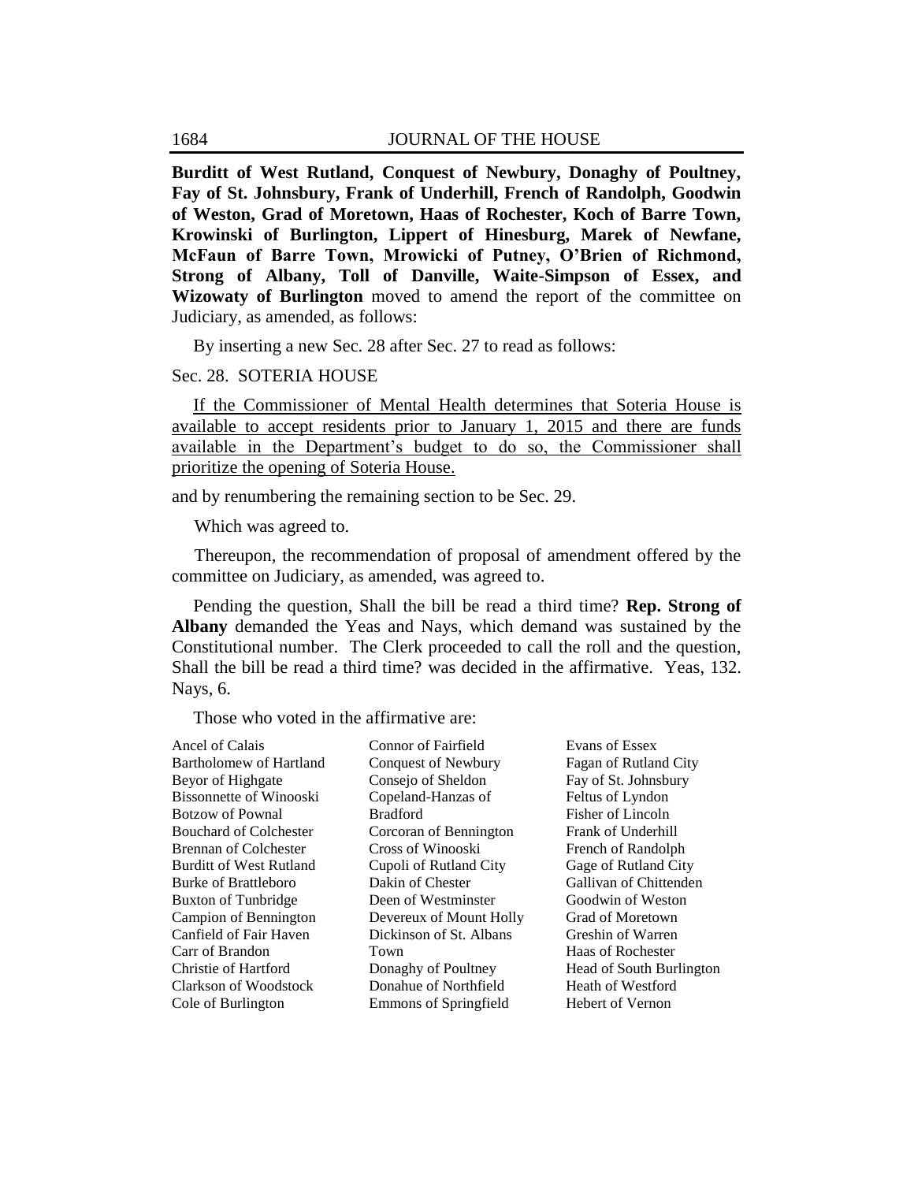**Burditt of West Rutland, Conquest of Newbury, Donaghy of Poultney, Fay of St. Johnsbury, Frank of Underhill, French of Randolph, Goodwin of Weston, Grad of Moretown, Haas of Rochester, Koch of Barre Town, Krowinski of Burlington, Lippert of Hinesburg, Marek of Newfane, McFaun of Barre Town, Mrowicki of Putney, O'Brien of Richmond, Strong of Albany, Toll of Danville, Waite-Simpson of Essex, and Wizowaty of Burlington** moved to amend the report of the committee on Judiciary, as amended, as follows:

By inserting a new Sec. 28 after Sec. 27 to read as follows:

Sec. 28. SOTERIA HOUSE

If the Commissioner of Mental Health determines that Soteria House is available to accept residents prior to January 1, 2015 and there are funds available in the Department's budget to do so, the Commissioner shall prioritize the opening of Soteria House.

and by renumbering the remaining section to be Sec. 29.

Which was agreed to.

Thereupon, the recommendation of proposal of amendment offered by the committee on Judiciary, as amended, was agreed to.

Pending the question, Shall the bill be read a third time? **Rep. Strong of Albany** demanded the Yeas and Nays, which demand was sustained by the Constitutional number. The Clerk proceeded to call the roll and the question, Shall the bill be read a third time? was decided in the affirmative. Yeas, 132. Nays, 6.

Those who voted in the affirmative are:

Ancel of Calais
Bartholomew of Hartland
Beyor of Highgate
Bissonnette of Winooski
Botzow of Pownal
Bouchard of Colchester
Brennan of Colchester
Burditt of West Rutland
Burke of Brattleboro
Buxton of Tunbridge
Campion of Bennington
Canfield of Fair Haven
Carr of Brandon
Christie of Hartford
Clarkson of Woodstock
Cole of Burlington
Connor of Fairfield
Conquest of Newbury
Consejo of Sheldon
Copeland-Hanzas of Bradford
Corcoran of Bennington
Cross of Winooski
Cupoli of Rutland City
Dakin of Chester
Deen of Westminster
Devereux of Mount Holly
Dickinson of St. Albans Town
Donaghy of Poultney
Donahue of Northfield
Emmons of Springfield
Evans of Essex
Fagan of Rutland City
Fay of St. Johnsbury
Feltus of Lyndon
Fisher of Lincoln
Frank of Underhill
French of Randolph
Gage of Rutland City
Gallivan of Chittenden
Goodwin of Weston
Grad of Moretown
Greshin of Warren
Haas of Rochester
Head of South Burlington
Heath of Westford
Hebert of Vernon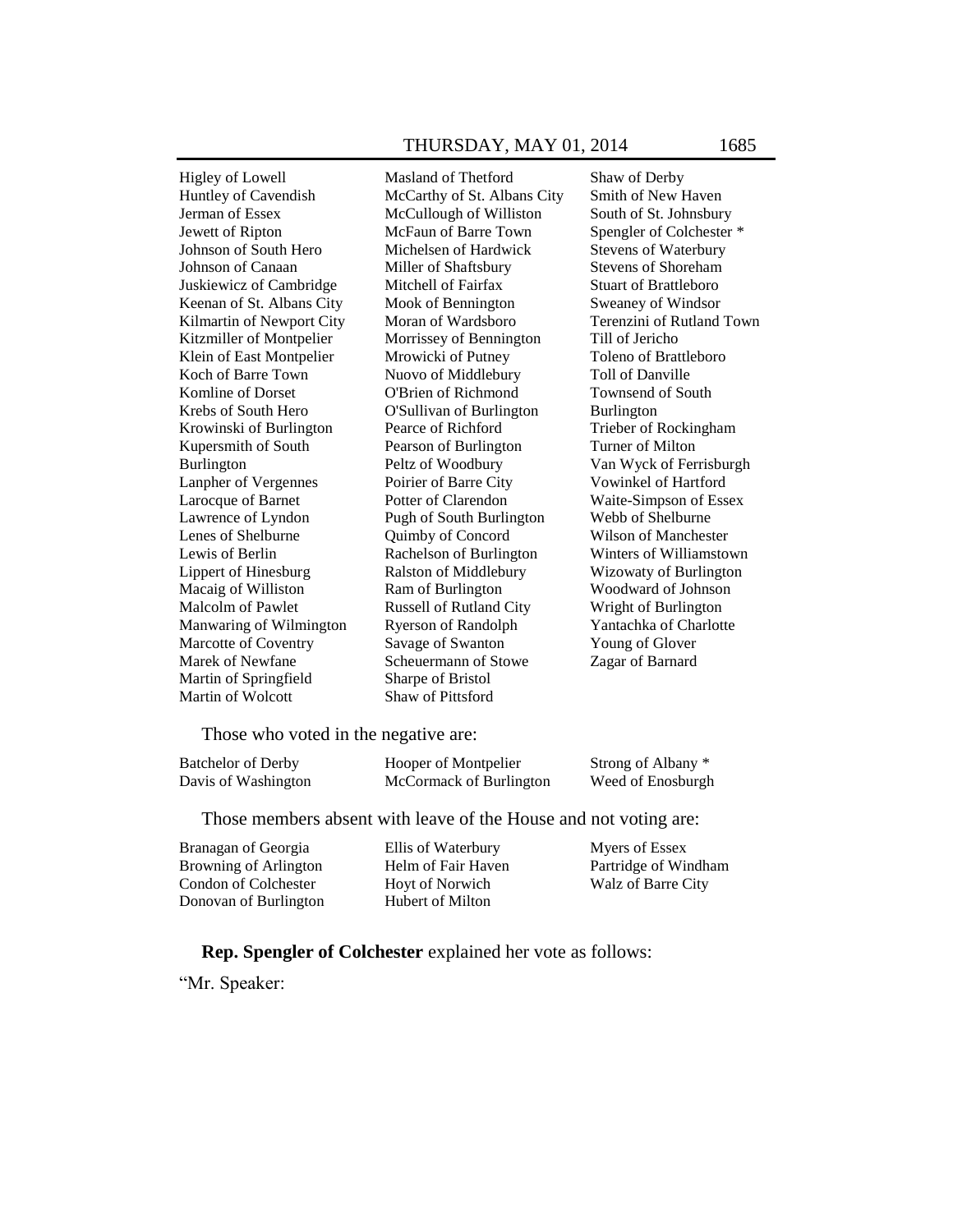Higley of Lowell
Huntley of Cavendish
Jerman of Essex
Jewett of Ripton
Johnson of South Hero
Johnson of Canaan
Juskiewicz of Cambridge
Keenan of St. Albans City
Kilmartin of Newport City
Kitzmiller of Montpelier
Klein of East Montpelier
Koch of Barre Town
Komline of Dorset
Krebs of South Hero
Krowinski of Burlington
Kupersmith of South Burlington
Lanpher of Vergennes
Larocque of Barnet
Lawrence of Lyndon
Lenes of Shelburne
Lewis of Berlin
Lippert of Hinesburg
Macaig of Williston
Malcolm of Pawlet
Manwaring of Wilmington
Marcotte of Coventry
Marek of Newfane
Martin of Springfield
Martin of Wolcott
Masland of Thetford
McCarthy of St. Albans City
McCullough of Williston
McFaun of Barre Town
Michelsen of Hardwick
Miller of Shaftsbury
Mitchell of Fairfax
Mook of Bennington
Moran of Wardsboro
Morrissey of Bennington
Mrowicki of Putney
Nuovo of Middlebury
O'Brien of Richmond
O'Sullivan of Burlington
Pearce of Richford
Pearson of Burlington
Peltz of Woodbury
Poirier of Barre City
Potter of Clarendon
Pugh of South Burlington
Quimby of Concord
Rachelson of Burlington
Ralston of Middlebury
Ram of Burlington
Russell of Rutland City
Ryerson of Randolph
Savage of Swanton
Scheuermann of Stowe
Sharpe of Bristol
Shaw of Pittsford
Shaw of Derby
Smith of New Haven
South of St. Johnsbury
Spengler of Colchester *
Stevens of Waterbury
Stevens of Shoreham
Stuart of Brattleboro
Sweaney of Windsor
Terenzini of Rutland Town
Till of Jericho
Toleno of Brattleboro
Toll of Danville
Townsend of South Burlington
Trieber of Rockingham
Turner of Milton
Van Wyck of Ferrisburgh
Vowinkel of Hartford
Waite-Simpson of Essex
Webb of Shelburne
Wilson of Manchester
Winters of Williamstown
Wizowaty of Burlington
Woodward of Johnson
Wright of Burlington
Yantachka of Charlotte
Young of Glover
Zagar of Barnard

Those who voted in the negative are:

Batchelor of Derby
Davis of Washington
Hooper of Montpelier
McCormack of Burlington
Strong of Albany *
Weed of Enosburgh

Those members absent with leave of the House and not voting are:

Branagan of Georgia
Browning of Arlington
Condon of Colchester
Donovan of Burlington
Ellis of Waterbury
Helm of Fair Haven
Hoyt of Norwich
Hubert of Milton
Myers of Essex
Partridge of Windham
Walz of Barre City

**Rep. Spengler of Colchester** explained her vote as follows:

"Mr. Speaker: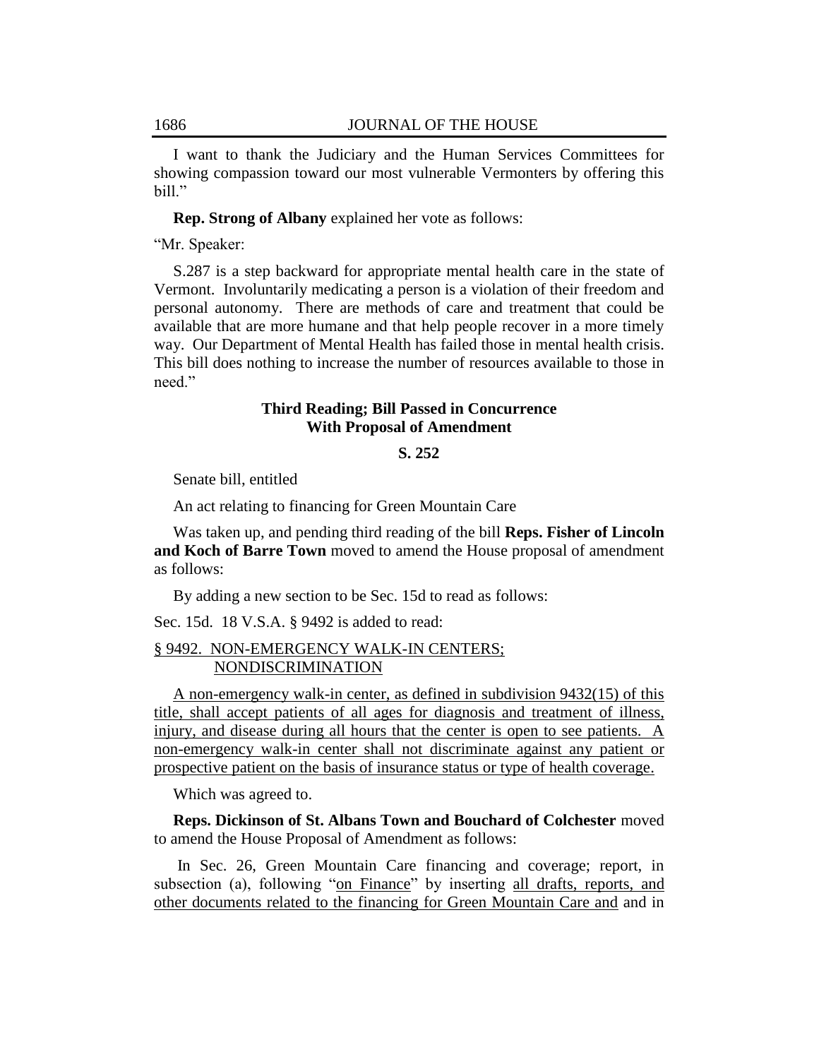I want to thank the Judiciary and the Human Services Committees for showing compassion toward our most vulnerable Vermonters by offering this bill."

**Rep. Strong of Albany** explained her vote as follows:

"Mr. Speaker:

S.287 is a step backward for appropriate mental health care in the state of Vermont. Involuntarily medicating a person is a violation of their freedom and personal autonomy. There are methods of care and treatment that could be available that are more humane and that help people recover in a more timely way. Our Department of Mental Health has failed those in mental health crisis. This bill does nothing to increase the number of resources available to those in need."

### Third Reading; Bill Passed in Concurrence With Proposal of Amendment

**S. 252**

Senate bill, entitled

An act relating to financing for Green Mountain Care

Was taken up, and pending third reading of the bill **Reps. Fisher of Lincoln and Koch of Barre Town** moved to amend the House proposal of amendment as follows:

By adding a new section to be Sec. 15d to read as follows:

Sec. 15d. 18 V.S.A. § 9492 is added to read:

<u>§ 9492. NON-EMERGENCY WALK-IN CENTERS; NONDISCRIMINATION</u>

<u>A non-emergency walk-in center, as defined in subdivision 9432(15) of this title, shall accept patients of all ages for diagnosis and treatment of illness, injury, and disease during all hours that the center is open to see patients. A non-emergency walk-in center shall not discriminate against any patient or prospective patient on the basis of insurance status or type of health coverage.</u>

Which was agreed to.

**Reps. Dickinson of St. Albans Town and Bouchard of Colchester** moved to amend the House Proposal of Amendment as follows:

In Sec. 26, Green Mountain Care financing and coverage; report, in subsection (a), following "<u>on Finance</u>" by inserting <u>all drafts, reports, and other documents related to the financing for Green Mountain Care and</u> and in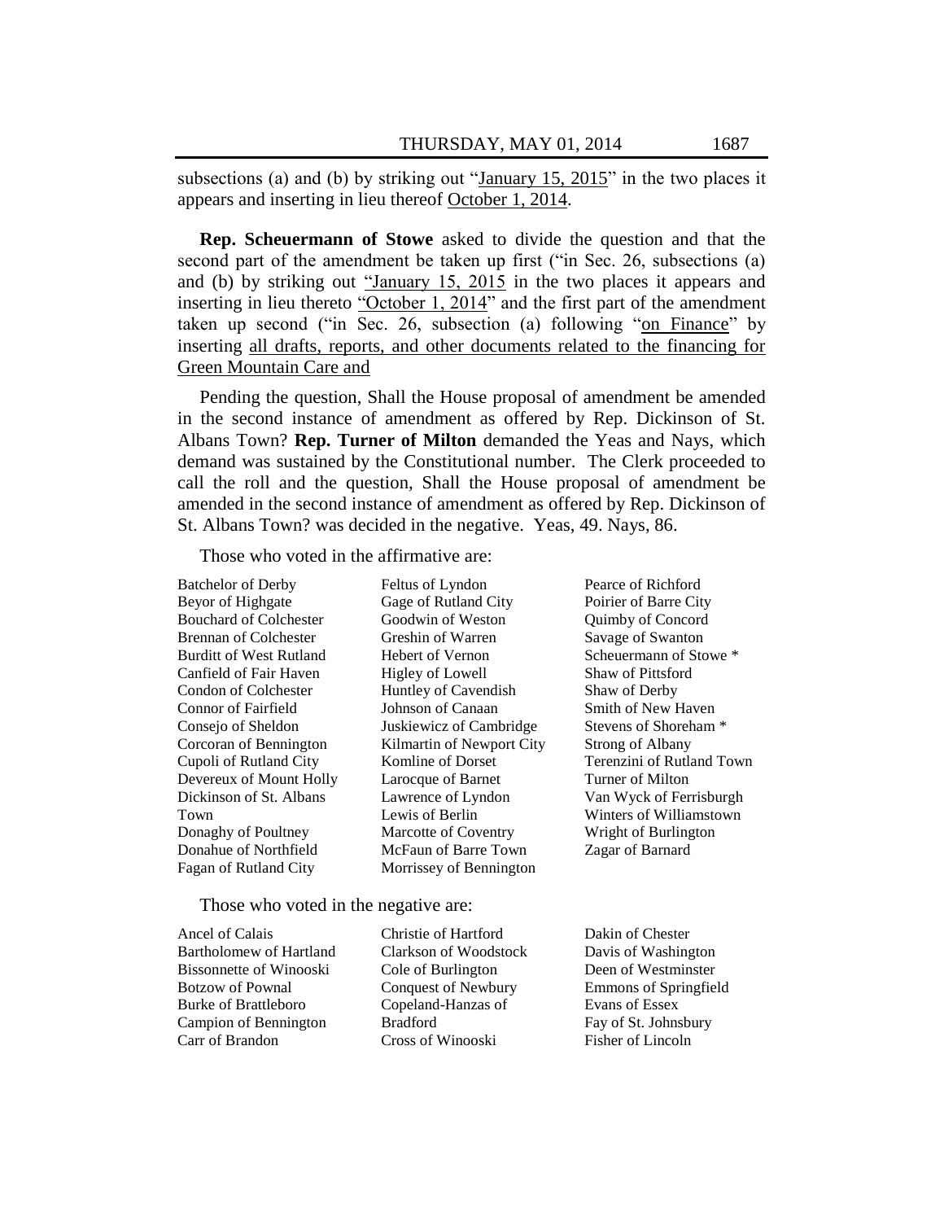subsections (a) and (b) by striking out "January 15, 2015" in the two places it appears and inserting in lieu thereof October 1, 2014.

**Rep. Scheuermann of Stowe** asked to divide the question and that the second part of the amendment be taken up first ("in Sec. 26, subsections (a) and (b) by striking out "January 15, 2015 in the two places it appears and inserting in lieu thereto "October 1, 2014" and the first part of the amendment taken up second ("in Sec. 26, subsection (a) following "on Finance" by inserting all drafts, reports, and other documents related to the financing for Green Mountain Care and

Pending the question, Shall the House proposal of amendment be amended in the second instance of amendment as offered by Rep. Dickinson of St. Albans Town? **Rep. Turner of Milton** demanded the Yeas and Nays, which demand was sustained by the Constitutional number. The Clerk proceeded to call the roll and the question, Shall the House proposal of amendment be amended in the second instance of amendment as offered by Rep. Dickinson of St. Albans Town? was decided in the negative. Yeas, 49. Nays, 86.

Those who voted in the affirmative are:

Batchelor of Derby
Beyor of Highgate
Bouchard of Colchester
Brennan of Colchester
Burditt of West Rutland
Canfield of Fair Haven
Condon of Colchester
Connor of Fairfield
Consejo of Sheldon
Corcoran of Bennington
Cupoli of Rutland City
Devereux of Mount Holly
Dickinson of St. Albans Town
Donaghy of Poultney
Donahue of Northfield
Fagan of Rutland City
Feltus of Lyndon
Gage of Rutland City
Goodwin of Weston
Greshin of Warren
Hebert of Vernon
Higley of Lowell
Huntley of Cavendish
Johnson of Canaan
Juskiewicz of Cambridge
Kilmartin of Newport City
Komline of Dorset
Larocque of Barnet
Lawrence of Lyndon
Lewis of Berlin
Marcotte of Coventry
McFaun of Barre Town
Morrissey of Bennington
Pearce of Richford
Poirier of Barre City
Quimby of Concord
Savage of Swanton
Scheuermann of Stowe *
Shaw of Pittsford
Shaw of Derby
Smith of New Haven
Stevens of Shoreham *
Strong of Albany
Terenzini of Rutland Town
Turner of Milton
Van Wyck of Ferrisburgh
Winters of Williamstown
Wright of Burlington
Zagar of Barnard

Those who voted in the negative are:

Ancel of Calais
Bartholomew of Hartland
Bissonnette of Winooski
Botzow of Pownal
Burke of Brattleboro
Campion of Bennington
Carr of Brandon
Christie of Hartford
Clarkson of Woodstock
Cole of Burlington
Conquest of Newbury
Copeland-Hanzas of Bradford
Cross of Winooski
Dakin of Chester
Davis of Washington
Deen of Westminster
Emmons of Springfield
Evans of Essex
Fay of St. Johnsbury
Fisher of Lincoln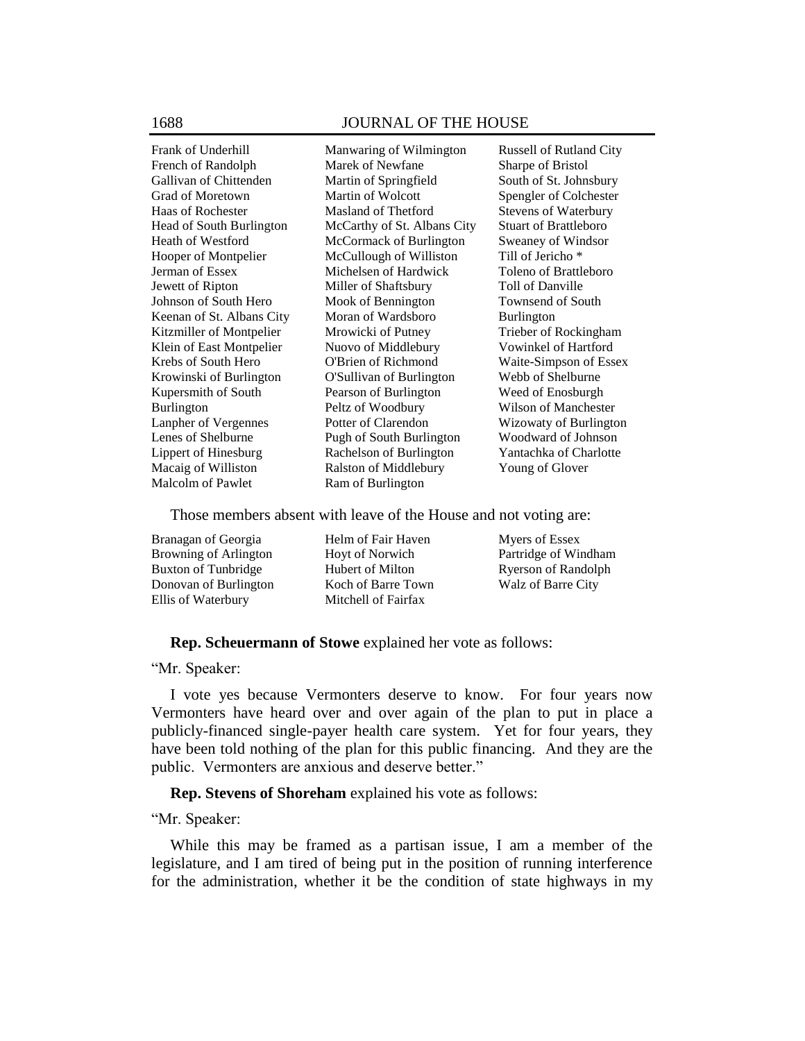Frank of Underhill
French of Randolph
Gallivan of Chittenden
Grad of Moretown
Haas of Rochester
Head of South Burlington
Heath of Westford
Hooper of Montpelier
Jerman of Essex
Jewett of Ripton
Johnson of South Hero
Keenan of St. Albans City
Kitzmiller of Montpelier
Klein of East Montpelier
Krebs of South Hero
Krowinski of Burlington
Kupersmith of South Burlington
Lanpher of Vergennes
Lenes of Shelburne
Lippert of Hinesburg
Macaig of Williston
Malcolm of Pawlet
Manwaring of Wilmington
Marek of Newfane
Martin of Springfield
Martin of Wolcott
Masland of Thetford
McCarthy of St. Albans City
McCormack of Burlington
McCullough of Williston
Michelsen of Hardwick
Miller of Shaftsbury
Mook of Bennington
Moran of Wardsboro
Mrowicki of Putney
Nuovo of Middlebury
O'Brien of Richmond
O'Sullivan of Burlington
Pearson of Burlington
Peltz of Woodbury
Potter of Clarendon
Pugh of South Burlington
Rachelson of Burlington
Ralston of Middlebury
Ram of Burlington
Russell of Rutland City
Sharpe of Bristol
South of St. Johnsbury
Spengler of Colchester
Stevens of Waterbury
Stuart of Brattleboro
Sweaney of Windsor
Till of Jericho *
Toleno of Brattleboro
Toll of Danville
Townsend of South Burlington
Trieber of Rockingham
Vowinkel of Hartford
Waite-Simpson of Essex
Webb of Shelburne
Weed of Enosburgh
Wilson of Manchester
Wizowaty of Burlington
Woodward of Johnson
Yantachka of Charlotte
Young of Glover

Those members absent with leave of the House and not voting are:

Branagan of Georgia
Browning of Arlington
Buxton of Tunbridge
Donovan of Burlington
Ellis of Waterbury
Helm of Fair Haven
Hoyt of Norwich
Hubert of Milton
Koch of Barre Town
Mitchell of Fairfax
Myers of Essex
Partridge of Windham
Ryerson of Randolph
Walz of Barre City

**Rep. Scheuermann of Stowe** explained her vote as follows:

"Mr. Speaker:

I vote yes because Vermonters deserve to know. For four years now Vermonters have heard over and over again of the plan to put in place a publicly-financed single-payer health care system. Yet for four years, they have been told nothing of the plan for this public financing. And they are the public. Vermonters are anxious and deserve better."

**Rep. Stevens of Shoreham** explained his vote as follows:

"Mr. Speaker:

While this may be framed as a partisan issue, I am a member of the legislature, and I am tired of being put in the position of running interference for the administration, whether it be the condition of state highways in my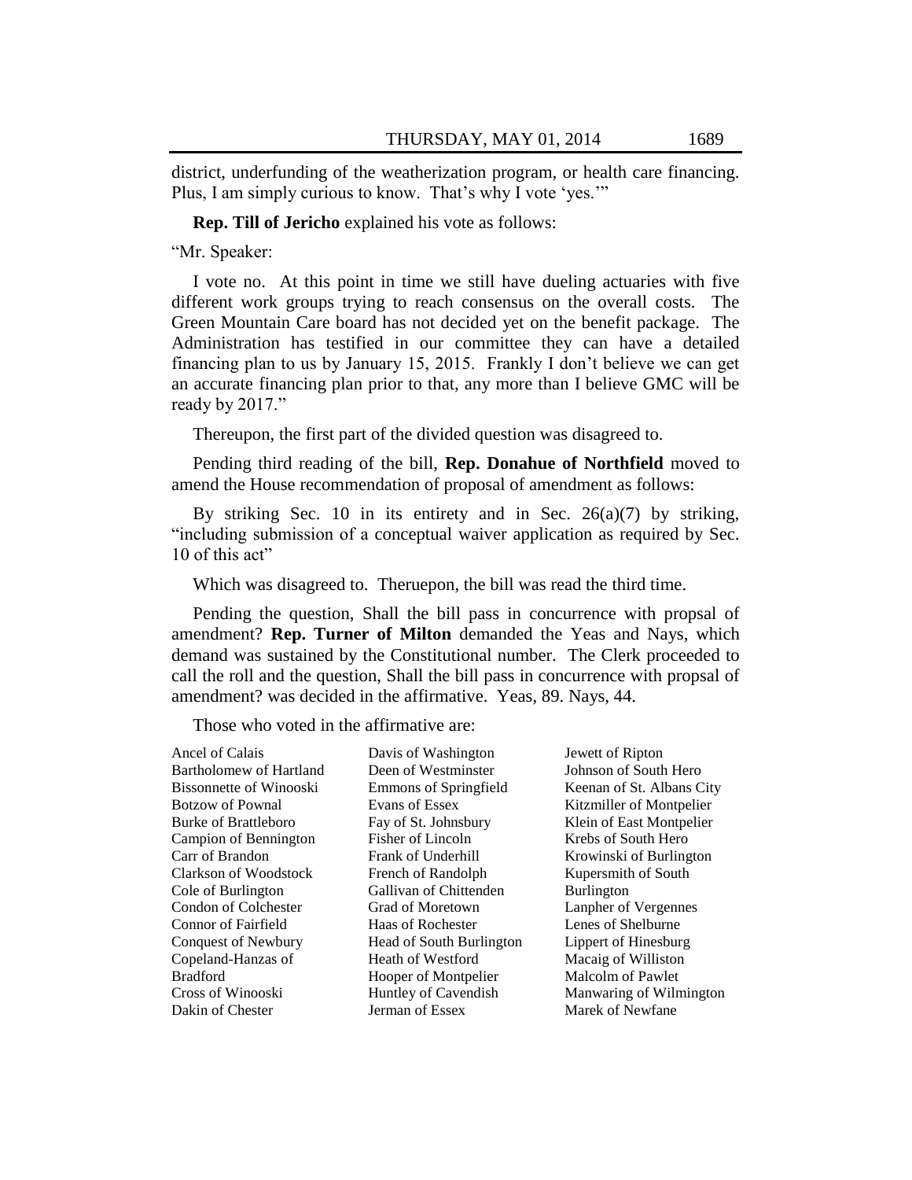district, underfunding of the weatherization program, or health care financing. Plus, I am simply curious to know. That's why I vote 'yes.'"

**Rep. Till of Jericho** explained his vote as follows:

"Mr. Speaker:

I vote no. At this point in time we still have dueling actuaries with five different work groups trying to reach consensus on the overall costs. The Green Mountain Care board has not decided yet on the benefit package. The Administration has testified in our committee they can have a detailed financing plan to us by January 15, 2015. Frankly I don't believe we can get an accurate financing plan prior to that, any more than I believe GMC will be ready by 2017."

Thereupon, the first part of the divided question was disagreed to.

Pending third reading of the bill, **Rep. Donahue of Northfield** moved to amend the House recommendation of proposal of amendment as follows:

By striking Sec. 10 in its entirety and in Sec. 26(a)(7) by striking, "including submission of a conceptual waiver application as required by Sec. 10 of this act"

Which was disagreed to. Theruepon, the bill was read the third time.

Pending the question, Shall the bill pass in concurrence with propsal of amendment? **Rep. Turner of Milton** demanded the Yeas and Nays, which demand was sustained by the Constitutional number. The Clerk proceeded to call the roll and the question, Shall the bill pass in concurrence with propsal of amendment? was decided in the affirmative. Yeas, 89. Nays, 44.

Those who voted in the affirmative are:

Ancel of Calais
Bartholomew of Hartland
Bissonnette of Winooski
Botzow of Pownal
Burke of Brattleboro
Campion of Bennington
Carr of Brandon
Clarkson of Woodstock
Cole of Burlington
Condon of Colchester
Connor of Fairfield
Conquest of Newbury
Copeland-Hanzas of Bradford
Cross of Winooski
Dakin of Chester
Davis of Washington
Deen of Westminster
Emmons of Springfield
Evans of Essex
Fay of St. Johnsbury
Fisher of Lincoln
Frank of Underhill
French of Randolph
Gallivan of Chittenden
Grad of Moretown
Haas of Rochester
Head of South Burlington
Heath of Westford
Hooper of Montpelier
Huntley of Cavendish
Jerman of Essex
Jewett of Ripton
Johnson of South Hero
Keenan of St. Albans City
Kitzmiller of Montpelier
Klein of East Montpelier
Krebs of South Hero
Krowinski of Burlington
Kupersmith of South Burlington
Lanpher of Vergennes
Lenes of Shelburne
Lippert of Hinesburg
Macaig of Williston
Malcolm of Pawlet
Manwaring of Wilmington
Marek of Newfane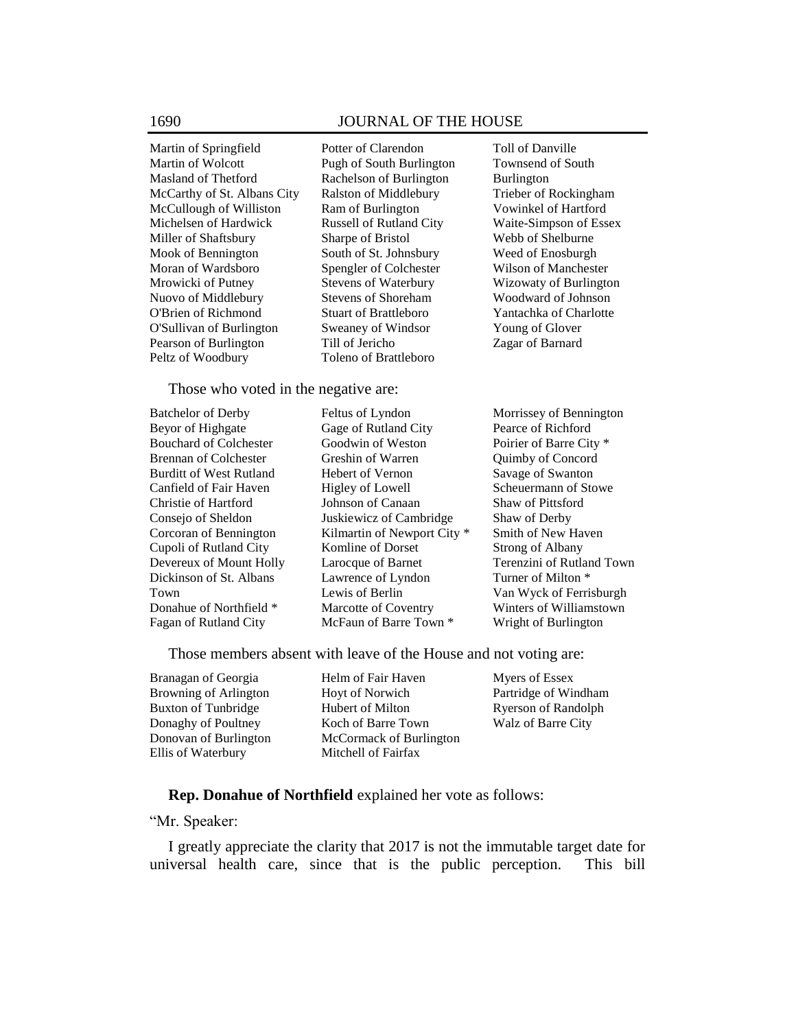Martin of Springfield
Martin of Wolcott
Masland of Thetford
McCarthy of St. Albans City
McCullough of Williston
Michelsen of Hardwick
Miller of Shaftsbury
Mook of Bennington
Moran of Wardsboro
Mrowicki of Putney
Nuovo of Middlebury
O'Brien of Richmond
O'Sullivan of Burlington
Pearson of Burlington
Peltz of Woodbury
Potter of Clarendon
Pugh of South Burlington
Rachelson of Burlington
Ralston of Middlebury
Ram of Burlington
Russell of Rutland City
Sharpe of Bristol
South of St. Johnsbury
Spengler of Colchester
Stevens of Waterbury
Stevens of Shoreham
Stuart of Brattleboro
Sweaney of Windsor
Till of Jericho
Toleno of Brattleboro
Toll of Danville
Townsend of South Burlington
Trieber of Rockingham
Vowinkel of Hartford
Waite-Simpson of Essex
Webb of Shelburne
Weed of Enosburgh
Wilson of Manchester
Wizowaty of Burlington
Woodward of Johnson
Yantachka of Charlotte
Young of Glover
Zagar of Barnard

Those who voted in the negative are:

Batchelor of Derby
Beyor of Highgate
Bouchard of Colchester
Brennan of Colchester
Burditt of West Rutland
Canfield of Fair Haven
Christie of Hartford
Consejo of Sheldon
Corcoran of Bennington
Cupoli of Rutland City
Devereux of Mount Holly
Dickinson of St. Albans Town
Donahue of Northfield *
Fagan of Rutland City
Feltus of Lyndon
Gage of Rutland City
Goodwin of Weston
Greshin of Warren
Hebert of Vernon
Higley of Lowell
Johnson of Canaan
Juskiewicz of Cambridge
Kilmartin of Newport City *
Komline of Dorset
Larocque of Barnet
Lawrence of Lyndon
Lewis of Berlin
Marcotte of Coventry
McFaun of Barre Town *
Morrissey of Bennington
Pearce of Richford
Poirier of Barre City *
Quimby of Concord
Savage of Swanton
Scheuermann of Stowe
Shaw of Pittsford
Shaw of Derby
Smith of New Haven
Strong of Albany
Terenzini of Rutland Town
Turner of Milton *
Van Wyck of Ferrisburgh
Winters of Williamstown
Wright of Burlington

Those members absent with leave of the House and not voting are:

Branagan of Georgia
Browning of Arlington
Buxton of Tunbridge
Donaghy of Poultney
Donovan of Burlington
Ellis of Waterbury
Helm of Fair Haven
Hoyt of Norwich
Hubert of Milton
Koch of Barre Town
McCormack of Burlington
Mitchell of Fairfax
Myers of Essex
Partridge of Windham
Ryerson of Randolph
Walz of Barre City

**Rep. Donahue of Northfield** explained her vote as follows:

"Mr. Speaker:

I greatly appreciate the clarity that 2017 is not the immutable target date for universal health care, since that is the public perception. This bill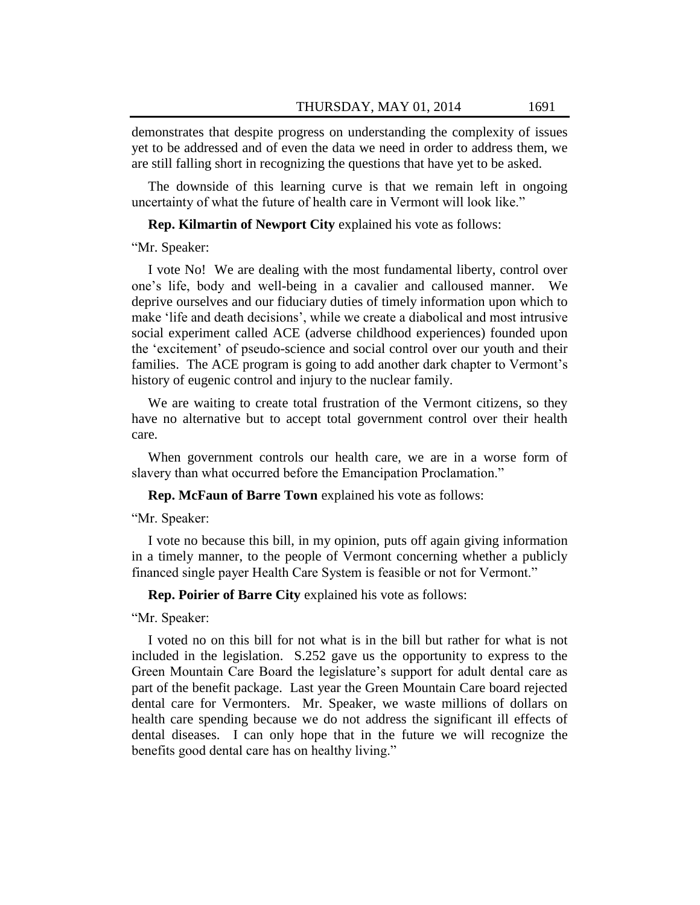demonstrates that despite progress on understanding the complexity of issues yet to be addressed and of even the data we need in order to address them, we are still falling short in recognizing the questions that have yet to be asked.

The downside of this learning curve is that we remain left in ongoing uncertainty of what the future of health care in Vermont will look like."

**Rep. Kilmartin of Newport City** explained his vote as follows:

"Mr. Speaker:

I vote No! We are dealing with the most fundamental liberty, control over one's life, body and well-being in a cavalier and calloused manner. We deprive ourselves and our fiduciary duties of timely information upon which to make 'life and death decisions', while we create a diabolical and most intrusive social experiment called ACE (adverse childhood experiences) founded upon the 'excitement' of pseudo-science and social control over our youth and their families. The ACE program is going to add another dark chapter to Vermont's history of eugenic control and injury to the nuclear family.

We are waiting to create total frustration of the Vermont citizens, so they have no alternative but to accept total government control over their health care.

When government controls our health care, we are in a worse form of slavery than what occurred before the Emancipation Proclamation."

**Rep. McFaun of Barre Town** explained his vote as follows:

"Mr. Speaker:

I vote no because this bill, in my opinion, puts off again giving information in a timely manner, to the people of Vermont concerning whether a publicly financed single payer Health Care System is feasible or not for Vermont."

**Rep. Poirier of Barre City** explained his vote as follows:

"Mr. Speaker:

I voted no on this bill for not what is in the bill but rather for what is not included in the legislation. S.252 gave us the opportunity to express to the Green Mountain Care Board the legislature's support for adult dental care as part of the benefit package. Last year the Green Mountain Care board rejected dental care for Vermonters. Mr. Speaker, we waste millions of dollars on health care spending because we do not address the significant ill effects of dental diseases. I can only hope that in the future we will recognize the benefits good dental care has on healthy living."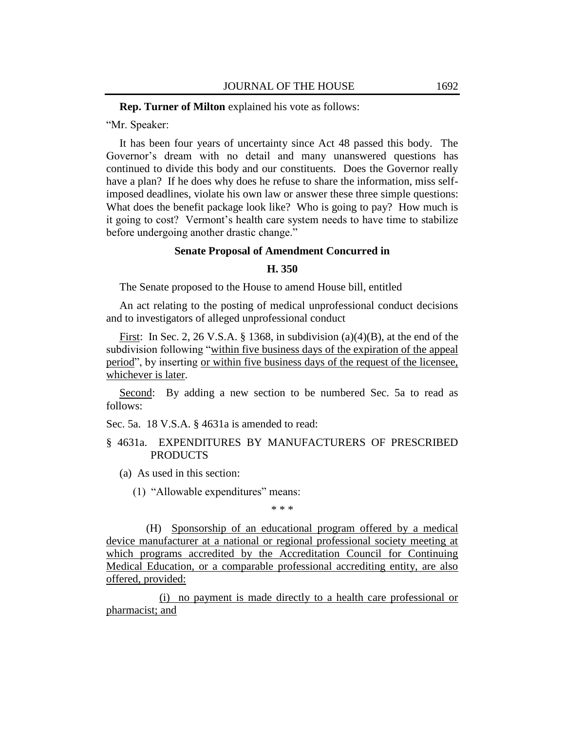**Rep. Turner of Milton** explained his vote as follows:

"Mr. Speaker:

It has been four years of uncertainty since Act 48 passed this body. The Governor's dream with no detail and many unanswered questions has continued to divide this body and our constituents. Does the Governor really have a plan? If he does why does he refuse to share the information, miss self-imposed deadlines, violate his own law or answer these three simple questions: What does the benefit package look like? Who is going to pay? How much is it going to cost? Vermont's health care system needs to have time to stabilize before undergoing another drastic change."

**Senate Proposal of Amendment Concurred in**

**H. 350**

The Senate proposed to the House to amend House bill, entitled

An act relating to the posting of medical unprofessional conduct decisions and to investigators of alleged unprofessional conduct

First: In Sec. 2, 26 V.S.A. § 1368, in subdivision (a)(4)(B), at the end of the subdivision following "within five business days of the expiration of the appeal period", by inserting or within five business days of the request of the licensee, whichever is later.

Second: By adding a new section to be numbered Sec. 5a to read as follows:

Sec. 5a. 18 V.S.A. § 4631a is amended to read:

§ 4631a. EXPENDITURES BY MANUFACTURERS OF PRESCRIBED PRODUCTS

(a) As used in this section:

(1) "Allowable expenditures" means:

\* \* \*

(H) Sponsorship of an educational program offered by a medical device manufacturer at a national or regional professional society meeting at which programs accredited by the Accreditation Council for Continuing Medical Education, or a comparable professional accrediting entity, are also offered, provided:

(i) no payment is made directly to a health care professional or pharmacist; and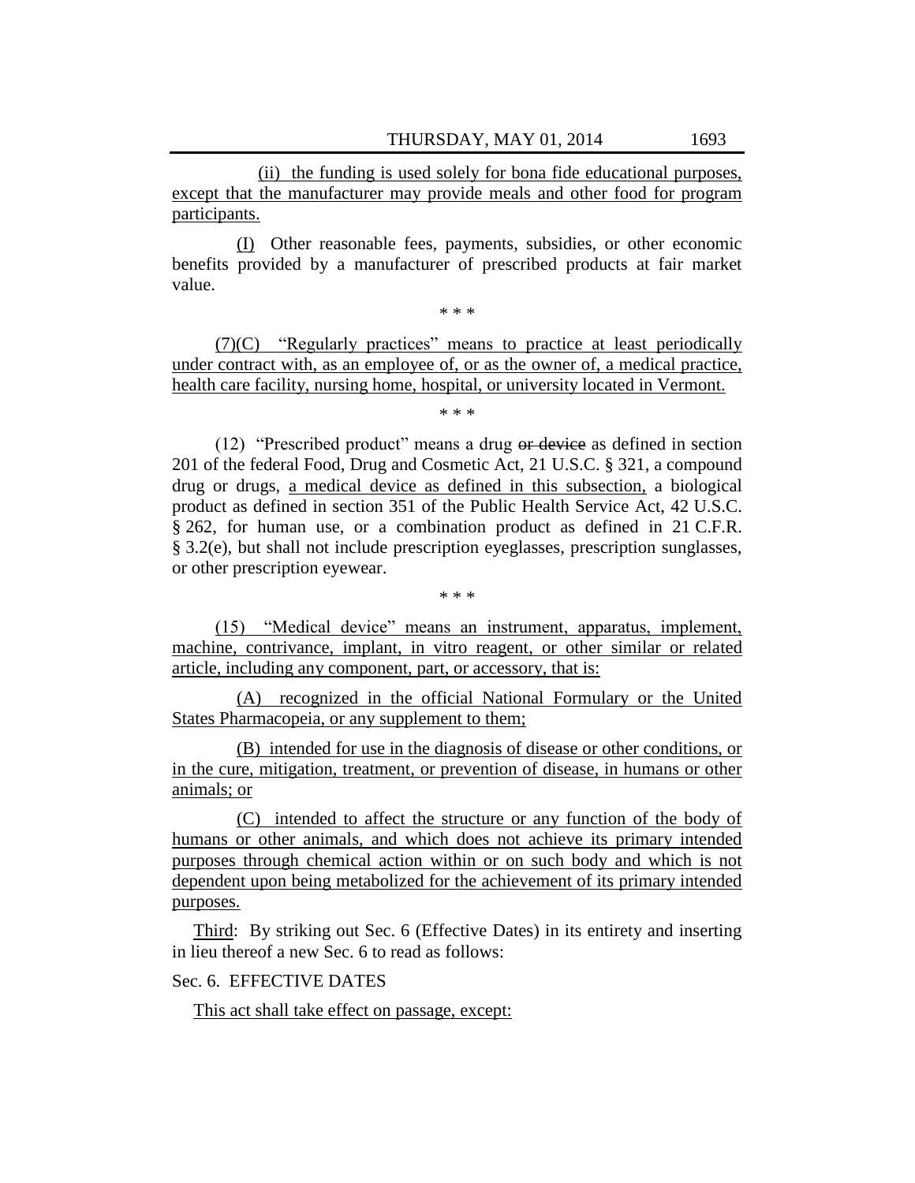(ii) the funding is used solely for bona fide educational purposes, except that the manufacturer may provide meals and other food for program participants.

(I) Other reasonable fees, payments, subsidies, or other economic benefits provided by a manufacturer of prescribed products at fair market value.

\* \* \*

(7)(C) "Regularly practices" means to practice at least periodically under contract with, as an employee of, or as the owner of, a medical practice, health care facility, nursing home, hospital, or university located in Vermont.

\* \* \*

(12) "Prescribed product" means a drug ~~or device~~ as defined in section 201 of the federal Food, Drug and Cosmetic Act, 21 U.S.C. § 321, a compound drug or drugs, a medical device as defined in this subsection, a biological product as defined in section 351 of the Public Health Service Act, 42 U.S.C. § 262, for human use, or a combination product as defined in 21 C.F.R. § 3.2(e), but shall not include prescription eyeglasses, prescription sunglasses, or other prescription eyewear.

\* \* \*

(15) "Medical device" means an instrument, apparatus, implement, machine, contrivance, implant, in vitro reagent, or other similar or related article, including any component, part, or accessory, that is:

(A) recognized in the official National Formulary or the United States Pharmacopeia, or any supplement to them;

(B) intended for use in the diagnosis of disease or other conditions, or in the cure, mitigation, treatment, or prevention of disease, in humans or other animals; or

(C) intended to affect the structure or any function of the body of humans or other animals, and which does not achieve its primary intended purposes through chemical action within or on such body and which is not dependent upon being metabolized for the achievement of its primary intended purposes.

Third: By striking out Sec. 6 (Effective Dates) in its entirety and inserting in lieu thereof a new Sec. 6 to read as follows:

Sec. 6. EFFECTIVE DATES

This act shall take effect on passage, except: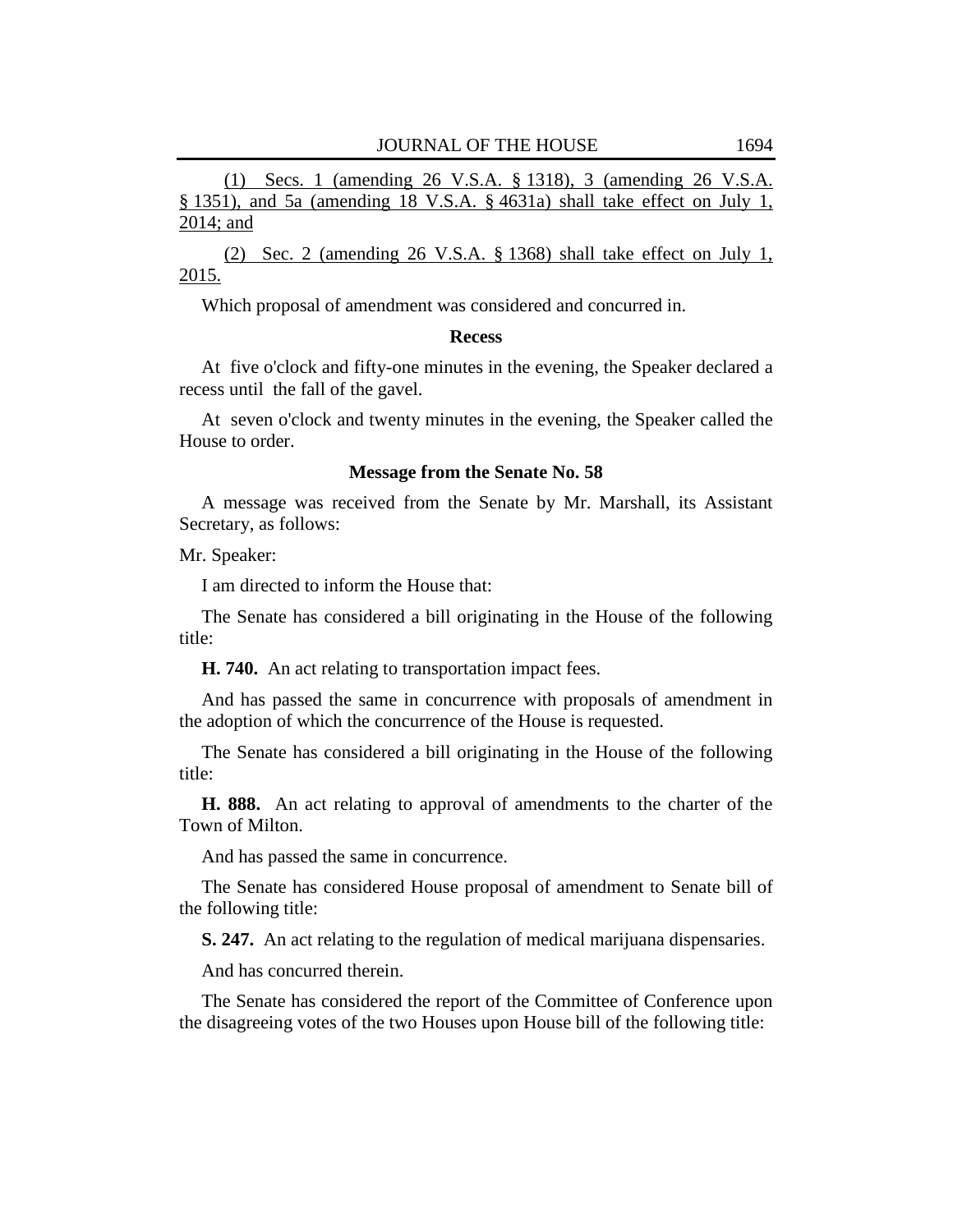(1) Secs. 1 (amending 26 V.S.A. § 1318), 3 (amending 26 V.S.A. § 1351), and 5a (amending 18 V.S.A. § 4631a) shall take effect on July 1, 2014; and

(2) Sec. 2 (amending 26 V.S.A. § 1368) shall take effect on July 1, 2015.

Which proposal of amendment was considered and concurred in.

**Recess**

At five o'clock and fifty-one minutes in the evening, the Speaker declared a recess until the fall of the gavel.

At seven o'clock and twenty minutes in the evening, the Speaker called the House to order.

**Message from the Senate No. 58**

A message was received from the Senate by Mr. Marshall, its Assistant Secretary, as follows:

Mr. Speaker:

I am directed to inform the House that:

The Senate has considered a bill originating in the House of the following title:

**H. 740.** An act relating to transportation impact fees.

And has passed the same in concurrence with proposals of amendment in the adoption of which the concurrence of the House is requested.

The Senate has considered a bill originating in the House of the following title:

**H. 888.** An act relating to approval of amendments to the charter of the Town of Milton.

And has passed the same in concurrence.

The Senate has considered House proposal of amendment to Senate bill of the following title:

**S. 247.** An act relating to the regulation of medical marijuana dispensaries.

And has concurred therein.

The Senate has considered the report of the Committee of Conference upon the disagreeing votes of the two Houses upon House bill of the following title: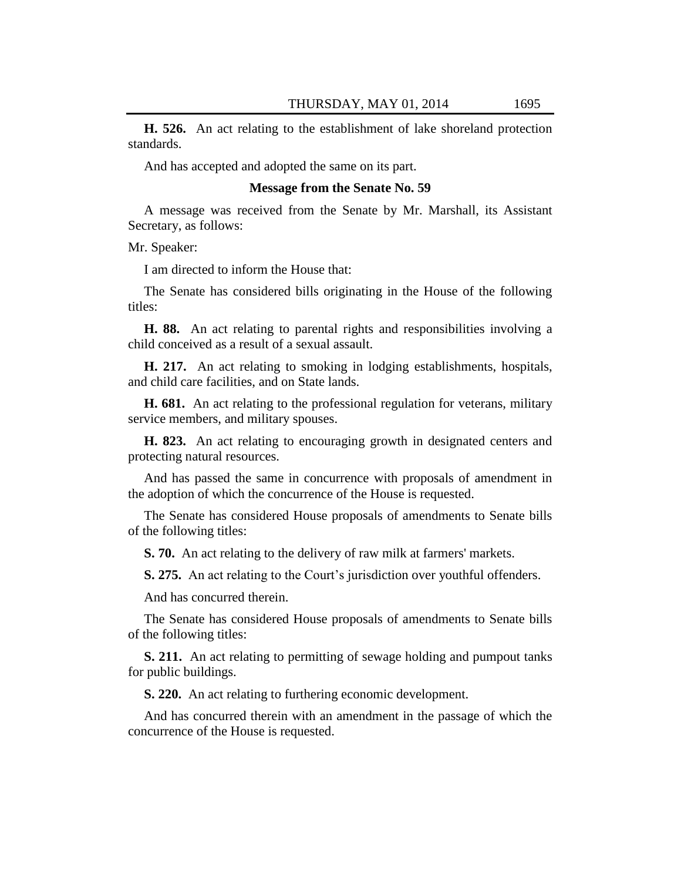**H. 526.** An act relating to the establishment of lake shoreland protection standards.

And has accepted and adopted the same on its part.

### Message from the Senate No. 59

A message was received from the Senate by Mr. Marshall, its Assistant Secretary, as follows:

Mr. Speaker:

I am directed to inform the House that:

The Senate has considered bills originating in the House of the following titles:

**H. 88.** An act relating to parental rights and responsibilities involving a child conceived as a result of a sexual assault.

**H. 217.** An act relating to smoking in lodging establishments, hospitals, and child care facilities, and on State lands.

**H. 681.** An act relating to the professional regulation for veterans, military service members, and military spouses.

**H. 823.** An act relating to encouraging growth in designated centers and protecting natural resources.

And has passed the same in concurrence with proposals of amendment in the adoption of which the concurrence of the House is requested.

The Senate has considered House proposals of amendments to Senate bills of the following titles:

**S. 70.** An act relating to the delivery of raw milk at farmers' markets.

**S. 275.** An act relating to the Court's jurisdiction over youthful offenders.

And has concurred therein.

The Senate has considered House proposals of amendments to Senate bills of the following titles:

**S. 211.** An act relating to permitting of sewage holding and pumpout tanks for public buildings.

**S. 220.** An act relating to furthering economic development.

And has concurred therein with an amendment in the passage of which the concurrence of the House is requested.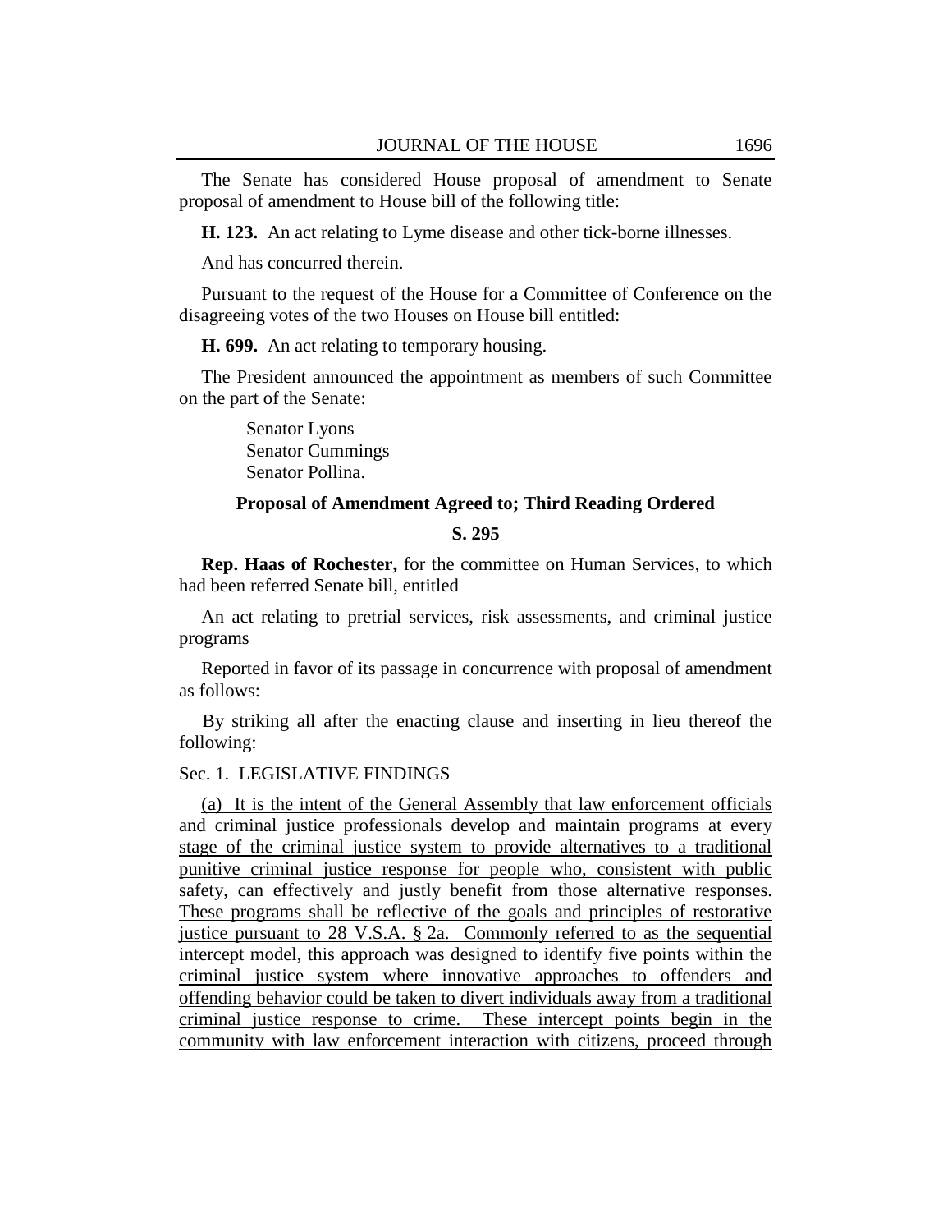The Senate has considered House proposal of amendment to Senate proposal of amendment to House bill of the following title:

**H. 123.** An act relating to Lyme disease and other tick-borne illnesses.

And has concurred therein.

Pursuant to the request of the House for a Committee of Conference on the disagreeing votes of the two Houses on House bill entitled:

**H. 699.** An act relating to temporary housing.

The President announced the appointment as members of such Committee on the part of the Senate:

Senator Lyons
Senator Cummings
Senator Pollina.

**Proposal of Amendment Agreed to; Third Reading Ordered**

**S. 295**

**Rep. Haas of Rochester,** for the committee on Human Services, to which had been referred Senate bill, entitled

An act relating to pretrial services, risk assessments, and criminal justice programs

Reported in favor of its passage in concurrence with proposal of amendment as follows:

By striking all after the enacting clause and inserting in lieu thereof the following:

Sec. 1. LEGISLATIVE FINDINGS

(a) It is the intent of the General Assembly that law enforcement officials and criminal justice professionals develop and maintain programs at every stage of the criminal justice system to provide alternatives to a traditional punitive criminal justice response for people who, consistent with public safety, can effectively and justly benefit from those alternative responses. These programs shall be reflective of the goals and principles of restorative justice pursuant to 28 V.S.A. § 2a. Commonly referred to as the sequential intercept model, this approach was designed to identify five points within the criminal justice system where innovative approaches to offenders and offending behavior could be taken to divert individuals away from a traditional criminal justice response to crime. These intercept points begin in the community with law enforcement interaction with citizens, proceed through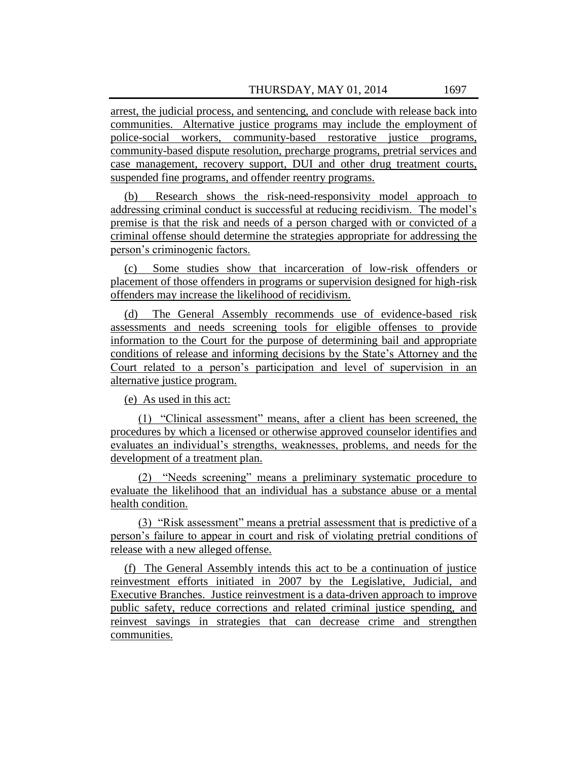arrest, the judicial process, and sentencing, and conclude with release back into communities. Alternative justice programs may include the employment of police-social workers, community-based restorative justice programs, community-based dispute resolution, precharge programs, pretrial services and case management, recovery support, DUI and other drug treatment courts, suspended fine programs, and offender reentry programs.

(b) Research shows the risk-need-responsivity model approach to addressing criminal conduct is successful at reducing recidivism. The model's premise is that the risk and needs of a person charged with or convicted of a criminal offense should determine the strategies appropriate for addressing the person's criminogenic factors.

(c) Some studies show that incarceration of low-risk offenders or placement of those offenders in programs or supervision designed for high-risk offenders may increase the likelihood of recidivism.

(d) The General Assembly recommends use of evidence-based risk assessments and needs screening tools for eligible offenses to provide information to the Court for the purpose of determining bail and appropriate conditions of release and informing decisions by the State's Attorney and the Court related to a person's participation and level of supervision in an alternative justice program.

(e) As used in this act:

(1) "Clinical assessment" means, after a client has been screened, the procedures by which a licensed or otherwise approved counselor identifies and evaluates an individual's strengths, weaknesses, problems, and needs for the development of a treatment plan.

(2) "Needs screening" means a preliminary systematic procedure to evaluate the likelihood that an individual has a substance abuse or a mental health condition.

(3) "Risk assessment" means a pretrial assessment that is predictive of a person's failure to appear in court and risk of violating pretrial conditions of release with a new alleged offense.

(f) The General Assembly intends this act to be a continuation of justice reinvestment efforts initiated in 2007 by the Legislative, Judicial, and Executive Branches. Justice reinvestment is a data-driven approach to improve public safety, reduce corrections and related criminal justice spending, and reinvest savings in strategies that can decrease crime and strengthen communities.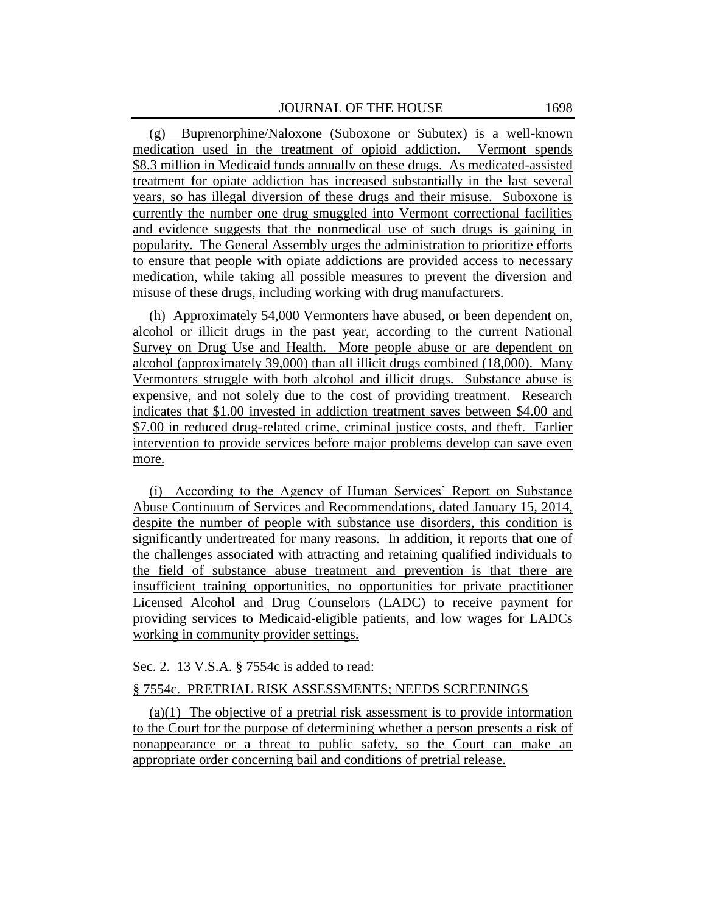(g) Buprenorphine/Naloxone (Suboxone or Subutex) is a well-known medication used in the treatment of opioid addiction. Vermont spends $8.3 million in Medicaid funds annually on these drugs. As medicated-assisted treatment for opiate addiction has increased substantially in the last several years, so has illegal diversion of these drugs and their misuse. Suboxone is currently the number one drug smuggled into Vermont correctional facilities and evidence suggests that the nonmedical use of such drugs is gaining in popularity. The General Assembly urges the administration to prioritize efforts to ensure that people with opiate addictions are provided access to necessary medication, while taking all possible measures to prevent the diversion and misuse of these drugs, including working with drug manufacturers.

(h) Approximately 54,000 Vermonters have abused, or been dependent on, alcohol or illicit drugs in the past year, according to the current National Survey on Drug Use and Health. More people abuse or are dependent on alcohol (approximately 39,000) than all illicit drugs combined (18,000). Many Vermonters struggle with both alcohol and illicit drugs. Substance abuse is expensive, and not solely due to the cost of providing treatment. Research indicates that $1.00 invested in addiction treatment saves between $4.00 and $7.00 in reduced drug-related crime, criminal justice costs, and theft. Earlier intervention to provide services before major problems develop can save even more.

(i) According to the Agency of Human Services' Report on Substance Abuse Continuum of Services and Recommendations, dated January 15, 2014, despite the number of people with substance use disorders, this condition is significantly undertreated for many reasons. In addition, it reports that one of the challenges associated with attracting and retaining qualified individuals to the field of substance abuse treatment and prevention is that there are insufficient training opportunities, no opportunities for private practitioner Licensed Alcohol and Drug Counselors (LADC) to receive payment for providing services to Medicaid-eligible patients, and low wages for LADCs working in community provider settings.

Sec. 2. 13 V.S.A. § 7554c is added to read:

§ 7554c. PRETRIAL RISK ASSESSMENTS; NEEDS SCREENINGS

(a)(1) The objective of a pretrial risk assessment is to provide information to the Court for the purpose of determining whether a person presents a risk of nonappearance or a threat to public safety, so the Court can make an appropriate order concerning bail and conditions of pretrial release.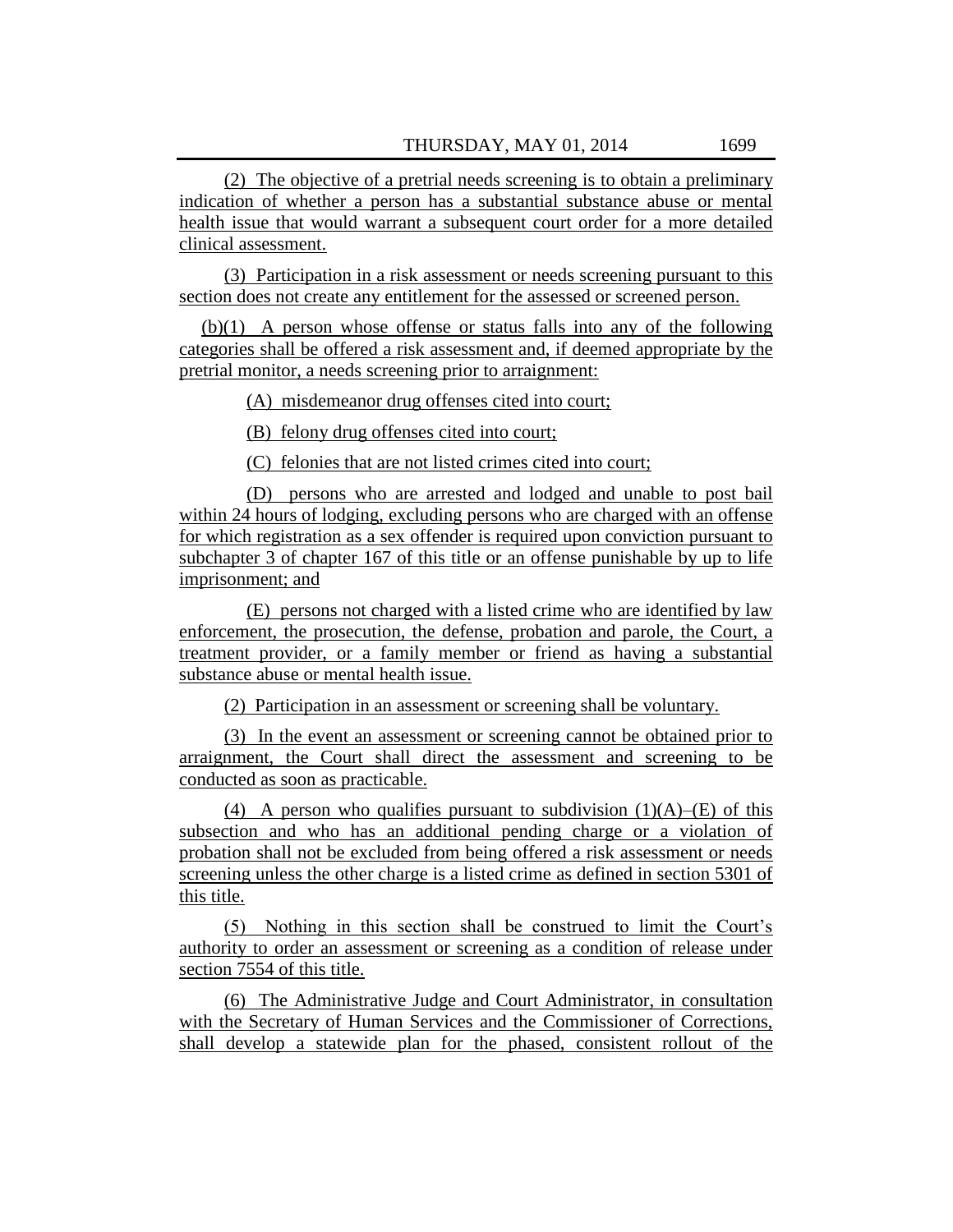(2) The objective of a pretrial needs screening is to obtain a preliminary indication of whether a person has a substantial substance abuse or mental health issue that would warrant a subsequent court order for a more detailed clinical assessment.

(3) Participation in a risk assessment or needs screening pursuant to this section does not create any entitlement for the assessed or screened person.

(b)(1) A person whose offense or status falls into any of the following categories shall be offered a risk assessment and, if deemed appropriate by the pretrial monitor, a needs screening prior to arraignment:

(A) misdemeanor drug offenses cited into court;

(B) felony drug offenses cited into court;

(C) felonies that are not listed crimes cited into court;

(D) persons who are arrested and lodged and unable to post bail within 24 hours of lodging, excluding persons who are charged with an offense for which registration as a sex offender is required upon conviction pursuant to subchapter 3 of chapter 167 of this title or an offense punishable by up to life imprisonment; and

(E) persons not charged with a listed crime who are identified by law enforcement, the prosecution, the defense, probation and parole, the Court, a treatment provider, or a family member or friend as having a substantial substance abuse or mental health issue.

(2) Participation in an assessment or screening shall be voluntary.

(3) In the event an assessment or screening cannot be obtained prior to arraignment, the Court shall direct the assessment and screening to be conducted as soon as practicable.

(4) A person who qualifies pursuant to subdivision (1)(A)–(E) of this subsection and who has an additional pending charge or a violation of probation shall not be excluded from being offered a risk assessment or needs screening unless the other charge is a listed crime as defined in section 5301 of this title.

(5) Nothing in this section shall be construed to limit the Court's authority to order an assessment or screening as a condition of release under section 7554 of this title.

(6) The Administrative Judge and Court Administrator, in consultation with the Secretary of Human Services and the Commissioner of Corrections, shall develop a statewide plan for the phased, consistent rollout of the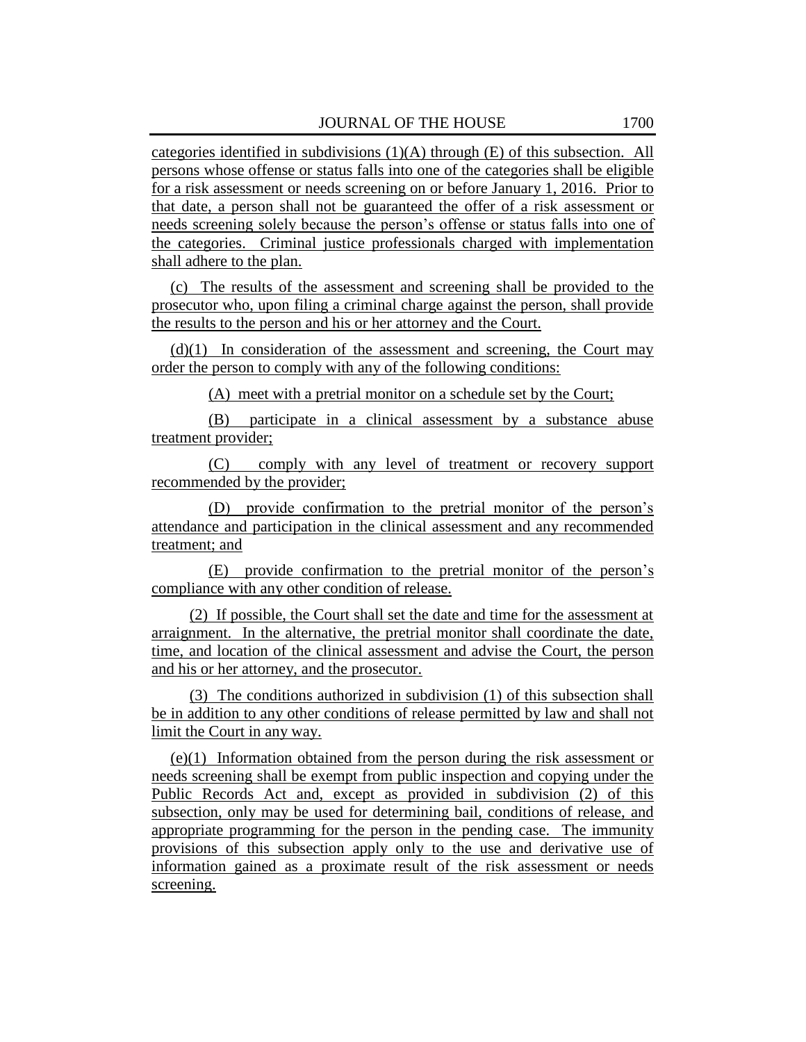categories identified in subdivisions (1)(A) through (E) of this subsection. All persons whose offense or status falls into one of the categories shall be eligible for a risk assessment or needs screening on or before January 1, 2016. Prior to that date, a person shall not be guaranteed the offer of a risk assessment or needs screening solely because the person's offense or status falls into one of the categories. Criminal justice professionals charged with implementation shall adhere to the plan.

(c) The results of the assessment and screening shall be provided to the prosecutor who, upon filing a criminal charge against the person, shall provide the results to the person and his or her attorney and the Court.

(d)(1) In consideration of the assessment and screening, the Court may order the person to comply with any of the following conditions:

(A) meet with a pretrial monitor on a schedule set by the Court;

(B) participate in a clinical assessment by a substance abuse treatment provider;

(C) comply with any level of treatment or recovery support recommended by the provider;

(D) provide confirmation to the pretrial monitor of the person's attendance and participation in the clinical assessment and any recommended treatment; and

(E) provide confirmation to the pretrial monitor of the person's compliance with any other condition of release.

(2) If possible, the Court shall set the date and time for the assessment at arraignment. In the alternative, the pretrial monitor shall coordinate the date, time, and location of the clinical assessment and advise the Court, the person and his or her attorney, and the prosecutor.

(3) The conditions authorized in subdivision (1) of this subsection shall be in addition to any other conditions of release permitted by law and shall not limit the Court in any way.

(e)(1) Information obtained from the person during the risk assessment or needs screening shall be exempt from public inspection and copying under the Public Records Act and, except as provided in subdivision (2) of this subsection, only may be used for determining bail, conditions of release, and appropriate programming for the person in the pending case. The immunity provisions of this subsection apply only to the use and derivative use of information gained as a proximate result of the risk assessment or needs screening.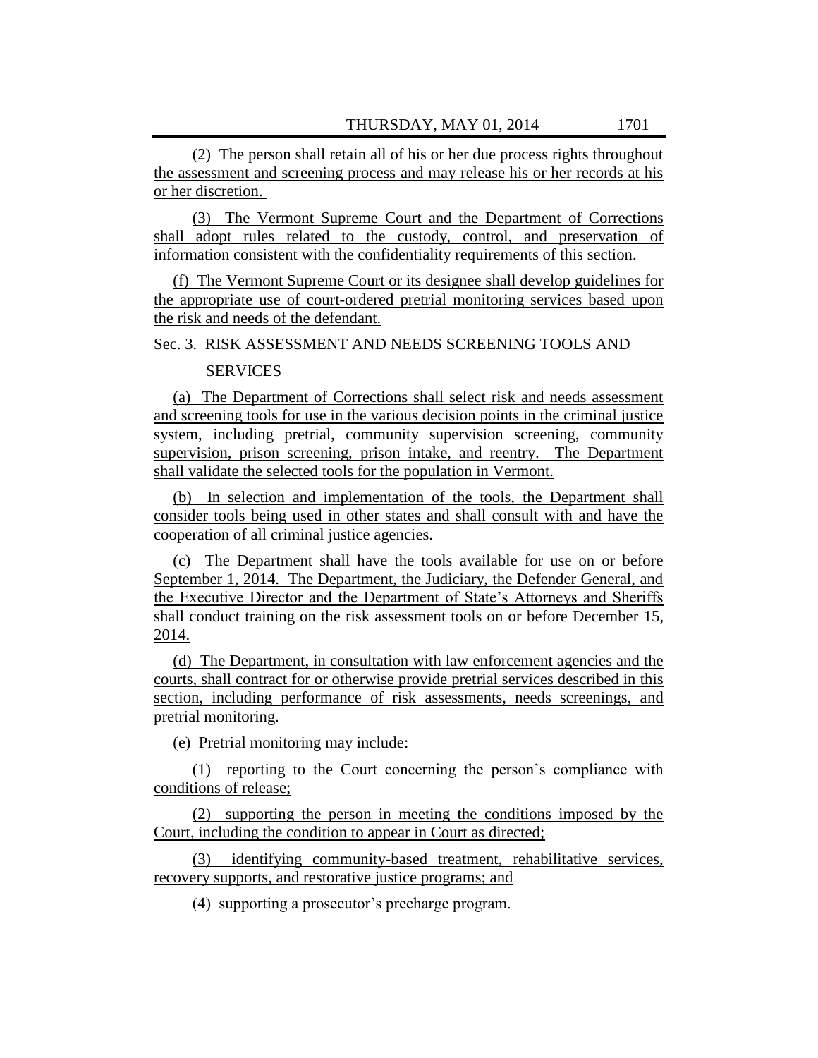(2) The person shall retain all of his or her due process rights throughout the assessment and screening process and may release his or her records at his or her discretion.

(3) The Vermont Supreme Court and the Department of Corrections shall adopt rules related to the custody, control, and preservation of information consistent with the confidentiality requirements of this section.

(f) The Vermont Supreme Court or its designee shall develop guidelines for the appropriate use of court-ordered pretrial monitoring services based upon the risk and needs of the defendant.

Sec. 3. RISK ASSESSMENT AND NEEDS SCREENING TOOLS AND SERVICES

(a) The Department of Corrections shall select risk and needs assessment and screening tools for use in the various decision points in the criminal justice system, including pretrial, community supervision screening, community supervision, prison screening, prison intake, and reentry. The Department shall validate the selected tools for the population in Vermont.

(b) In selection and implementation of the tools, the Department shall consider tools being used in other states and shall consult with and have the cooperation of all criminal justice agencies.

(c) The Department shall have the tools available for use on or before September 1, 2014. The Department, the Judiciary, the Defender General, and the Executive Director and the Department of State's Attorneys and Sheriffs shall conduct training on the risk assessment tools on or before December 15, 2014.

(d) The Department, in consultation with law enforcement agencies and the courts, shall contract for or otherwise provide pretrial services described in this section, including performance of risk assessments, needs screenings, and pretrial monitoring.

(e) Pretrial monitoring may include:

(1) reporting to the Court concerning the person's compliance with conditions of release;

(2) supporting the person in meeting the conditions imposed by the Court, including the condition to appear in Court as directed;

(3) identifying community-based treatment, rehabilitative services, recovery supports, and restorative justice programs; and

(4) supporting a prosecutor's precharge program.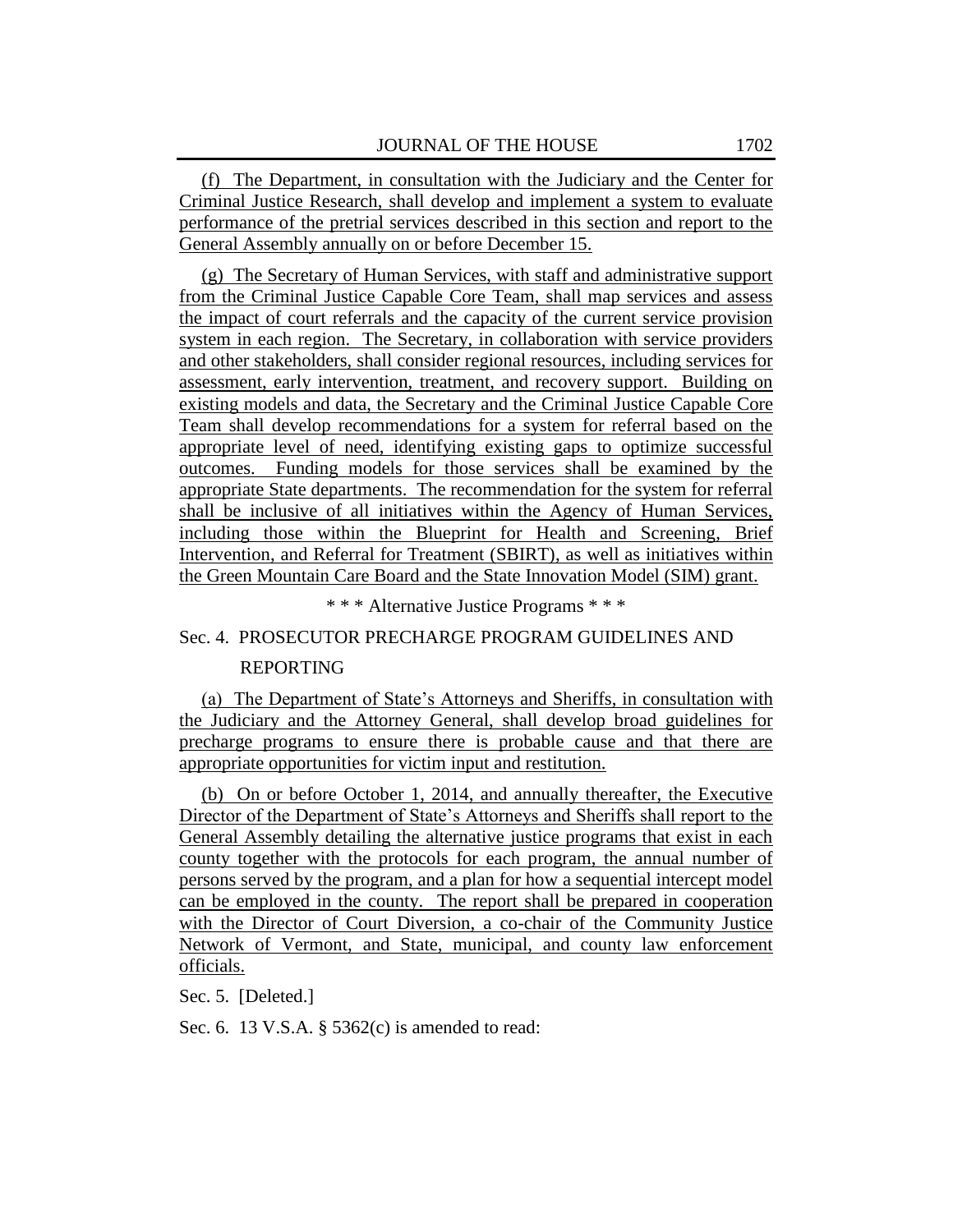(f) The Department, in consultation with the Judiciary and the Center for Criminal Justice Research, shall develop and implement a system to evaluate performance of the pretrial services described in this section and report to the General Assembly annually on or before December 15.

(g) The Secretary of Human Services, with staff and administrative support from the Criminal Justice Capable Core Team, shall map services and assess the impact of court referrals and the capacity of the current service provision system in each region. The Secretary, in collaboration with service providers and other stakeholders, shall consider regional resources, including services for assessment, early intervention, treatment, and recovery support. Building on existing models and data, the Secretary and the Criminal Justice Capable Core Team shall develop recommendations for a system for referral based on the appropriate level of need, identifying existing gaps to optimize successful outcomes. Funding models for those services shall be examined by the appropriate State departments. The recommendation for the system for referral shall be inclusive of all initiatives within the Agency of Human Services, including those within the Blueprint for Health and Screening, Brief Intervention, and Referral for Treatment (SBIRT), as well as initiatives within the Green Mountain Care Board and the State Innovation Model (SIM) grant.

\* \* \* Alternative Justice Programs \* \* \*

Sec. 4. PROSECUTOR PRECHARGE PROGRAM GUIDELINES AND REPORTING

(a) The Department of State's Attorneys and Sheriffs, in consultation with the Judiciary and the Attorney General, shall develop broad guidelines for precharge programs to ensure there is probable cause and that there are appropriate opportunities for victim input and restitution.

(b) On or before October 1, 2014, and annually thereafter, the Executive Director of the Department of State's Attorneys and Sheriffs shall report to the General Assembly detailing the alternative justice programs that exist in each county together with the protocols for each program, the annual number of persons served by the program, and a plan for how a sequential intercept model can be employed in the county. The report shall be prepared in cooperation with the Director of Court Diversion, a co-chair of the Community Justice Network of Vermont, and State, municipal, and county law enforcement officials.

Sec. 5. [Deleted.]

Sec. 6. 13 V.S.A. § 5362(c) is amended to read: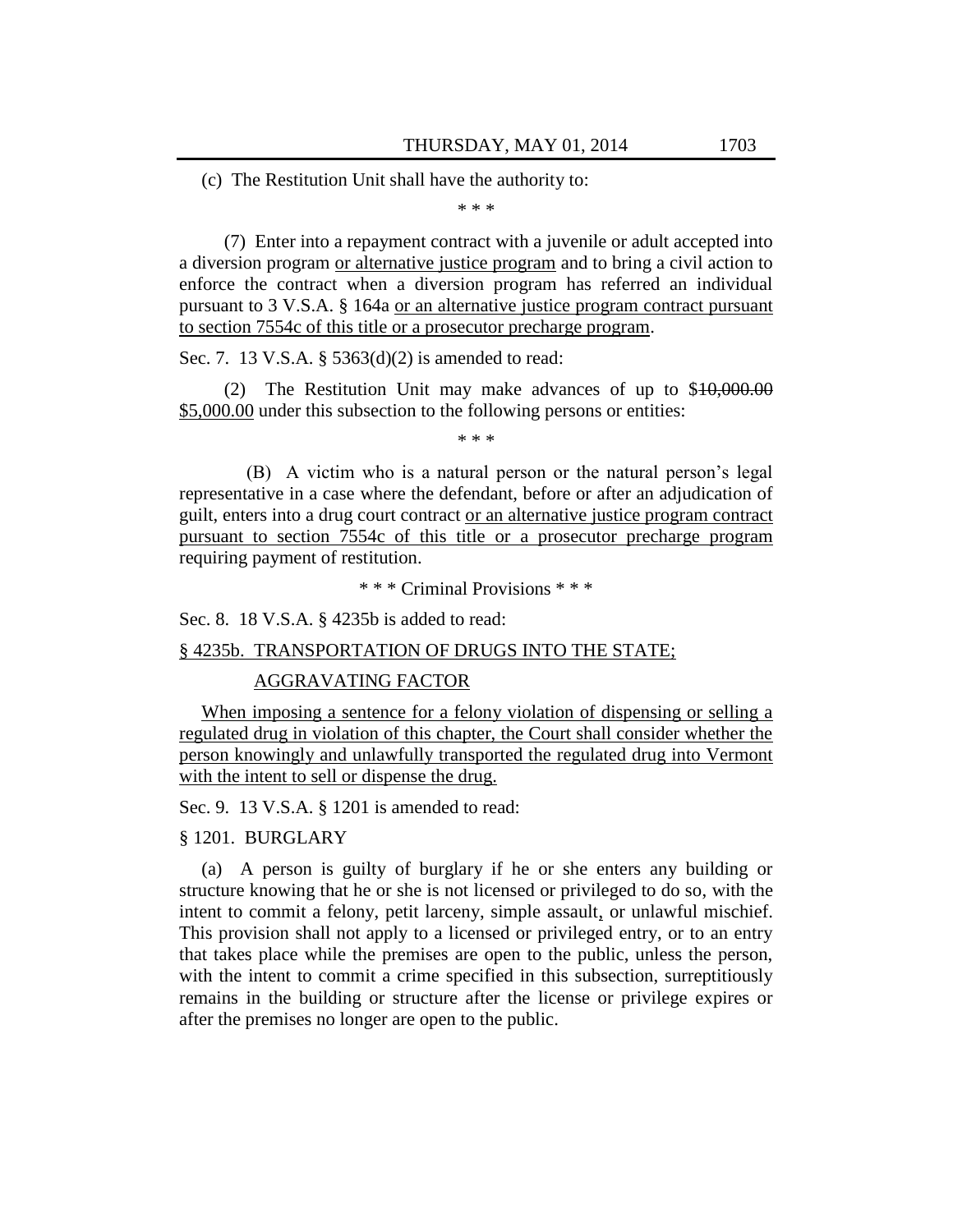(c) The Restitution Unit shall have the authority to:

\* \* \*

(7) Enter into a repayment contract with a juvenile or adult accepted into a diversion program <u>or alternative justice program</u> and to bring a civil action to enforce the contract when a diversion program has referred an individual pursuant to 3 V.S.A. § 164a <u>or an alternative justice program contract pursuant to section 7554c of this title or a prosecutor precharge program</u>.

Sec. 7. 13 V.S.A. § 5363(d)(2) is amended to read:

(2) The Restitution Unit may make advances of up to ~~$10,000.00~~ <u>$5,000.00</u> under this subsection to the following persons or entities:

\* \* \*

(B) A victim who is a natural person or the natural person's legal representative in a case where the defendant, before or after an adjudication of guilt, enters into a drug court contract <u>or an alternative justice program contract pursuant to section 7554c of this title or a prosecutor precharge program</u> requiring payment of restitution.

\* \* \* Criminal Provisions \* \* \*

Sec. 8. 18 V.S.A. § 4235b is added to read:

<u>§ 4235b. TRANSPORTATION OF DRUGS INTO THE STATE;</u>

<u>AGGRAVATING FACTOR</u>

<u>When imposing a sentence for a felony violation of dispensing or selling a regulated drug in violation of this chapter, the Court shall consider whether the person knowingly and unlawfully transported the regulated drug into Vermont with the intent to sell or dispense the drug.</u>

Sec. 9. 13 V.S.A. § 1201 is amended to read:

§ 1201. BURGLARY

(a) A person is guilty of burglary if he or she enters any building or structure knowing that he or she is not licensed or privileged to do so, with the intent to commit a felony, petit larceny, simple assault<u>,</u> or unlawful mischief. This provision shall not apply to a licensed or privileged entry, or to an entry that takes place while the premises are open to the public, unless the person, with the intent to commit a crime specified in this subsection, surreptitiously remains in the building or structure after the license or privilege expires or after the premises no longer are open to the public.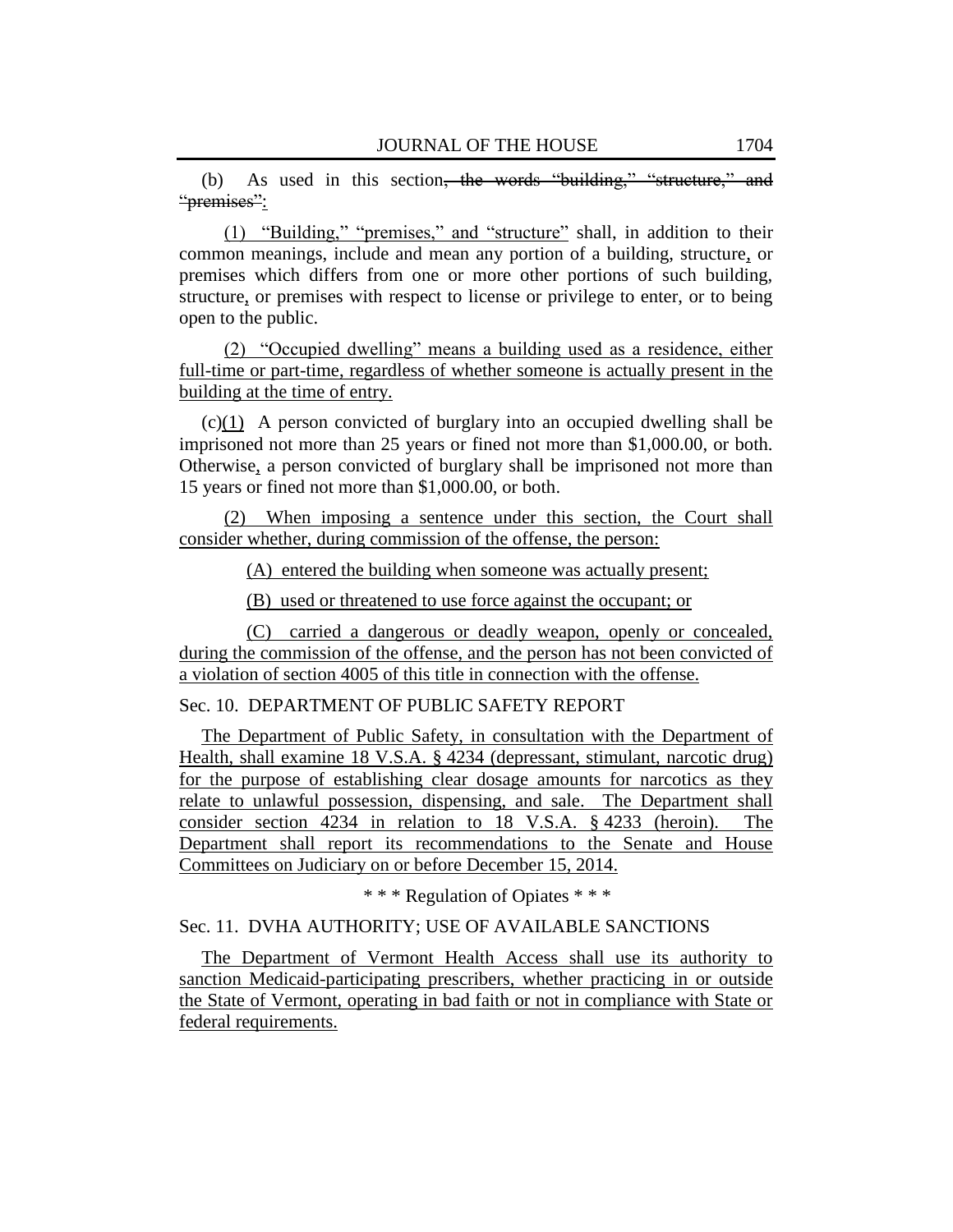(b) As used in this section~~, the words "building," "structure," and "premises"~~:

(1) "Building," "premises," and "structure" shall, in addition to their common meanings, include and mean any portion of a building, structure, or premises which differs from one or more other portions of such building, structure, or premises with respect to license or privilege to enter, or to being open to the public.

(2) "Occupied dwelling" means a building used as a residence, either full-time or part-time, regardless of whether someone is actually present in the building at the time of entry.

(c)(1) A person convicted of burglary into an occupied dwelling shall be imprisoned not more than 25 years or fined not more than $1,000.00, or both. Otherwise, a person convicted of burglary shall be imprisoned not more than 15 years or fined not more than $1,000.00, or both.

(2) When imposing a sentence under this section, the Court shall consider whether, during commission of the offense, the person:

(A) entered the building when someone was actually present;

(B) used or threatened to use force against the occupant; or

(C) carried a dangerous or deadly weapon, openly or concealed, during the commission of the offense, and the person has not been convicted of a violation of section 4005 of this title in connection with the offense.

Sec. 10. DEPARTMENT OF PUBLIC SAFETY REPORT

The Department of Public Safety, in consultation with the Department of Health, shall examine 18 V.S.A. § 4234 (depressant, stimulant, narcotic drug) for the purpose of establishing clear dosage amounts for narcotics as they relate to unlawful possession, dispensing, and sale. The Department shall consider section 4234 in relation to 18 V.S.A. § 4233 (heroin). The Department shall report its recommendations to the Senate and House Committees on Judiciary on or before December 15, 2014.

\* \* \* Regulation of Opiates \* \* \*

Sec. 11. DVHA AUTHORITY; USE OF AVAILABLE SANCTIONS

The Department of Vermont Health Access shall use its authority to sanction Medicaid-participating prescribers, whether practicing in or outside the State of Vermont, operating in bad faith or not in compliance with State or federal requirements.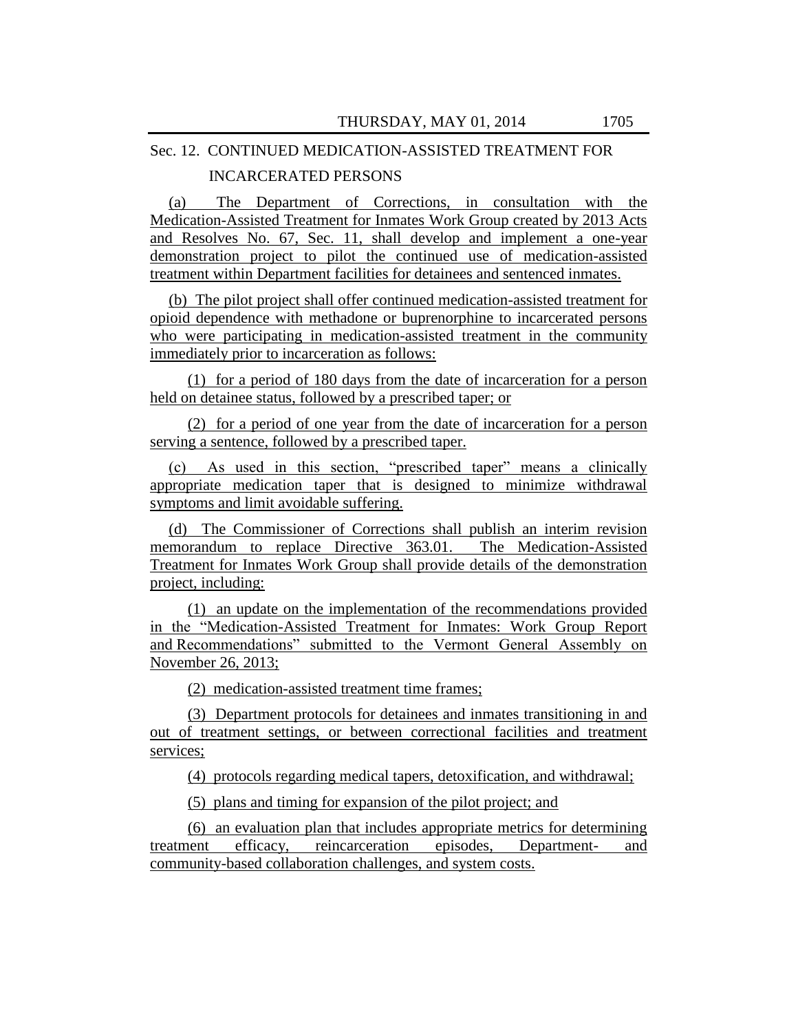Sec. 12. CONTINUED MEDICATION-ASSISTED TREATMENT FOR INCARCERATED PERSONS

(a) The Department of Corrections, in consultation with the Medication-Assisted Treatment for Inmates Work Group created by 2013 Acts and Resolves No. 67, Sec. 11, shall develop and implement a one-year demonstration project to pilot the continued use of medication-assisted treatment within Department facilities for detainees and sentenced inmates.

(b) The pilot project shall offer continued medication-assisted treatment for opioid dependence with methadone or buprenorphine to incarcerated persons who were participating in medication-assisted treatment in the community immediately prior to incarceration as follows:

(1) for a period of 180 days from the date of incarceration for a person held on detainee status, followed by a prescribed taper; or

(2) for a period of one year from the date of incarceration for a person serving a sentence, followed by a prescribed taper.

(c) As used in this section, "prescribed taper" means a clinically appropriate medication taper that is designed to minimize withdrawal symptoms and limit avoidable suffering.

(d) The Commissioner of Corrections shall publish an interim revision memorandum to replace Directive 363.01. The Medication-Assisted Treatment for Inmates Work Group shall provide details of the demonstration project, including:

(1) an update on the implementation of the recommendations provided in the "Medication-Assisted Treatment for Inmates: Work Group Report and Recommendations" submitted to the Vermont General Assembly on November 26, 2013;

(2) medication-assisted treatment time frames;

(3) Department protocols for detainees and inmates transitioning in and out of treatment settings, or between correctional facilities and treatment services;

(4) protocols regarding medical tapers, detoxification, and withdrawal;

(5) plans and timing for expansion of the pilot project; and

(6) an evaluation plan that includes appropriate metrics for determining treatment efficacy, reincarceration episodes, Department- and community-based collaboration challenges, and system costs.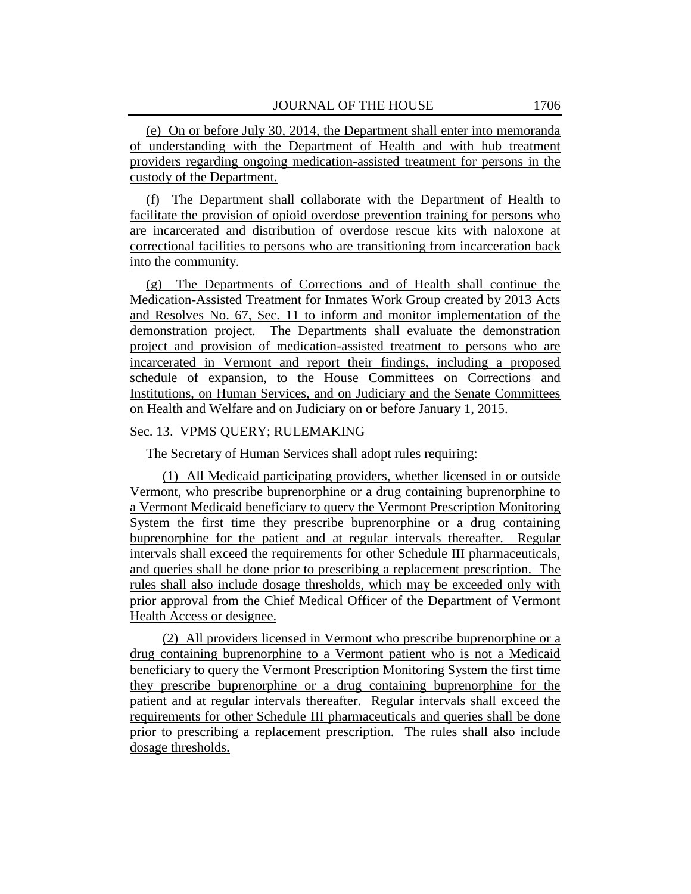(e) On or before July 30, 2014, the Department shall enter into memoranda of understanding with the Department of Health and with hub treatment providers regarding ongoing medication-assisted treatment for persons in the custody of the Department.

(f) The Department shall collaborate with the Department of Health to facilitate the provision of opioid overdose prevention training for persons who are incarcerated and distribution of overdose rescue kits with naloxone at correctional facilities to persons who are transitioning from incarceration back into the community.

(g) The Departments of Corrections and of Health shall continue the Medication-Assisted Treatment for Inmates Work Group created by 2013 Acts and Resolves No. 67, Sec. 11 to inform and monitor implementation of the demonstration project. The Departments shall evaluate the demonstration project and provision of medication-assisted treatment to persons who are incarcerated in Vermont and report their findings, including a proposed schedule of expansion, to the House Committees on Corrections and Institutions, on Human Services, and on Judiciary and the Senate Committees on Health and Welfare and on Judiciary on or before January 1, 2015.

Sec. 13. VPMS QUERY; RULEMAKING

The Secretary of Human Services shall adopt rules requiring:

(1) All Medicaid participating providers, whether licensed in or outside Vermont, who prescribe buprenorphine or a drug containing buprenorphine to a Vermont Medicaid beneficiary to query the Vermont Prescription Monitoring System the first time they prescribe buprenorphine or a drug containing buprenorphine for the patient and at regular intervals thereafter. Regular intervals shall exceed the requirements for other Schedule III pharmaceuticals, and queries shall be done prior to prescribing a replacement prescription. The rules shall also include dosage thresholds, which may be exceeded only with prior approval from the Chief Medical Officer of the Department of Vermont Health Access or designee.

(2) All providers licensed in Vermont who prescribe buprenorphine or a drug containing buprenorphine to a Vermont patient who is not a Medicaid beneficiary to query the Vermont Prescription Monitoring System the first time they prescribe buprenorphine or a drug containing buprenorphine for the patient and at regular intervals thereafter. Regular intervals shall exceed the requirements for other Schedule III pharmaceuticals and queries shall be done prior to prescribing a replacement prescription. The rules shall also include dosage thresholds.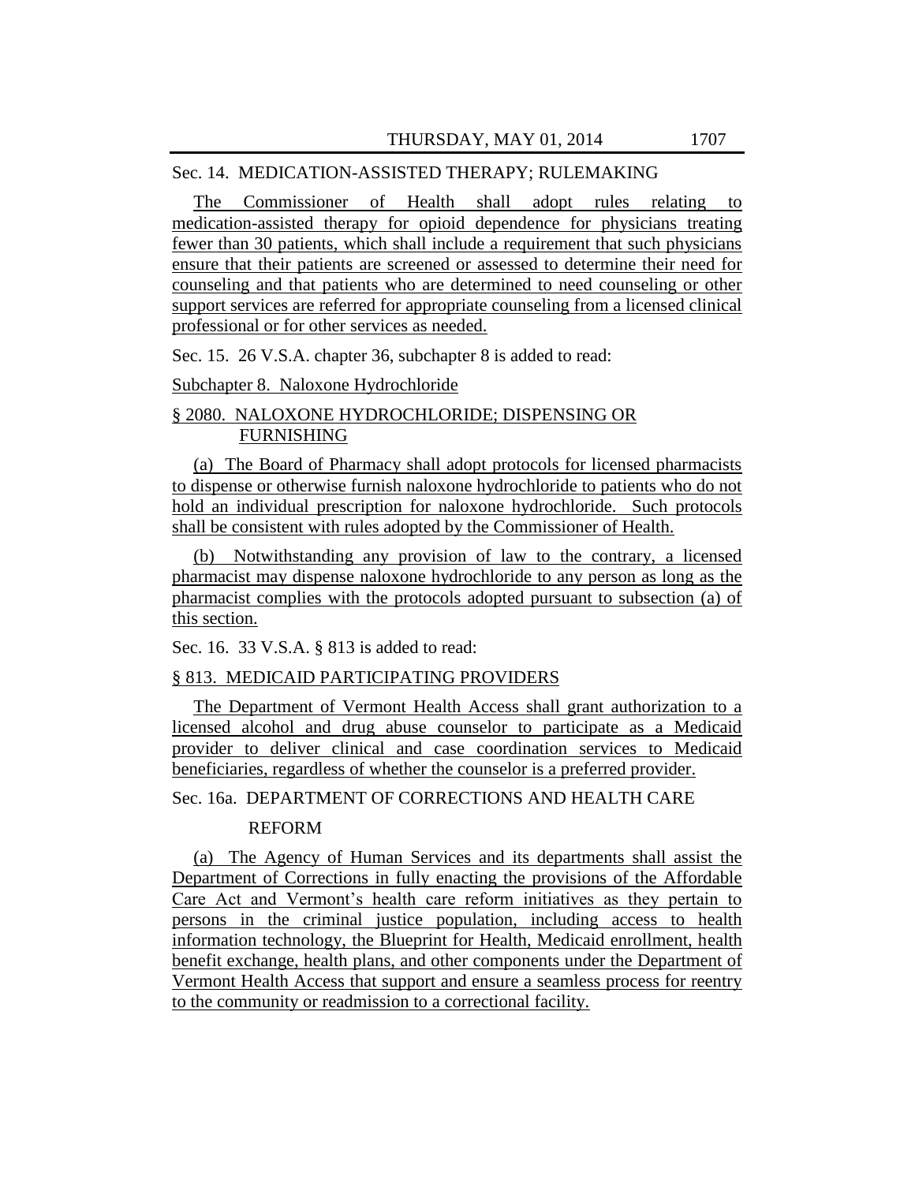Sec. 14. MEDICATION-ASSISTED THERAPY; RULEMAKING

The Commissioner of Health shall adopt rules relating to medication-assisted therapy for opioid dependence for physicians treating fewer than 30 patients, which shall include a requirement that such physicians ensure that their patients are screened or assessed to determine their need for counseling and that patients who are determined to need counseling or other support services are referred for appropriate counseling from a licensed clinical professional or for other services as needed.

Sec. 15. 26 V.S.A. chapter 36, subchapter 8 is added to read:

Subchapter 8. Naloxone Hydrochloride

§ 2080. NALOXONE HYDROCHLORIDE; DISPENSING OR FURNISHING

(a) The Board of Pharmacy shall adopt protocols for licensed pharmacists to dispense or otherwise furnish naloxone hydrochloride to patients who do not hold an individual prescription for naloxone hydrochloride. Such protocols shall be consistent with rules adopted by the Commissioner of Health.

(b) Notwithstanding any provision of law to the contrary, a licensed pharmacist may dispense naloxone hydrochloride to any person as long as the pharmacist complies with the protocols adopted pursuant to subsection (a) of this section.

Sec. 16. 33 V.S.A. § 813 is added to read:

§ 813. MEDICAID PARTICIPATING PROVIDERS

The Department of Vermont Health Access shall grant authorization to a licensed alcohol and drug abuse counselor to participate as a Medicaid provider to deliver clinical and case coordination services to Medicaid beneficiaries, regardless of whether the counselor is a preferred provider.

Sec. 16a. DEPARTMENT OF CORRECTIONS AND HEALTH CARE REFORM

(a) The Agency of Human Services and its departments shall assist the Department of Corrections in fully enacting the provisions of the Affordable Care Act and Vermont's health care reform initiatives as they pertain to persons in the criminal justice population, including access to health information technology, the Blueprint for Health, Medicaid enrollment, health benefit exchange, health plans, and other components under the Department of Vermont Health Access that support and ensure a seamless process for reentry to the community or readmission to a correctional facility.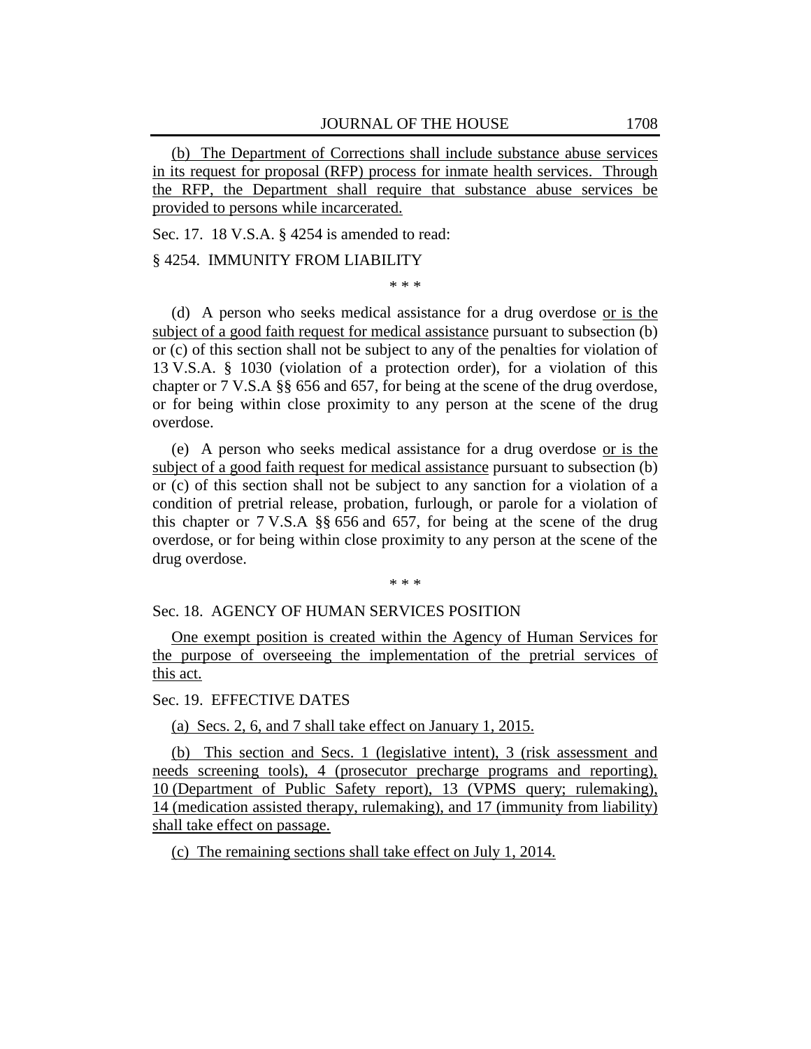(b) The Department of Corrections shall include substance abuse services in its request for proposal (RFP) process for inmate health services. Through the RFP, the Department shall require that substance abuse services be provided to persons while incarcerated.

Sec. 17. 18 V.S.A. § 4254 is amended to read:

§ 4254. IMMUNITY FROM LIABILITY

\* \* \*

(d) A person who seeks medical assistance for a drug overdose or is the subject of a good faith request for medical assistance pursuant to subsection (b) or (c) of this section shall not be subject to any of the penalties for violation of 13 V.S.A. § 1030 (violation of a protection order), for a violation of this chapter or 7 V.S.A §§ 656 and 657, for being at the scene of the drug overdose, or for being within close proximity to any person at the scene of the drug overdose.

(e) A person who seeks medical assistance for a drug overdose or is the subject of a good faith request for medical assistance pursuant to subsection (b) or (c) of this section shall not be subject to any sanction for a violation of a condition of pretrial release, probation, furlough, or parole for a violation of this chapter or 7 V.S.A §§ 656 and 657, for being at the scene of the drug overdose, or for being within close proximity to any person at the scene of the drug overdose.

\* \* \*

Sec. 18. AGENCY OF HUMAN SERVICES POSITION

One exempt position is created within the Agency of Human Services for the purpose of overseeing the implementation of the pretrial services of this act.

Sec. 19. EFFECTIVE DATES

(a) Secs. 2, 6, and 7 shall take effect on January 1, 2015.

(b) This section and Secs. 1 (legislative intent), 3 (risk assessment and needs screening tools), 4 (prosecutor precharge programs and reporting), 10 (Department of Public Safety report), 13 (VPMS query; rulemaking), 14 (medication assisted therapy, rulemaking), and 17 (immunity from liability) shall take effect on passage.

(c) The remaining sections shall take effect on July 1, 2014.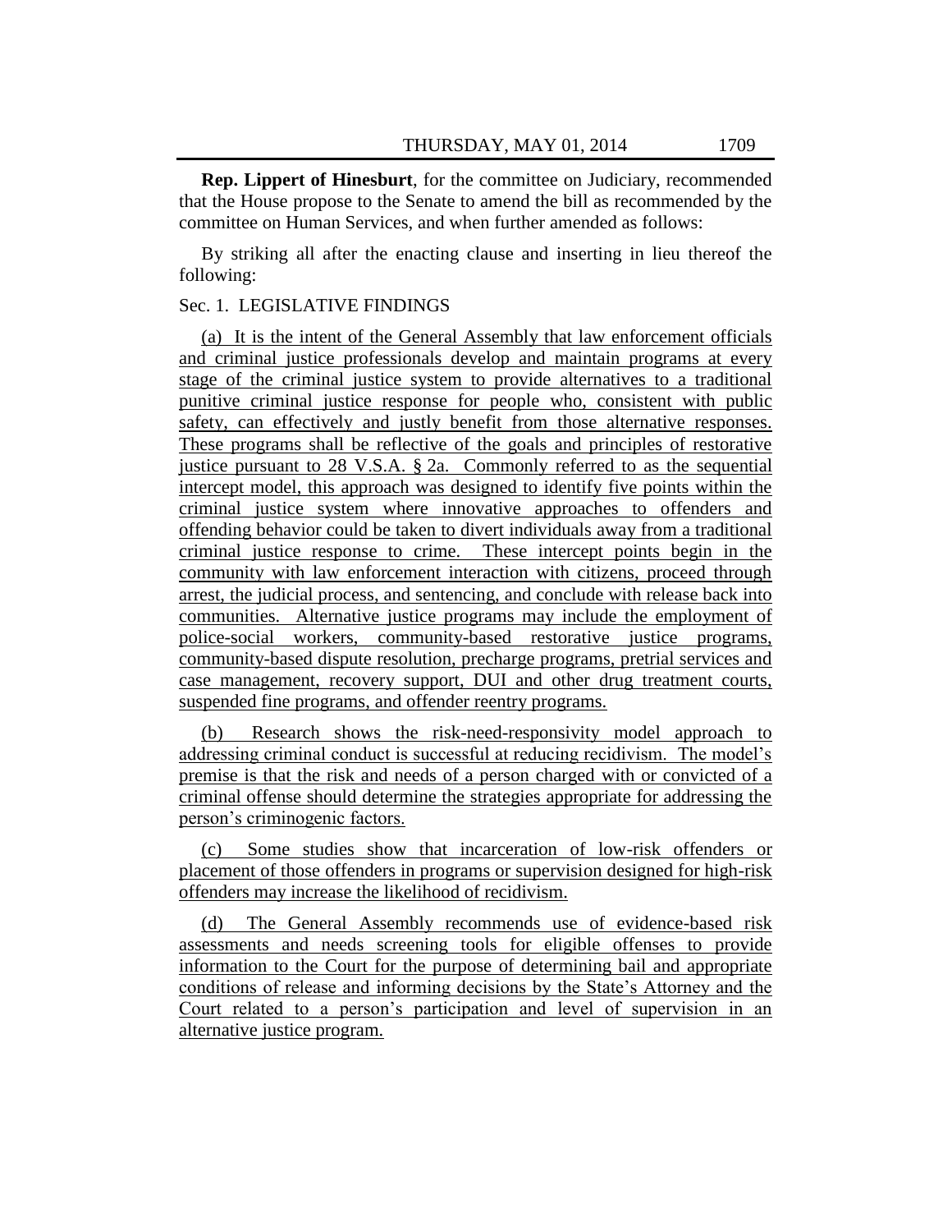**Rep. Lippert of Hinesburt**, for the committee on Judiciary, recommended that the House propose to the Senate to amend the bill as recommended by the committee on Human Services, and when further amended as follows:

By striking all after the enacting clause and inserting in lieu thereof the following:

Sec. 1. LEGISLATIVE FINDINGS

(a) It is the intent of the General Assembly that law enforcement officials and criminal justice professionals develop and maintain programs at every stage of the criminal justice system to provide alternatives to a traditional punitive criminal justice response for people who, consistent with public safety, can effectively and justly benefit from those alternative responses. These programs shall be reflective of the goals and principles of restorative justice pursuant to 28 V.S.A. § 2a. Commonly referred to as the sequential intercept model, this approach was designed to identify five points within the criminal justice system where innovative approaches to offenders and offending behavior could be taken to divert individuals away from a traditional criminal justice response to crime. These intercept points begin in the community with law enforcement interaction with citizens, proceed through arrest, the judicial process, and sentencing, and conclude with release back into communities. Alternative justice programs may include the employment of police-social workers, community-based restorative justice programs, community-based dispute resolution, precharge programs, pretrial services and case management, recovery support, DUI and other drug treatment courts, suspended fine programs, and offender reentry programs.

(b) Research shows the risk-need-responsivity model approach to addressing criminal conduct is successful at reducing recidivism. The model's premise is that the risk and needs of a person charged with or convicted of a criminal offense should determine the strategies appropriate for addressing the person's criminogenic factors.

(c) Some studies show that incarceration of low-risk offenders or placement of those offenders in programs or supervision designed for high-risk offenders may increase the likelihood of recidivism.

(d) The General Assembly recommends use of evidence-based risk assessments and needs screening tools for eligible offenses to provide information to the Court for the purpose of determining bail and appropriate conditions of release and informing decisions by the State's Attorney and the Court related to a person's participation and level of supervision in an alternative justice program.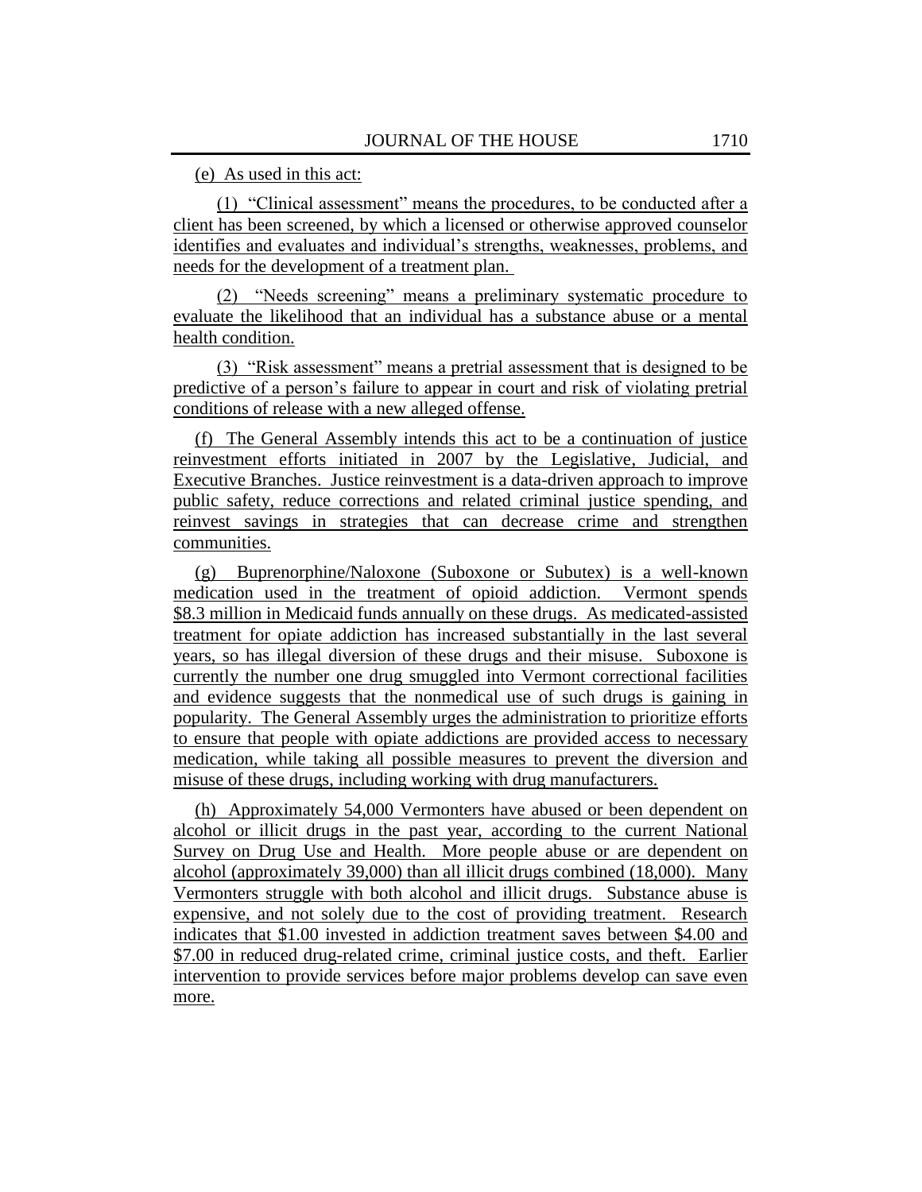(e) As used in this act:

(1) "Clinical assessment" means the procedures, to be conducted after a client has been screened, by which a licensed or otherwise approved counselor identifies and evaluates and individual's strengths, weaknesses, problems, and needs for the development of a treatment plan.

(2) "Needs screening" means a preliminary systematic procedure to evaluate the likelihood that an individual has a substance abuse or a mental health condition.

(3) "Risk assessment" means a pretrial assessment that is designed to be predictive of a person's failure to appear in court and risk of violating pretrial conditions of release with a new alleged offense.

(f) The General Assembly intends this act to be a continuation of justice reinvestment efforts initiated in 2007 by the Legislative, Judicial, and Executive Branches. Justice reinvestment is a data-driven approach to improve public safety, reduce corrections and related criminal justice spending, and reinvest savings in strategies that can decrease crime and strengthen communities.

(g) Buprenorphine/Naloxone (Suboxone or Subutex) is a well-known medication used in the treatment of opioid addiction. Vermont spends $8.3 million in Medicaid funds annually on these drugs. As medicated-assisted treatment for opiate addiction has increased substantially in the last several years, so has illegal diversion of these drugs and their misuse. Suboxone is currently the number one drug smuggled into Vermont correctional facilities and evidence suggests that the nonmedical use of such drugs is gaining in popularity. The General Assembly urges the administration to prioritize efforts to ensure that people with opiate addictions are provided access to necessary medication, while taking all possible measures to prevent the diversion and misuse of these drugs, including working with drug manufacturers.

(h) Approximately 54,000 Vermonters have abused or been dependent on alcohol or illicit drugs in the past year, according to the current National Survey on Drug Use and Health. More people abuse or are dependent on alcohol (approximately 39,000) than all illicit drugs combined (18,000). Many Vermonters struggle with both alcohol and illicit drugs. Substance abuse is expensive, and not solely due to the cost of providing treatment. Research indicates that $1.00 invested in addiction treatment saves between $4.00 and $7.00 in reduced drug-related crime, criminal justice costs, and theft. Earlier intervention to provide services before major problems develop can save even more.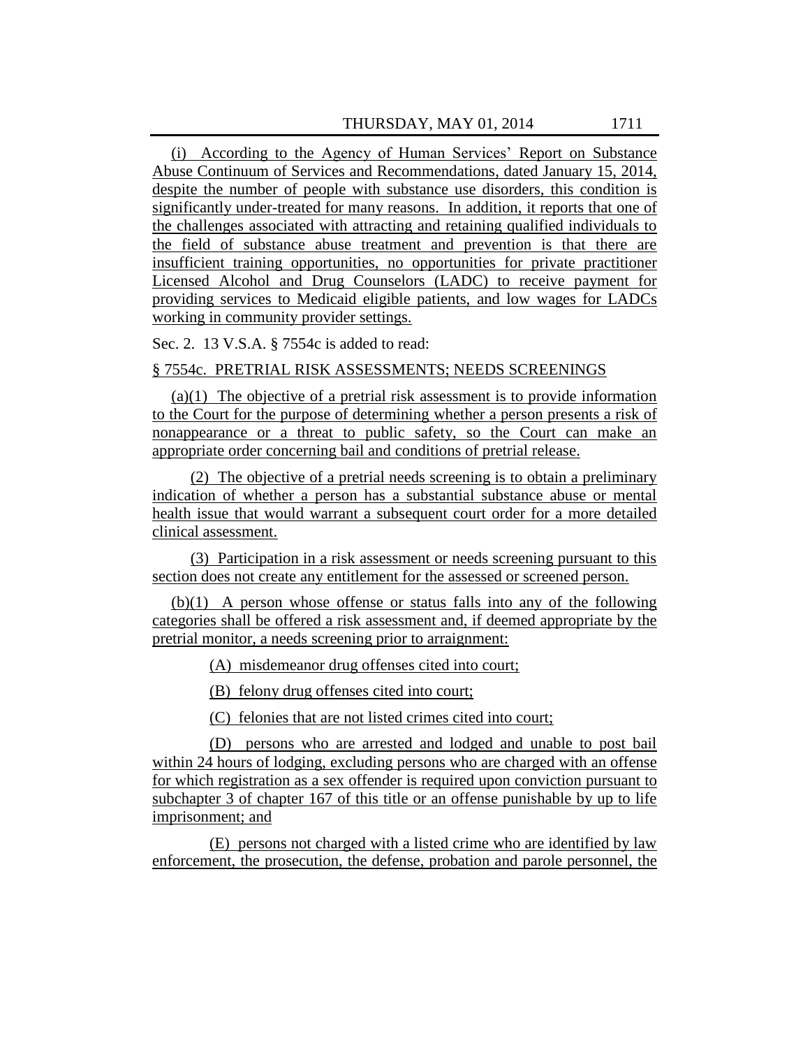(i) According to the Agency of Human Services' Report on Substance Abuse Continuum of Services and Recommendations, dated January 15, 2014, despite the number of people with substance use disorders, this condition is significantly under-treated for many reasons. In addition, it reports that one of the challenges associated with attracting and retaining qualified individuals to the field of substance abuse treatment and prevention is that there are insufficient training opportunities, no opportunities for private practitioner Licensed Alcohol and Drug Counselors (LADC) to receive payment for providing services to Medicaid eligible patients, and low wages for LADCs working in community provider settings.

Sec. 2. 13 V.S.A. § 7554c is added to read:

§ 7554c. PRETRIAL RISK ASSESSMENTS; NEEDS SCREENINGS

(a)(1) The objective of a pretrial risk assessment is to provide information to the Court for the purpose of determining whether a person presents a risk of nonappearance or a threat to public safety, so the Court can make an appropriate order concerning bail and conditions of pretrial release.

(2) The objective of a pretrial needs screening is to obtain a preliminary indication of whether a person has a substantial substance abuse or mental health issue that would warrant a subsequent court order for a more detailed clinical assessment.

(3) Participation in a risk assessment or needs screening pursuant to this section does not create any entitlement for the assessed or screened person.

(b)(1) A person whose offense or status falls into any of the following categories shall be offered a risk assessment and, if deemed appropriate by the pretrial monitor, a needs screening prior to arraignment:

(A) misdemeanor drug offenses cited into court;

(B) felony drug offenses cited into court;

(C) felonies that are not listed crimes cited into court;

(D) persons who are arrested and lodged and unable to post bail within 24 hours of lodging, excluding persons who are charged with an offense for which registration as a sex offender is required upon conviction pursuant to subchapter 3 of chapter 167 of this title or an offense punishable by up to life imprisonment; and

(E) persons not charged with a listed crime who are identified by law enforcement, the prosecution, the defense, probation and parole personnel, the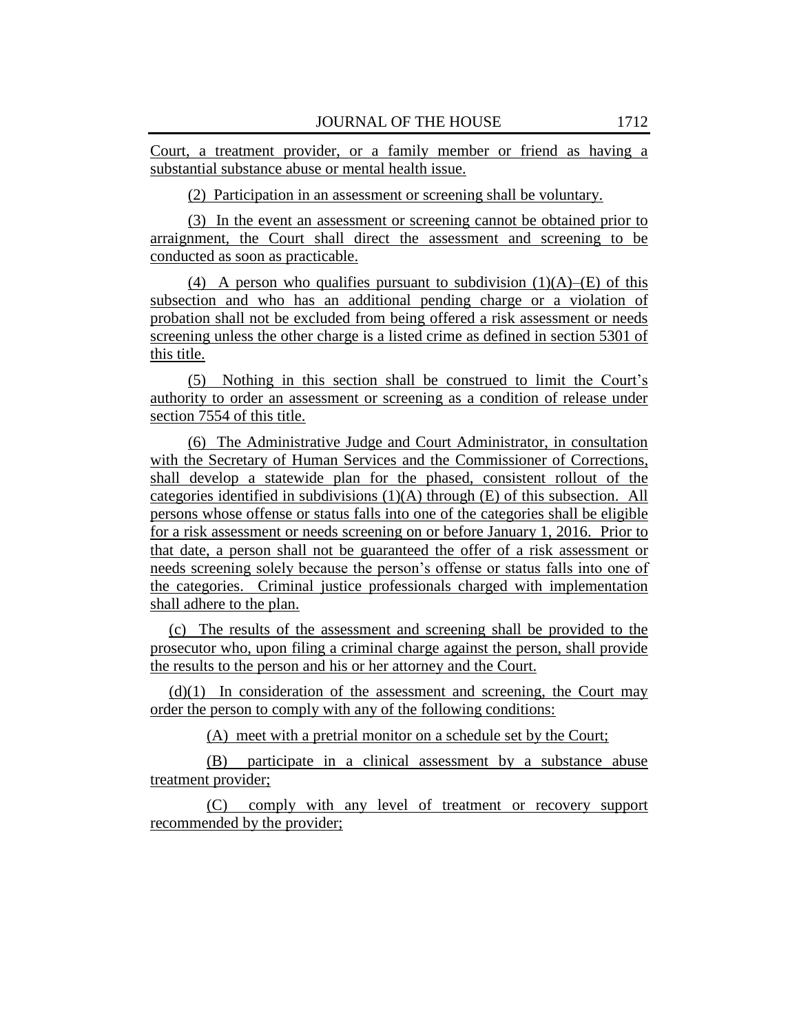Court, a treatment provider, or a family member or friend as having a substantial substance abuse or mental health issue.

(2) Participation in an assessment or screening shall be voluntary.

(3) In the event an assessment or screening cannot be obtained prior to arraignment, the Court shall direct the assessment and screening to be conducted as soon as practicable.

(4) A person who qualifies pursuant to subdivision (1)(A)–(E) of this subsection and who has an additional pending charge or a violation of probation shall not be excluded from being offered a risk assessment or needs screening unless the other charge is a listed crime as defined in section 5301 of this title.

(5) Nothing in this section shall be construed to limit the Court's authority to order an assessment or screening as a condition of release under section 7554 of this title.

(6) The Administrative Judge and Court Administrator, in consultation with the Secretary of Human Services and the Commissioner of Corrections, shall develop a statewide plan for the phased, consistent rollout of the categories identified in subdivisions (1)(A) through (E) of this subsection. All persons whose offense or status falls into one of the categories shall be eligible for a risk assessment or needs screening on or before January 1, 2016. Prior to that date, a person shall not be guaranteed the offer of a risk assessment or needs screening solely because the person's offense or status falls into one of the categories. Criminal justice professionals charged with implementation shall adhere to the plan.

(c) The results of the assessment and screening shall be provided to the prosecutor who, upon filing a criminal charge against the person, shall provide the results to the person and his or her attorney and the Court.

(d)(1) In consideration of the assessment and screening, the Court may order the person to comply with any of the following conditions:

(A) meet with a pretrial monitor on a schedule set by the Court;

(B) participate in a clinical assessment by a substance abuse treatment provider;

(C) comply with any level of treatment or recovery support recommended by the provider;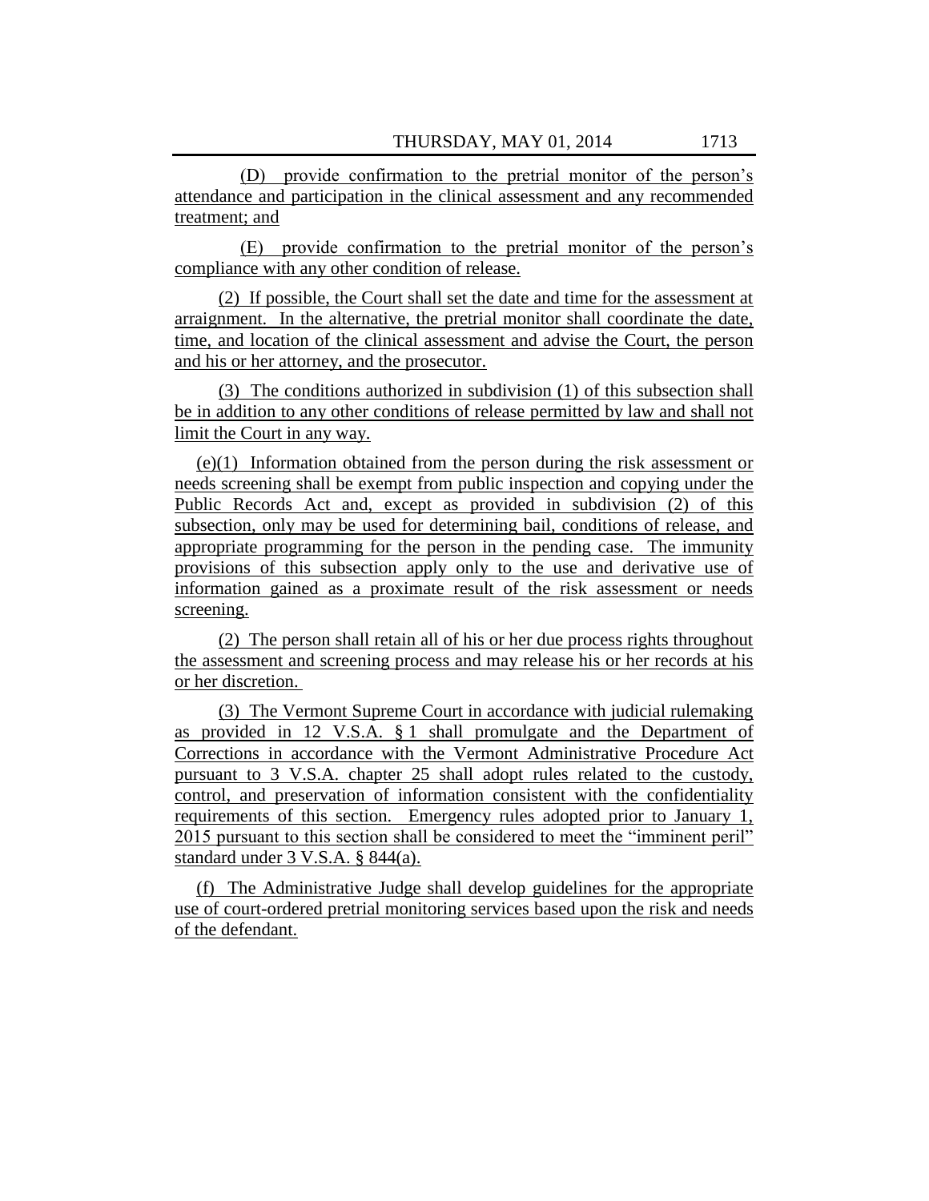(D) provide confirmation to the pretrial monitor of the person's attendance and participation in the clinical assessment and any recommended treatment; and

(E) provide confirmation to the pretrial monitor of the person's compliance with any other condition of release.

(2) If possible, the Court shall set the date and time for the assessment at arraignment. In the alternative, the pretrial monitor shall coordinate the date, time, and location of the clinical assessment and advise the Court, the person and his or her attorney, and the prosecutor.

(3) The conditions authorized in subdivision (1) of this subsection shall be in addition to any other conditions of release permitted by law and shall not limit the Court in any way.

(e)(1) Information obtained from the person during the risk assessment or needs screening shall be exempt from public inspection and copying under the Public Records Act and, except as provided in subdivision (2) of this subsection, only may be used for determining bail, conditions of release, and appropriate programming for the person in the pending case. The immunity provisions of this subsection apply only to the use and derivative use of information gained as a proximate result of the risk assessment or needs screening.

(2) The person shall retain all of his or her due process rights throughout the assessment and screening process and may release his or her records at his or her discretion.

(3) The Vermont Supreme Court in accordance with judicial rulemaking as provided in 12 V.S.A. § 1 shall promulgate and the Department of Corrections in accordance with the Vermont Administrative Procedure Act pursuant to 3 V.S.A. chapter 25 shall adopt rules related to the custody, control, and preservation of information consistent with the confidentiality requirements of this section. Emergency rules adopted prior to January 1, 2015 pursuant to this section shall be considered to meet the "imminent peril" standard under 3 V.S.A. § 844(a).

(f) The Administrative Judge shall develop guidelines for the appropriate use of court-ordered pretrial monitoring services based upon the risk and needs of the defendant.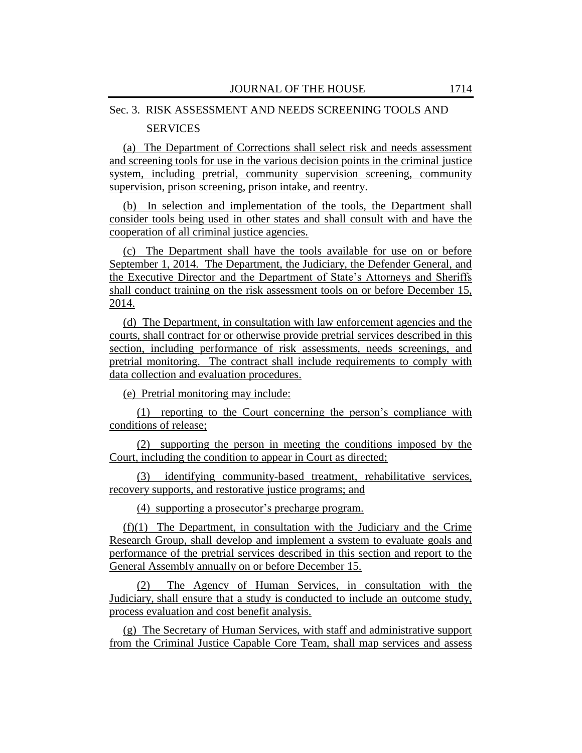Sec. 3. RISK ASSESSMENT AND NEEDS SCREENING TOOLS AND SERVICES

(a) The Department of Corrections shall select risk and needs assessment and screening tools for use in the various decision points in the criminal justice system, including pretrial, community supervision screening, community supervision, prison screening, prison intake, and reentry.

(b) In selection and implementation of the tools, the Department shall consider tools being used in other states and shall consult with and have the cooperation of all criminal justice agencies.

(c) The Department shall have the tools available for use on or before September 1, 2014. The Department, the Judiciary, the Defender General, and the Executive Director and the Department of State's Attorneys and Sheriffs shall conduct training on the risk assessment tools on or before December 15, 2014.

(d) The Department, in consultation with law enforcement agencies and the courts, shall contract for or otherwise provide pretrial services described in this section, including performance of risk assessments, needs screenings, and pretrial monitoring. The contract shall include requirements to comply with data collection and evaluation procedures.

(e) Pretrial monitoring may include:

(1) reporting to the Court concerning the person's compliance with conditions of release;

(2) supporting the person in meeting the conditions imposed by the Court, including the condition to appear in Court as directed;

(3) identifying community-based treatment, rehabilitative services, recovery supports, and restorative justice programs; and

(4) supporting a prosecutor's precharge program.

(f)(1) The Department, in consultation with the Judiciary and the Crime Research Group, shall develop and implement a system to evaluate goals and performance of the pretrial services described in this section and report to the General Assembly annually on or before December 15.

(2) The Agency of Human Services, in consultation with the Judiciary, shall ensure that a study is conducted to include an outcome study, process evaluation and cost benefit analysis.

(g) The Secretary of Human Services, with staff and administrative support from the Criminal Justice Capable Core Team, shall map services and assess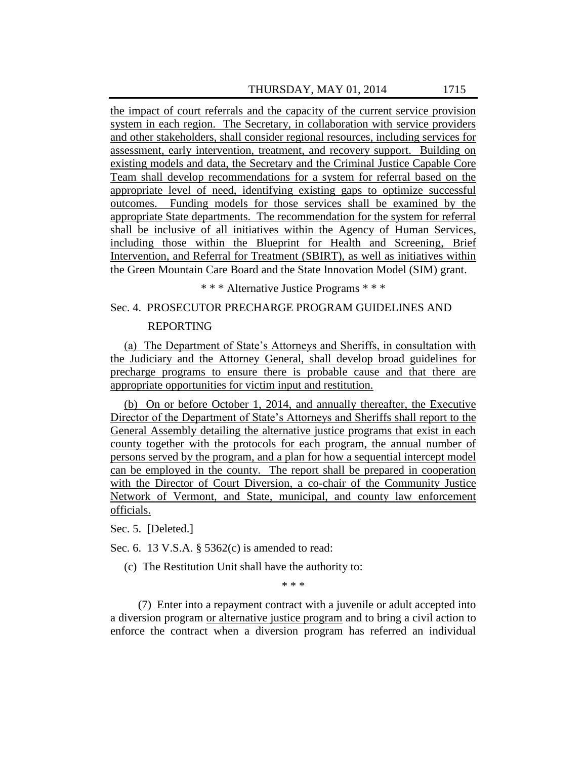the impact of court referrals and the capacity of the current service provision system in each region. The Secretary, in collaboration with service providers and other stakeholders, shall consider regional resources, including services for assessment, early intervention, treatment, and recovery support. Building on existing models and data, the Secretary and the Criminal Justice Capable Core Team shall develop recommendations for a system for referral based on the appropriate level of need, identifying existing gaps to optimize successful outcomes. Funding models for those services shall be examined by the appropriate State departments. The recommendation for the system for referral shall be inclusive of all initiatives within the Agency of Human Services, including those within the Blueprint for Health and Screening, Brief Intervention, and Referral for Treatment (SBIRT), as well as initiatives within the Green Mountain Care Board and the State Innovation Model (SIM) grant.

\* \* \* Alternative Justice Programs \* \* \*

Sec. 4. PROSECUTOR PRECHARGE PROGRAM GUIDELINES AND REPORTING

(a) The Department of State's Attorneys and Sheriffs, in consultation with the Judiciary and the Attorney General, shall develop broad guidelines for precharge programs to ensure there is probable cause and that there are appropriate opportunities for victim input and restitution.

(b) On or before October 1, 2014, and annually thereafter, the Executive Director of the Department of State's Attorneys and Sheriffs shall report to the General Assembly detailing the alternative justice programs that exist in each county together with the protocols for each program, the annual number of persons served by the program, and a plan for how a sequential intercept model can be employed in the county. The report shall be prepared in cooperation with the Director of Court Diversion, a co-chair of the Community Justice Network of Vermont, and State, municipal, and county law enforcement officials.

Sec. 5. [Deleted.]

Sec. 6. 13 V.S.A. § 5362(c) is amended to read:

(c) The Restitution Unit shall have the authority to:

\* \* \*

(7) Enter into a repayment contract with a juvenile or adult accepted into a diversion program or alternative justice program and to bring a civil action to enforce the contract when a diversion program has referred an individual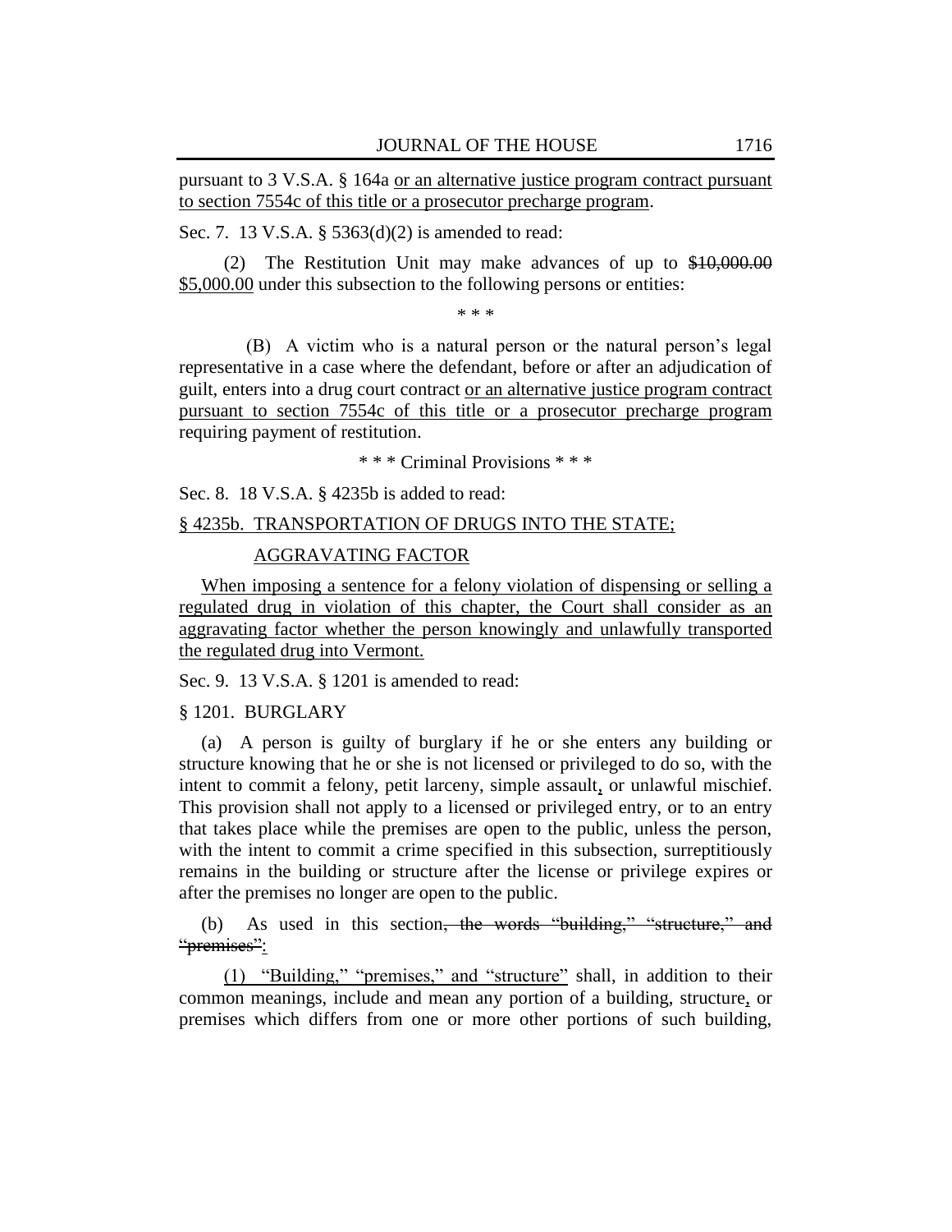pursuant to 3 V.S.A. § 164a or an alternative justice program contract pursuant to section 7554c of this title or a prosecutor precharge program.

Sec. 7. 13 V.S.A. § 5363(d)(2) is amended to read:

(2) The Restitution Unit may make advances of up to ~~$10,000.00~~ $5,000.00 under this subsection to the following persons or entities:

\* \* \*

(B) A victim who is a natural person or the natural person's legal representative in a case where the defendant, before or after an adjudication of guilt, enters into a drug court contract or an alternative justice program contract pursuant to section 7554c of this title or a prosecutor precharge program requiring payment of restitution.

\* \* \* Criminal Provisions \* \* \*

Sec. 8. 18 V.S.A. § 4235b is added to read:

§ 4235b. TRANSPORTATION OF DRUGS INTO THE STATE; AGGRAVATING FACTOR

When imposing a sentence for a felony violation of dispensing or selling a regulated drug in violation of this chapter, the Court shall consider as an aggravating factor whether the person knowingly and unlawfully transported the regulated drug into Vermont.

Sec. 9. 13 V.S.A. § 1201 is amended to read:

§ 1201. BURGLARY

(a) A person is guilty of burglary if he or she enters any building or structure knowing that he or she is not licensed or privileged to do so, with the intent to commit a felony, petit larceny, simple assault, or unlawful mischief. This provision shall not apply to a licensed or privileged entry, or to an entry that takes place while the premises are open to the public, unless the person, with the intent to commit a crime specified in this subsection, surreptitiously remains in the building or structure after the license or privilege expires or after the premises no longer are open to the public.

(b) As used in this section~~, the words "building," "structure," and "premises"~~:

(1) "Building," "premises," and "structure" shall, in addition to their common meanings, include and mean any portion of a building, structure, or premises which differs from one or more other portions of such building,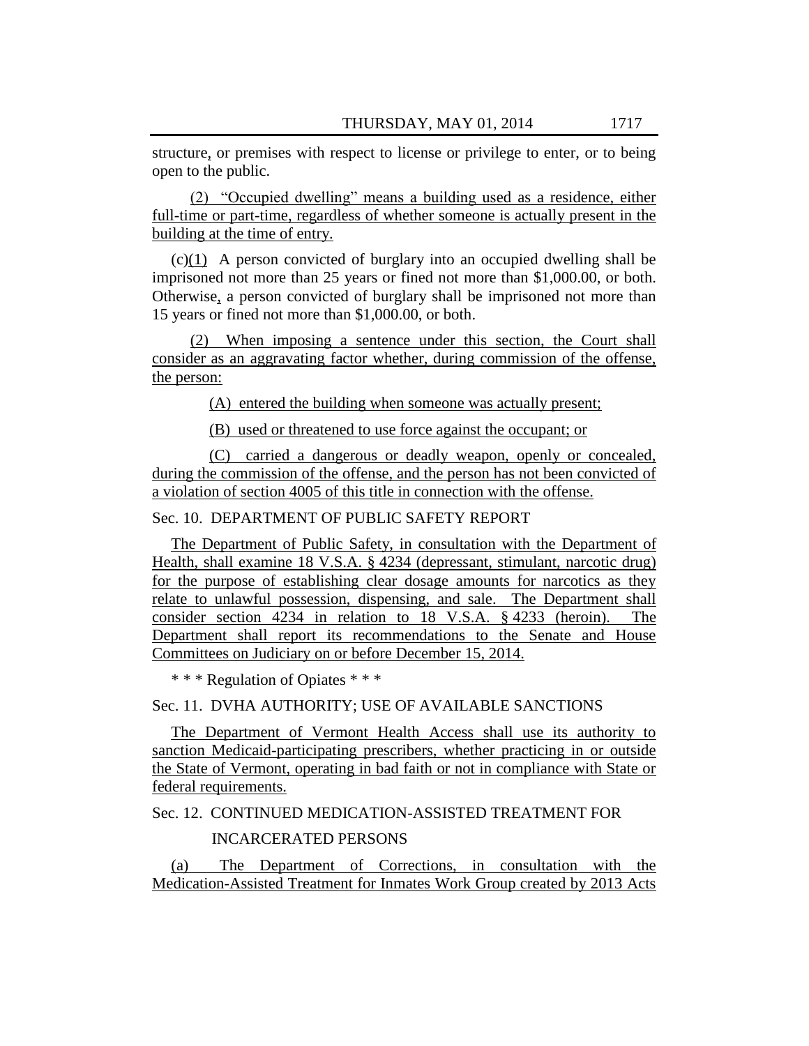structure, or premises with respect to license or privilege to enter, or to being open to the public.

(2) "Occupied dwelling" means a building used as a residence, either full-time or part-time, regardless of whether someone is actually present in the building at the time of entry.

(c)(1) A person convicted of burglary into an occupied dwelling shall be imprisoned not more than 25 years or fined not more than $1,000.00, or both. Otherwise, a person convicted of burglary shall be imprisoned not more than 15 years or fined not more than $1,000.00, or both.

(2) When imposing a sentence under this section, the Court shall consider as an aggravating factor whether, during commission of the offense, the person:

(A) entered the building when someone was actually present;

(B) used or threatened to use force against the occupant; or

(C) carried a dangerous or deadly weapon, openly or concealed, during the commission of the offense, and the person has not been convicted of a violation of section 4005 of this title in connection with the offense.

Sec. 10. DEPARTMENT OF PUBLIC SAFETY REPORT

The Department of Public Safety, in consultation with the Department of Health, shall examine 18 V.S.A. § 4234 (depressant, stimulant, narcotic drug) for the purpose of establishing clear dosage amounts for narcotics as they relate to unlawful possession, dispensing, and sale. The Department shall consider section 4234 in relation to 18 V.S.A. § 4233 (heroin). The Department shall report its recommendations to the Senate and House Committees on Judiciary on or before December 15, 2014.

* * * Regulation of Opiates * * *

Sec. 11. DVHA AUTHORITY; USE OF AVAILABLE SANCTIONS

The Department of Vermont Health Access shall use its authority to sanction Medicaid-participating prescribers, whether practicing in or outside the State of Vermont, operating in bad faith or not in compliance with State or federal requirements.

Sec. 12. CONTINUED MEDICATION-ASSISTED TREATMENT FOR INCARCERATED PERSONS

(a) The Department of Corrections, in consultation with the Medication-Assisted Treatment for Inmates Work Group created by 2013 Acts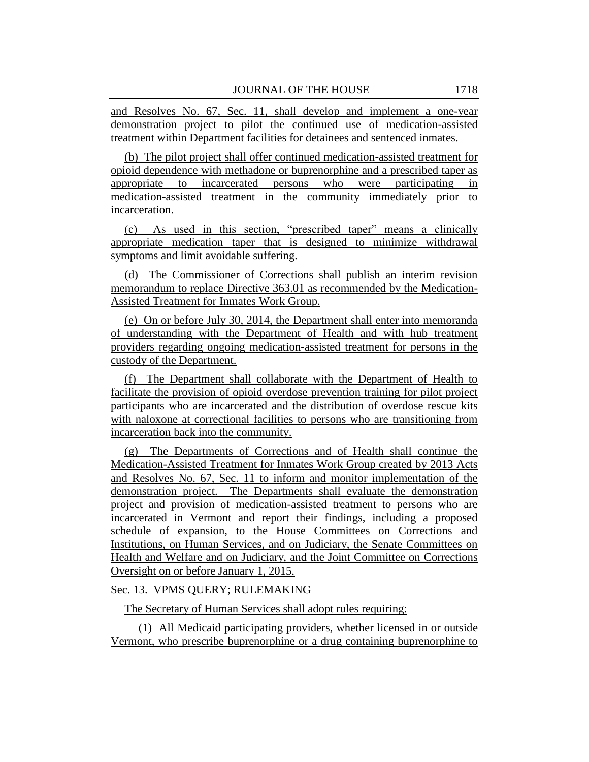and Resolves No. 67, Sec. 11, shall develop and implement a one-year demonstration project to pilot the continued use of medication-assisted treatment within Department facilities for detainees and sentenced inmates.

(b) The pilot project shall offer continued medication-assisted treatment for opioid dependence with methadone or buprenorphine and a prescribed taper as appropriate to incarcerated persons who were participating in medication-assisted treatment in the community immediately prior to incarceration.

(c) As used in this section, "prescribed taper" means a clinically appropriate medication taper that is designed to minimize withdrawal symptoms and limit avoidable suffering.

(d) The Commissioner of Corrections shall publish an interim revision memorandum to replace Directive 363.01 as recommended by the Medication-Assisted Treatment for Inmates Work Group.

(e) On or before July 30, 2014, the Department shall enter into memoranda of understanding with the Department of Health and with hub treatment providers regarding ongoing medication-assisted treatment for persons in the custody of the Department.

(f) The Department shall collaborate with the Department of Health to facilitate the provision of opioid overdose prevention training for pilot project participants who are incarcerated and the distribution of overdose rescue kits with naloxone at correctional facilities to persons who are transitioning from incarceration back into the community.

(g) The Departments of Corrections and of Health shall continue the Medication-Assisted Treatment for Inmates Work Group created by 2013 Acts and Resolves No. 67, Sec. 11 to inform and monitor implementation of the demonstration project. The Departments shall evaluate the demonstration project and provision of medication-assisted treatment to persons who are incarcerated in Vermont and report their findings, including a proposed schedule of expansion, to the House Committees on Corrections and Institutions, on Human Services, and on Judiciary, the Senate Committees on Health and Welfare and on Judiciary, and the Joint Committee on Corrections Oversight on or before January 1, 2015.

Sec. 13. VPMS QUERY; RULEMAKING

The Secretary of Human Services shall adopt rules requiring:

(1) All Medicaid participating providers, whether licensed in or outside Vermont, who prescribe buprenorphine or a drug containing buprenorphine to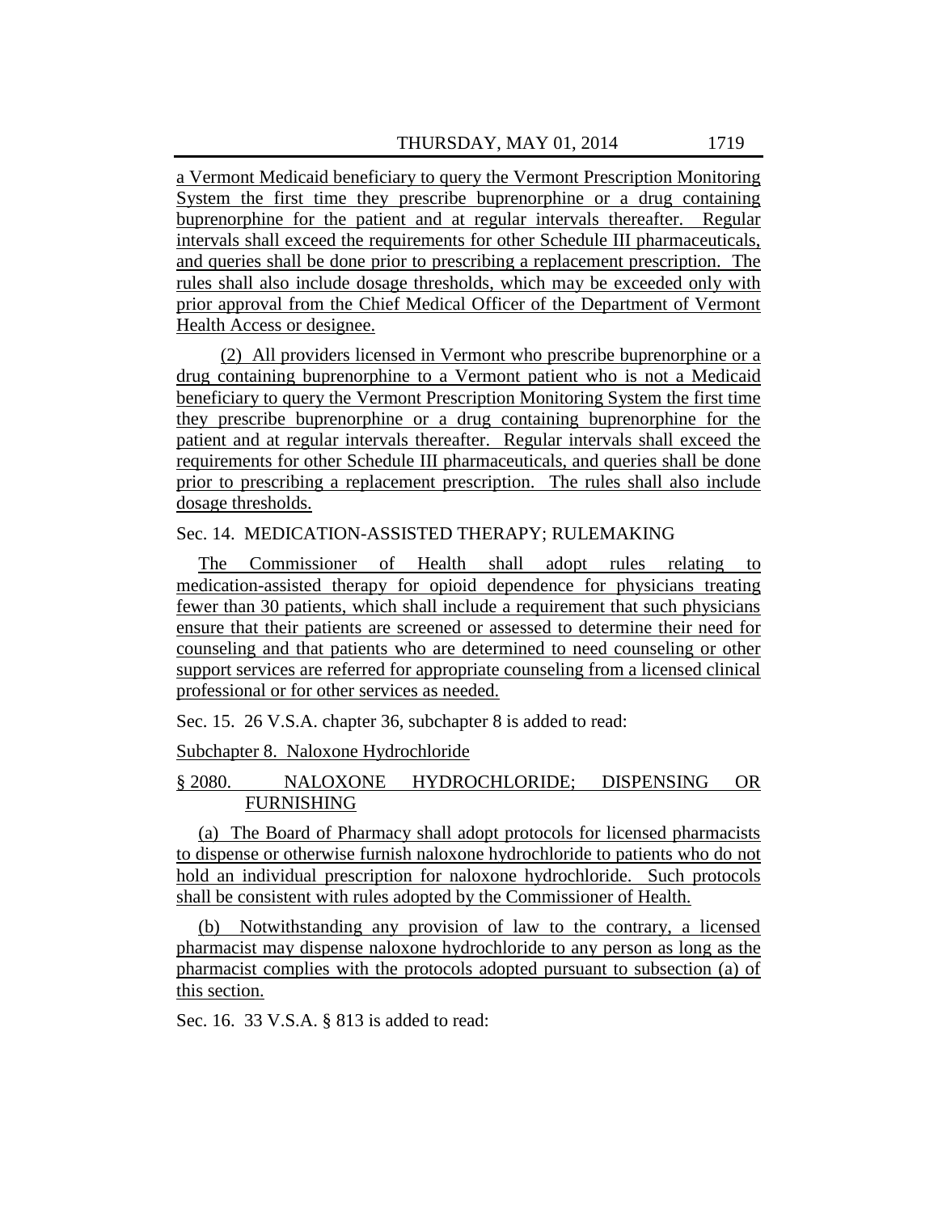a Vermont Medicaid beneficiary to query the Vermont Prescription Monitoring System the first time they prescribe buprenorphine or a drug containing buprenorphine for the patient and at regular intervals thereafter. Regular intervals shall exceed the requirements for other Schedule III pharmaceuticals, and queries shall be done prior to prescribing a replacement prescription. The rules shall also include dosage thresholds, which may be exceeded only with prior approval from the Chief Medical Officer of the Department of Vermont Health Access or designee.

(2) All providers licensed in Vermont who prescribe buprenorphine or a drug containing buprenorphine to a Vermont patient who is not a Medicaid beneficiary to query the Vermont Prescription Monitoring System the first time they prescribe buprenorphine or a drug containing buprenorphine for the patient and at regular intervals thereafter. Regular intervals shall exceed the requirements for other Schedule III pharmaceuticals, and queries shall be done prior to prescribing a replacement prescription. The rules shall also include dosage thresholds.

Sec. 14. MEDICATION-ASSISTED THERAPY; RULEMAKING

The Commissioner of Health shall adopt rules relating to medication-assisted therapy for opioid dependence for physicians treating fewer than 30 patients, which shall include a requirement that such physicians ensure that their patients are screened or assessed to determine their need for counseling and that patients who are determined to need counseling or other support services are referred for appropriate counseling from a licensed clinical professional or for other services as needed.

Sec. 15. 26 V.S.A. chapter 36, subchapter 8 is added to read:

Subchapter 8. Naloxone Hydrochloride

§ 2080. NALOXONE HYDROCHLORIDE; DISPENSING OR FURNISHING

(a) The Board of Pharmacy shall adopt protocols for licensed pharmacists to dispense or otherwise furnish naloxone hydrochloride to patients who do not hold an individual prescription for naloxone hydrochloride. Such protocols shall be consistent with rules adopted by the Commissioner of Health.

(b) Notwithstanding any provision of law to the contrary, a licensed pharmacist may dispense naloxone hydrochloride to any person as long as the pharmacist complies with the protocols adopted pursuant to subsection (a) of this section.

Sec. 16. 33 V.S.A. § 813 is added to read: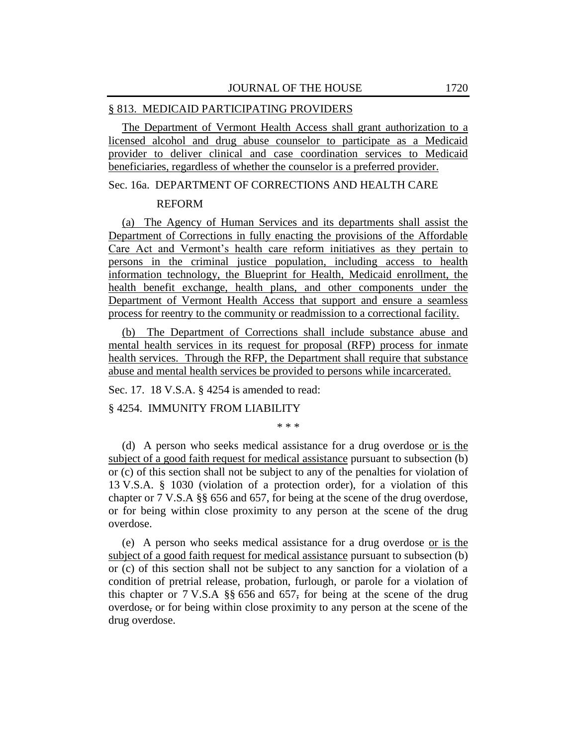§ 813. MEDICAID PARTICIPATING PROVIDERS

The Department of Vermont Health Access shall grant authorization to a licensed alcohol and drug abuse counselor to participate as a Medicaid provider to deliver clinical and case coordination services to Medicaid beneficiaries, regardless of whether the counselor is a preferred provider.

Sec. 16a. DEPARTMENT OF CORRECTIONS AND HEALTH CARE REFORM

(a) The Agency of Human Services and its departments shall assist the Department of Corrections in fully enacting the provisions of the Affordable Care Act and Vermont's health care reform initiatives as they pertain to persons in the criminal justice population, including access to health information technology, the Blueprint for Health, Medicaid enrollment, the health benefit exchange, health plans, and other components under the Department of Vermont Health Access that support and ensure a seamless process for reentry to the community or readmission to a correctional facility.

(b) The Department of Corrections shall include substance abuse and mental health services in its request for proposal (RFP) process for inmate health services. Through the RFP, the Department shall require that substance abuse and mental health services be provided to persons while incarcerated.

Sec. 17. 18 V.S.A. § 4254 is amended to read:

§ 4254. IMMUNITY FROM LIABILITY

\* \* \*

(d) A person who seeks medical assistance for a drug overdose or is the subject of a good faith request for medical assistance pursuant to subsection (b) or (c) of this section shall not be subject to any of the penalties for violation of 13 V.S.A. § 1030 (violation of a protection order), for a violation of this chapter or 7 V.S.A §§ 656 and 657, for being at the scene of the drug overdose, or for being within close proximity to any person at the scene of the drug overdose.

(e) A person who seeks medical assistance for a drug overdose or is the subject of a good faith request for medical assistance pursuant to subsection (b) or (c) of this section shall not be subject to any sanction for a violation of a condition of pretrial release, probation, furlough, or parole for a violation of this chapter or 7 V.S.A §§ 656 and ~~657,~~ 657 for being at the scene of the drug ~~overdose,~~ overdose or for being within close proximity to any person at the scene of the drug overdose.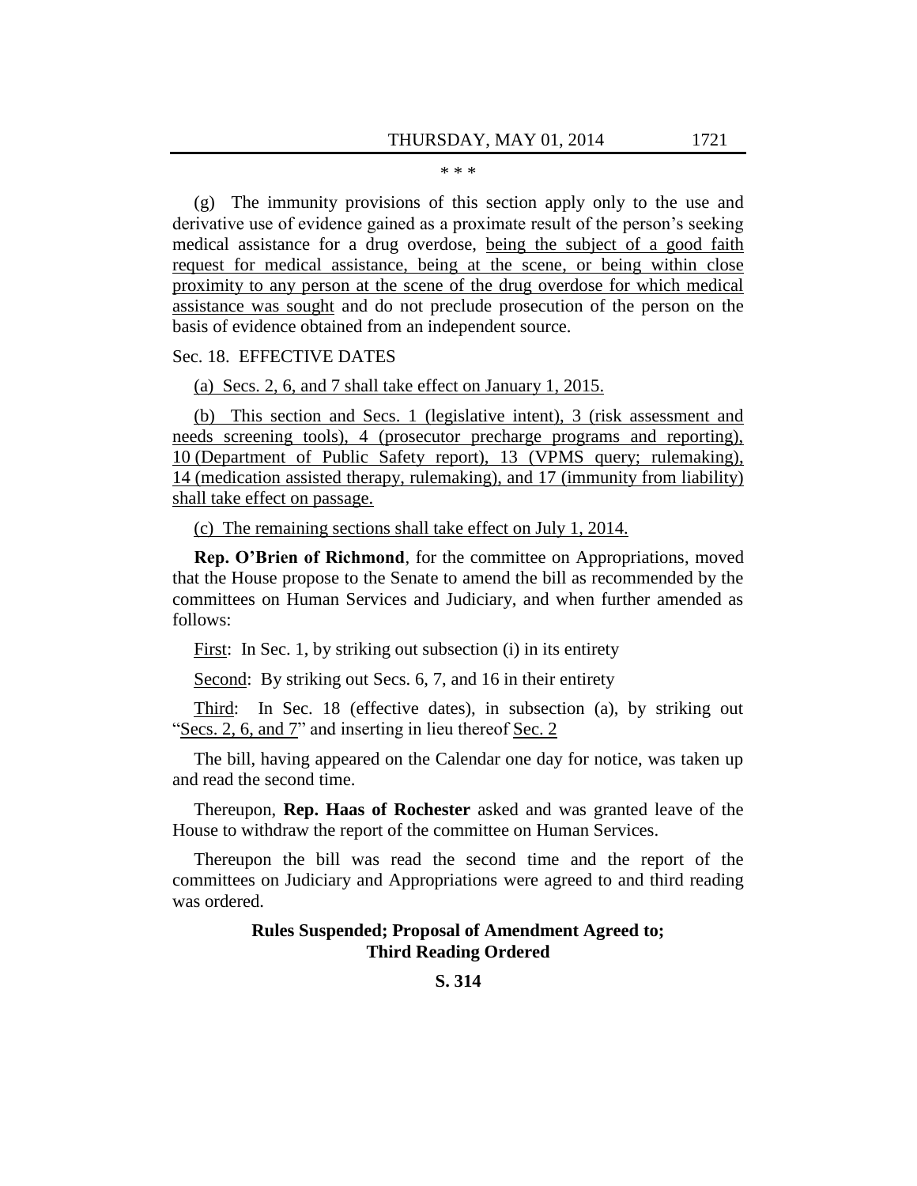\* \* \*

(g) The immunity provisions of this section apply only to the use and derivative use of evidence gained as a proximate result of the person's seeking medical assistance for a drug overdose, being the subject of a good faith request for medical assistance, being at the scene, or being within close proximity to any person at the scene of the drug overdose for which medical assistance was sought and do not preclude prosecution of the person on the basis of evidence obtained from an independent source.

Sec. 18. EFFECTIVE DATES

(a) Secs. 2, 6, and 7 shall take effect on January 1, 2015.

(b) This section and Secs. 1 (legislative intent), 3 (risk assessment and needs screening tools), 4 (prosecutor precharge programs and reporting), 10 (Department of Public Safety report), 13 (VPMS query; rulemaking), 14 (medication assisted therapy, rulemaking), and 17 (immunity from liability) shall take effect on passage.

(c) The remaining sections shall take effect on July 1, 2014.

**Rep. O'Brien of Richmond**, for the committee on Appropriations, moved that the House propose to the Senate to amend the bill as recommended by the committees on Human Services and Judiciary, and when further amended as follows:

First: In Sec. 1, by striking out subsection (i) in its entirety

Second: By striking out Secs. 6, 7, and 16 in their entirety

Third: In Sec. 18 (effective dates), in subsection (a), by striking out "Secs. 2, 6, and 7" and inserting in lieu thereof Sec. 2

The bill, having appeared on the Calendar one day for notice, was taken up and read the second time.

Thereupon, **Rep. Haas of Rochester** asked and was granted leave of the House to withdraw the report of the committee on Human Services.

Thereupon the bill was read the second time and the report of the committees on Judiciary and Appropriations were agreed to and third reading was ordered.

**Rules Suspended; Proposal of Amendment Agreed to; Third Reading Ordered**

**S. 314**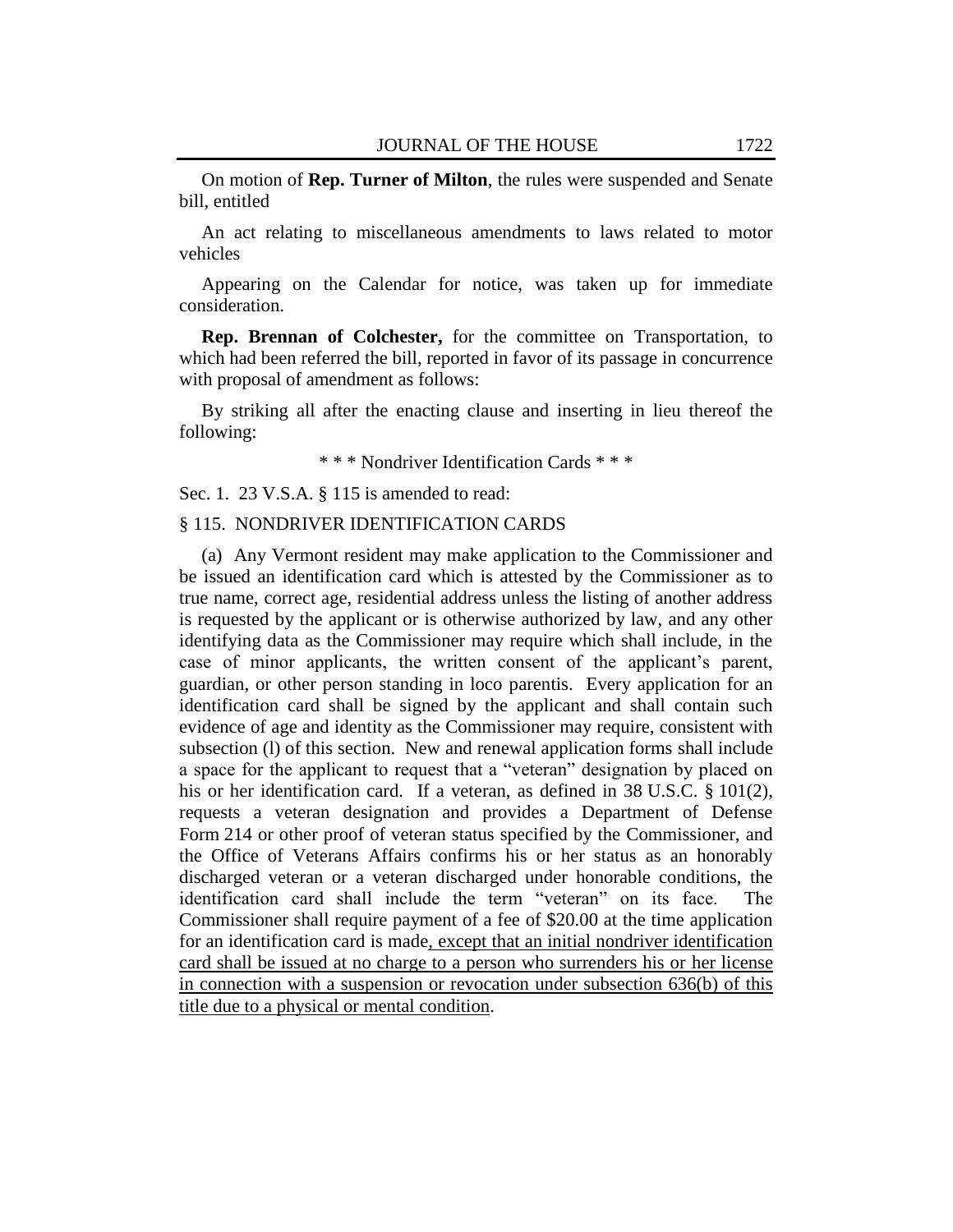On motion of **Rep. Turner of Milton**, the rules were suspended and Senate bill, entitled

An act relating to miscellaneous amendments to laws related to motor vehicles

Appearing on the Calendar for notice, was taken up for immediate consideration.

**Rep. Brennan of Colchester,** for the committee on Transportation, to which had been referred the bill, reported in favor of its passage in concurrence with proposal of amendment as follows:

By striking all after the enacting clause and inserting in lieu thereof the following:

\* \* \* Nondriver Identification Cards \* \* \*

Sec. 1. 23 V.S.A. § 115 is amended to read:

§ 115. NONDRIVER IDENTIFICATION CARDS

(a) Any Vermont resident may make application to the Commissioner and be issued an identification card which is attested by the Commissioner as to true name, correct age, residential address unless the listing of another address is requested by the applicant or is otherwise authorized by law, and any other identifying data as the Commissioner may require which shall include, in the case of minor applicants, the written consent of the applicant's parent, guardian, or other person standing in loco parentis. Every application for an identification card shall be signed by the applicant and shall contain such evidence of age and identity as the Commissioner may require, consistent with subsection (l) of this section. New and renewal application forms shall include a space for the applicant to request that a "veteran" designation by placed on his or her identification card. If a veteran, as defined in 38 U.S.C. § 101(2), requests a veteran designation and provides a Department of Defense Form 214 or other proof of veteran status specified by the Commissioner, and the Office of Veterans Affairs confirms his or her status as an honorably discharged veteran or a veteran discharged under honorable conditions, the identification card shall include the term "veteran" on its face. The Commissioner shall require payment of a fee of $20.00 at the time application for an identification card is made<u>, except that an initial nondriver identification card shall be issued at no charge to a person who surrenders his or her license in connection with a suspension or revocation under subsection 636(b) of this title due to a physical or mental condition</u>.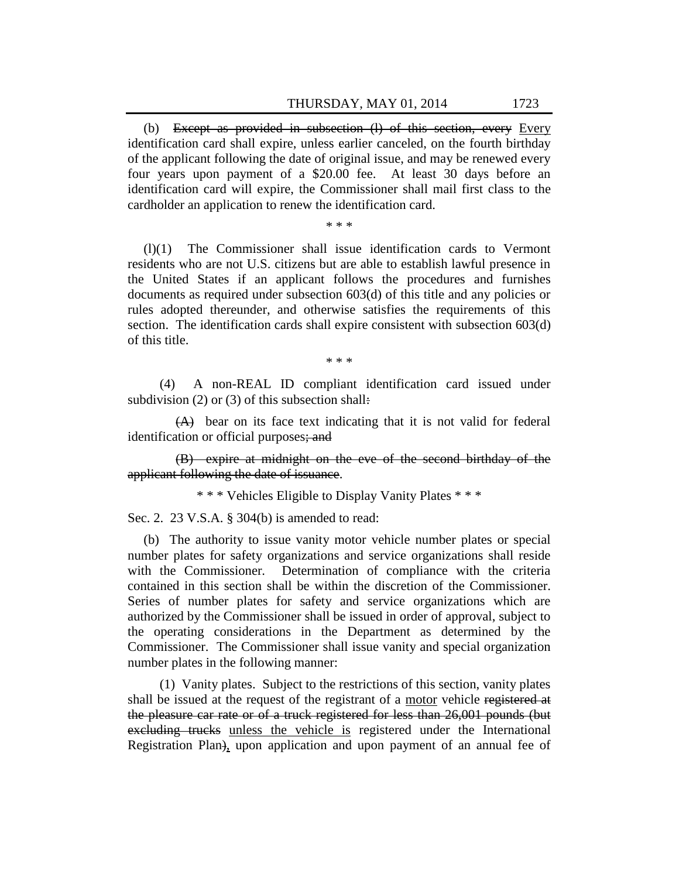(b) ~~Except as provided in subsection (l) of this section, every~~ Every identification card shall expire, unless earlier canceled, on the fourth birthday of the applicant following the date of original issue, and may be renewed every four years upon payment of a $20.00 fee. At least 30 days before an identification card will expire, the Commissioner shall mail first class to the cardholder an application to renew the identification card.

\* \* \*

(l)(1) The Commissioner shall issue identification cards to Vermont residents who are not U.S. citizens but are able to establish lawful presence in the United States if an applicant follows the procedures and furnishes documents as required under subsection 603(d) of this title and any policies or rules adopted thereunder, and otherwise satisfies the requirements of this section. The identification cards shall expire consistent with subsection 603(d) of this title.

\* \* \*

(4) A non-REAL ID compliant identification card issued under subdivision (2) or (3) of this subsection shall~~:~~

~~(A)~~ bear on its face text indicating that it is not valid for federal identification or official purposes~~; and~~

~~(B) expire at midnight on the eve of the second birthday of the applicant following the date of issuance~~.

\* \* \* Vehicles Eligible to Display Vanity Plates \* \* \*

Sec. 2. 23 V.S.A. § 304(b) is amended to read:

(b) The authority to issue vanity motor vehicle number plates or special number plates for safety organizations and service organizations shall reside with the Commissioner. Determination of compliance with the criteria contained in this section shall be within the discretion of the Commissioner. Series of number plates for safety and service organizations which are authorized by the Commissioner shall be issued in order of approval, subject to the operating considerations in the Department as determined by the Commissioner. The Commissioner shall issue vanity and special organization number plates in the following manner:

(1) Vanity plates. Subject to the restrictions of this section, vanity plates shall be issued at the request of the registrant of a <u>motor</u> vehicle ~~registered at the pleasure car rate or of a truck registered for less than 26,001 pounds (but excluding trucks~~ <u>unless the vehicle is</u> registered under the International Registration Plan~~)~~<u>,</u> upon application and upon payment of an annual fee of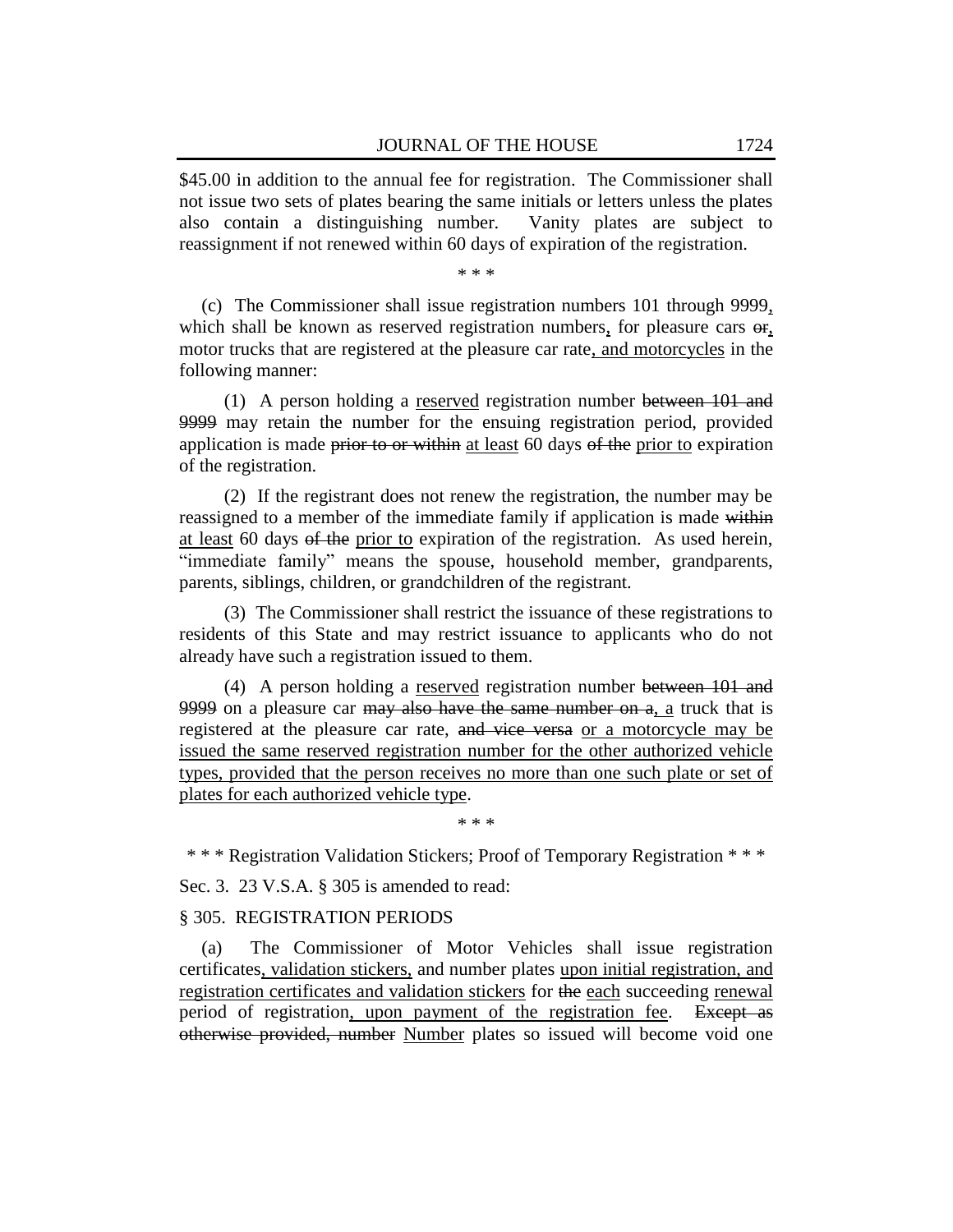$45.00 in addition to the annual fee for registration. The Commissioner shall not issue two sets of plates bearing the same initials or letters unless the plates also contain a distinguishing number. Vanity plates are subject to reassignment if not renewed within 60 days of expiration of the registration.

\* \* \*

(c) The Commissioner shall issue registration numbers 101 through 9999<u>,</u> which shall be known as reserved registration numbers<u>,</u> for pleasure cars ~~or~~<u>,</u> motor trucks that are registered at the pleasure car rate<u>, and motorcycles</u> in the following manner:

(1) A person holding a <u>reserved</u> registration number ~~between 101 and 9999~~ may retain the number for the ensuing registration period, provided application is made ~~prior to or within~~ <u>at least</u> 60 days ~~of the~~ <u>prior to</u> expiration of the registration.

(2) If the registrant does not renew the registration, the number may be reassigned to a member of the immediate family if application is made ~~within~~ <u>at least</u> 60 days ~~of the~~ <u>prior to</u> expiration of the registration. As used herein, "immediate family" means the spouse, household member, grandparents, parents, siblings, children, or grandchildren of the registrant.

(3) The Commissioner shall restrict the issuance of these registrations to residents of this State and may restrict issuance to applicants who do not already have such a registration issued to them.

(4) A person holding a <u>reserved</u> registration number ~~between 101 and 9999~~ on a pleasure car ~~may also have the same number on a~~<u>, a</u> truck that is registered at the pleasure car rate, ~~and vice versa~~ <u>or a motorcycle may be issued the same reserved registration number for the other authorized vehicle types, provided that the person receives no more than one such plate or set of plates for each authorized vehicle type</u>.

\* \* \*

\* \* \* Registration Validation Stickers; Proof of Temporary Registration \* \* \*

Sec. 3. 23 V.S.A. § 305 is amended to read:

§ 305. REGISTRATION PERIODS

(a) The Commissioner of Motor Vehicles shall issue registration certificates<u>, validation stickers,</u> and number plates <u>upon initial registration, and registration certificates and validation stickers</u> for ~~the~~ <u>each</u> succeeding <u>renewal</u> period of registration<u>, upon payment of the registration fee</u>. ~~Except as otherwise provided, number~~ <u>Number</u> plates so issued will become void one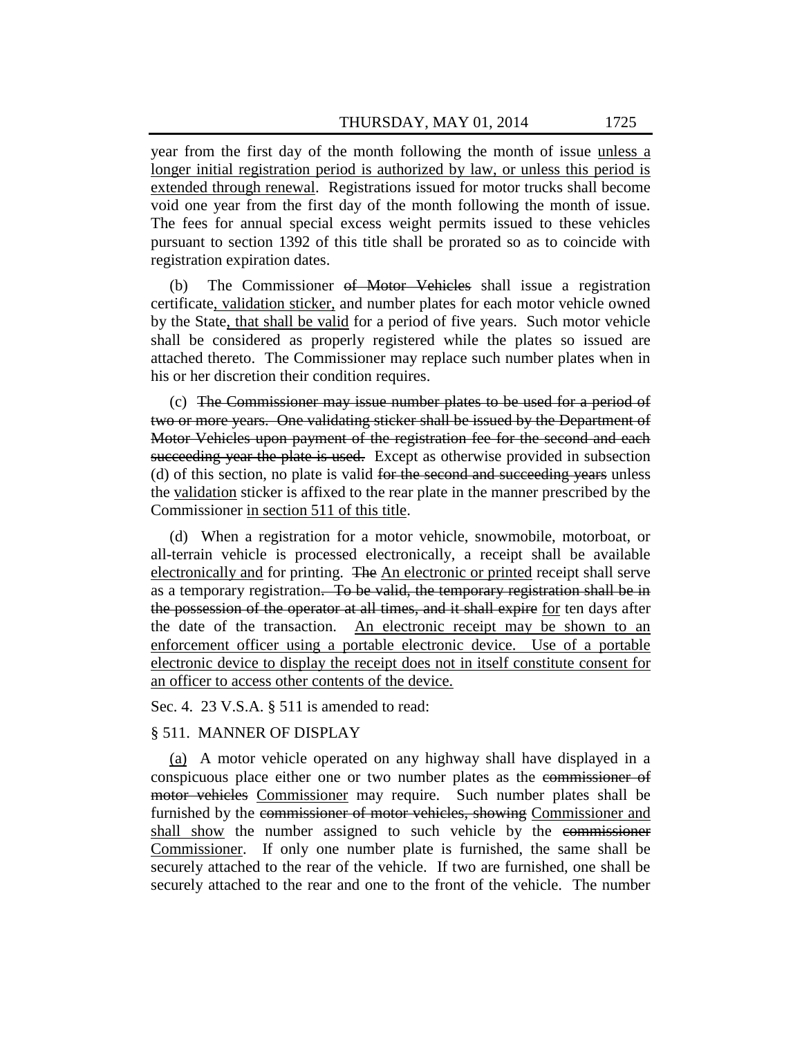year from the first day of the month following the month of issue <u>unless a longer initial registration period is authorized by law, or unless this period is extended through renewal</u>. Registrations issued for motor trucks shall become void one year from the first day of the month following the month of issue. The fees for annual special excess weight permits issued to these vehicles pursuant to section 1392 of this title shall be prorated so as to coincide with registration expiration dates.

(b) The Commissioner ~~of Motor Vehicles~~ shall issue a registration certificate<u>, validation sticker,</u> and number plates for each motor vehicle owned by the State<u>, that shall be valid</u> for a period of five years. Such motor vehicle shall be considered as properly registered while the plates so issued are attached thereto. The Commissioner may replace such number plates when in his or her discretion their condition requires.

(c) ~~The Commissioner may issue number plates to be used for a period of two or more years. One validating sticker shall be issued by the Department of Motor Vehicles upon payment of the registration fee for the second and each succeeding year the plate is used.~~ Except as otherwise provided in subsection (d) of this section, no plate is valid ~~for the second and succeeding years~~ unless the <u>validation</u> sticker is affixed to the rear plate in the manner prescribed by the Commissioner <u>in section 511 of this title</u>.

(d) When a registration for a motor vehicle, snowmobile, motorboat, or all-terrain vehicle is processed electronically, a receipt shall be available <u>electronically and</u> for printing. ~~The~~ <u>An electronic or printed</u> receipt shall serve as a temporary registration~~. To be valid, the temporary registration shall be in the possession of the operator at all times, and it shall expire~~ <u>for</u> ten days after the date of the transaction. <u>An electronic receipt may be shown to an enforcement officer using a portable electronic device. Use of a portable electronic device to display the receipt does not in itself constitute consent for an officer to access other contents of the device.</u>

Sec. 4. 23 V.S.A. § 511 is amended to read:

§ 511. MANNER OF DISPLAY

<u>(a)</u> A motor vehicle operated on any highway shall have displayed in a conspicuous place either one or two number plates as the ~~commissioner of motor vehicles~~ <u>Commissioner</u> may require. Such number plates shall be furnished by the ~~commissioner of motor vehicles, showing~~ <u>Commissioner and shall show</u> the number assigned to such vehicle by the ~~commissioner~~ <u>Commissioner</u>. If only one number plate is furnished, the same shall be securely attached to the rear of the vehicle. If two are furnished, one shall be securely attached to the rear and one to the front of the vehicle. The number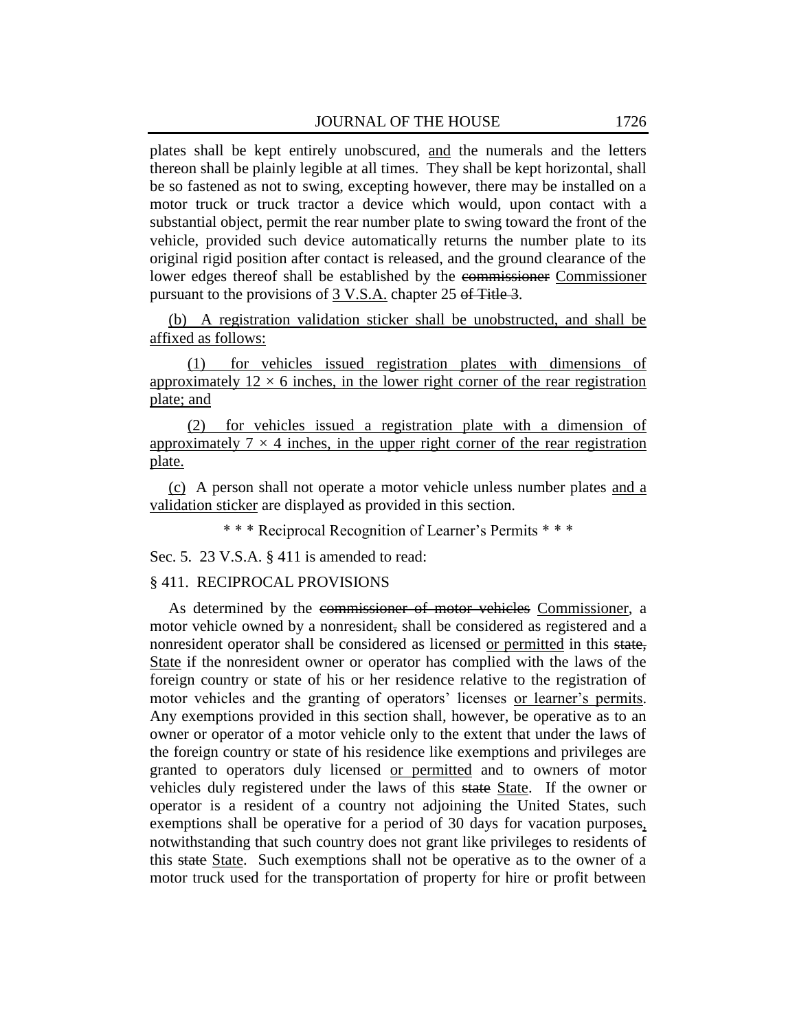plates shall be kept entirely unobscured, and the numerals and the letters thereon shall be plainly legible at all times. They shall be kept horizontal, shall be so fastened as not to swing, excepting however, there may be installed on a motor truck or truck tractor a device which would, upon contact with a substantial object, permit the rear number plate to swing toward the front of the vehicle, provided such device automatically returns the number plate to its original rigid position after contact is released, and the ground clearance of the lower edges thereof shall be established by the ~~commissioner~~ Commissioner pursuant to the provisions of 3 V.S.A. chapter 25 ~~of Title 3~~.

(b) A registration validation sticker shall be unobstructed, and shall be affixed as follows:

(1) for vehicles issued registration plates with dimensions of approximately 12 × 6 inches, in the lower right corner of the rear registration plate; and

(2) for vehicles issued a registration plate with a dimension of approximately 7 × 4 inches, in the upper right corner of the rear registration plate.

(c) A person shall not operate a motor vehicle unless number plates and a validation sticker are displayed as provided in this section.

\* \* \* Reciprocal Recognition of Learner's Permits \* \* \*

Sec. 5. 23 V.S.A. § 411 is amended to read:

§ 411. RECIPROCAL PROVISIONS

As determined by the ~~commissioner of motor vehicles~~ Commissioner, a motor vehicle owned by a nonresident~~,~~ shall be considered as registered and a nonresident operator shall be considered as licensed or permitted in this ~~state,~~ State if the nonresident owner or operator has complied with the laws of the foreign country or state of his or her residence relative to the registration of motor vehicles and the granting of operators' licenses or learner's permits. Any exemptions provided in this section shall, however, be operative as to an owner or operator of a motor vehicle only to the extent that under the laws of the foreign country or state of his residence like exemptions and privileges are granted to operators duly licensed or permitted and to owners of motor vehicles duly registered under the laws of this ~~state~~ State. If the owner or operator is a resident of a country not adjoining the United States, such exemptions shall be operative for a period of 30 days for vacation purposes, notwithstanding that such country does not grant like privileges to residents of this ~~state~~ State. Such exemptions shall not be operative as to the owner of a motor truck used for the transportation of property for hire or profit between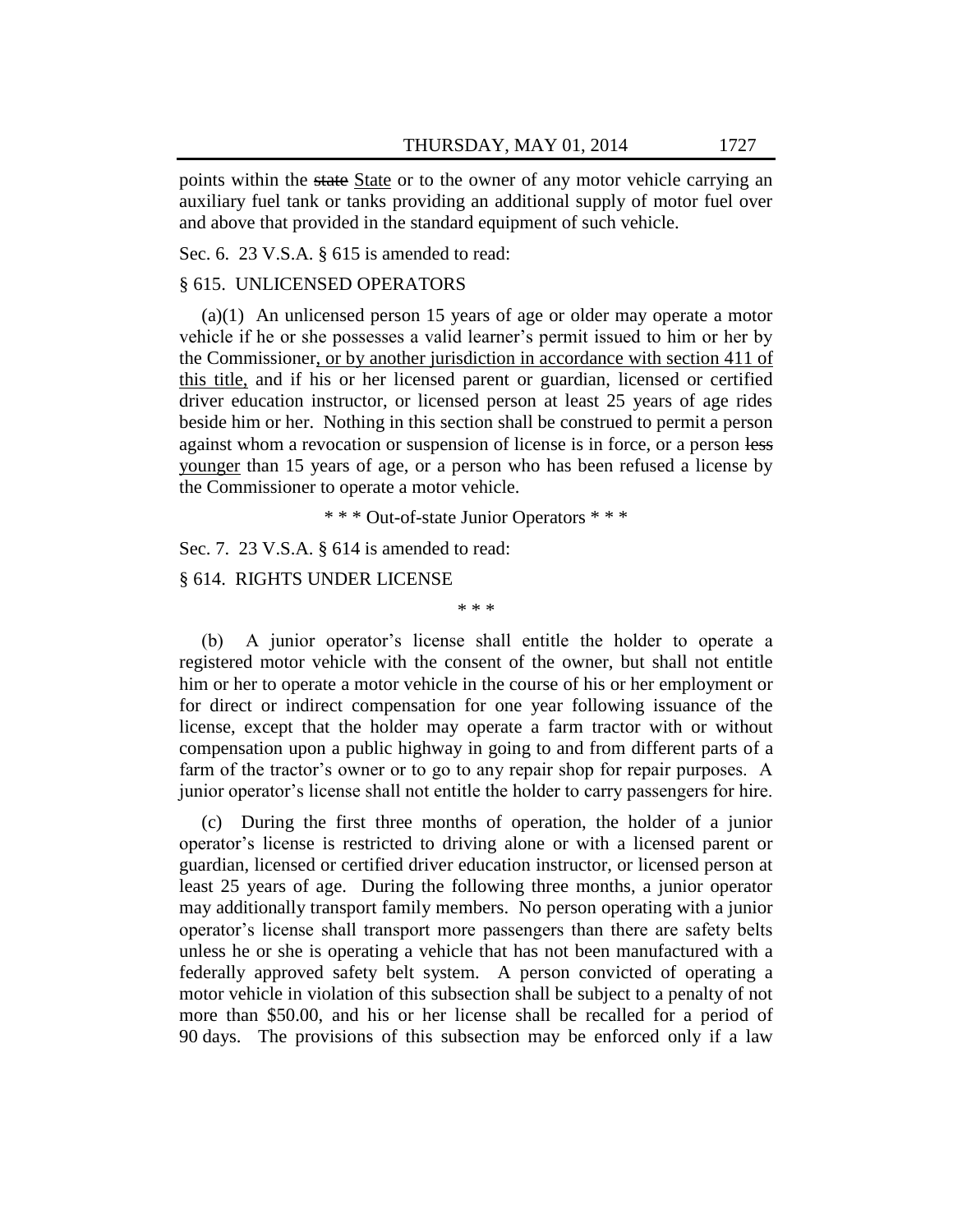points within the ~~state~~ <u>State</u> or to the owner of any motor vehicle carrying an auxiliary fuel tank or tanks providing an additional supply of motor fuel over and above that provided in the standard equipment of such vehicle.

Sec. 6. 23 V.S.A. § 615 is amended to read:

§ 615. UNLICENSED OPERATORS

(a)(1) An unlicensed person 15 years of age or older may operate a motor vehicle if he or she possesses a valid learner's permit issued to him or her by the Commissioner<u>, or by another jurisdiction in accordance with section 411 of this title,</u> and if his or her licensed parent or guardian, licensed or certified driver education instructor, or licensed person at least 25 years of age rides beside him or her. Nothing in this section shall be construed to permit a person against whom a revocation or suspension of license is in force, or a person ~~less~~ <u>younger</u> than 15 years of age, or a person who has been refused a license by the Commissioner to operate a motor vehicle.

\* \* \* Out-of-state Junior Operators \* \* \*

Sec. 7. 23 V.S.A. § 614 is amended to read:

§ 614. RIGHTS UNDER LICENSE

\* \* \*

(b) A junior operator's license shall entitle the holder to operate a registered motor vehicle with the consent of the owner, but shall not entitle him or her to operate a motor vehicle in the course of his or her employment or for direct or indirect compensation for one year following issuance of the license, except that the holder may operate a farm tractor with or without compensation upon a public highway in going to and from different parts of a farm of the tractor's owner or to go to any repair shop for repair purposes. A junior operator's license shall not entitle the holder to carry passengers for hire.

(c) During the first three months of operation, the holder of a junior operator's license is restricted to driving alone or with a licensed parent or guardian, licensed or certified driver education instructor, or licensed person at least 25 years of age. During the following three months, a junior operator may additionally transport family members. No person operating with a junior operator's license shall transport more passengers than there are safety belts unless he or she is operating a vehicle that has not been manufactured with a federally approved safety belt system. A person convicted of operating a motor vehicle in violation of this subsection shall be subject to a penalty of not more than $50.00, and his or her license shall be recalled for a period of 90 days. The provisions of this subsection may be enforced only if a law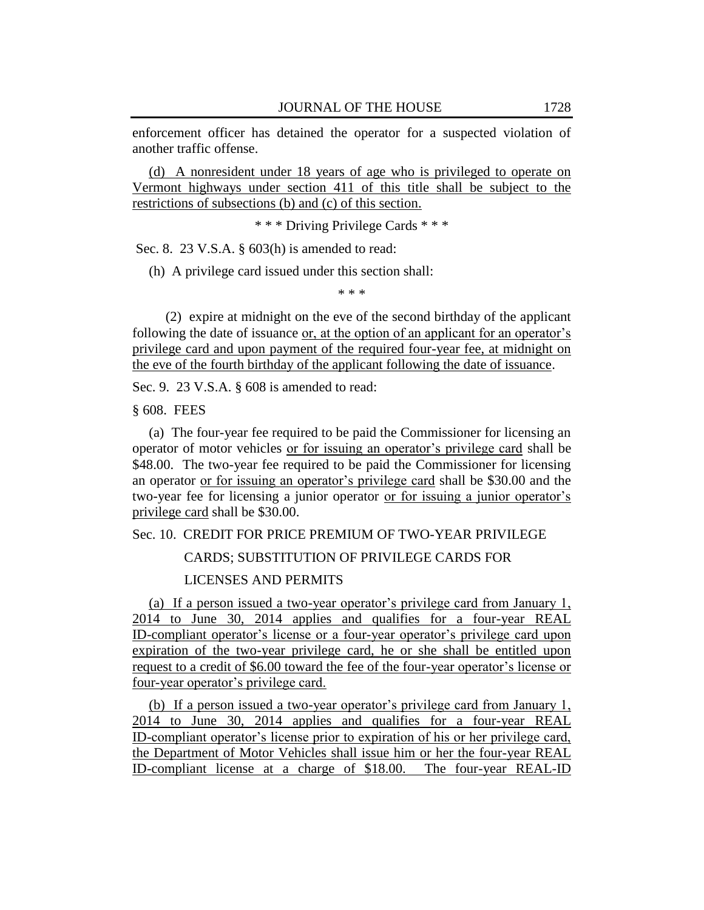enforcement officer has detained the operator for a suspected violation of another traffic offense.

<u>(d) A nonresident under 18 years of age who is privileged to operate on Vermont highways under section 411 of this title shall be subject to the restrictions of subsections (b) and (c) of this section.</u>

\* \* \* Driving Privilege Cards \* \* \*

Sec. 8. 23 V.S.A. § 603(h) is amended to read:

(h) A privilege card issued under this section shall:

\* \* \*

(2) expire at midnight on the eve of the second birthday of the applicant following the date of issuance <u>or, at the option of an applicant for an operator's privilege card and upon payment of the required four-year fee, at midnight on the eve of the fourth birthday of the applicant following the date of issuance</u>.

Sec. 9. 23 V.S.A. § 608 is amended to read:

§ 608. FEES

(a) The four-year fee required to be paid the Commissioner for licensing an operator of motor vehicles <u>or for issuing an operator's privilege card</u> shall be $48.00. The two-year fee required to be paid the Commissioner for licensing an operator <u>or for issuing an operator's privilege card</u> shall be $30.00 and the two-year fee for licensing a junior operator <u>or for issuing a junior operator's privilege card</u> shall be $30.00.

Sec. 10. CREDIT FOR PRICE PREMIUM OF TWO-YEAR PRIVILEGE CARDS; SUBSTITUTION OF PRIVILEGE CARDS FOR LICENSES AND PERMITS

<u>(a) If a person issued a two-year operator's privilege card from January 1, 2014 to June 30, 2014 applies and qualifies for a four-year REAL ID-compliant operator's license or a four-year operator's privilege card upon expiration of the two-year privilege card, he or she shall be entitled upon request to a credit of $6.00 toward the fee of the four-year operator's license or four-year operator's privilege card.</u>

<u>(b) If a person issued a two-year operator's privilege card from January 1, 2014 to June 30, 2014 applies and qualifies for a four-year REAL ID-compliant operator's license prior to expiration of his or her privilege card, the Department of Motor Vehicles shall issue him or her the four-year REAL ID-compliant license at a charge of $18.00. The four-year REAL-ID</u>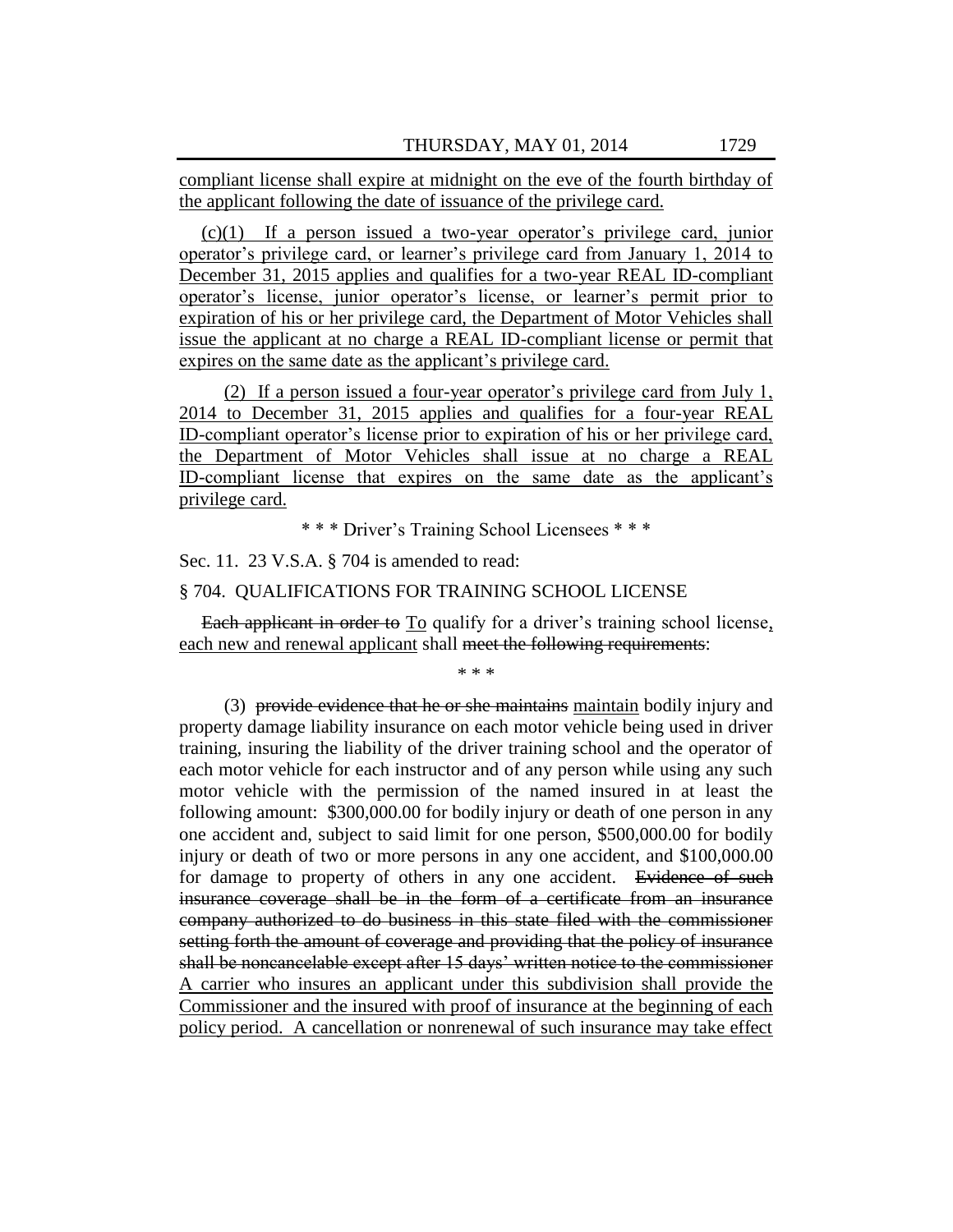compliant license shall expire at midnight on the eve of the fourth birthday of the applicant following the date of issuance of the privilege card.

(c)(1) If a person issued a two-year operator's privilege card, junior operator's privilege card, or learner's privilege card from January 1, 2014 to December 31, 2015 applies and qualifies for a two-year REAL ID-compliant operator's license, junior operator's license, or learner's permit prior to expiration of his or her privilege card, the Department of Motor Vehicles shall issue the applicant at no charge a REAL ID-compliant license or permit that expires on the same date as the applicant's privilege card.

(2) If a person issued a four-year operator's privilege card from July 1, 2014 to December 31, 2015 applies and qualifies for a four-year REAL ID-compliant operator's license prior to expiration of his or her privilege card, the Department of Motor Vehicles shall issue at no charge a REAL ID-compliant license that expires on the same date as the applicant's privilege card.

\* \* \* Driver's Training School Licensees \* \* \*

Sec. 11. 23 V.S.A. § 704 is amended to read:

§ 704. QUALIFICATIONS FOR TRAINING SCHOOL LICENSE

~~Each applicant in order to~~ To qualify for a driver's training school license, each new and renewal applicant shall ~~meet the following requirements~~:

\* \* \*

(3) ~~provide evidence that he or she maintains~~ maintain bodily injury and property damage liability insurance on each motor vehicle being used in driver training, insuring the liability of the driver training school and the operator of each motor vehicle for each instructor and of any person while using any such motor vehicle with the permission of the named insured in at least the following amount: $300,000.00 for bodily injury or death of one person in any one accident and, subject to said limit for one person, $500,000.00 for bodily injury or death of two or more persons in any one accident, and $100,000.00 for damage to property of others in any one accident. ~~Evidence of such insurance coverage shall be in the form of a certificate from an insurance company authorized to do business in this state filed with the commissioner setting forth the amount of coverage and providing that the policy of insurance shall be noncancelable except after 15 days' written notice to the commissioner~~ A carrier who insures an applicant under this subdivision shall provide the Commissioner and the insured with proof of insurance at the beginning of each policy period. A cancellation or nonrenewal of such insurance may take effect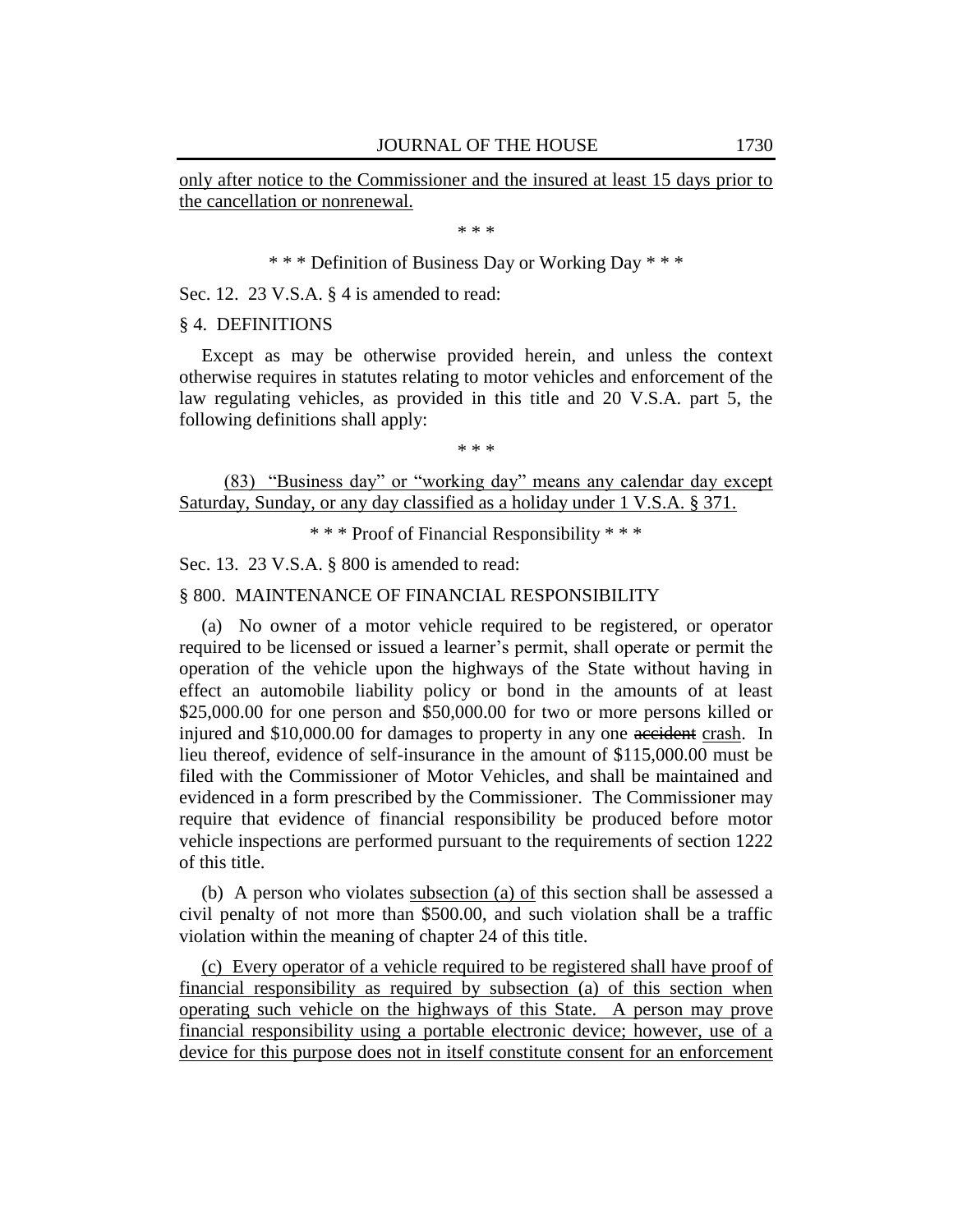only after notice to the Commissioner and the insured at least 15 days prior to the cancellation or nonrenewal.

\* \* \*

\* \* \* Definition of Business Day or Working Day \* \* \*

Sec. 12. 23 V.S.A. § 4 is amended to read:

§ 4. DEFINITIONS

Except as may be otherwise provided herein, and unless the context otherwise requires in statutes relating to motor vehicles and enforcement of the law regulating vehicles, as provided in this title and 20 V.S.A. part 5, the following definitions shall apply:

\* \* \*

(83) "Business day" or "working day" means any calendar day except Saturday, Sunday, or any day classified as a holiday under 1 V.S.A. § 371.

\* \* \* Proof of Financial Responsibility \* \* \*

Sec. 13. 23 V.S.A. § 800 is amended to read:

§ 800. MAINTENANCE OF FINANCIAL RESPONSIBILITY

(a) No owner of a motor vehicle required to be registered, or operator required to be licensed or issued a learner's permit, shall operate or permit the operation of the vehicle upon the highways of the State without having in effect an automobile liability policy or bond in the amounts of at least \$25,000.00 for one person and \$50,000.00 for two or more persons killed or injured and \$10,000.00 for damages to property in any one ~~accident~~ crash. In lieu thereof, evidence of self-insurance in the amount of \$115,000.00 must be filed with the Commissioner of Motor Vehicles, and shall be maintained and evidenced in a form prescribed by the Commissioner. The Commissioner may require that evidence of financial responsibility be produced before motor vehicle inspections are performed pursuant to the requirements of section 1222 of this title.

(b) A person who violates subsection (a) of this section shall be assessed a civil penalty of not more than \$500.00, and such violation shall be a traffic violation within the meaning of chapter 24 of this title.

(c) Every operator of a vehicle required to be registered shall have proof of financial responsibility as required by subsection (a) of this section when operating such vehicle on the highways of this State. A person may prove financial responsibility using a portable electronic device; however, use of a device for this purpose does not in itself constitute consent for an enforcement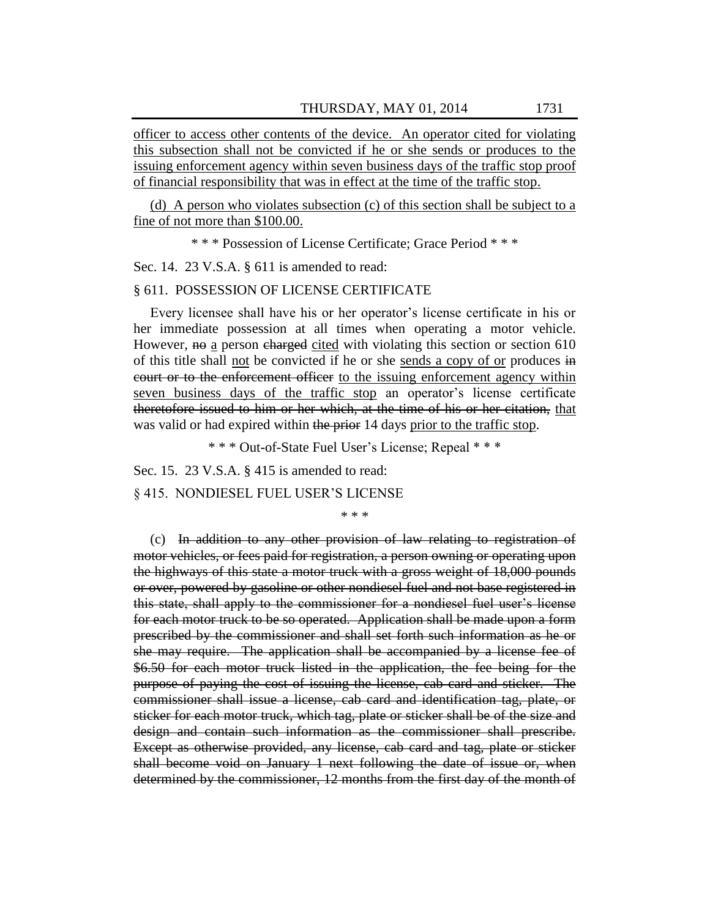officer to access other contents of the device. An operator cited for violating this subsection shall not be convicted if he or she sends or produces to the issuing enforcement agency within seven business days of the traffic stop proof of financial responsibility that was in effect at the time of the traffic stop.

(d) A person who violates subsection (c) of this section shall be subject to a fine of not more than $100.00.

\* \* \* Possession of License Certificate; Grace Period \* \* \*

Sec. 14. 23 V.S.A. § 611 is amended to read:

§ 611. POSSESSION OF LICENSE CERTIFICATE

Every licensee shall have his or her operator's license certificate in his or her immediate possession at all times when operating a motor vehicle. However, ~~no~~ a person ~~charged~~ cited with violating this section or section 610 of this title shall not be convicted if he or she sends a copy of or produces ~~in court or to the enforcement officer~~ to the issuing enforcement agency within seven business days of the traffic stop an operator's license certificate ~~theretofore issued to him or her which, at the time of his or her citation,~~ that was valid or had expired within ~~the prior~~ 14 days prior to the traffic stop.

\* \* \* Out-of-State Fuel User's License; Repeal \* \* \*

Sec. 15. 23 V.S.A. § 415 is amended to read:

§ 415. NONDIESEL FUEL USER'S LICENSE

\* \* \*

(c) ~~In addition to any other provision of law relating to registration of motor vehicles, or fees paid for registration, a person owning or operating upon the highways of this state a motor truck with a gross weight of 18,000 pounds or over, powered by gasoline or other nondiesel fuel and not base registered in this state, shall apply to the commissioner for a nondiesel fuel user's license for each motor truck to be so operated. Application shall be made upon a form prescribed by the commissioner and shall set forth such information as he or she may require. The application shall be accompanied by a license fee of $6.50 for each motor truck listed in the application, the fee being for the purpose of paying the cost of issuing the license, cab card and sticker. The commissioner shall issue a license, cab card and identification tag, plate, or sticker for each motor truck, which tag, plate or sticker shall be of the size and design and contain such information as the commissioner shall prescribe. Except as otherwise provided, any license, cab card and tag, plate or sticker shall become void on January 1 next following the date of issue or, when determined by the commissioner, 12 months from the first day of the month of~~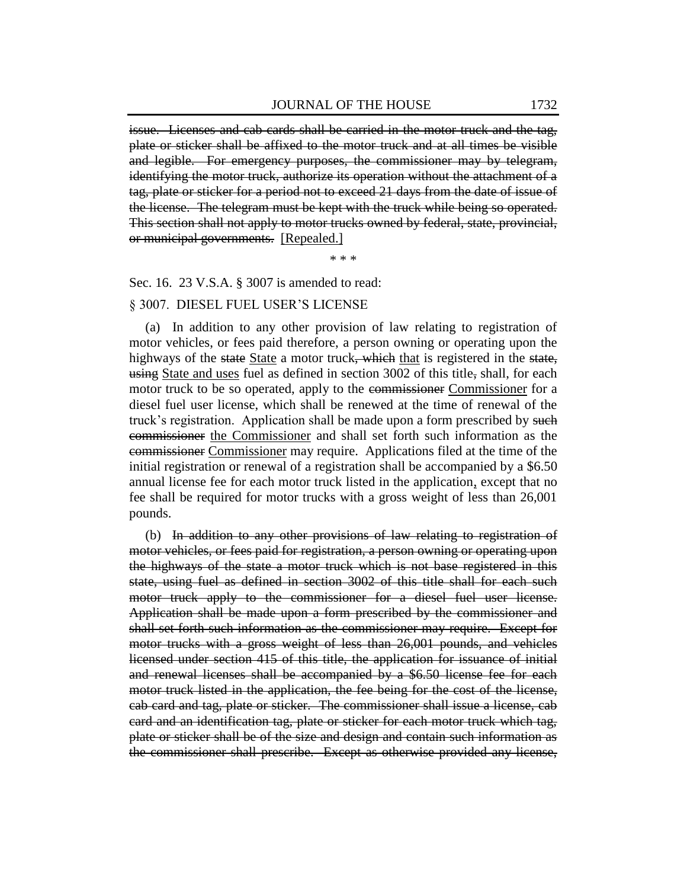~~issue. Licenses and cab cards shall be carried in the motor truck and the tag, plate or sticker shall be affixed to the motor truck and at all times be visible and legible. For emergency purposes, the commissioner may by telegram, identifying the motor truck, authorize its operation without the attachment of a tag, plate or sticker for a period not to exceed 21 days from the date of issue of the license. The telegram must be kept with the truck while being so operated. This section shall not apply to motor trucks owned by federal, state, provincial, or municipal governments.~~ <u>[Repealed.]</u>

\* \* \*

Sec. 16. 23 V.S.A. § 3007 is amended to read:

§ 3007. DIESEL FUEL USER'S LICENSE

(a) In addition to any other provision of law relating to registration of motor vehicles, or fees paid therefore, a person owning or operating upon the highways of the ~~state~~ <u>State</u> a motor truck~~, which~~ <u>that</u> is registered in the ~~state, using~~ <u>State and uses</u> fuel as defined in section 3002 of this title~~,~~ shall, for each motor truck to be so operated, apply to the ~~commissioner~~ <u>Commissioner</u> for a diesel fuel user license, which shall be renewed at the time of renewal of the truck's registration. Application shall be made upon a form prescribed by ~~such commissioner~~ <u>the Commissioner</u> and shall set forth such information as the ~~commissioner~~ <u>Commissioner</u> may require. Applications filed at the time of the initial registration or renewal of a registration shall be accompanied by a $6.50 annual license fee for each motor truck listed in the application<u>,</u> except that no fee shall be required for motor trucks with a gross weight of less than 26,001 pounds.

(b) ~~In addition to any other provisions of law relating to registration of motor vehicles, or fees paid for registration, a person owning or operating upon the highways of the state a motor truck which is not base registered in this state, using fuel as defined in section 3002 of this title shall for each such motor truck apply to the commissioner for a diesel fuel user license. Application shall be made upon a form prescribed by the commissioner and shall set forth such information as the commissioner may require. Except for motor trucks with a gross weight of less than 26,001 pounds, and vehicles licensed under section 415 of this title, the application for issuance of initial and renewal licenses shall be accompanied by a $6.50 license fee for each motor truck listed in the application, the fee being for the cost of the license, cab card and tag, plate or sticker. The commissioner shall issue a license, cab card and an identification tag, plate or sticker for each motor truck which tag, plate or sticker shall be of the size and design and contain such information as the commissioner shall prescribe. Except as otherwise provided any license,~~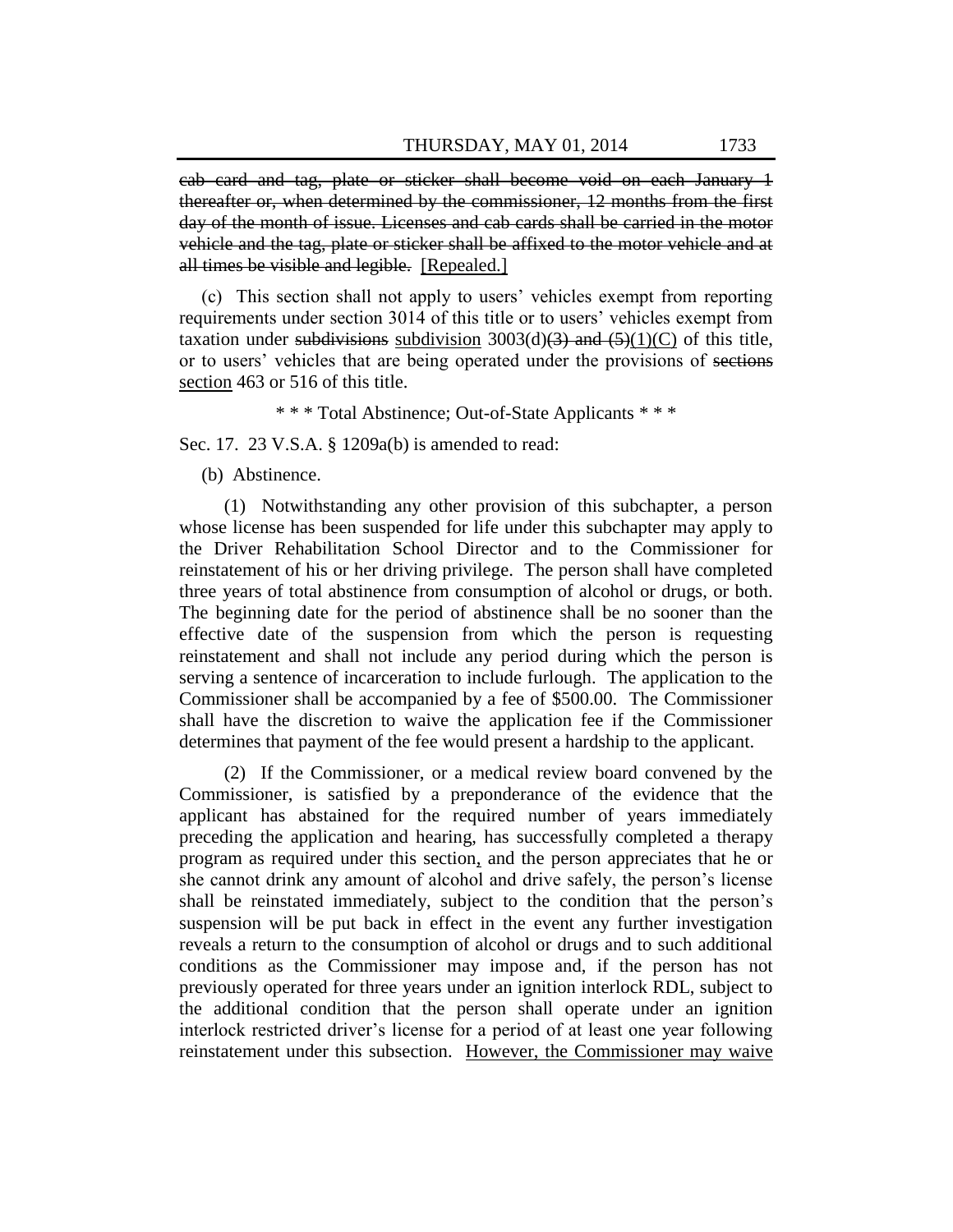~~cab card and tag, plate or sticker shall become void on each January 1 thereafter or, when determined by the commissioner, 12 months from the first day of the month of issue. Licenses and cab cards shall be carried in the motor vehicle and the tag, plate or sticker shall be affixed to the motor vehicle and at all times be visible and legible.~~ [Repealed.]

(c) This section shall not apply to users' vehicles exempt from reporting requirements under section 3014 of this title or to users' vehicles exempt from taxation under ~~subdivisions~~ subdivision 3003(d)~~(3) and (5)~~(1)(C) of this title, or to users' vehicles that are being operated under the provisions of ~~sections~~ section 463 or 516 of this title.

\* \* \* Total Abstinence; Out-of-State Applicants \* \* \*

Sec. 17. 23 V.S.A. § 1209a(b) is amended to read:

(b) Abstinence.

(1) Notwithstanding any other provision of this subchapter, a person whose license has been suspended for life under this subchapter may apply to the Driver Rehabilitation School Director and to the Commissioner for reinstatement of his or her driving privilege. The person shall have completed three years of total abstinence from consumption of alcohol or drugs, or both. The beginning date for the period of abstinence shall be no sooner than the effective date of the suspension from which the person is requesting reinstatement and shall not include any period during which the person is serving a sentence of incarceration to include furlough. The application to the Commissioner shall be accompanied by a fee of $500.00. The Commissioner shall have the discretion to waive the application fee if the Commissioner determines that payment of the fee would present a hardship to the applicant.

(2) If the Commissioner, or a medical review board convened by the Commissioner, is satisfied by a preponderance of the evidence that the applicant has abstained for the required number of years immediately preceding the application and hearing, has successfully completed a therapy program as required under this section, and the person appreciates that he or she cannot drink any amount of alcohol and drive safely, the person's license shall be reinstated immediately, subject to the condition that the person's suspension will be put back in effect in the event any further investigation reveals a return to the consumption of alcohol or drugs and to such additional conditions as the Commissioner may impose and, if the person has not previously operated for three years under an ignition interlock RDL, subject to the additional condition that the person shall operate under an ignition interlock restricted driver's license for a period of at least one year following reinstatement under this subsection. However, the Commissioner may waive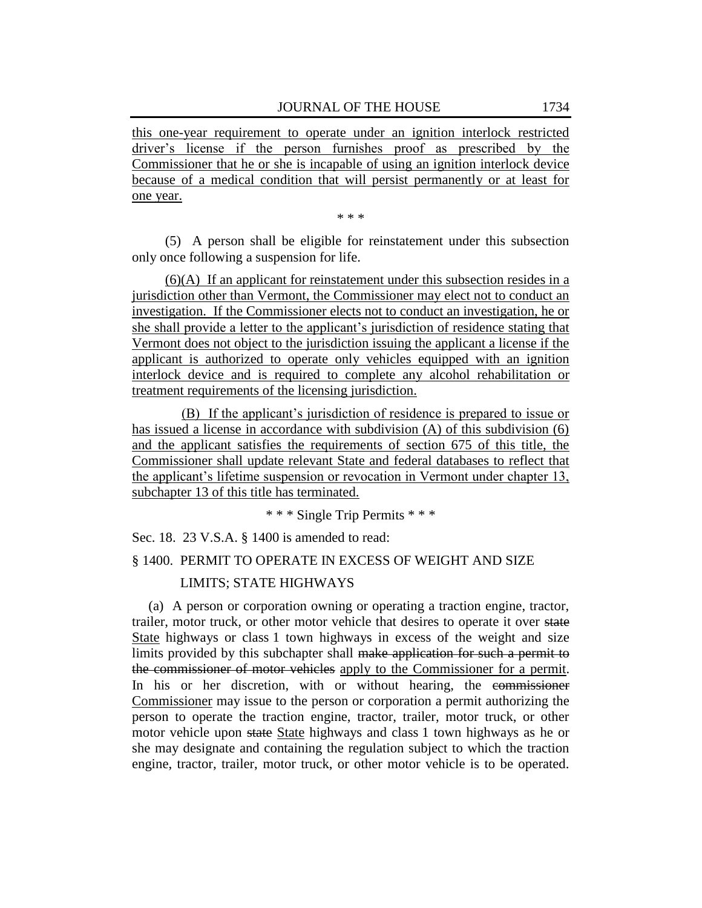this one-year requirement to operate under an ignition interlock restricted driver's license if the person furnishes proof as prescribed by the Commissioner that he or she is incapable of using an ignition interlock device because of a medical condition that will persist permanently or at least for one year.

\* \* \*

(5) A person shall be eligible for reinstatement under this subsection only once following a suspension for life.

(6)(A) If an applicant for reinstatement under this subsection resides in a jurisdiction other than Vermont, the Commissioner may elect not to conduct an investigation. If the Commissioner elects not to conduct an investigation, he or she shall provide a letter to the applicant's jurisdiction of residence stating that Vermont does not object to the jurisdiction issuing the applicant a license if the applicant is authorized to operate only vehicles equipped with an ignition interlock device and is required to complete any alcohol rehabilitation or treatment requirements of the licensing jurisdiction.

(B) If the applicant's jurisdiction of residence is prepared to issue or has issued a license in accordance with subdivision (A) of this subdivision (6) and the applicant satisfies the requirements of section 675 of this title, the Commissioner shall update relevant State and federal databases to reflect that the applicant's lifetime suspension or revocation in Vermont under chapter 13, subchapter 13 of this title has terminated.

\* \* \* Single Trip Permits \* \* \*

Sec. 18. 23 V.S.A. § 1400 is amended to read:

§ 1400. PERMIT TO OPERATE IN EXCESS OF WEIGHT AND SIZE LIMITS; STATE HIGHWAYS

(a) A person or corporation owning or operating a traction engine, tractor, trailer, motor truck, or other motor vehicle that desires to operate it over ~~state~~ State highways or class 1 town highways in excess of the weight and size limits provided by this subchapter shall ~~make application for such a permit to the commissioner of motor vehicles~~ apply to the Commissioner for a permit. In his or her discretion, with or without hearing, the ~~commissioner~~ Commissioner may issue to the person or corporation a permit authorizing the person to operate the traction engine, tractor, trailer, motor truck, or other motor vehicle upon ~~state~~ State highways and class 1 town highways as he or she may designate and containing the regulation subject to which the traction engine, tractor, trailer, motor truck, or other motor vehicle is to be operated.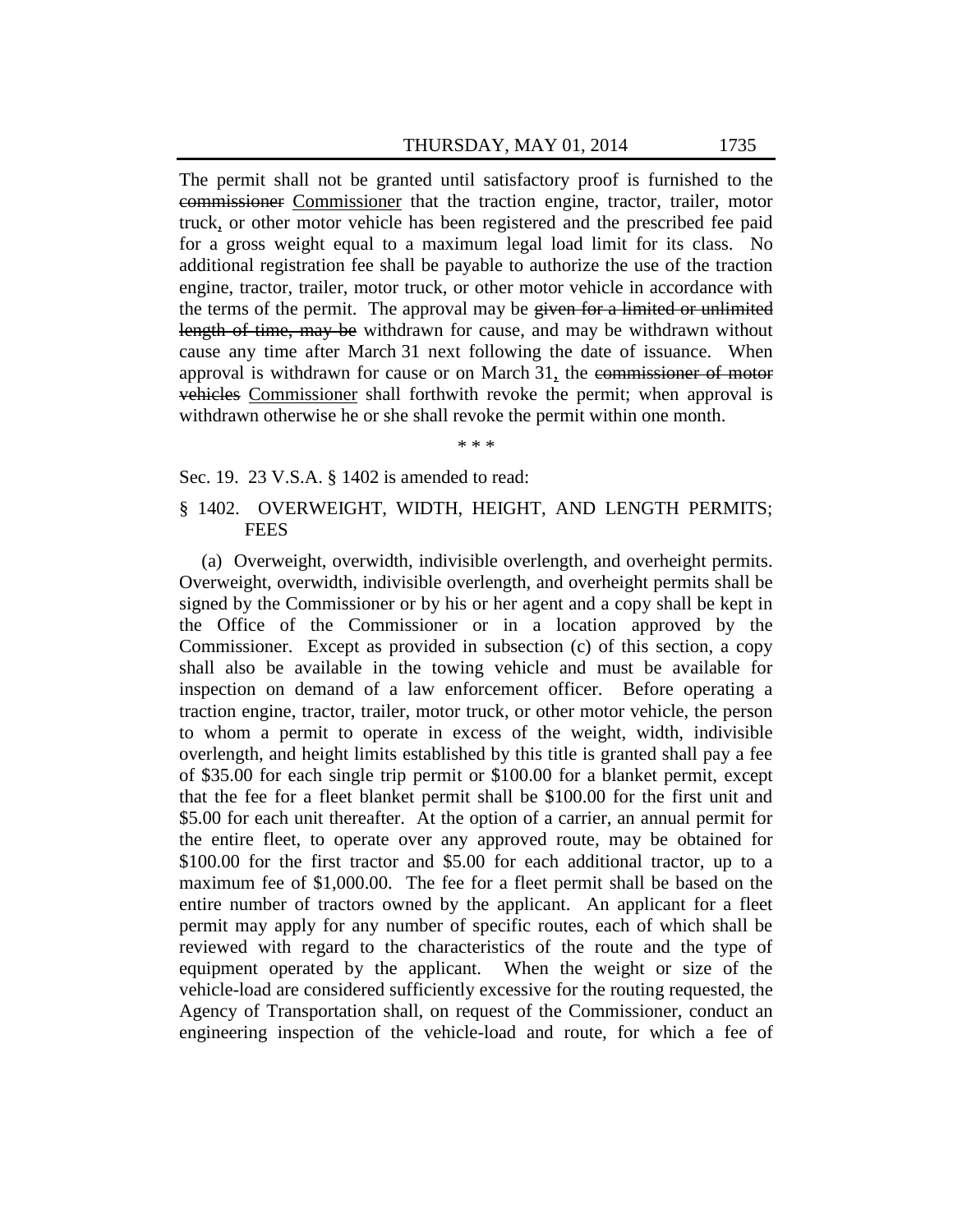The permit shall not be granted until satisfactory proof is furnished to the ~~commissioner~~ Commissioner that the traction engine, tractor, trailer, motor truck, or other motor vehicle has been registered and the prescribed fee paid for a gross weight equal to a maximum legal load limit for its class. No additional registration fee shall be payable to authorize the use of the traction engine, tractor, trailer, motor truck, or other motor vehicle in accordance with the terms of the permit. The approval may be ~~given for a limited or unlimited length of time, may be~~ withdrawn for cause, and may be withdrawn without cause any time after March 31 next following the date of issuance. When approval is withdrawn for cause or on March 31, the ~~commissioner of motor vehicles~~ Commissioner shall forthwith revoke the permit; when approval is withdrawn otherwise he or she shall revoke the permit within one month.

\* \* \*

Sec. 19. 23 V.S.A. § 1402 is amended to read:

§ 1402. OVERWEIGHT, WIDTH, HEIGHT, AND LENGTH PERMITS; FEES

(a) Overweight, overwidth, indivisible overlength, and overheight permits. Overweight, overwidth, indivisible overlength, and overheight permits shall be signed by the Commissioner or by his or her agent and a copy shall be kept in the Office of the Commissioner or in a location approved by the Commissioner. Except as provided in subsection (c) of this section, a copy shall also be available in the towing vehicle and must be available for inspection on demand of a law enforcement officer. Before operating a traction engine, tractor, trailer, motor truck, or other motor vehicle, the person to whom a permit to operate in excess of the weight, width, indivisible overlength, and height limits established by this title is granted shall pay a fee of $35.00 for each single trip permit or $100.00 for a blanket permit, except that the fee for a fleet blanket permit shall be $100.00 for the first unit and $5.00 for each unit thereafter. At the option of a carrier, an annual permit for the entire fleet, to operate over any approved route, may be obtained for $100.00 for the first tractor and $5.00 for each additional tractor, up to a maximum fee of $1,000.00. The fee for a fleet permit shall be based on the entire number of tractors owned by the applicant. An applicant for a fleet permit may apply for any number of specific routes, each of which shall be reviewed with regard to the characteristics of the route and the type of equipment operated by the applicant. When the weight or size of the vehicle-load are considered sufficiently excessive for the routing requested, the Agency of Transportation shall, on request of the Commissioner, conduct an engineering inspection of the vehicle-load and route, for which a fee of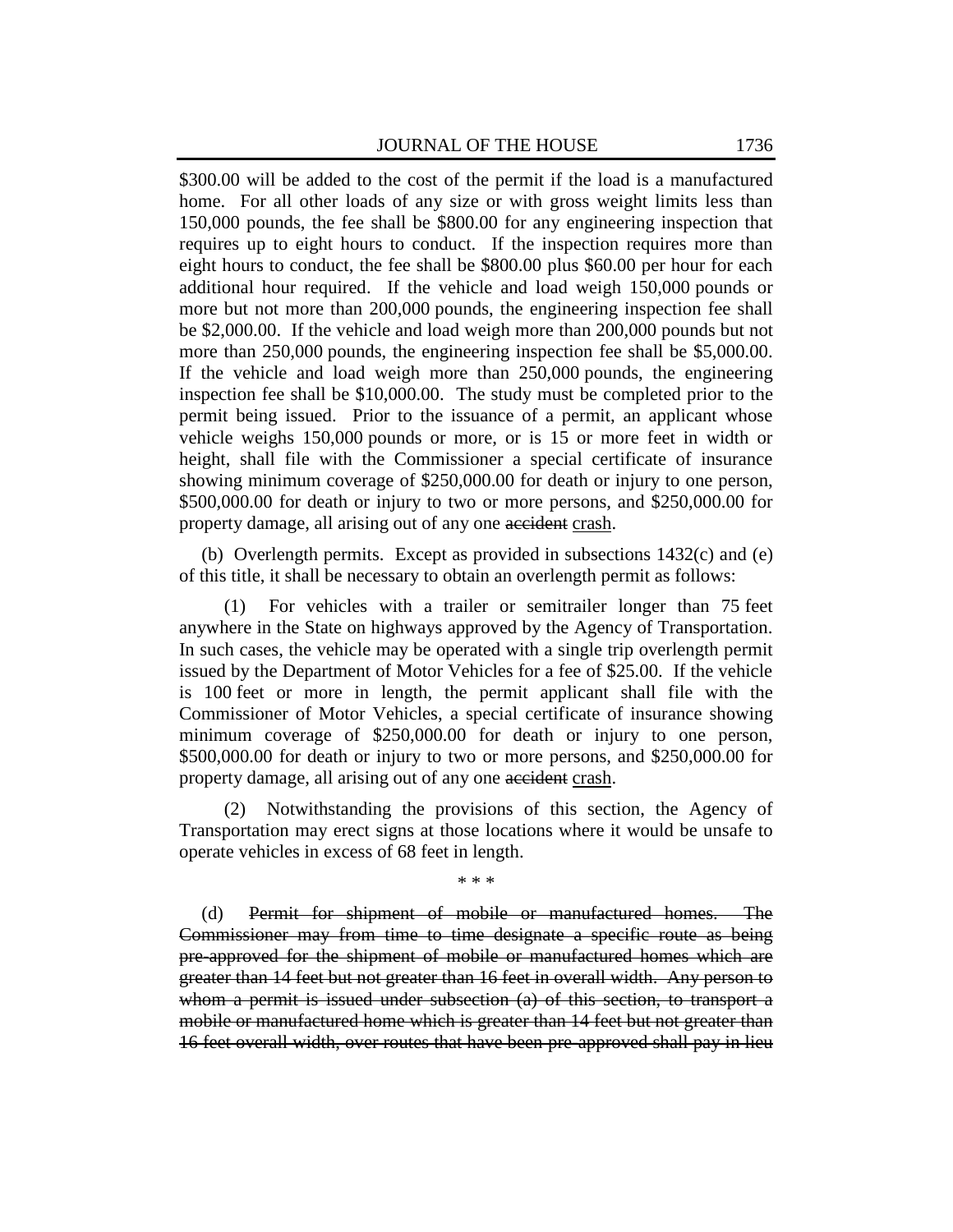$300.00 will be added to the cost of the permit if the load is a manufactured home. For all other loads of any size or with gross weight limits less than 150,000 pounds, the fee shall be $800.00 for any engineering inspection that requires up to eight hours to conduct. If the inspection requires more than eight hours to conduct, the fee shall be $800.00 plus $60.00 per hour for each additional hour required. If the vehicle and load weigh 150,000 pounds or more but not more than 200,000 pounds, the engineering inspection fee shall be $2,000.00. If the vehicle and load weigh more than 200,000 pounds but not more than 250,000 pounds, the engineering inspection fee shall be $5,000.00. If the vehicle and load weigh more than 250,000 pounds, the engineering inspection fee shall be $10,000.00. The study must be completed prior to the permit being issued. Prior to the issuance of a permit, an applicant whose vehicle weighs 150,000 pounds or more, or is 15 or more feet in width or height, shall file with the Commissioner a special certificate of insurance showing minimum coverage of $250,000.00 for death or injury to one person, $500,000.00 for death or injury to two or more persons, and $250,000.00 for property damage, all arising out of any one ~~accident~~ crash.

(b) Overlength permits. Except as provided in subsections 1432(c) and (e) of this title, it shall be necessary to obtain an overlength permit as follows:

(1) For vehicles with a trailer or semitrailer longer than 75 feet anywhere in the State on highways approved by the Agency of Transportation. In such cases, the vehicle may be operated with a single trip overlength permit issued by the Department of Motor Vehicles for a fee of $25.00. If the vehicle is 100 feet or more in length, the permit applicant shall file with the Commissioner of Motor Vehicles, a special certificate of insurance showing minimum coverage of $250,000.00 for death or injury to one person, $500,000.00 for death or injury to two or more persons, and $250,000.00 for property damage, all arising out of any one ~~accident~~ crash.

(2) Notwithstanding the provisions of this section, the Agency of Transportation may erect signs at those locations where it would be unsafe to operate vehicles in excess of 68 feet in length.

\* \* \*

(d) ~~Permit for shipment of mobile or manufactured homes. The Commissioner may from time to time designate a specific route as being pre-approved for the shipment of mobile or manufactured homes which are greater than 14 feet but not greater than 16 feet in overall width. Any person to whom a permit is issued under subsection (a) of this section, to transport a mobile or manufactured home which is greater than 14 feet but not greater than 16 feet overall width, over routes that have been pre-approved shall pay in lieu~~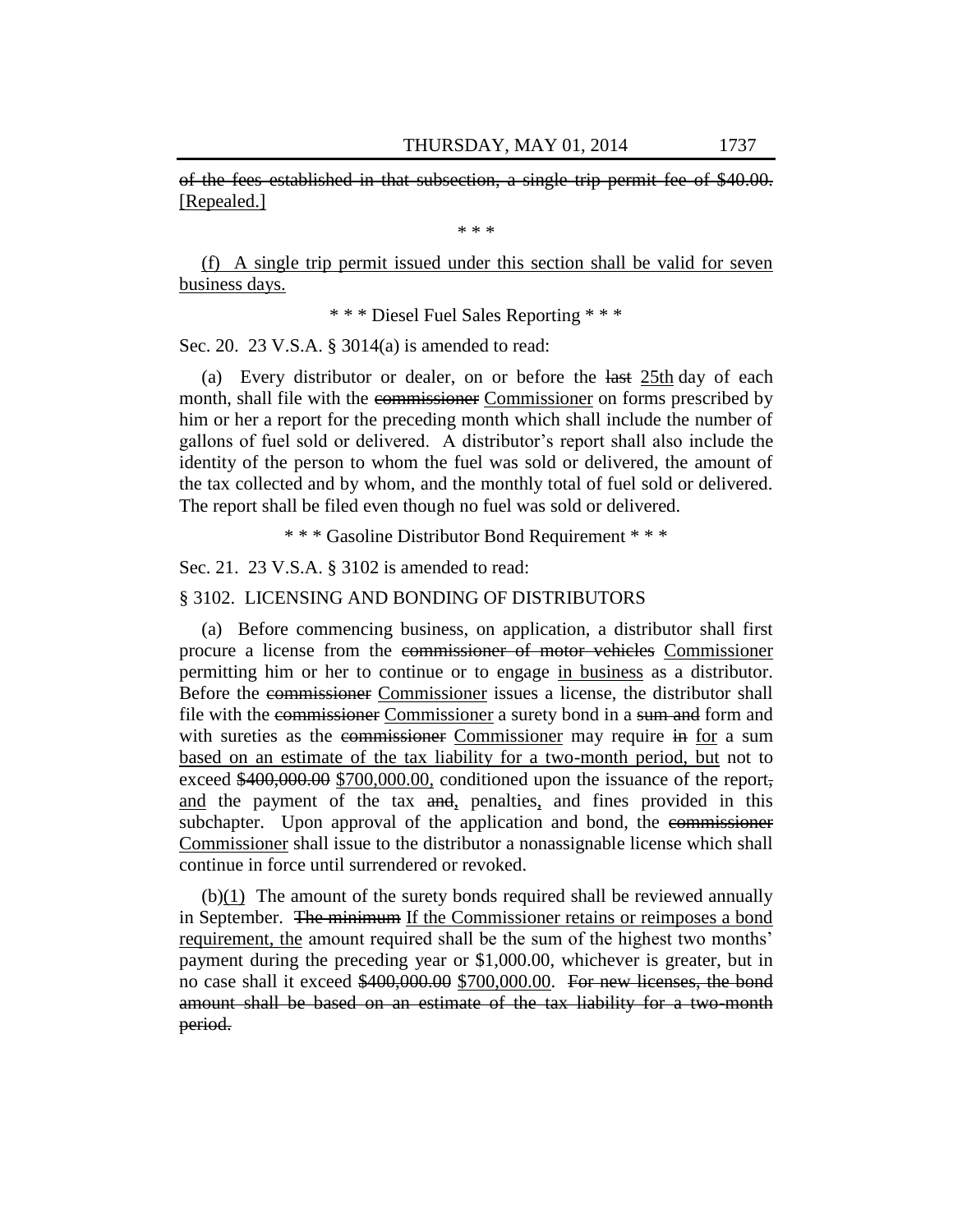~~of the fees established in that subsection, a single trip permit fee of $40.00.~~ [Repealed.]

\* \* \*

(f) A single trip permit issued under this section shall be valid for seven business days.

\* \* \* Diesel Fuel Sales Reporting \* \* \*

Sec. 20. 23 V.S.A. § 3014(a) is amended to read:

(a) Every distributor or dealer, on or before the ~~last~~ 25th day of each month, shall file with the ~~commissioner~~ Commissioner on forms prescribed by him or her a report for the preceding month which shall include the number of gallons of fuel sold or delivered. A distributor's report shall also include the identity of the person to whom the fuel was sold or delivered, the amount of the tax collected and by whom, and the monthly total of fuel sold or delivered. The report shall be filed even though no fuel was sold or delivered.

\* \* \* Gasoline Distributor Bond Requirement \* \* \*

Sec. 21. 23 V.S.A. § 3102 is amended to read:

§ 3102. LICENSING AND BONDING OF DISTRIBUTORS

(a) Before commencing business, on application, a distributor shall first procure a license from the ~~commissioner of motor vehicles~~ Commissioner permitting him or her to continue or to engage in business as a distributor. Before the ~~commissioner~~ Commissioner issues a license, the distributor shall file with the ~~commissioner~~ Commissioner a surety bond in a ~~sum and~~ form and with sureties as the ~~commissioner~~ Commissioner may require ~~in~~ for a sum based on an estimate of the tax liability for a two-month period, but not to exceed ~~$400,000.00~~ $700,000.00, conditioned upon the issuance of the report~~,~~ and the payment of the tax ~~and~~, penalties, and fines provided in this subchapter. Upon approval of the application and bond, the ~~commissioner~~ Commissioner shall issue to the distributor a nonassignable license which shall continue in force until surrendered or revoked.

(b)(1) The amount of the surety bonds required shall be reviewed annually in September. ~~The minimum~~ If the Commissioner retains or reimposes a bond requirement, the amount required shall be the sum of the highest two months' payment during the preceding year or $1,000.00, whichever is greater, but in no case shall it exceed ~~$400,000.00~~ $700,000.00. ~~For new licenses, the bond amount shall be based on an estimate of the tax liability for a two-month period.~~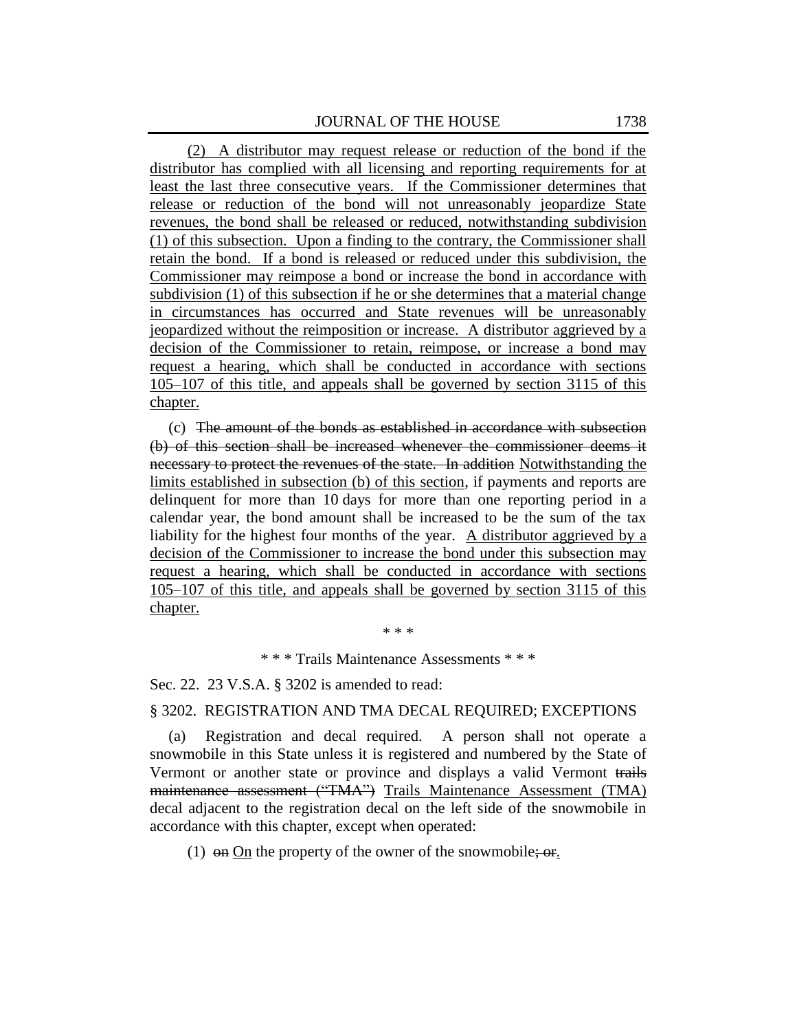(2) A distributor may request release or reduction of the bond if the distributor has complied with all licensing and reporting requirements for at least the last three consecutive years. If the Commissioner determines that release or reduction of the bond will not unreasonably jeopardize State revenues, the bond shall be released or reduced, notwithstanding subdivision (1) of this subsection. Upon a finding to the contrary, the Commissioner shall retain the bond. If a bond is released or reduced under this subdivision, the Commissioner may reimpose a bond or increase the bond in accordance with subdivision (1) of this subsection if he or she determines that a material change in circumstances has occurred and State revenues will be unreasonably jeopardized without the reimposition or increase. A distributor aggrieved by a decision of the Commissioner to retain, reimpose, or increase a bond may request a hearing, which shall be conducted in accordance with sections 105–107 of this title, and appeals shall be governed by section 3115 of this chapter.

(c) ~~The amount of the bonds as established in accordance with subsection (b) of this section shall be increased whenever the commissioner deems it necessary to protect the revenues of the state. In addition~~ Notwithstanding the limits established in subsection (b) of this section, if payments and reports are delinquent for more than 10 days for more than one reporting period in a calendar year, the bond amount shall be increased to be the sum of the tax liability for the highest four months of the year. A distributor aggrieved by a decision of the Commissioner to increase the bond under this subsection may request a hearing, which shall be conducted in accordance with sections 105–107 of this title, and appeals shall be governed by section 3115 of this chapter.

\* \* \*

\* \* \* Trails Maintenance Assessments \* \* \*

Sec. 22. 23 V.S.A. § 3202 is amended to read:

§ 3202. REGISTRATION AND TMA DECAL REQUIRED; EXCEPTIONS

(a) Registration and decal required. A person shall not operate a snowmobile in this State unless it is registered and numbered by the State of Vermont or another state or province and displays a valid Vermont ~~trails maintenance assessment ("TMA")~~ Trails Maintenance Assessment (TMA) decal adjacent to the registration decal on the left side of the snowmobile in accordance with this chapter, except when operated:

(1) ~~on~~ On the property of the owner of the snowmobile~~; or~~.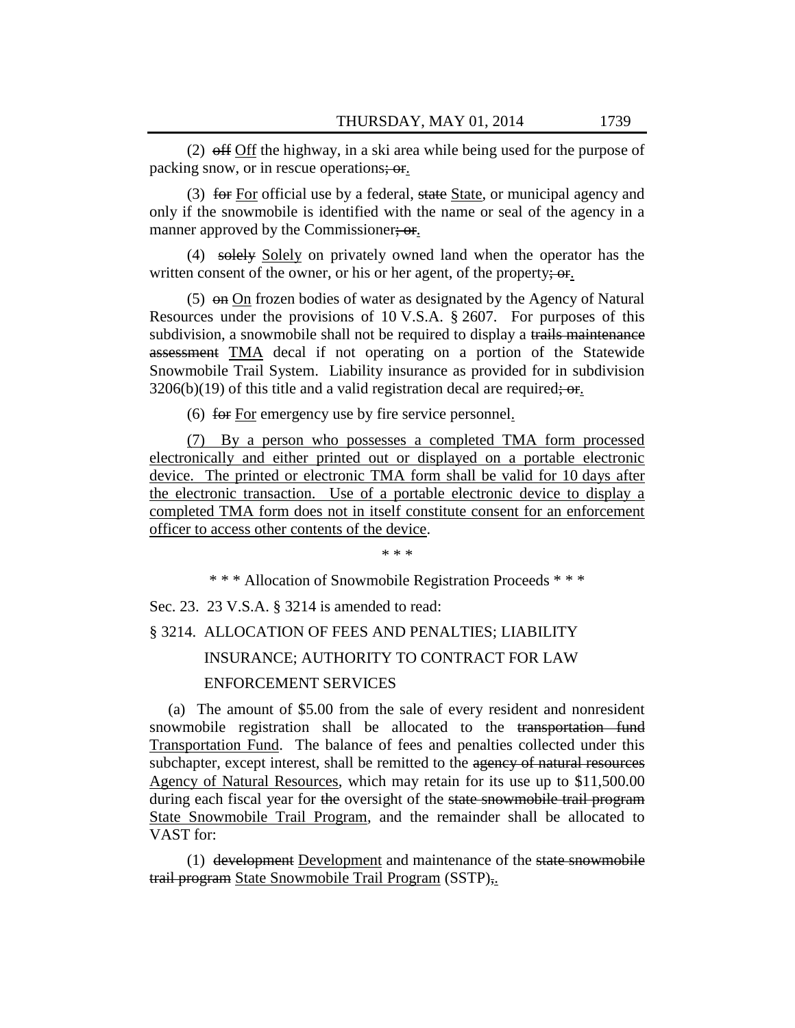(2) ~~off~~ <u>Off</u> the highway, in a ski area while being used for the purpose of packing snow, or in rescue operations~~; or~~<u>.</u>

(3) ~~for~~ <u>For</u> official use by a federal, ~~state~~ <u>State</u>, or municipal agency and only if the snowmobile is identified with the name or seal of the agency in a manner approved by the Commissioner~~; or~~<u>.</u>

(4) ~~solely~~ <u>Solely</u> on privately owned land when the operator has the written consent of the owner, or his or her agent, of the property~~; or~~<u>.</u>

(5) ~~on~~ <u>On</u> frozen bodies of water as designated by the Agency of Natural Resources under the provisions of 10 V.S.A. § 2607. For purposes of this subdivision, a snowmobile shall not be required to display a ~~trails maintenance assessment~~ <u>TMA</u> decal if not operating on a portion of the Statewide Snowmobile Trail System. Liability insurance as provided for in subdivision 3206(b)(19) of this title and a valid registration decal are required~~; or~~<u>.</u>

(6) ~~for~~ <u>For</u> emergency use by fire service personnel<u>.</u>

<u>(7) By a person who possesses a completed TMA form processed electronically and either printed out or displayed on a portable electronic device. The printed or electronic TMA form shall be valid for 10 days after the electronic transaction. Use of a portable electronic device to display a completed TMA form does not in itself constitute consent for an enforcement officer to access other contents of the device</u>.

\* \* \*

\* \* \* Allocation of Snowmobile Registration Proceeds \* \* \*

Sec. 23. 23 V.S.A. § 3214 is amended to read:

§ 3214. ALLOCATION OF FEES AND PENALTIES; LIABILITY INSURANCE; AUTHORITY TO CONTRACT FOR LAW ENFORCEMENT SERVICES

(a) The amount of $5.00 from the sale of every resident and nonresident snowmobile registration shall be allocated to the ~~transportation fund~~ <u>Transportation Fund</u>. The balance of fees and penalties collected under this subchapter, except interest, shall be remitted to the ~~agency of natural resources~~ <u>Agency of Natural Resources</u>, which may retain for its use up to $11,500.00 during each fiscal year for ~~the~~ oversight of the ~~state snowmobile trail program~~ <u>State Snowmobile Trail Program</u>, and the remainder shall be allocated to VAST for:

(1) ~~development~~ <u>Development</u> and maintenance of the ~~state snowmobile trail program~~ <u>State Snowmobile Trail Program</u> (SSTP)~~,~~<u>.</u>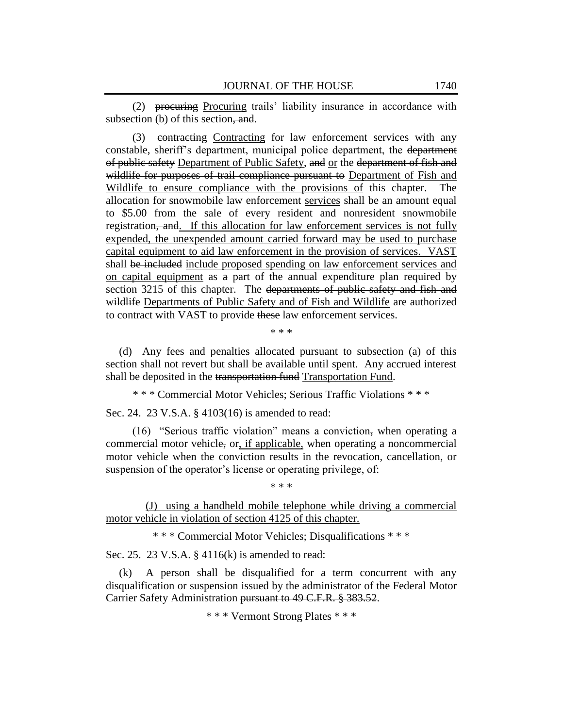(2) ~~procuring~~ Procuring trails' liability insurance in accordance with subsection (b) of this section~~, and~~.

(3) ~~contracting~~ Contracting for law enforcement services with any constable, sheriff's department, municipal police department, the ~~department of public safety~~ Department of Public Safety, ~~and~~ or the ~~department of fish and wildlife for purposes of trail compliance pursuant to~~ Department of Fish and Wildlife to ensure compliance with the provisions of this chapter. The allocation for snowmobile law enforcement services shall be an amount equal to $5.00 from the sale of every resident and nonresident snowmobile registration~~, and~~. If this allocation for law enforcement services is not fully expended, the unexpended amount carried forward may be used to purchase capital equipment to aid law enforcement in the provision of services. VAST shall ~~be included~~ include proposed spending on law enforcement services and on capital equipment as ~~a~~ part of the annual expenditure plan required by section 3215 of this chapter. The ~~departments of public safety and fish and wildlife~~ Departments of Public Safety and of Fish and Wildlife are authorized to contract with VAST to provide ~~these~~ law enforcement services.

\* \* \*

(d) Any fees and penalties allocated pursuant to subsection (a) of this section shall not revert but shall be available until spent. Any accrued interest shall be deposited in the ~~transportation fund~~ Transportation Fund.

\* \* \* Commercial Motor Vehicles; Serious Traffic Violations \* \* \*

Sec. 24. 23 V.S.A. § 4103(16) is amended to read:

(16) "Serious traffic violation" means a conviction~~,~~ when operating a commercial motor vehicle~~,~~ or, if applicable, when operating a noncommercial motor vehicle when the conviction results in the revocation, cancellation, or suspension of the operator's license or operating privilege, of:

\* \* \*

(J) using a handheld mobile telephone while driving a commercial motor vehicle in violation of section 4125 of this chapter.

\* \* \* Commercial Motor Vehicles; Disqualifications \* \* \*

Sec. 25. 23 V.S.A. § 4116(k) is amended to read:

(k) A person shall be disqualified for a term concurrent with any disqualification or suspension issued by the administrator of the Federal Motor Carrier Safety Administration ~~pursuant to 49 C.F.R. § 383.52~~.

\* \* \* Vermont Strong Plates \* \* \*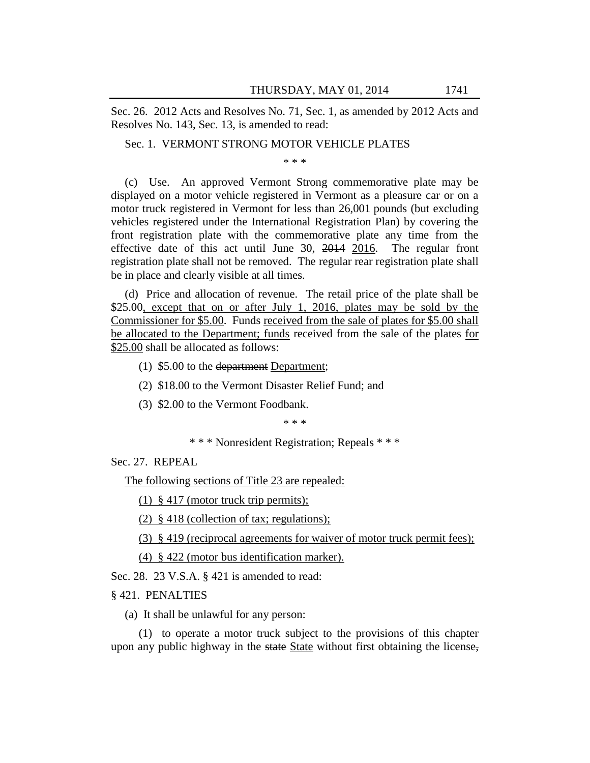Sec. 26. 2012 Acts and Resolves No. 71, Sec. 1, as amended by 2012 Acts and Resolves No. 143, Sec. 13, is amended to read:

Sec. 1. VERMONT STRONG MOTOR VEHICLE PLATES

\* \* \*

(c) Use. An approved Vermont Strong commemorative plate may be displayed on a motor vehicle registered in Vermont as a pleasure car or on a motor truck registered in Vermont for less than 26,001 pounds (but excluding vehicles registered under the International Registration Plan) by covering the front registration plate with the commemorative plate any time from the effective date of this act until June 30, ~~2014~~ <u>2016</u>. The regular front registration plate shall not be removed. The regular rear registration plate shall be in place and clearly visible at all times.

(d) Price and allocation of revenue. The retail price of the plate shall be $25.00<u>, except that on or after July 1, 2016, plates may be sold by the Commissioner for $5.00</u>. Funds <u>received from the sale of plates for $5.00 shall be allocated to the Department; funds</u> received from the sale of the plates <u>for $25.00</u> shall be allocated as follows:

(1) $5.00 to the ~~department~~ <u>Department</u>;

(2) $18.00 to the Vermont Disaster Relief Fund; and

(3) $2.00 to the Vermont Foodbank.

\* \* \*

\* \* \* Nonresident Registration; Repeals \* \* \*

Sec. 27. REPEAL

<u>The following sections of Title 23 are repealed:</u>

<u>(1) § 417 (motor truck trip permits);</u>

<u>(2) § 418 (collection of tax; regulations);</u>

<u>(3) § 419 (reciprocal agreements for waiver of motor truck permit fees);</u>

<u>(4) § 422 (motor bus identification marker).</u>

Sec. 28. 23 V.S.A. § 421 is amended to read:

§ 421. PENALTIES

(a) It shall be unlawful for any person:

(1) to operate a motor truck subject to the provisions of this chapter upon any public highway in the ~~state~~ <u>State</u> without first obtaining the license~~,~~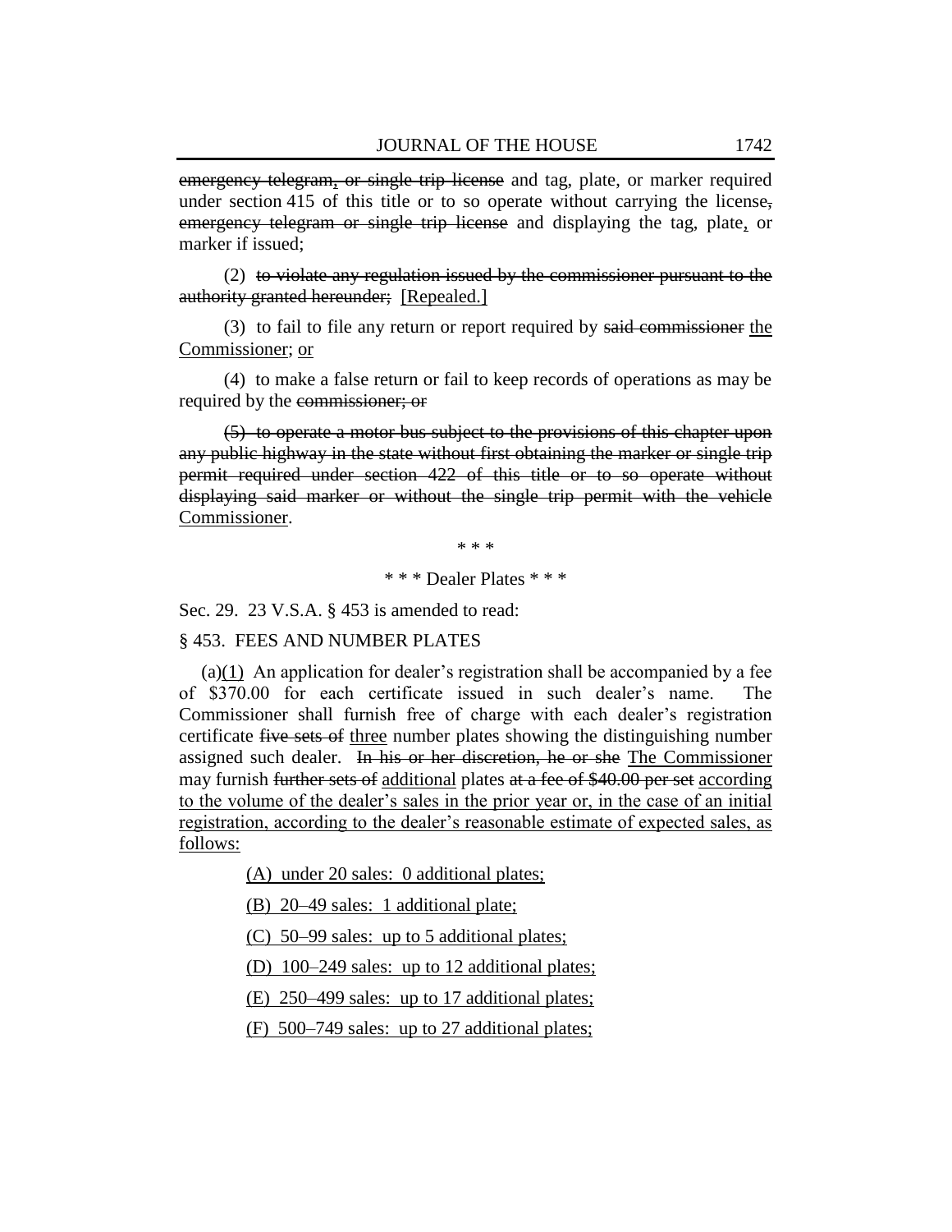~~emergency telegram, or single trip license~~ and tag, plate, or marker required under section 415 of this title or to so operate without carrying the license~~, emergency telegram or single trip license~~ and displaying the tag, plate, or marker if issued;

(2) ~~to violate any regulation issued by the commissioner pursuant to the authority granted hereunder;~~ [Repealed.]

(3) to fail to file any return or report required by ~~said commissioner~~ the Commissioner; or

(4) to make a false return or fail to keep records of operations as may be required by the ~~commissioner; or~~

~~(5) to operate a motor bus subject to the provisions of this chapter upon any public highway in the state without first obtaining the marker or single trip permit required under section 422 of this title or to so operate without displaying said marker or without the single trip permit with the vehicle~~ Commissioner.

\* \* \*

\* \* \* Dealer Plates \* \* \*

Sec. 29. 23 V.S.A. § 453 is amended to read:

§ 453. FEES AND NUMBER PLATES

(a)(1) An application for dealer's registration shall be accompanied by a fee of $370.00 for each certificate issued in such dealer's name. The Commissioner shall furnish free of charge with each dealer's registration certificate ~~five sets of~~ three number plates showing the distinguishing number assigned such dealer. ~~In his or her discretion, he or she~~ The Commissioner may furnish ~~further sets of~~ additional plates ~~at a fee of $40.00 per set~~ according to the volume of the dealer's sales in the prior year or, in the case of an initial registration, according to the dealer's reasonable estimate of expected sales, as follows:

(A) under 20 sales: 0 additional plates;

(B) 20–49 sales: 1 additional plate;

(C) 50–99 sales: up to 5 additional plates;

(D) 100–249 sales: up to 12 additional plates;

(E) 250–499 sales: up to 17 additional plates;

(F) 500–749 sales: up to 27 additional plates;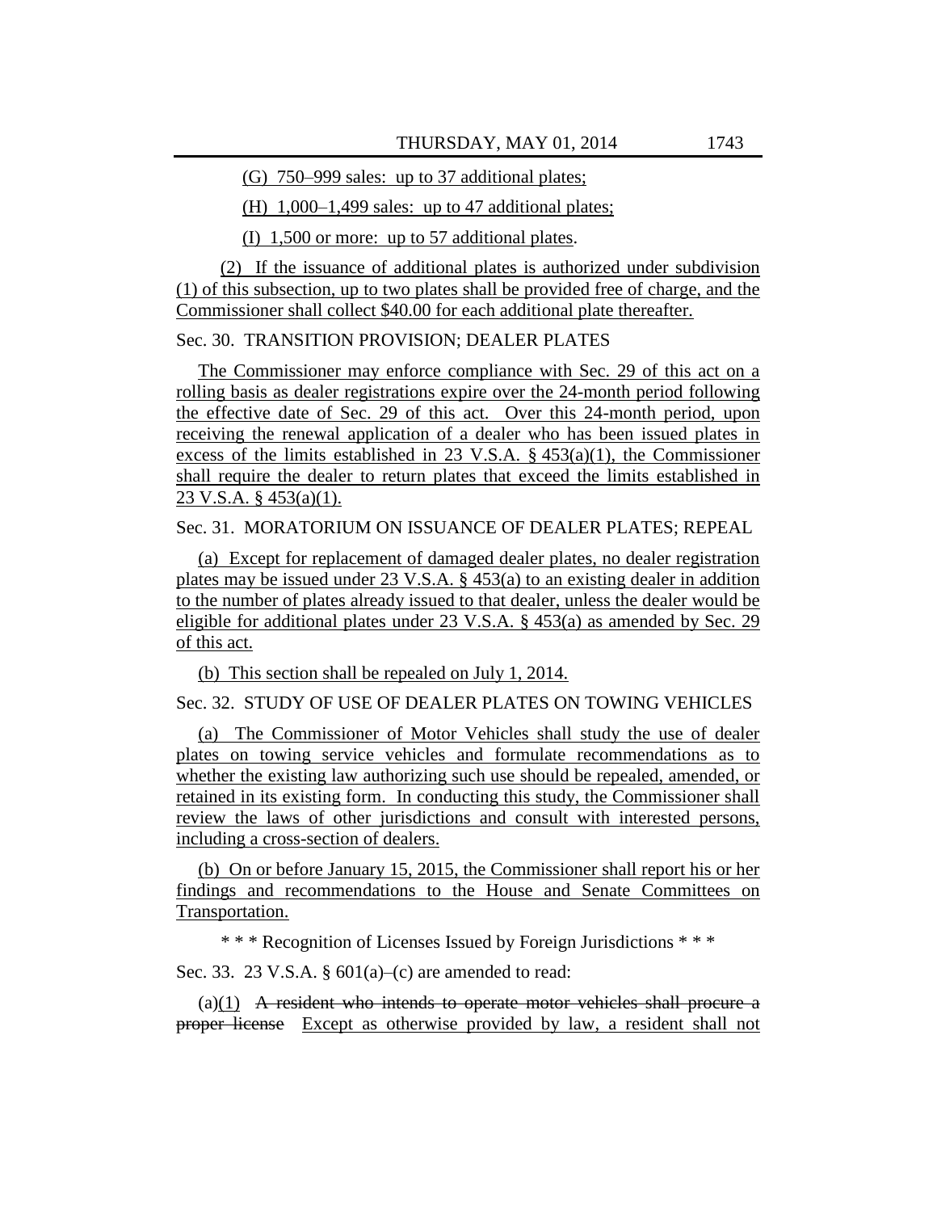(G) 750–999 sales: up to 37 additional plates;

(H) 1,000–1,499 sales: up to 47 additional plates;

(I) 1,500 or more: up to 57 additional plates.

(2) If the issuance of additional plates is authorized under subdivision (1) of this subsection, up to two plates shall be provided free of charge, and the Commissioner shall collect $40.00 for each additional plate thereafter.

Sec. 30. TRANSITION PROVISION; DEALER PLATES

The Commissioner may enforce compliance with Sec. 29 of this act on a rolling basis as dealer registrations expire over the 24-month period following the effective date of Sec. 29 of this act. Over this 24-month period, upon receiving the renewal application of a dealer who has been issued plates in excess of the limits established in 23 V.S.A. § 453(a)(1), the Commissioner shall require the dealer to return plates that exceed the limits established in 23 V.S.A. § 453(a)(1).

Sec. 31. MORATORIUM ON ISSUANCE OF DEALER PLATES; REPEAL

(a) Except for replacement of damaged dealer plates, no dealer registration plates may be issued under 23 V.S.A. § 453(a) to an existing dealer in addition to the number of plates already issued to that dealer, unless the dealer would be eligible for additional plates under 23 V.S.A. § 453(a) as amended by Sec. 29 of this act.

(b) This section shall be repealed on July 1, 2014.

Sec. 32. STUDY OF USE OF DEALER PLATES ON TOWING VEHICLES

(a) The Commissioner of Motor Vehicles shall study the use of dealer plates on towing service vehicles and formulate recommendations as to whether the existing law authorizing such use should be repealed, amended, or retained in its existing form. In conducting this study, the Commissioner shall review the laws of other jurisdictions and consult with interested persons, including a cross-section of dealers.

(b) On or before January 15, 2015, the Commissioner shall report his or her findings and recommendations to the House and Senate Committees on Transportation.

\* \* \* Recognition of Licenses Issued by Foreign Jurisdictions \* \* \*

Sec. 33. 23 V.S.A. § 601(a)–(c) are amended to read:

(a)(1) ~~A resident who intends to operate motor vehicles shall procure a proper license~~ Except as otherwise provided by law, a resident shall not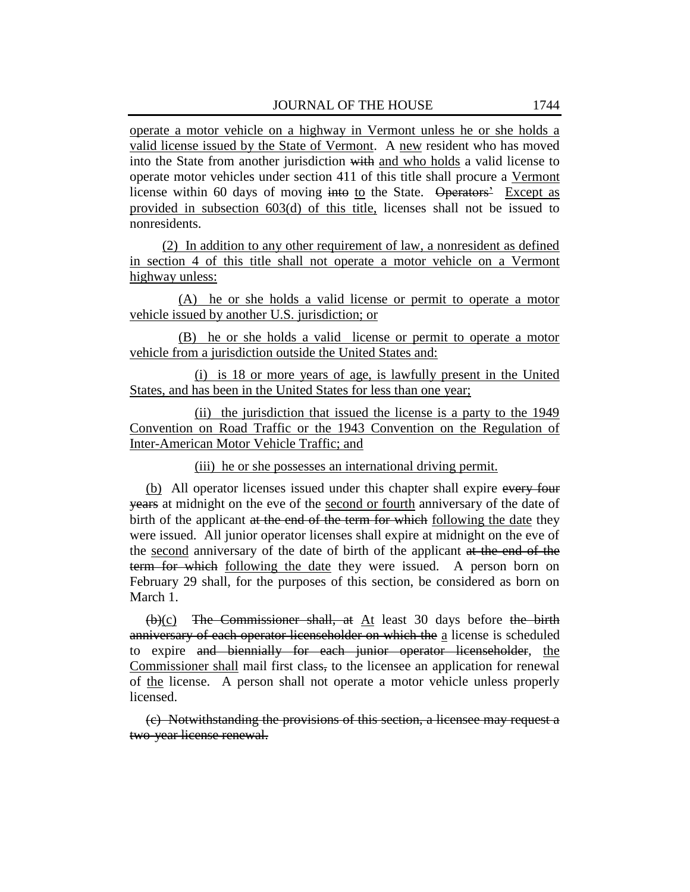operate a motor vehicle on a highway in Vermont unless he or she holds a valid license issued by the State of Vermont. A new resident who has moved into the State from another jurisdiction ~~with~~ and who holds a valid license to operate motor vehicles under section 411 of this title shall procure a Vermont license within 60 days of moving ~~into~~ to the State. ~~Operators'~~ Except as provided in subsection 603(d) of this title, licenses shall not be issued to nonresidents.

(2) In addition to any other requirement of law, a nonresident as defined in section 4 of this title shall not operate a motor vehicle on a Vermont highway unless:

(A) he or she holds a valid license or permit to operate a motor vehicle issued by another U.S. jurisdiction; or

(B) he or she holds a valid license or permit to operate a motor vehicle from a jurisdiction outside the United States and:

(i) is 18 or more years of age, is lawfully present in the United States, and has been in the United States for less than one year;

(ii) the jurisdiction that issued the license is a party to the 1949 Convention on Road Traffic or the 1943 Convention on the Regulation of Inter-American Motor Vehicle Traffic; and

(iii) he or she possesses an international driving permit.

(b) All operator licenses issued under this chapter shall expire ~~every four years~~ at midnight on the eve of the second or fourth anniversary of the date of birth of the applicant ~~at the end of the term for which~~ following the date they were issued. All junior operator licenses shall expire at midnight on the eve of the second anniversary of the date of birth of the applicant ~~at the end of the term for which~~ following the date they were issued. A person born on February 29 shall, for the purposes of this section, be considered as born on March 1.

~~(b)~~(c) ~~The Commissioner shall, at~~ At least 30 days before ~~the birth anniversary of each operator licenseholder on which the~~ a license is scheduled to expire ~~and biennially for each junior operator licenseholder~~, the Commissioner shall mail first class~~,~~ to the licensee an application for renewal of the license. A person shall not operate a motor vehicle unless properly licensed.

~~(c) Notwithstanding the provisions of this section, a licensee may request a two-year license renewal.~~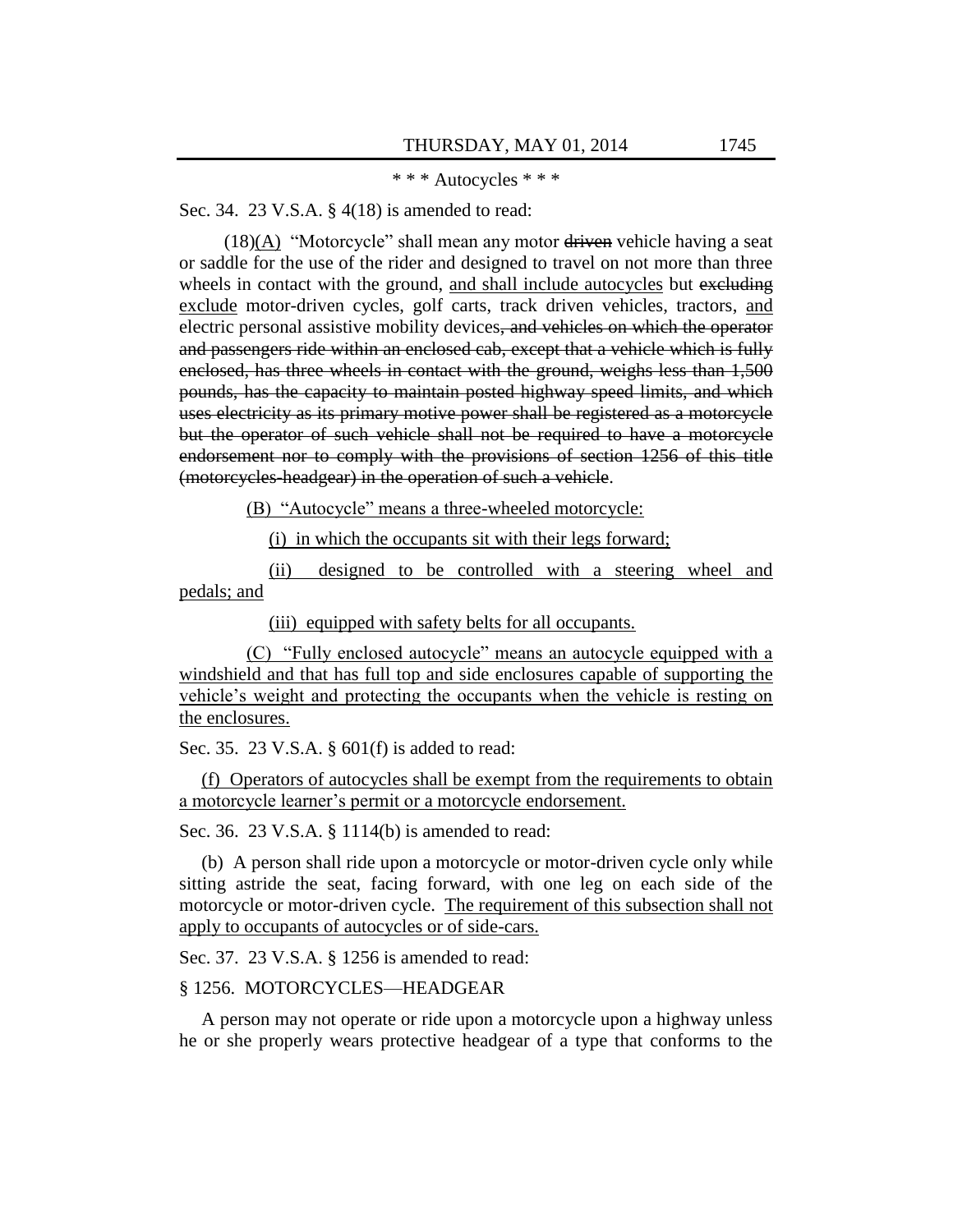\* \* \* Autocycles \* \* \*

Sec. 34. 23 V.S.A. § 4(18) is amended to read:

(18)(A) "Motorcycle" shall mean any motor ~~driven~~ vehicle having a seat or saddle for the use of the rider and designed to travel on not more than three wheels in contact with the ground, and shall include autocycles but ~~excluding~~ exclude motor-driven cycles, golf carts, track driven vehicles, tractors, and electric personal assistive mobility devices~~, and vehicles on which the operator and passengers ride within an enclosed cab, except that a vehicle which is fully enclosed, has three wheels in contact with the ground, weighs less than 1,500 pounds, has the capacity to maintain posted highway speed limits, and which uses electricity as its primary motive power shall be registered as a motorcycle but the operator of such vehicle shall not be required to have a motorcycle endorsement nor to comply with the provisions of section 1256 of this title (motorcycles-headgear) in the operation of such a vehicle~~.

(B) "Autocycle" means a three-wheeled motorcycle:

(i) in which the occupants sit with their legs forward;

(ii) designed to be controlled with a steering wheel and pedals; and

(iii) equipped with safety belts for all occupants.

(C) "Fully enclosed autocycle" means an autocycle equipped with a windshield and that has full top and side enclosures capable of supporting the vehicle's weight and protecting the occupants when the vehicle is resting on the enclosures.

Sec. 35. 23 V.S.A. § 601(f) is added to read:

(f) Operators of autocycles shall be exempt from the requirements to obtain a motorcycle learner's permit or a motorcycle endorsement.

Sec. 36. 23 V.S.A. § 1114(b) is amended to read:

(b) A person shall ride upon a motorcycle or motor-driven cycle only while sitting astride the seat, facing forward, with one leg on each side of the motorcycle or motor-driven cycle. The requirement of this subsection shall not apply to occupants of autocycles or of side-cars.

Sec. 37. 23 V.S.A. § 1256 is amended to read:

§ 1256. MOTORCYCLES—HEADGEAR

A person may not operate or ride upon a motorcycle upon a highway unless he or she properly wears protective headgear of a type that conforms to the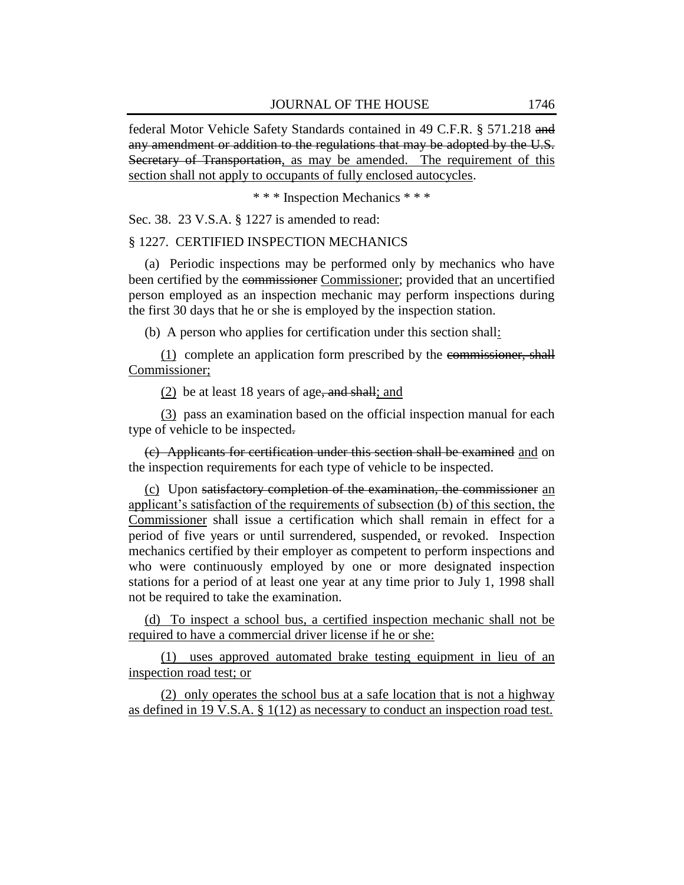federal Motor Vehicle Safety Standards contained in 49 C.F.R. § 571.218 ~~and any amendment or addition to the regulations that may be adopted by the U.S. Secretary of Transportation~~, as may be amended. The requirement of this section shall not apply to occupants of fully enclosed autocycles.

\* \* \* Inspection Mechanics \* \* \*

Sec. 38. 23 V.S.A. § 1227 is amended to read:

§ 1227. CERTIFIED INSPECTION MECHANICS

(a) Periodic inspections may be performed only by mechanics who have been certified by the ~~commissioner~~ Commissioner; provided that an uncertified person employed as an inspection mechanic may perform inspections during the first 30 days that he or she is employed by the inspection station.

(b) A person who applies for certification under this section shall:

(1) complete an application form prescribed by the ~~commissioner, shall~~ Commissioner;

(2) be at least 18 years of age~~, and shall~~; and

(3) pass an examination based on the official inspection manual for each type of vehicle to be inspected~~.~~

~~(c) Applicants for certification under this section shall be examined~~ and on the inspection requirements for each type of vehicle to be inspected.

(c) Upon ~~satisfactory completion of the examination, the commissioner~~ an applicant's satisfaction of the requirements of subsection (b) of this section, the Commissioner shall issue a certification which shall remain in effect for a period of five years or until surrendered, suspended, or revoked. Inspection mechanics certified by their employer as competent to perform inspections and who were continuously employed by one or more designated inspection stations for a period of at least one year at any time prior to July 1, 1998 shall not be required to take the examination.

(d) To inspect a school bus, a certified inspection mechanic shall not be required to have a commercial driver license if he or she:

(1) uses approved automated brake testing equipment in lieu of an inspection road test; or

(2) only operates the school bus at a safe location that is not a highway as defined in 19 V.S.A. § 1(12) as necessary to conduct an inspection road test.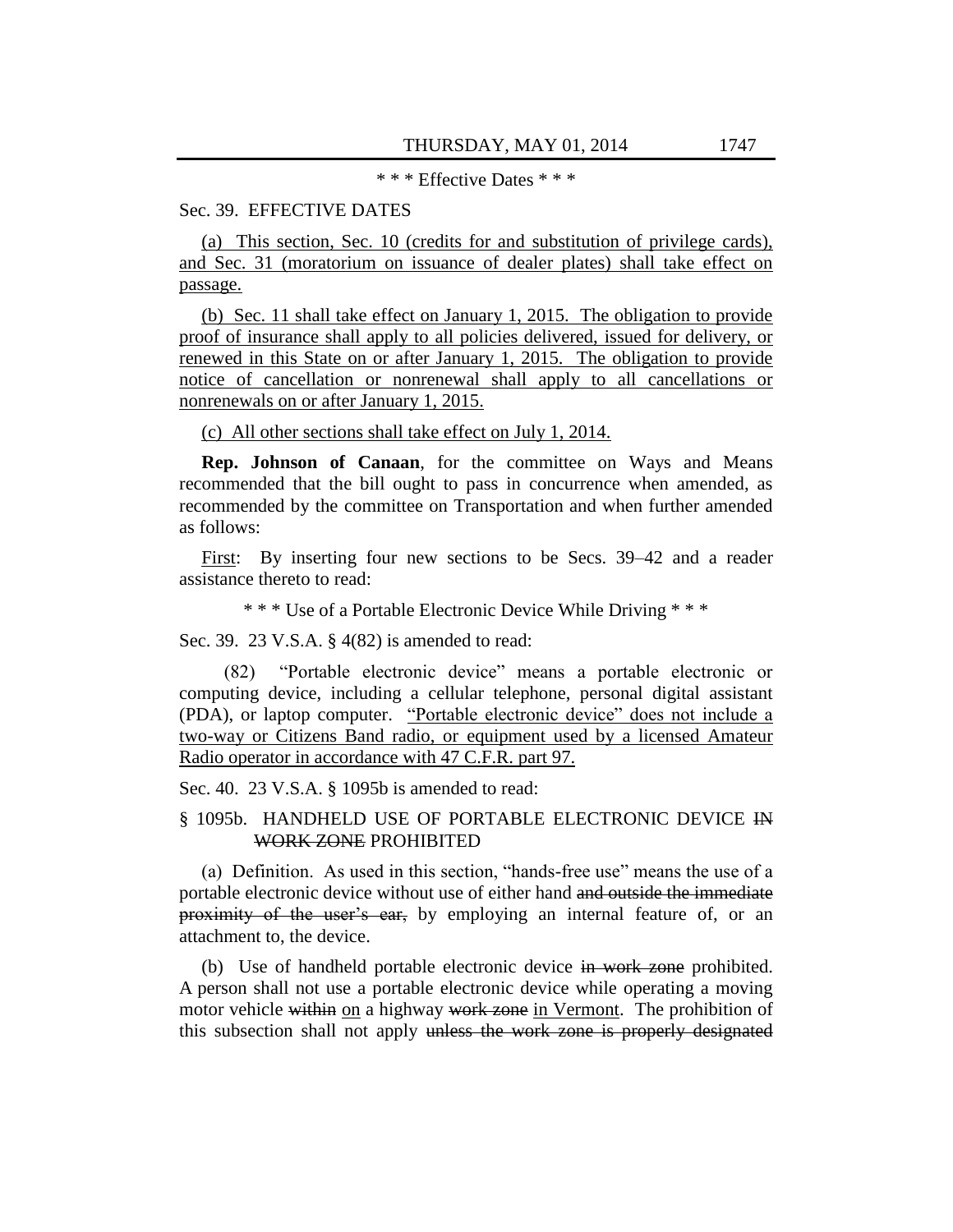\* \* \* Effective Dates \* \* \*

Sec. 39. EFFECTIVE DATES

<u>(a) This section, Sec. 10 (credits for and substitution of privilege cards), and Sec. 31 (moratorium on issuance of dealer plates) shall take effect on passage.</u>

<u>(b) Sec. 11 shall take effect on January 1, 2015. The obligation to provide proof of insurance shall apply to all policies delivered, issued for delivery, or renewed in this State on or after January 1, 2015. The obligation to provide notice of cancellation or nonrenewal shall apply to all cancellations or nonrenewals on or after January 1, 2015.</u>

<u>(c) All other sections shall take effect on July 1, 2014.</u>

**Rep. Johnson of Canaan**, for the committee on Ways and Means recommended that the bill ought to pass in concurrence when amended, as recommended by the committee on Transportation and when further amended as follows:

<u>First</u>: By inserting four new sections to be Secs. 39–42 and a reader assistance thereto to read:

\* \* \* Use of a Portable Electronic Device While Driving \* \* \*

Sec. 39. 23 V.S.A. § 4(82) is amended to read:

(82) "Portable electronic device" means a portable electronic or computing device, including a cellular telephone, personal digital assistant (PDA), or laptop computer. <u>"Portable electronic device" does not include a two-way or Citizens Band radio, or equipment used by a licensed Amateur Radio operator in accordance with 47 C.F.R. part 97.</u>

Sec. 40. 23 V.S.A. § 1095b is amended to read:

§ 1095b. HANDHELD USE OF PORTABLE ELECTRONIC DEVICE ~~IN WORK ZONE~~ PROHIBITED

(a) Definition. As used in this section, "hands-free use" means the use of a portable electronic device without use of either hand ~~and outside the immediate proximity of the user's ear,~~ by employing an internal feature of, or an attachment to, the device.

(b) Use of handheld portable electronic device ~~in work zone~~ prohibited. A person shall not use a portable electronic device while operating a moving motor vehicle ~~within~~ <u>on</u> a highway ~~work zone~~ <u>in Vermont</u>. The prohibition of this subsection shall not apply ~~unless the work zone is properly designated~~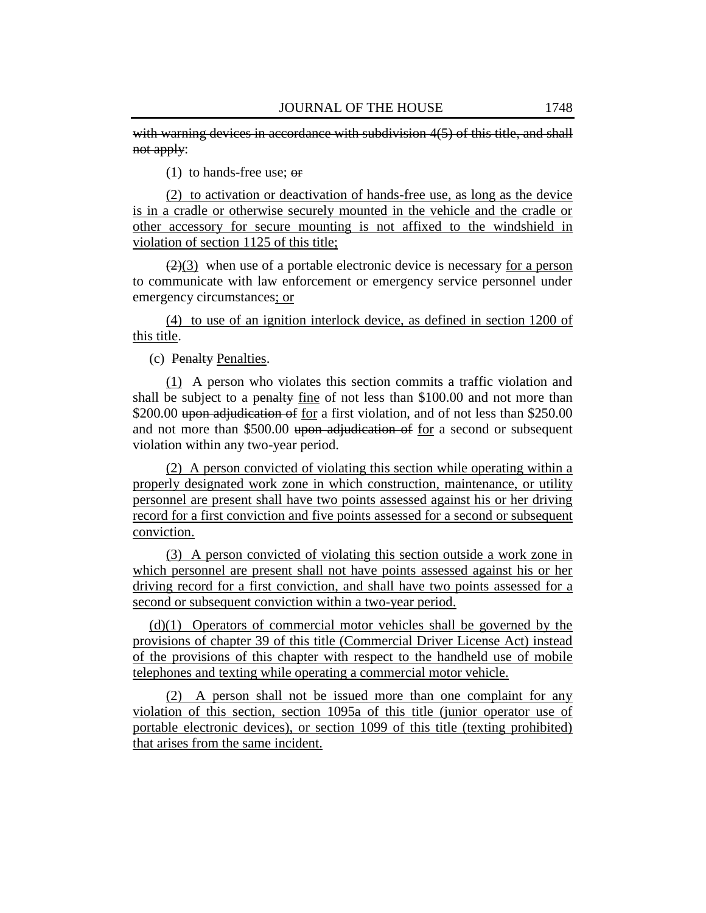~~with warning devices in accordance with subdivision 4(5) of this title, and shall not apply~~:

(1) to hands-free use; ~~or~~

<u>(2) to activation or deactivation of hands-free use, as long as the device is in a cradle or otherwise securely mounted in the vehicle and the cradle or other accessory for secure mounting is not affixed to the windshield in violation of section 1125 of this title;</u>

~~(2)~~<u>(3)</u> when use of a portable electronic device is necessary <u>for a person</u> to communicate with law enforcement or emergency service personnel under emergency circumstances<u>; or</u>

<u>(4) to use of an ignition interlock device, as defined in section 1200 of this title</u>.

(c) ~~Penalty~~ <u>Penalties</u>.

<u>(1)</u> A person who violates this section commits a traffic violation and shall be subject to a ~~penalty~~ <u>fine</u> of not less than \$100.00 and not more than \$200.00 ~~upon adjudication of~~ <u>for</u> a first violation, and of not less than \$250.00 and not more than \$500.00 ~~upon adjudication of~~ <u>for</u> a second or subsequent violation within any two-year period.

<u>(2) A person convicted of violating this section while operating within a properly designated work zone in which construction, maintenance, or utility personnel are present shall have two points assessed against his or her driving record for a first conviction and five points assessed for a second or subsequent conviction.</u>

<u>(3) A person convicted of violating this section outside a work zone in which personnel are present shall not have points assessed against his or her driving record for a first conviction, and shall have two points assessed for a second or subsequent conviction within a two-year period.</u>

<u>(d)(1) Operators of commercial motor vehicles shall be governed by the provisions of chapter 39 of this title (Commercial Driver License Act) instead of the provisions of this chapter with respect to the handheld use of mobile telephones and texting while operating a commercial motor vehicle.</u>

<u>(2) A person shall not be issued more than one complaint for any violation of this section, section 1095a of this title (junior operator use of portable electronic devices), or section 1099 of this title (texting prohibited) that arises from the same incident.</u>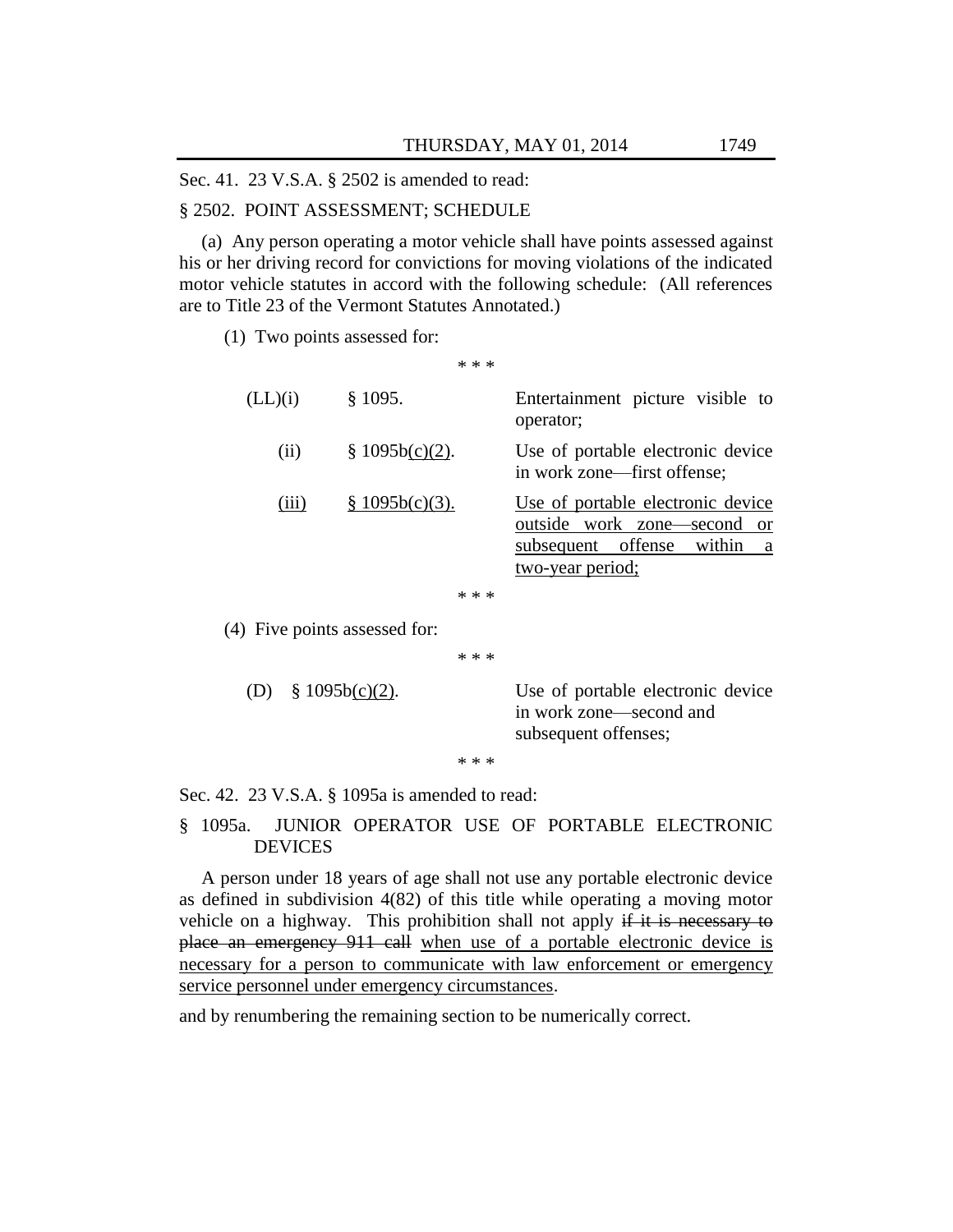Sec. 41. 23 V.S.A. § 2502 is amended to read:

§ 2502. POINT ASSESSMENT; SCHEDULE

(a) Any person operating a motor vehicle shall have points assessed against his or her driving record for convictions for moving violations of the indicated motor vehicle statutes in accord with the following schedule: (All references are to Title 23 of the Vermont Statutes Annotated.)

(1) Two points assessed for:

\* \* \*

| | | |
|---|---|---|
| (LL)(i) | § 1095. | Entertainment picture visible to operator; |
| (ii) | § 1095b<u>(c)(2)</u>. | Use of portable electronic device in work zone—first offense; |
| <u>(iii)</u> | <u>§ 1095b(c)(3).</u> | <u>Use of portable electronic device outside work zone—second or subsequent offense within a two-year period;</u> |

\* \* \*

(4) Five points assessed for:

\* \* \*

| | |
|---|---|
| (D) § 1095b<u>(c)(2)</u>. | Use of portable electronic device in work zone—second and subsequent offenses; |

\* \* \*

Sec. 42. 23 V.S.A. § 1095a is amended to read:

§ 1095a. JUNIOR OPERATOR USE OF PORTABLE ELECTRONIC DEVICES

A person under 18 years of age shall not use any portable electronic device as defined in subdivision 4(82) of this title while operating a moving motor vehicle on a highway. This prohibition shall not apply ~~if it is necessary to place an emergency 911 call~~ <u>when use of a portable electronic device is necessary for a person to communicate with law enforcement or emergency service personnel under emergency circumstances</u>.

and by renumbering the remaining section to be numerically correct.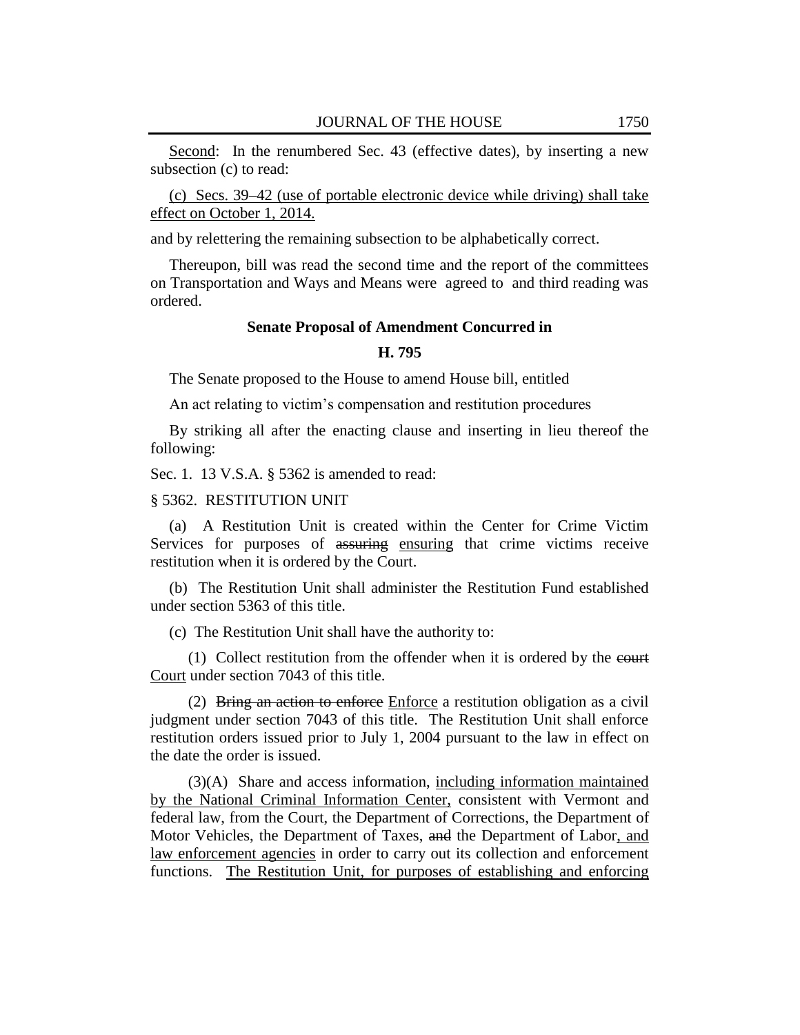Second: In the renumbered Sec. 43 (effective dates), by inserting a new subsection (c) to read:

(c) Secs. 39–42 (use of portable electronic device while driving) shall take effect on October 1, 2014.

and by relettering the remaining subsection to be alphabetically correct.

Thereupon, bill was read the second time and the report of the committees on Transportation and Ways and Means were agreed to and third reading was ordered.

**Senate Proposal of Amendment Concurred in**

**H. 795**

The Senate proposed to the House to amend House bill, entitled

An act relating to victim's compensation and restitution procedures

By striking all after the enacting clause and inserting in lieu thereof the following:

Sec. 1. 13 V.S.A. § 5362 is amended to read:

§ 5362. RESTITUTION UNIT

(a) A Restitution Unit is created within the Center for Crime Victim Services for purposes of ~~assuring~~ ensuring that crime victims receive restitution when it is ordered by the Court.

(b) The Restitution Unit shall administer the Restitution Fund established under section 5363 of this title.

(c) The Restitution Unit shall have the authority to:

(1) Collect restitution from the offender when it is ordered by the ~~court~~ Court under section 7043 of this title.

(2) ~~Bring an action to enforce~~ Enforce a restitution obligation as a civil judgment under section 7043 of this title. The Restitution Unit shall enforce restitution orders issued prior to July 1, 2004 pursuant to the law in effect on the date the order is issued.

(3)(A) Share and access information, including information maintained by the National Criminal Information Center, consistent with Vermont and federal law, from the Court, the Department of Corrections, the Department of Motor Vehicles, the Department of Taxes, ~~and~~ the Department of Labor, and law enforcement agencies in order to carry out its collection and enforcement functions. The Restitution Unit, for purposes of establishing and enforcing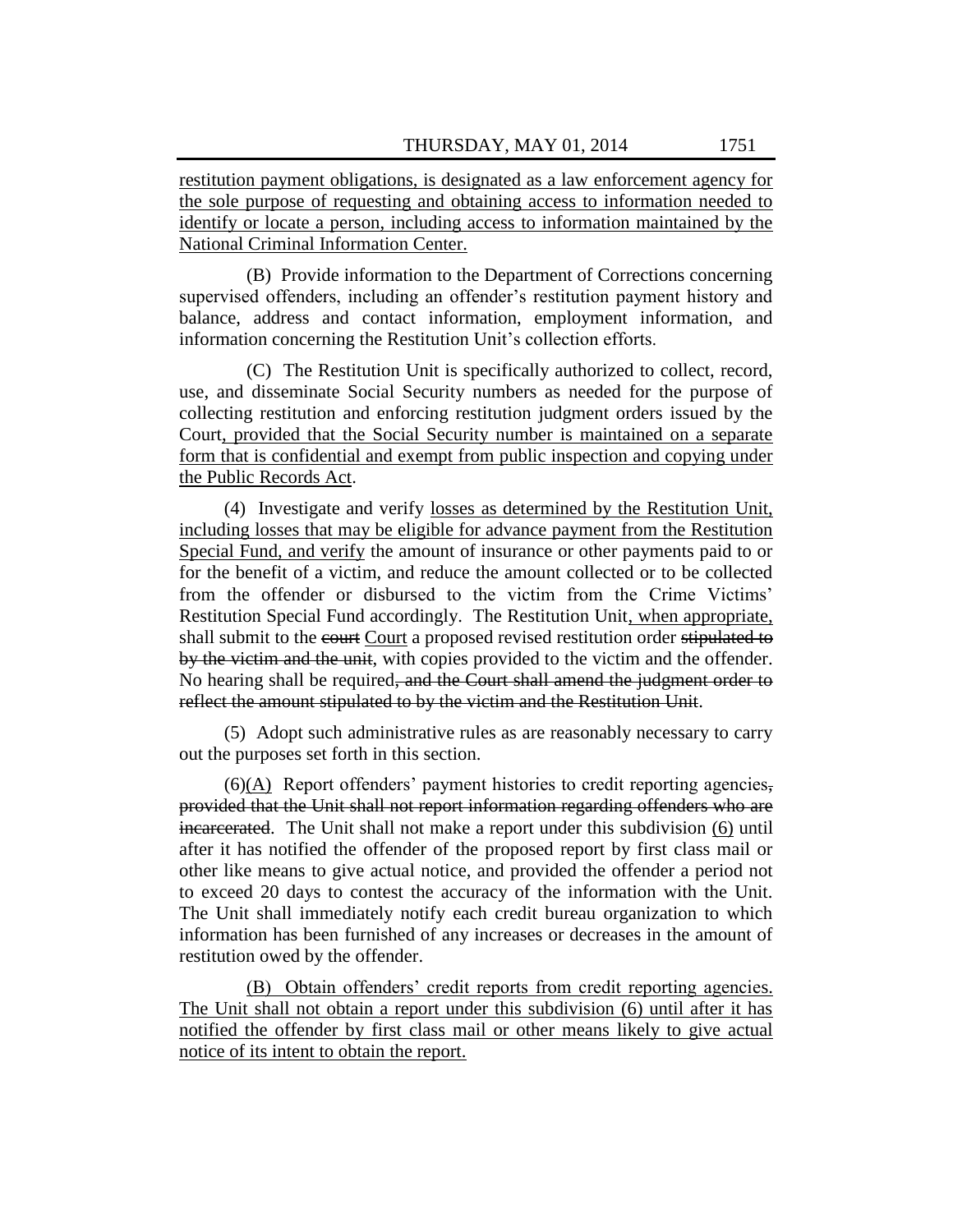restitution payment obligations, is designated as a law enforcement agency for the sole purpose of requesting and obtaining access to information needed to identify or locate a person, including access to information maintained by the National Criminal Information Center.

(B) Provide information to the Department of Corrections concerning supervised offenders, including an offender's restitution payment history and balance, address and contact information, employment information, and information concerning the Restitution Unit's collection efforts.

(C) The Restitution Unit is specifically authorized to collect, record, use, and disseminate Social Security numbers as needed for the purpose of collecting restitution and enforcing restitution judgment orders issued by the Court, provided that the Social Security number is maintained on a separate form that is confidential and exempt from public inspection and copying under the Public Records Act.

(4) Investigate and verify losses as determined by the Restitution Unit, including losses that may be eligible for advance payment from the Restitution Special Fund, and verify the amount of insurance or other payments paid to or for the benefit of a victim, and reduce the amount collected or to be collected from the offender or disbursed to the victim from the Crime Victims' Restitution Special Fund accordingly. The Restitution Unit, when appropriate, shall submit to the ~~court~~ Court a proposed revised restitution order ~~stipulated to by the victim and the unit~~, with copies provided to the victim and the offender. No hearing shall be required~~, and the Court shall amend the judgment order to reflect the amount stipulated to by the victim and the Restitution Unit~~.

(5) Adopt such administrative rules as are reasonably necessary to carry out the purposes set forth in this section.

(6)(A) Report offenders' payment histories to credit reporting agencies~~, provided that the Unit shall not report information regarding offenders who are incarcerated~~. The Unit shall not make a report under this subdivision (6) until after it has notified the offender of the proposed report by first class mail or other like means to give actual notice, and provided the offender a period not to exceed 20 days to contest the accuracy of the information with the Unit. The Unit shall immediately notify each credit bureau organization to which information has been furnished of any increases or decreases in the amount of restitution owed by the offender.

(B) Obtain offenders' credit reports from credit reporting agencies. The Unit shall not obtain a report under this subdivision (6) until after it has notified the offender by first class mail or other means likely to give actual notice of its intent to obtain the report.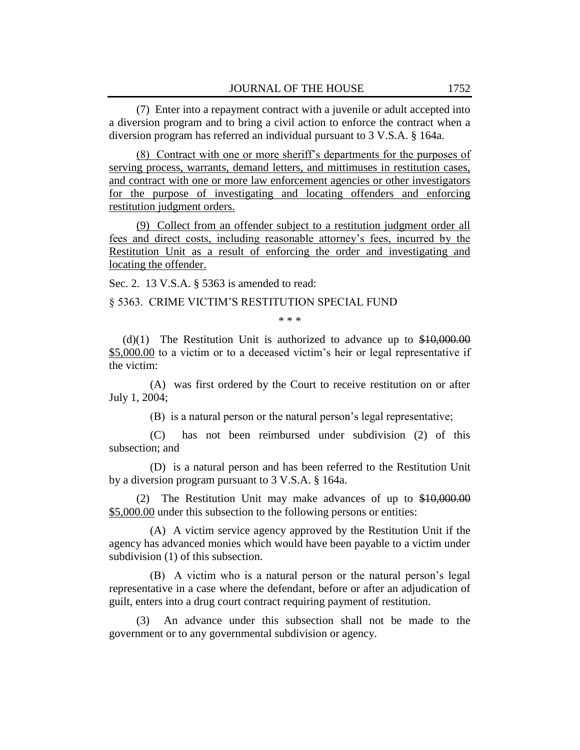(7) Enter into a repayment contract with a juvenile or adult accepted into a diversion program and to bring a civil action to enforce the contract when a diversion program has referred an individual pursuant to 3 V.S.A. § 164a.

<u>(8) Contract with one or more sheriff's departments for the purposes of serving process, warrants, demand letters, and mittimuses in restitution cases, and contract with one or more law enforcement agencies or other investigators for the purpose of investigating and locating offenders and enforcing restitution judgment orders.</u>

<u>(9) Collect from an offender subject to a restitution judgment order all fees and direct costs, including reasonable attorney's fees, incurred by the Restitution Unit as a result of enforcing the order and investigating and locating the offender.</u>

Sec. 2. 13 V.S.A. § 5363 is amended to read:

§ 5363. CRIME VICTIM'S RESTITUTION SPECIAL FUND

\* \* \*

(d)(1) The Restitution Unit is authorized to advance up to ~~$10,000.00~~ <u>$5,000.00</u> to a victim or to a deceased victim's heir or legal representative if the victim:

(A) was first ordered by the Court to receive restitution on or after July 1, 2004;

(B) is a natural person or the natural person's legal representative;

(C) has not been reimbursed under subdivision (2) of this subsection; and

(D) is a natural person and has been referred to the Restitution Unit by a diversion program pursuant to 3 V.S.A. § 164a.

(2) The Restitution Unit may make advances of up to ~~$10,000.00~~ <u>$5,000.00</u> under this subsection to the following persons or entities:

(A) A victim service agency approved by the Restitution Unit if the agency has advanced monies which would have been payable to a victim under subdivision (1) of this subsection.

(B) A victim who is a natural person or the natural person's legal representative in a case where the defendant, before or after an adjudication of guilt, enters into a drug court contract requiring payment of restitution.

(3) An advance under this subsection shall not be made to the government or to any governmental subdivision or agency.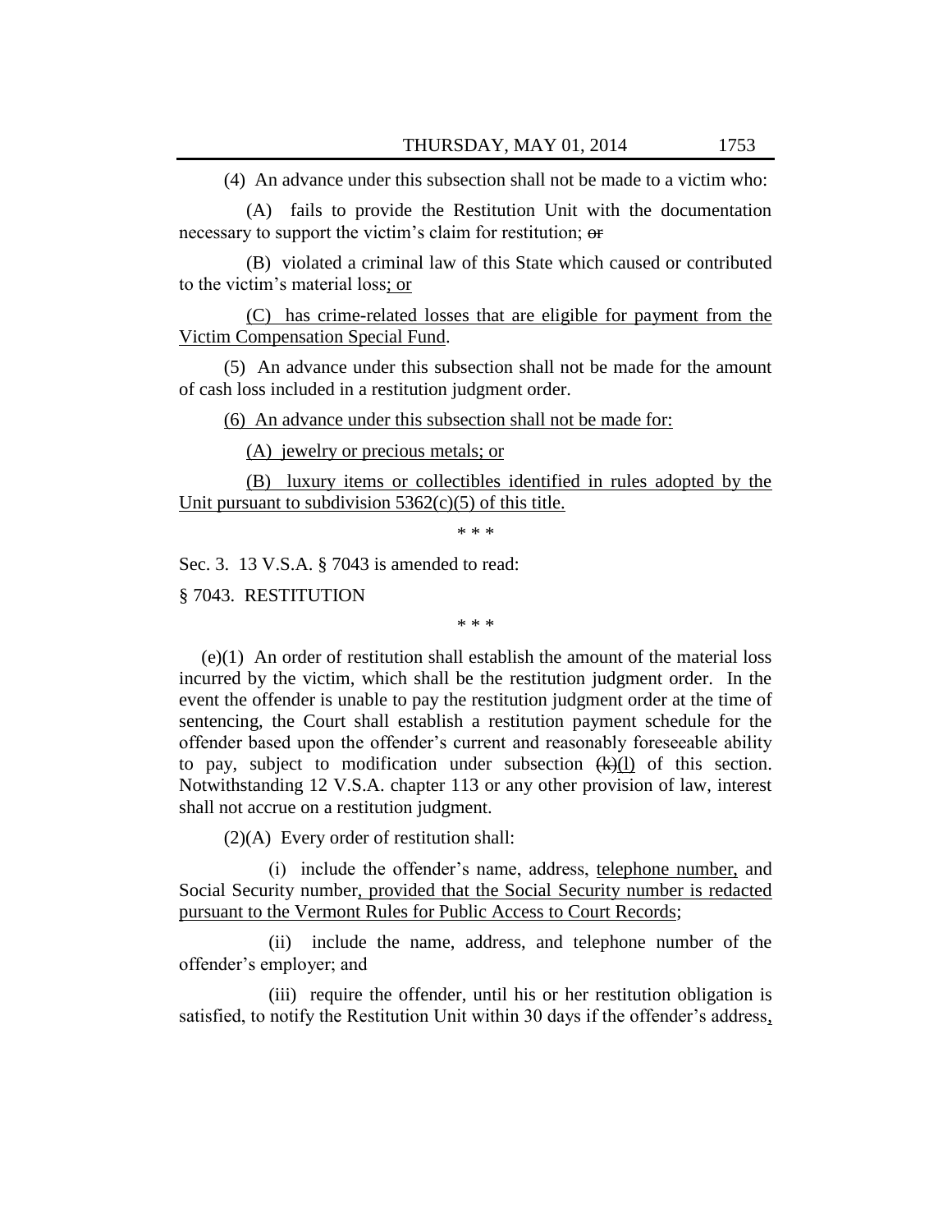(4) An advance under this subsection shall not be made to a victim who:

(A) fails to provide the Restitution Unit with the documentation necessary to support the victim's claim for restitution; ~~or~~

(B) violated a criminal law of this State which caused or contributed to the victim's material loss; or

(C) has crime-related losses that are eligible for payment from the Victim Compensation Special Fund.

(5) An advance under this subsection shall not be made for the amount of cash loss included in a restitution judgment order.

(6) An advance under this subsection shall not be made for:

(A) jewelry or precious metals; or

(B) luxury items or collectibles identified in rules adopted by the Unit pursuant to subdivision 5362(c)(5) of this title.

\* \* \*

Sec. 3. 13 V.S.A. § 7043 is amended to read:

§ 7043. RESTITUTION

\* \* \*

(e)(1) An order of restitution shall establish the amount of the material loss incurred by the victim, which shall be the restitution judgment order. In the event the offender is unable to pay the restitution judgment order at the time of sentencing, the Court shall establish a restitution payment schedule for the offender based upon the offender's current and reasonably foreseeable ability to pay, subject to modification under subsection ~~(k)~~(l) of this section. Notwithstanding 12 V.S.A. chapter 113 or any other provision of law, interest shall not accrue on a restitution judgment.

(2)(A) Every order of restitution shall:

(i) include the offender's name, address, telephone number, and Social Security number, provided that the Social Security number is redacted pursuant to the Vermont Rules for Public Access to Court Records;

(ii) include the name, address, and telephone number of the offender's employer; and

(iii) require the offender, until his or her restitution obligation is satisfied, to notify the Restitution Unit within 30 days if the offender's address,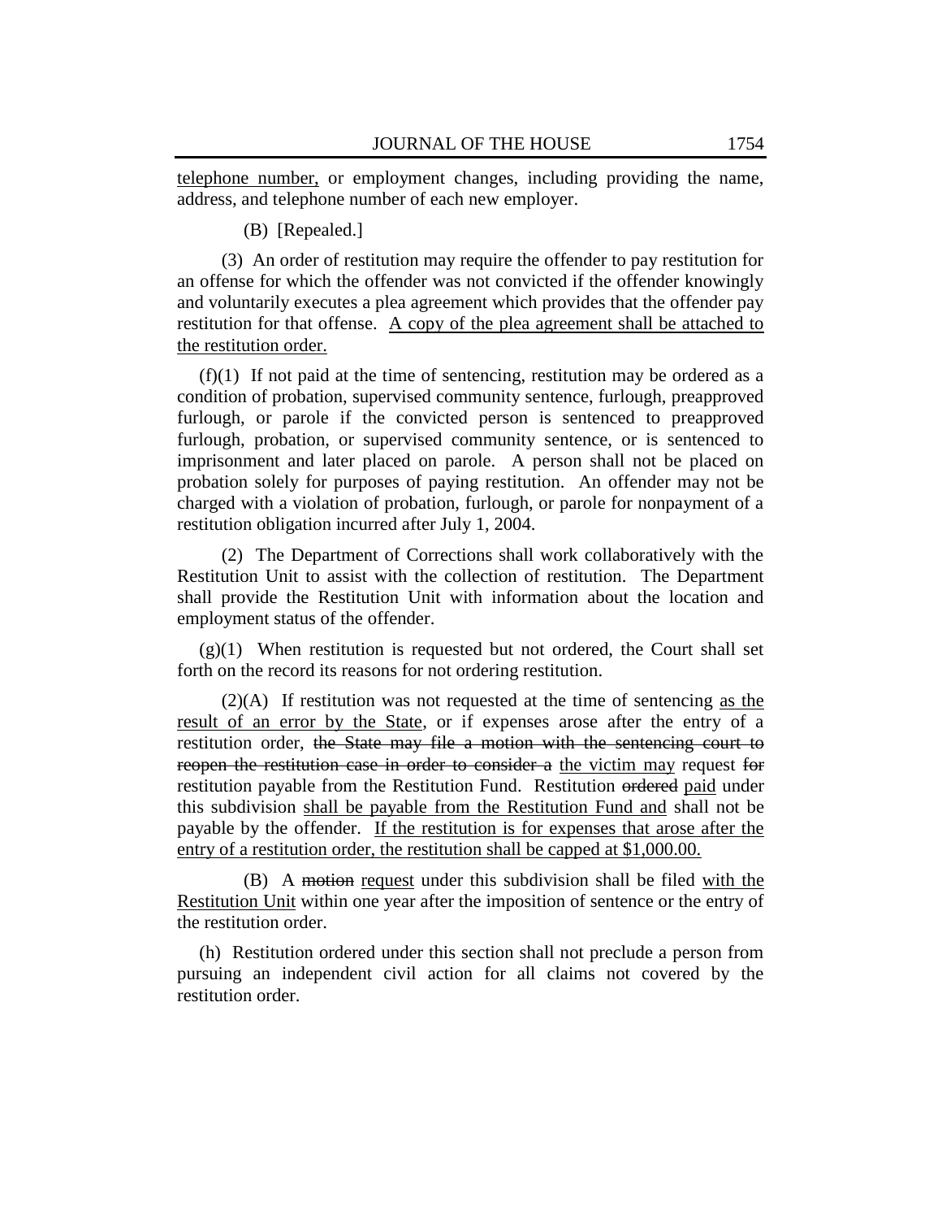telephone number, or employment changes, including providing the name, address, and telephone number of each new employer.

(B) [Repealed.]

(3) An order of restitution may require the offender to pay restitution for an offense for which the offender was not convicted if the offender knowingly and voluntarily executes a plea agreement which provides that the offender pay restitution for that offense. A copy of the plea agreement shall be attached to the restitution order.

(f)(1) If not paid at the time of sentencing, restitution may be ordered as a condition of probation, supervised community sentence, furlough, preapproved furlough, or parole if the convicted person is sentenced to preapproved furlough, probation, or supervised community sentence, or is sentenced to imprisonment and later placed on parole. A person shall not be placed on probation solely for purposes of paying restitution. An offender may not be charged with a violation of probation, furlough, or parole for nonpayment of a restitution obligation incurred after July 1, 2004.

(2) The Department of Corrections shall work collaboratively with the Restitution Unit to assist with the collection of restitution. The Department shall provide the Restitution Unit with information about the location and employment status of the offender.

(g)(1) When restitution is requested but not ordered, the Court shall set forth on the record its reasons for not ordering restitution.

(2)(A) If restitution was not requested at the time of sentencing as the result of an error by the State, or if expenses arose after the entry of a restitution order, ~~the State may file a motion with the sentencing court to reopen the restitution case in order to consider a~~ the victim may request ~~for~~ restitution payable from the Restitution Fund. Restitution ~~ordered~~ paid under this subdivision shall be payable from the Restitution Fund and shall not be payable by the offender. If the restitution is for expenses that arose after the entry of a restitution order, the restitution shall be capped at $1,000.00.

(B) A ~~motion~~ request under this subdivision shall be filed with the Restitution Unit within one year after the imposition of sentence or the entry of the restitution order.

(h) Restitution ordered under this section shall not preclude a person from pursuing an independent civil action for all claims not covered by the restitution order.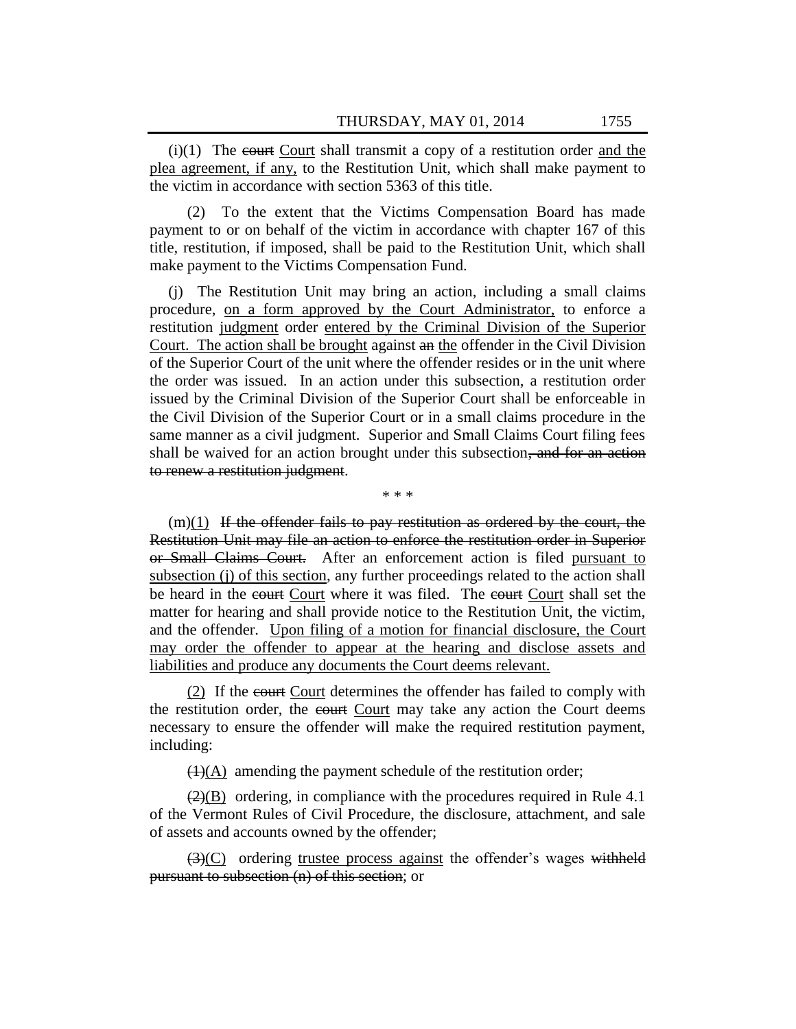(i)(1) The ~~court~~ Court shall transmit a copy of a restitution order and the plea agreement, if any, to the Restitution Unit, which shall make payment to the victim in accordance with section 5363 of this title.

(2) To the extent that the Victims Compensation Board has made payment to or on behalf of the victim in accordance with chapter 167 of this title, restitution, if imposed, shall be paid to the Restitution Unit, which shall make payment to the Victims Compensation Fund.

(j) The Restitution Unit may bring an action, including a small claims procedure, on a form approved by the Court Administrator, to enforce a restitution judgment order entered by the Criminal Division of the Superior Court. The action shall be brought against ~~an~~ the offender in the Civil Division of the Superior Court of the unit where the offender resides or in the unit where the order was issued. In an action under this subsection, a restitution order issued by the Criminal Division of the Superior Court shall be enforceable in the Civil Division of the Superior Court or in a small claims procedure in the same manner as a civil judgment. Superior and Small Claims Court filing fees shall be waived for an action brought under this subsection~~, and for an action to renew a restitution judgment~~.

\* \* \*

(m)(1) ~~If the offender fails to pay restitution as ordered by the court, the Restitution Unit may file an action to enforce the restitution order in Superior or Small Claims Court.~~ After an enforcement action is filed pursuant to subsection (j) of this section, any further proceedings related to the action shall be heard in the ~~court~~ Court where it was filed. The ~~court~~ Court shall set the matter for hearing and shall provide notice to the Restitution Unit, the victim, and the offender. Upon filing of a motion for financial disclosure, the Court may order the offender to appear at the hearing and disclose assets and liabilities and produce any documents the Court deems relevant.

(2) If the ~~court~~ Court determines the offender has failed to comply with the restitution order, the ~~court~~ Court may take any action the Court deems necessary to ensure the offender will make the required restitution payment, including:

~~(1)~~(A) amending the payment schedule of the restitution order;

~~(2)~~(B) ordering, in compliance with the procedures required in Rule 4.1 of the Vermont Rules of Civil Procedure, the disclosure, attachment, and sale of assets and accounts owned by the offender;

~~(3)~~(C) ordering trustee process against the offender's wages ~~withheld pursuant to subsection (n) of this section~~; or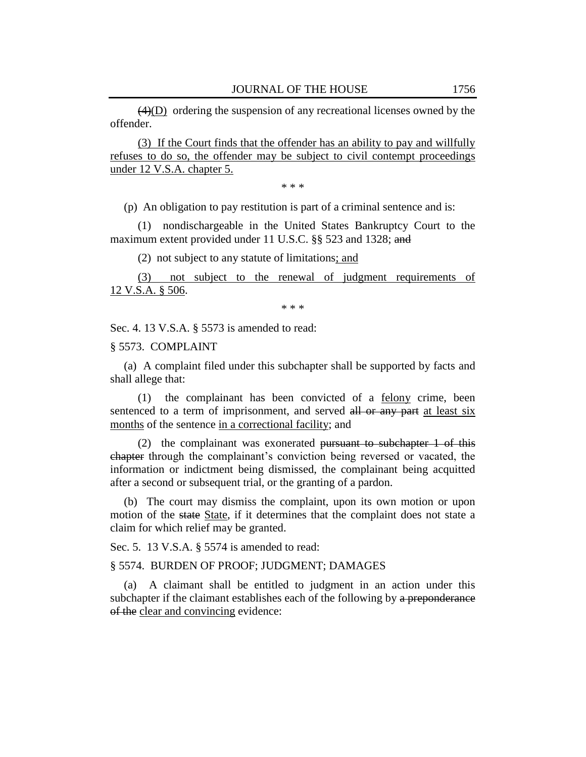~~(4)~~(D) ordering the suspension of any recreational licenses owned by the offender.

(3) If the Court finds that the offender has an ability to pay and willfully refuses to do so, the offender may be subject to civil contempt proceedings under 12 V.S.A. chapter 5.

\* \* \*

(p) An obligation to pay restitution is part of a criminal sentence and is:

(1) nondischargeable in the United States Bankruptcy Court to the maximum extent provided under 11 U.S.C. §§ 523 and 1328; ~~and~~

(2) not subject to any statute of limitations; and

(3) not subject to the renewal of judgment requirements of 12 V.S.A. § 506.

\* \* \*

Sec. 4. 13 V.S.A. § 5573 is amended to read:

§ 5573. COMPLAINT

(a) A complaint filed under this subchapter shall be supported by facts and shall allege that:

(1) the complainant has been convicted of a felony crime, been sentenced to a term of imprisonment, and served ~~all or any part~~ at least six months of the sentence in a correctional facility; and

(2) the complainant was exonerated ~~pursuant to subchapter 1 of this chapter~~ through the complainant's conviction being reversed or vacated, the information or indictment being dismissed, the complainant being acquitted after a second or subsequent trial, or the granting of a pardon.

(b) The court may dismiss the complaint, upon its own motion or upon motion of the ~~state~~ State, if it determines that the complaint does not state a claim for which relief may be granted.

Sec. 5. 13 V.S.A. § 5574 is amended to read:

§ 5574. BURDEN OF PROOF; JUDGMENT; DAMAGES

(a) A claimant shall be entitled to judgment in an action under this subchapter if the claimant establishes each of the following by ~~a preponderance of the~~ clear and convincing evidence: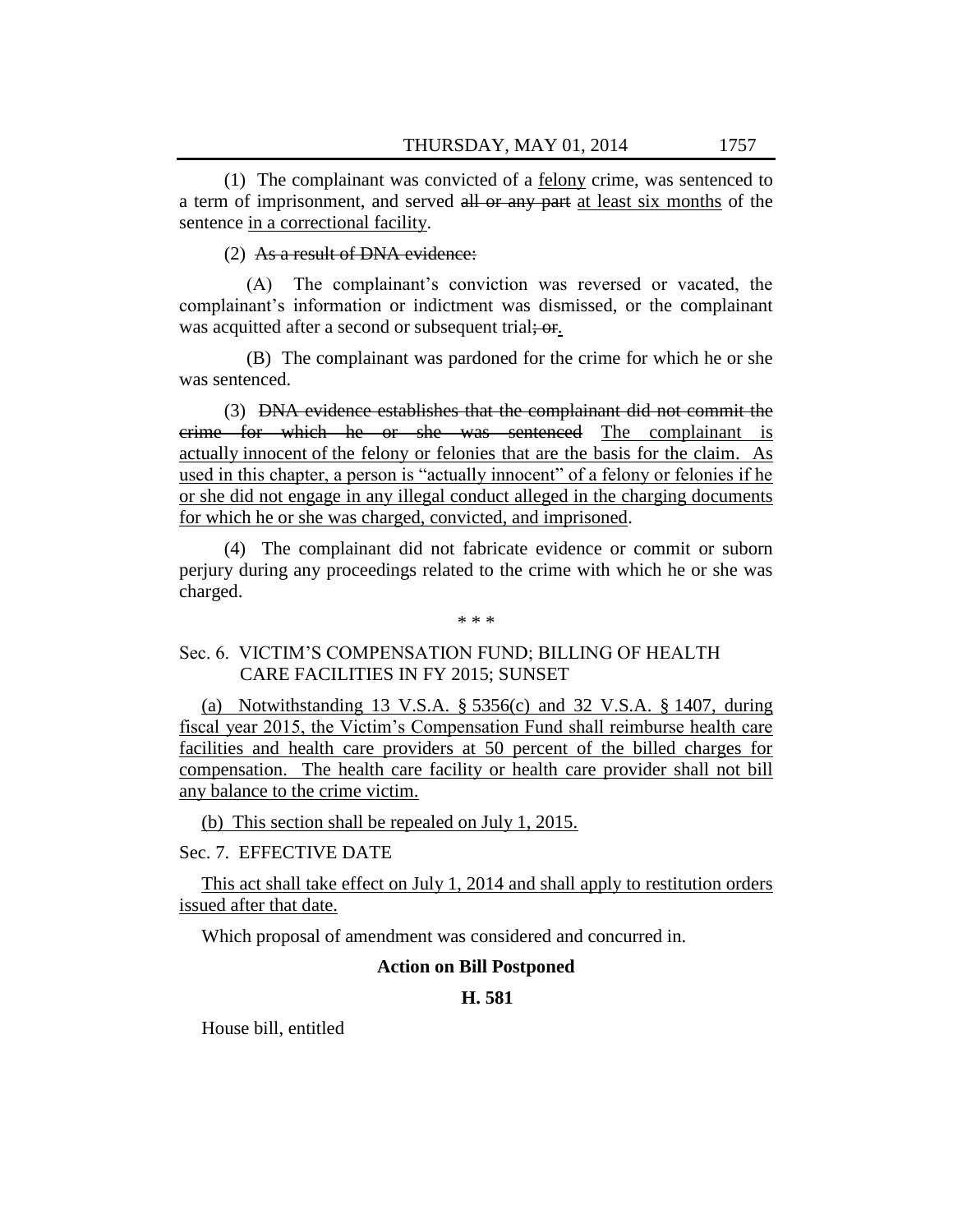(1) The complainant was convicted of a felony crime, was sentenced to a term of imprisonment, and served ~~all or any part~~ at least six months of the sentence in a correctional facility.

(2) ~~As a result of DNA evidence:~~

(A) The complainant's conviction was reversed or vacated, the complainant's information or indictment was dismissed, or the complainant was acquitted after a second or subsequent trial~~; or~~.

(B) The complainant was pardoned for the crime for which he or she was sentenced.

(3) ~~DNA evidence establishes that the complainant did not commit the crime for which he or she was sentenced~~ The complainant is actually innocent of the felony or felonies that are the basis for the claim. As used in this chapter, a person is "actually innocent" of a felony or felonies if he or she did not engage in any illegal conduct alleged in the charging documents for which he or she was charged, convicted, and imprisoned.

(4) The complainant did not fabricate evidence or commit or suborn perjury during any proceedings related to the crime with which he or she was charged.

\* \* \*

Sec. 6. VICTIM'S COMPENSATION FUND; BILLING OF HEALTH CARE FACILITIES IN FY 2015; SUNSET

(a) Notwithstanding 13 V.S.A. § 5356(c) and 32 V.S.A. § 1407, during fiscal year 2015, the Victim's Compensation Fund shall reimburse health care facilities and health care providers at 50 percent of the billed charges for compensation. The health care facility or health care provider shall not bill any balance to the crime victim.

(b) This section shall be repealed on July 1, 2015.

Sec. 7. EFFECTIVE DATE

This act shall take effect on July 1, 2014 and shall apply to restitution orders issued after that date.

Which proposal of amendment was considered and concurred in.

**Action on Bill Postponed**

**H. 581**

House bill, entitled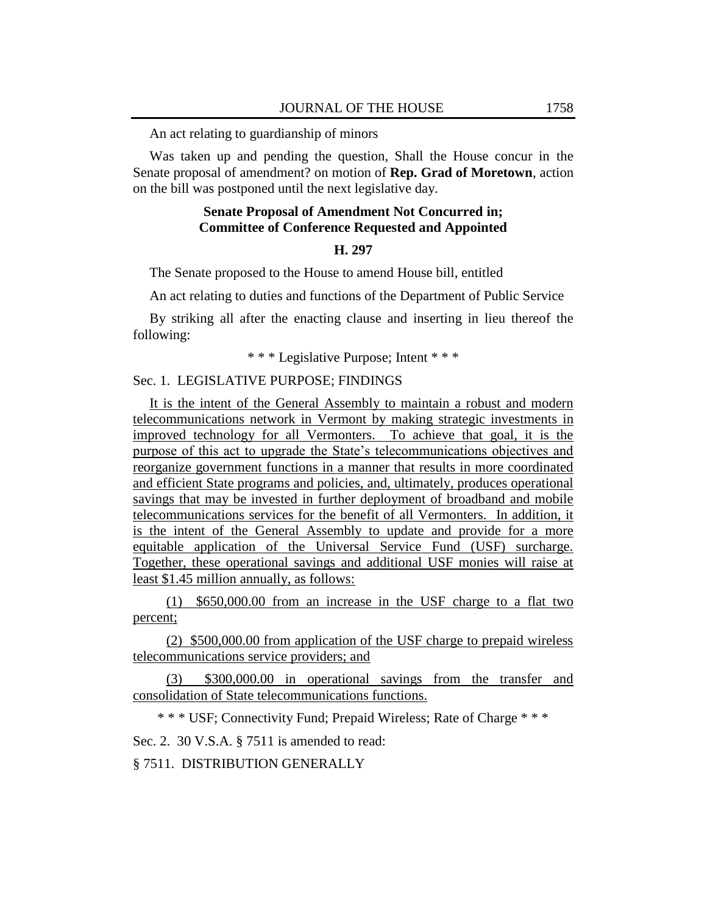An act relating to guardianship of minors

Was taken up and pending the question, Shall the House concur in the Senate proposal of amendment? on motion of **Rep. Grad of Moretown**, action on the bill was postponed until the next legislative day.

**Senate Proposal of Amendment Not Concurred in; Committee of Conference Requested and Appointed**

**H. 297**

The Senate proposed to the House to amend House bill, entitled

An act relating to duties and functions of the Department of Public Service

By striking all after the enacting clause and inserting in lieu thereof the following:

\* \* \* Legislative Purpose; Intent \* \* \*

Sec. 1. LEGISLATIVE PURPOSE; FINDINGS

It is the intent of the General Assembly to maintain a robust and modern telecommunications network in Vermont by making strategic investments in improved technology for all Vermonters. To achieve that goal, it is the purpose of this act to upgrade the State's telecommunications objectives and reorganize government functions in a manner that results in more coordinated and efficient State programs and policies, and, ultimately, produces operational savings that may be invested in further deployment of broadband and mobile telecommunications services for the benefit of all Vermonters. In addition, it is the intent of the General Assembly to update and provide for a more equitable application of the Universal Service Fund (USF) surcharge. Together, these operational savings and additional USF monies will raise at least $1.45 million annually, as follows:

(1) $650,000.00 from an increase in the USF charge to a flat two percent;

(2) $500,000.00 from application of the USF charge to prepaid wireless telecommunications service providers; and

(3) $300,000.00 in operational savings from the transfer and consolidation of State telecommunications functions.

\* \* \* USF; Connectivity Fund; Prepaid Wireless; Rate of Charge \* \* \*

Sec. 2. 30 V.S.A. § 7511 is amended to read:

§ 7511. DISTRIBUTION GENERALLY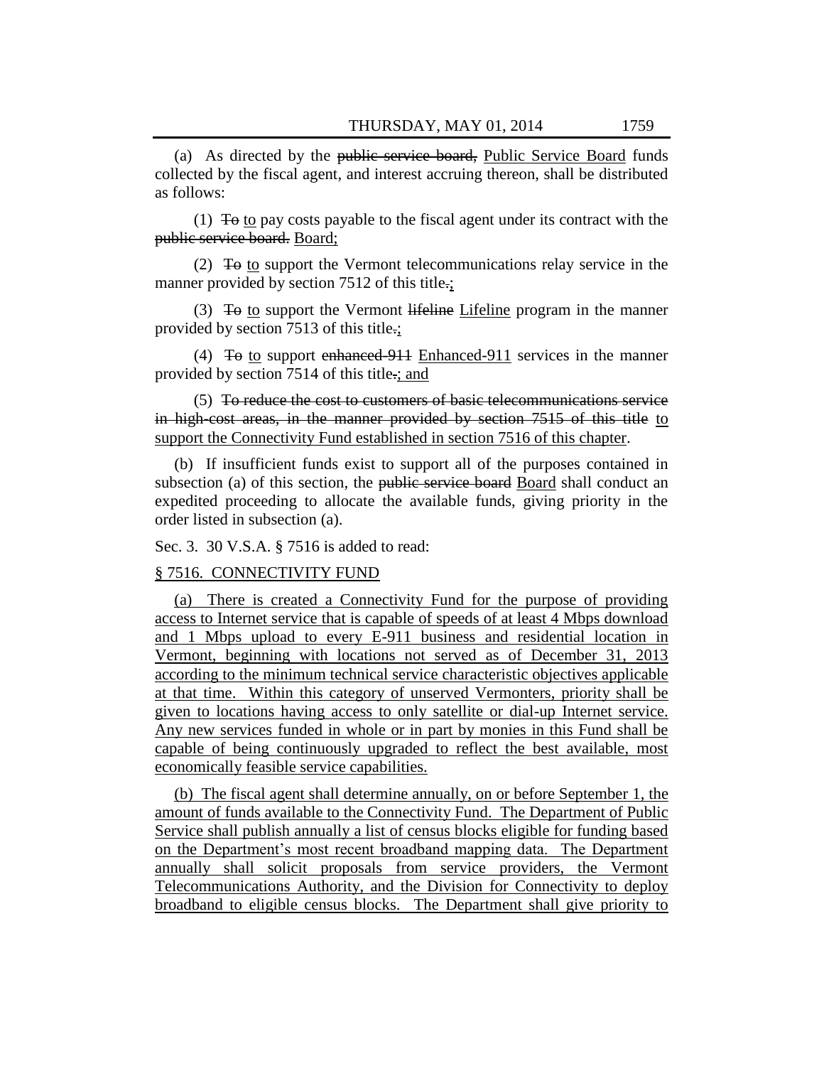(a) As directed by the ~~public service board,~~ <u>Public Service Board</u> funds collected by the fiscal agent, and interest accruing thereon, shall be distributed as follows:

(1) ~~To~~ <u>to</u> pay costs payable to the fiscal agent under its contract with the ~~public service board.~~ <u>Board;</u>

(2) ~~To~~ <u>to</u> support the Vermont telecommunications relay service in the manner provided by section 7512 of this title~~.~~<u>;</u>

(3) ~~To~~ <u>to</u> support the Vermont ~~lifeline~~ <u>Lifeline</u> program in the manner provided by section 7513 of this title~~.~~<u>;</u>

(4) ~~To~~ <u>to</u> support ~~enhanced-911~~ <u>Enhanced-911</u> services in the manner provided by section 7514 of this title~~.~~<u>; and</u>

(5) ~~To reduce the cost to customers of basic telecommunications service in high-cost areas, in the manner provided by section 7515 of this title~~ <u>to support the Connectivity Fund established in section 7516 of this chapter</u>.

(b) If insufficient funds exist to support all of the purposes contained in subsection (a) of this section, the ~~public service board~~ <u>Board</u> shall conduct an expedited proceeding to allocate the available funds, giving priority in the order listed in subsection (a).

Sec. 3. 30 V.S.A. § 7516 is added to read:

<u>§ 7516. CONNECTIVITY FUND</u>

<u>(a) There is created a Connectivity Fund for the purpose of providing access to Internet service that is capable of speeds of at least 4 Mbps download and 1 Mbps upload to every E-911 business and residential location in Vermont, beginning with locations not served as of December 31, 2013 according to the minimum technical service characteristic objectives applicable at that time. Within this category of unserved Vermonters, priority shall be given to locations having access to only satellite or dial-up Internet service. Any new services funded in whole or in part by monies in this Fund shall be capable of being continuously upgraded to reflect the best available, most economically feasible service capabilities.</u>

<u>(b) The fiscal agent shall determine annually, on or before September 1, the amount of funds available to the Connectivity Fund. The Department of Public Service shall publish annually a list of census blocks eligible for funding based on the Department's most recent broadband mapping data. The Department annually shall solicit proposals from service providers, the Vermont Telecommunications Authority, and the Division for Connectivity to deploy broadband to eligible census blocks. The Department shall give priority to</u>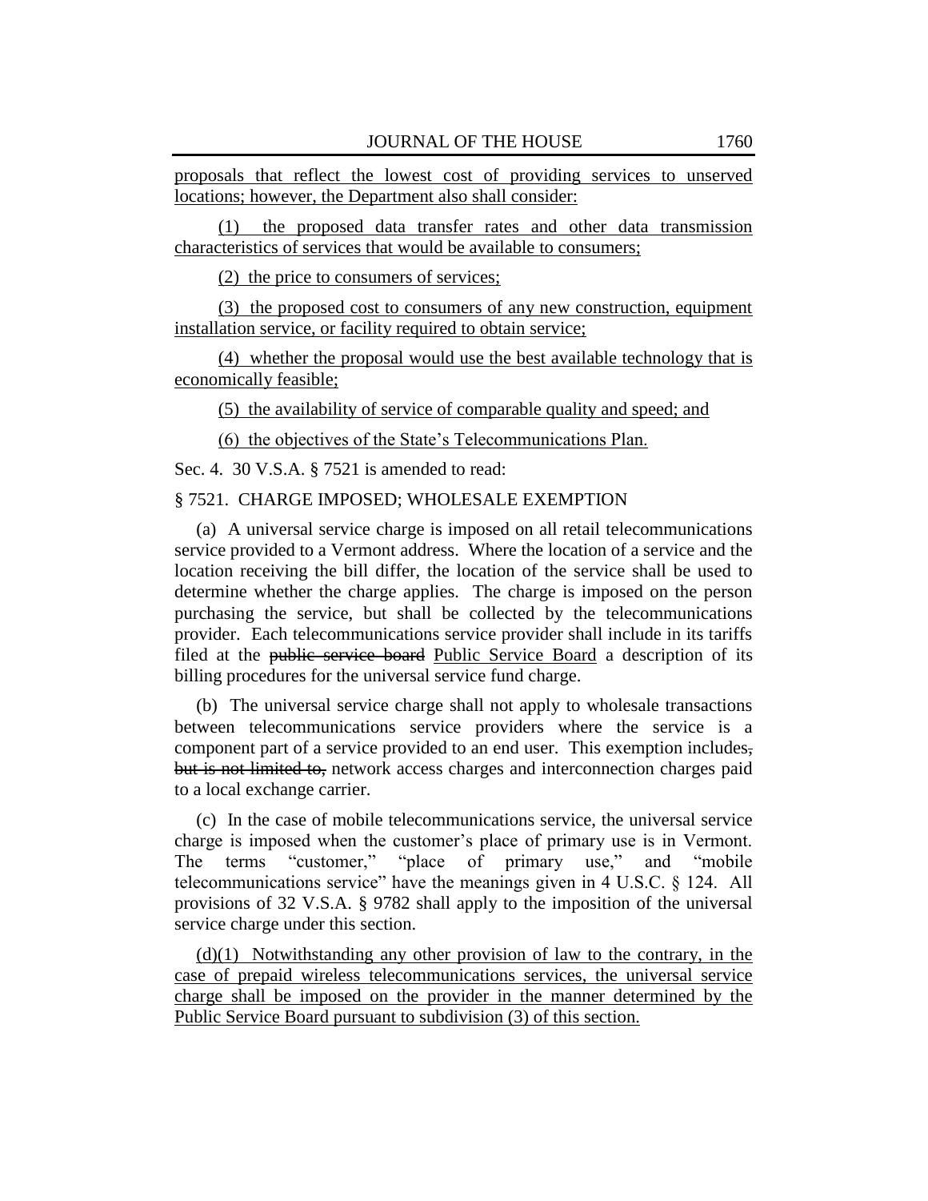proposals that reflect the lowest cost of providing services to unserved locations; however, the Department also shall consider:

(1) the proposed data transfer rates and other data transmission characteristics of services that would be available to consumers;

(2) the price to consumers of services;

(3) the proposed cost to consumers of any new construction, equipment installation service, or facility required to obtain service;

(4) whether the proposal would use the best available technology that is economically feasible;

(5) the availability of service of comparable quality and speed; and

(6) the objectives of the State's Telecommunications Plan.

Sec. 4. 30 V.S.A. § 7521 is amended to read:

§ 7521. CHARGE IMPOSED; WHOLESALE EXEMPTION

(a) A universal service charge is imposed on all retail telecommunications service provided to a Vermont address. Where the location of a service and the location receiving the bill differ, the location of the service shall be used to determine whether the charge applies. The charge is imposed on the person purchasing the service, but shall be collected by the telecommunications provider. Each telecommunications service provider shall include in its tariffs filed at the ~~public service board~~ Public Service Board a description of its billing procedures for the universal service fund charge.

(b) The universal service charge shall not apply to wholesale transactions between telecommunications service providers where the service is a component part of a service provided to an end user. This exemption includes~~, but is not limited to,~~ network access charges and interconnection charges paid to a local exchange carrier.

(c) In the case of mobile telecommunications service, the universal service charge is imposed when the customer's place of primary use is in Vermont. The terms "customer," "place of primary use," and "mobile telecommunications service" have the meanings given in 4 U.S.C. § 124. All provisions of 32 V.S.A. § 9782 shall apply to the imposition of the universal service charge under this section.

(d)(1) Notwithstanding any other provision of law to the contrary, in the case of prepaid wireless telecommunications services, the universal service charge shall be imposed on the provider in the manner determined by the Public Service Board pursuant to subdivision (3) of this section.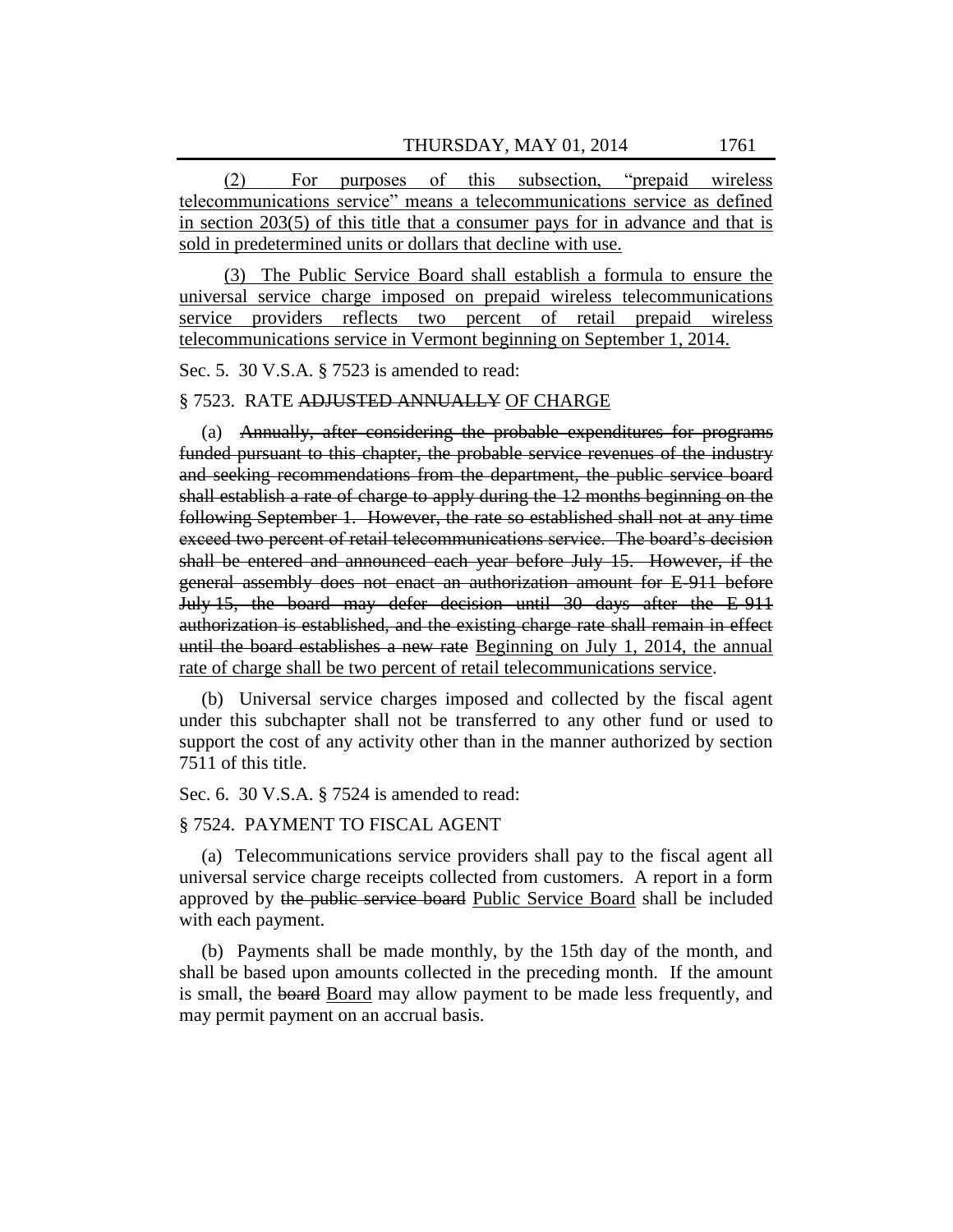<u>(2) For purposes of this subsection, "prepaid wireless telecommunications service" means a telecommunications service as defined in section 203(5) of this title that a consumer pays for in advance and that is sold in predetermined units or dollars that decline with use.</u>

<u>(3) The Public Service Board shall establish a formula to ensure the universal service charge imposed on prepaid wireless telecommunications service providers reflects two percent of retail prepaid wireless telecommunications service in Vermont beginning on September 1, 2014.</u>

Sec. 5. 30 V.S.A. § 7523 is amended to read:

§ 7523. RATE ~~ADJUSTED ANNUALLY~~ <u>OF CHARGE</u>

(a) ~~Annually, after considering the probable expenditures for programs funded pursuant to this chapter, the probable service revenues of the industry and seeking recommendations from the department, the public service board shall establish a rate of charge to apply during the 12 months beginning on the following September 1. However, the rate so established shall not at any time exceed two percent of retail telecommunications service. The board's decision shall be entered and announced each year before July 15. However, if the general assembly does not enact an authorization amount for E-911 before July 15, the board may defer decision until 30 days after the E-911 authorization is established, and the existing charge rate shall remain in effect until the board establishes a new rate~~ <u>Beginning on July 1, 2014, the annual rate of charge shall be two percent of retail telecommunications service</u>.

(b) Universal service charges imposed and collected by the fiscal agent under this subchapter shall not be transferred to any other fund or used to support the cost of any activity other than in the manner authorized by section 7511 of this title.

Sec. 6. 30 V.S.A. § 7524 is amended to read:

§ 7524. PAYMENT TO FISCAL AGENT

(a) Telecommunications service providers shall pay to the fiscal agent all universal service charge receipts collected from customers. A report in a form approved by ~~the public service board~~ <u>Public Service Board</u> shall be included with each payment.

(b) Payments shall be made monthly, by the 15th day of the month, and shall be based upon amounts collected in the preceding month. If the amount is small, the ~~board~~ <u>Board</u> may allow payment to be made less frequently, and may permit payment on an accrual basis.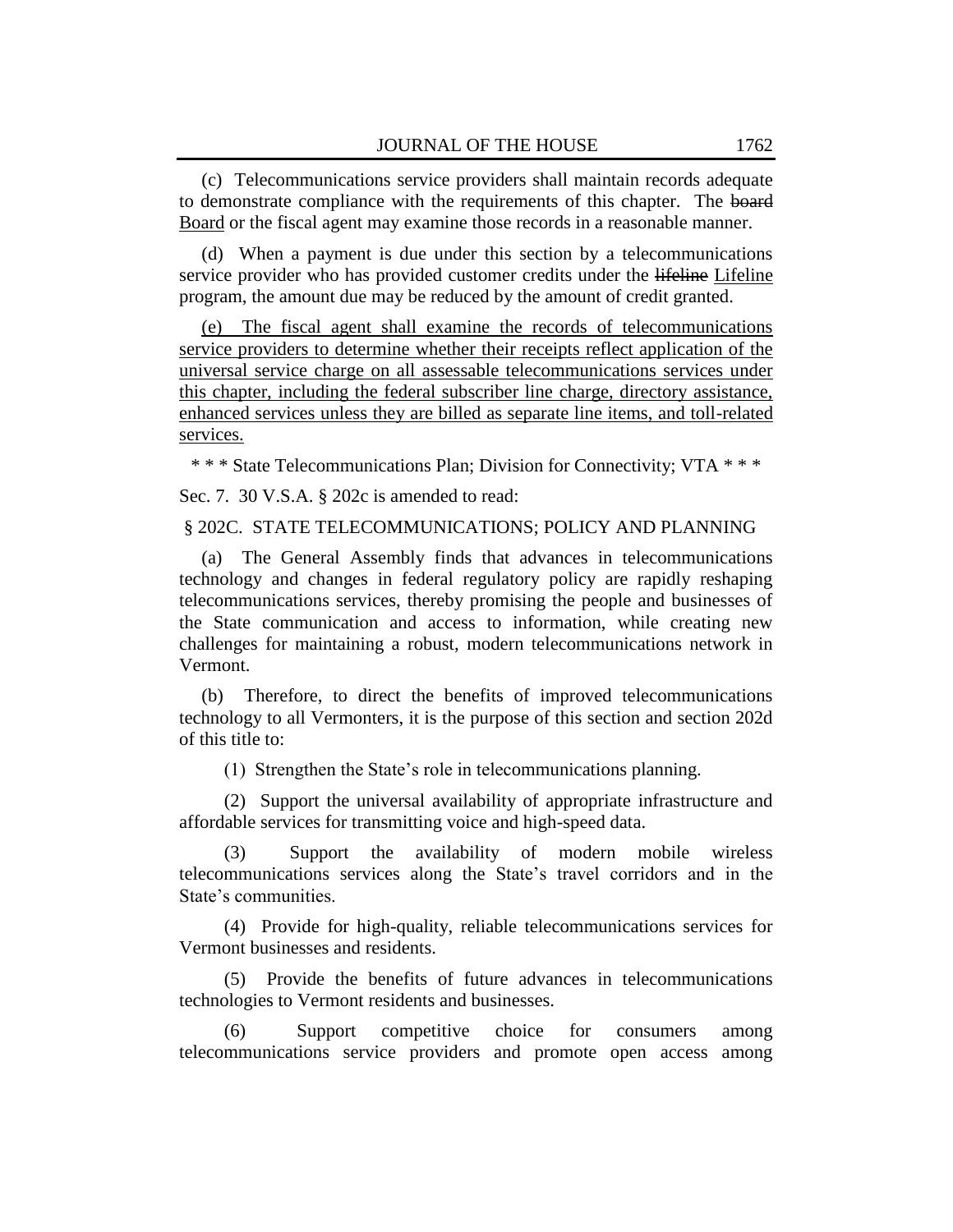(c) Telecommunications service providers shall maintain records adequate to demonstrate compliance with the requirements of this chapter. The ~~board~~ <u>Board</u> or the fiscal agent may examine those records in a reasonable manner.

(d) When a payment is due under this section by a telecommunications service provider who has provided customer credits under the ~~lifeline~~ <u>Lifeline</u> program, the amount due may be reduced by the amount of credit granted.

<u>(e) The fiscal agent shall examine the records of telecommunications service providers to determine whether their receipts reflect application of the universal service charge on all assessable telecommunications services under this chapter, including the federal subscriber line charge, directory assistance, enhanced services unless they are billed as separate line items, and toll-related services.</u>

\* \* \* State Telecommunications Plan; Division for Connectivity; VTA \* \* \*

Sec. 7. 30 V.S.A. § 202c is amended to read:

§ 202C. STATE TELECOMMUNICATIONS; POLICY AND PLANNING

(a) The General Assembly finds that advances in telecommunications technology and changes in federal regulatory policy are rapidly reshaping telecommunications services, thereby promising the people and businesses of the State communication and access to information, while creating new challenges for maintaining a robust, modern telecommunications network in Vermont.

(b) Therefore, to direct the benefits of improved telecommunications technology to all Vermonters, it is the purpose of this section and section 202d of this title to:

(1) Strengthen the State's role in telecommunications planning.

(2) Support the universal availability of appropriate infrastructure and affordable services for transmitting voice and high-speed data.

(3) Support the availability of modern mobile wireless telecommunications services along the State's travel corridors and in the State's communities.

(4) Provide for high-quality, reliable telecommunications services for Vermont businesses and residents.

(5) Provide the benefits of future advances in telecommunications technologies to Vermont residents and businesses.

(6) Support competitive choice for consumers among telecommunications service providers and promote open access among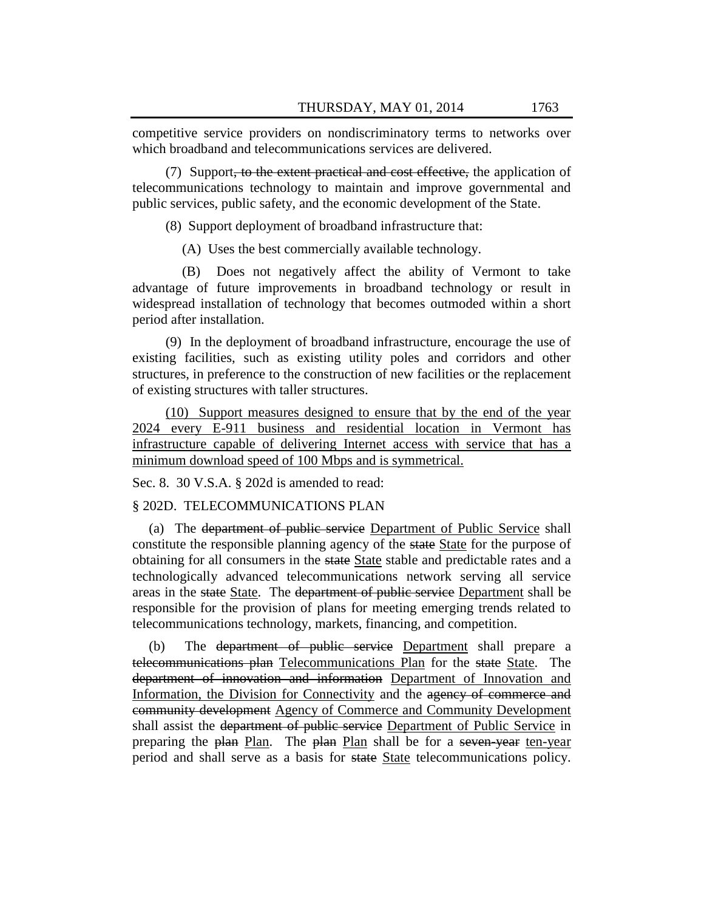competitive service providers on nondiscriminatory terms to networks over which broadband and telecommunications services are delivered.

(7) Support~~, to the extent practical and cost effective,~~ the application of telecommunications technology to maintain and improve governmental and public services, public safety, and the economic development of the State.

(8) Support deployment of broadband infrastructure that:

(A) Uses the best commercially available technology.

(B) Does not negatively affect the ability of Vermont to take advantage of future improvements in broadband technology or result in widespread installation of technology that becomes outmoded within a short period after installation.

(9) In the deployment of broadband infrastructure, encourage the use of existing facilities, such as existing utility poles and corridors and other structures, in preference to the construction of new facilities or the replacement of existing structures with taller structures.

<u>(10) Support measures designed to ensure that by the end of the year 2024 every E-911 business and residential location in Vermont has infrastructure capable of delivering Internet access with service that has a minimum download speed of 100 Mbps and is symmetrical.</u>

Sec. 8. 30 V.S.A. § 202d is amended to read:

§ 202D. TELECOMMUNICATIONS PLAN

(a) The ~~department of public service~~ <u>Department of Public Service</u> shall constitute the responsible planning agency of the ~~state~~ <u>State</u> for the purpose of obtaining for all consumers in the ~~state~~ <u>State</u> stable and predictable rates and a technologically advanced telecommunications network serving all service areas in the ~~state~~ <u>State</u>. The ~~department of public service~~ <u>Department</u> shall be responsible for the provision of plans for meeting emerging trends related to telecommunications technology, markets, financing, and competition.

(b) The ~~department of public service~~ <u>Department</u> shall prepare a ~~telecommunications plan~~ <u>Telecommunications Plan</u> for the ~~state~~ <u>State</u>. The ~~department of innovation and information~~ <u>Department of Innovation and Information, the Division for Connectivity</u> and the ~~agency of commerce and community development~~ <u>Agency of Commerce and Community Development</u> shall assist the ~~department of public service~~ <u>Department of Public Service</u> in preparing the ~~plan~~ <u>Plan</u>. The ~~plan~~ <u>Plan</u> shall be for a ~~seven-year~~ <u>ten-year</u> period and shall serve as a basis for ~~state~~ <u>State</u> telecommunications policy.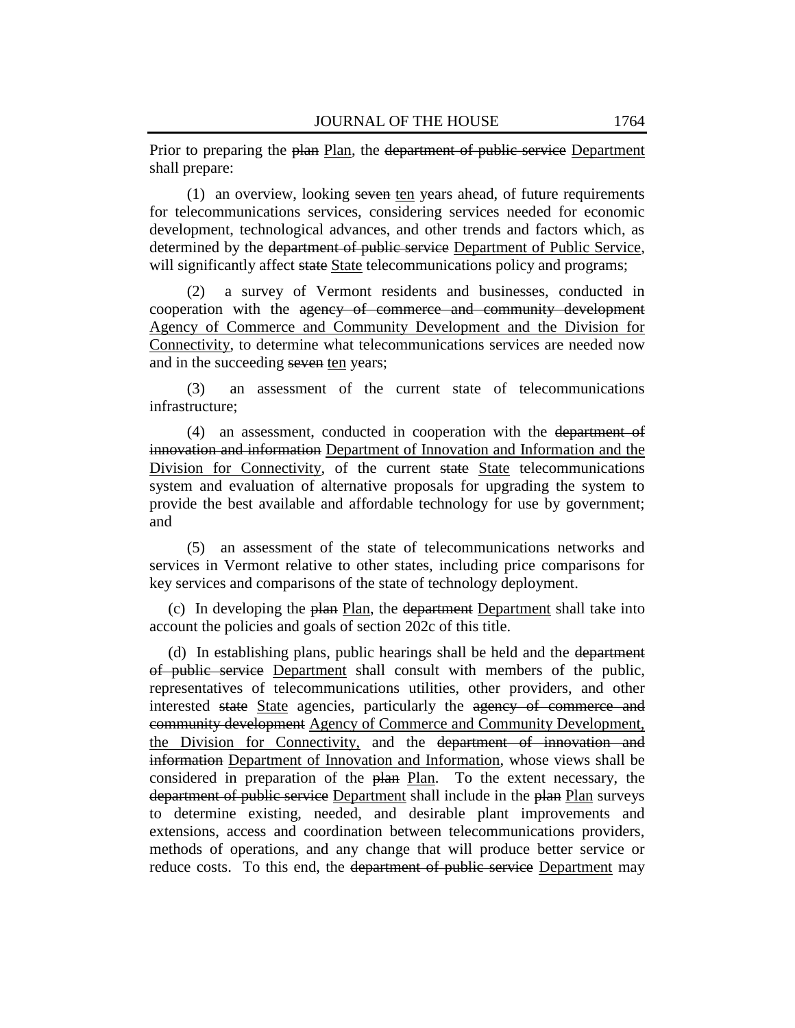Prior to preparing the ~~plan~~ <u>Plan</u>, the ~~department of public service~~ <u>Department</u> shall prepare:

(1) an overview, looking ~~seven~~ <u>ten</u> years ahead, of future requirements for telecommunications services, considering services needed for economic development, technological advances, and other trends and factors which, as determined by the ~~department of public service~~ <u>Department of Public Service</u>, will significantly affect ~~state~~ <u>State</u> telecommunications policy and programs;

(2) a survey of Vermont residents and businesses, conducted in cooperation with the ~~agency of commerce and community development~~ <u>Agency of Commerce and Community Development and the Division for Connectivity</u>, to determine what telecommunications services are needed now and in the succeeding ~~seven~~ <u>ten</u> years;

(3) an assessment of the current state of telecommunications infrastructure;

(4) an assessment, conducted in cooperation with the ~~department of innovation and information~~ <u>Department of Innovation and Information and the Division for Connectivity</u>, of the current ~~state~~ <u>State</u> telecommunications system and evaluation of alternative proposals for upgrading the system to provide the best available and affordable technology for use by government; and

(5) an assessment of the state of telecommunications networks and services in Vermont relative to other states, including price comparisons for key services and comparisons of the state of technology deployment.

(c) In developing the ~~plan~~ <u>Plan</u>, the ~~department~~ <u>Department</u> shall take into account the policies and goals of section 202c of this title.

(d) In establishing plans, public hearings shall be held and the ~~department of public service~~ <u>Department</u> shall consult with members of the public, representatives of telecommunications utilities, other providers, and other interested ~~state~~ <u>State</u> agencies, particularly the ~~agency of commerce and community development~~ <u>Agency of Commerce and Community Development, the Division for Connectivity,</u> and the ~~department of innovation and information~~ <u>Department of Innovation and Information</u>, whose views shall be considered in preparation of the ~~plan~~ <u>Plan</u>. To the extent necessary, the ~~department of public service~~ <u>Department</u> shall include in the ~~plan~~ <u>Plan</u> surveys to determine existing, needed, and desirable plant improvements and extensions, access and coordination between telecommunications providers, methods of operations, and any change that will produce better service or reduce costs. To this end, the ~~department of public service~~ <u>Department</u> may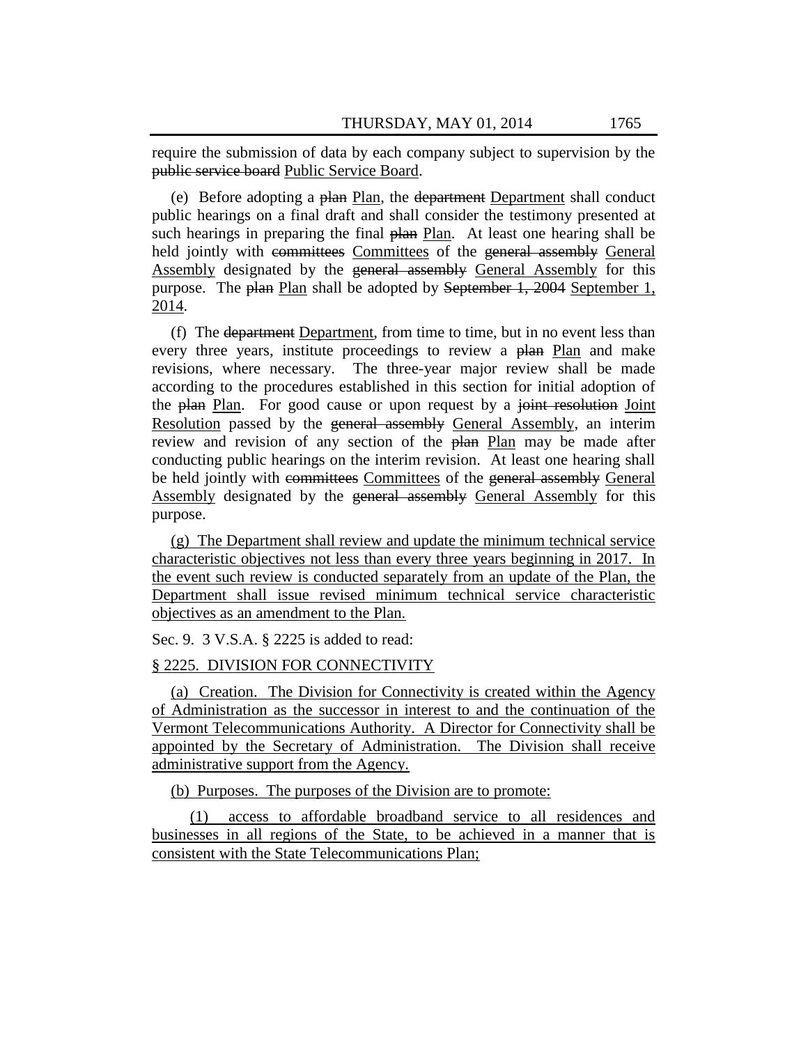require the submission of data by each company subject to supervision by the ~~public service board~~ Public Service Board.

(e) Before adopting a ~~plan~~ Plan, the ~~department~~ Department shall conduct public hearings on a final draft and shall consider the testimony presented at such hearings in preparing the final ~~plan~~ Plan. At least one hearing shall be held jointly with ~~committees~~ Committees of the ~~general assembly~~ General Assembly designated by the ~~general assembly~~ General Assembly for this purpose. The ~~plan~~ Plan shall be adopted by ~~September 1, 2004~~ September 1, 2014.

(f) The ~~department~~ Department, from time to time, but in no event less than every three years, institute proceedings to review a ~~plan~~ Plan and make revisions, where necessary. The three-year major review shall be made according to the procedures established in this section for initial adoption of the ~~plan~~ Plan. For good cause or upon request by a ~~joint resolution~~ Joint Resolution passed by the ~~general assembly~~ General Assembly, an interim review and revision of any section of the ~~plan~~ Plan may be made after conducting public hearings on the interim revision. At least one hearing shall be held jointly with ~~committees~~ Committees of the ~~general assembly~~ General Assembly designated by the ~~general assembly~~ General Assembly for this purpose.

(g) The Department shall review and update the minimum technical service characteristic objectives not less than every three years beginning in 2017. In the event such review is conducted separately from an update of the Plan, the Department shall issue revised minimum technical service characteristic objectives as an amendment to the Plan.

Sec. 9. 3 V.S.A. § 2225 is added to read:

§ 2225. DIVISION FOR CONNECTIVITY

(a) Creation. The Division for Connectivity is created within the Agency of Administration as the successor in interest to and the continuation of the Vermont Telecommunications Authority. A Director for Connectivity shall be appointed by the Secretary of Administration. The Division shall receive administrative support from the Agency.

(b) Purposes. The purposes of the Division are to promote:

(1) access to affordable broadband service to all residences and businesses in all regions of the State, to be achieved in a manner that is consistent with the State Telecommunications Plan;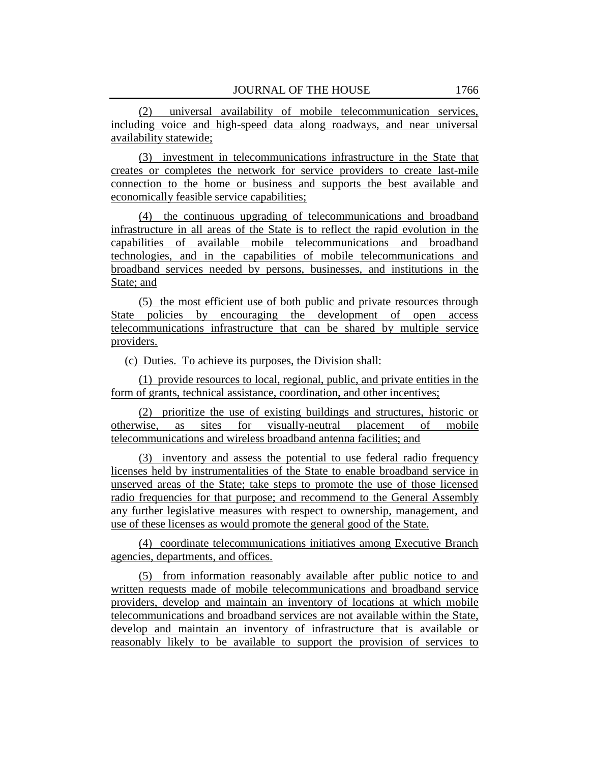(2) universal availability of mobile telecommunication services, including voice and high-speed data along roadways, and near universal availability statewide;

(3) investment in telecommunications infrastructure in the State that creates or completes the network for service providers to create last-mile connection to the home or business and supports the best available and economically feasible service capabilities;

(4) the continuous upgrading of telecommunications and broadband infrastructure in all areas of the State is to reflect the rapid evolution in the capabilities of available mobile telecommunications and broadband technologies, and in the capabilities of mobile telecommunications and broadband services needed by persons, businesses, and institutions in the State; and

(5) the most efficient use of both public and private resources through State policies by encouraging the development of open access telecommunications infrastructure that can be shared by multiple service providers.

(c) Duties. To achieve its purposes, the Division shall:

(1) provide resources to local, regional, public, and private entities in the form of grants, technical assistance, coordination, and other incentives;

(2) prioritize the use of existing buildings and structures, historic or otherwise, as sites for visually-neutral placement of mobile telecommunications and wireless broadband antenna facilities; and

(3) inventory and assess the potential to use federal radio frequency licenses held by instrumentalities of the State to enable broadband service in unserved areas of the State; take steps to promote the use of those licensed radio frequencies for that purpose; and recommend to the General Assembly any further legislative measures with respect to ownership, management, and use of these licenses as would promote the general good of the State.

(4) coordinate telecommunications initiatives among Executive Branch agencies, departments, and offices.

(5) from information reasonably available after public notice to and written requests made of mobile telecommunications and broadband service providers, develop and maintain an inventory of locations at which mobile telecommunications and broadband services are not available within the State, develop and maintain an inventory of infrastructure that is available or reasonably likely to be available to support the provision of services to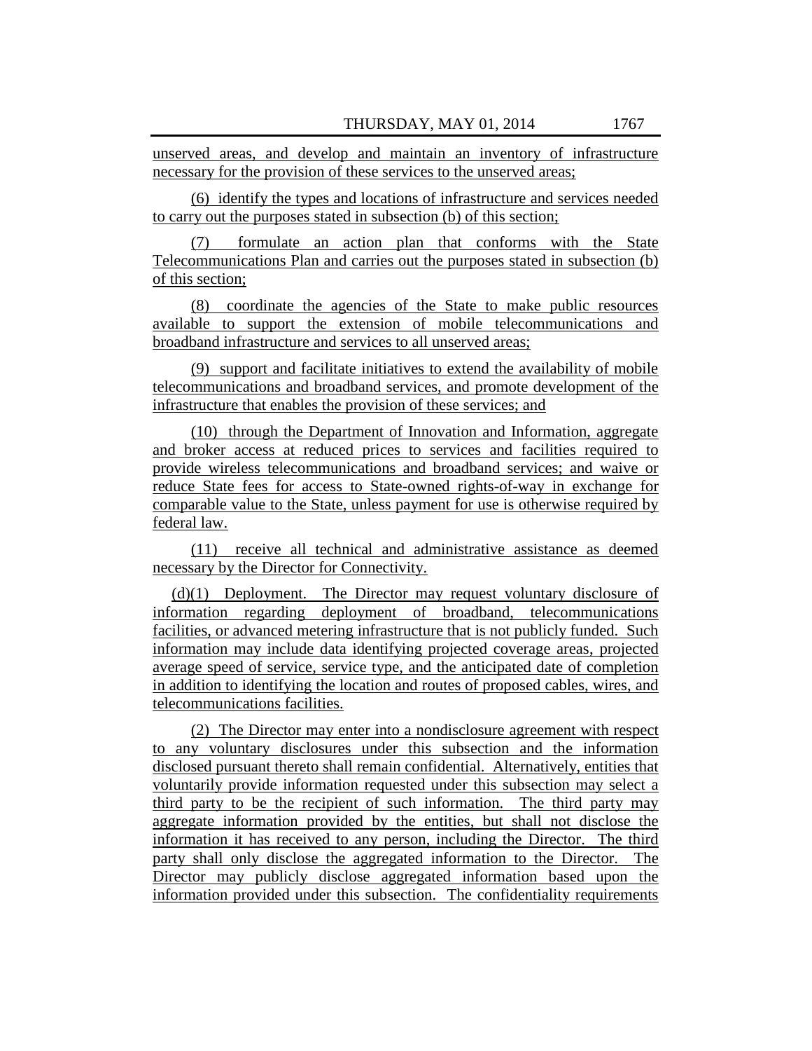unserved areas, and develop and maintain an inventory of infrastructure necessary for the provision of these services to the unserved areas;

(6) identify the types and locations of infrastructure and services needed to carry out the purposes stated in subsection (b) of this section;

(7) formulate an action plan that conforms with the State Telecommunications Plan and carries out the purposes stated in subsection (b) of this section;

(8) coordinate the agencies of the State to make public resources available to support the extension of mobile telecommunications and broadband infrastructure and services to all unserved areas;

(9) support and facilitate initiatives to extend the availability of mobile telecommunications and broadband services, and promote development of the infrastructure that enables the provision of these services; and

(10) through the Department of Innovation and Information, aggregate and broker access at reduced prices to services and facilities required to provide wireless telecommunications and broadband services; and waive or reduce State fees for access to State-owned rights-of-way in exchange for comparable value to the State, unless payment for use is otherwise required by federal law.

(11) receive all technical and administrative assistance as deemed necessary by the Director for Connectivity.

(d)(1) Deployment. The Director may request voluntary disclosure of information regarding deployment of broadband, telecommunications facilities, or advanced metering infrastructure that is not publicly funded. Such information may include data identifying projected coverage areas, projected average speed of service, service type, and the anticipated date of completion in addition to identifying the location and routes of proposed cables, wires, and telecommunications facilities.

(2) The Director may enter into a nondisclosure agreement with respect to any voluntary disclosures under this subsection and the information disclosed pursuant thereto shall remain confidential. Alternatively, entities that voluntarily provide information requested under this subsection may select a third party to be the recipient of such information. The third party may aggregate information provided by the entities, but shall not disclose the information it has received to any person, including the Director. The third party shall only disclose the aggregated information to the Director. The Director may publicly disclose aggregated information based upon the information provided under this subsection. The confidentiality requirements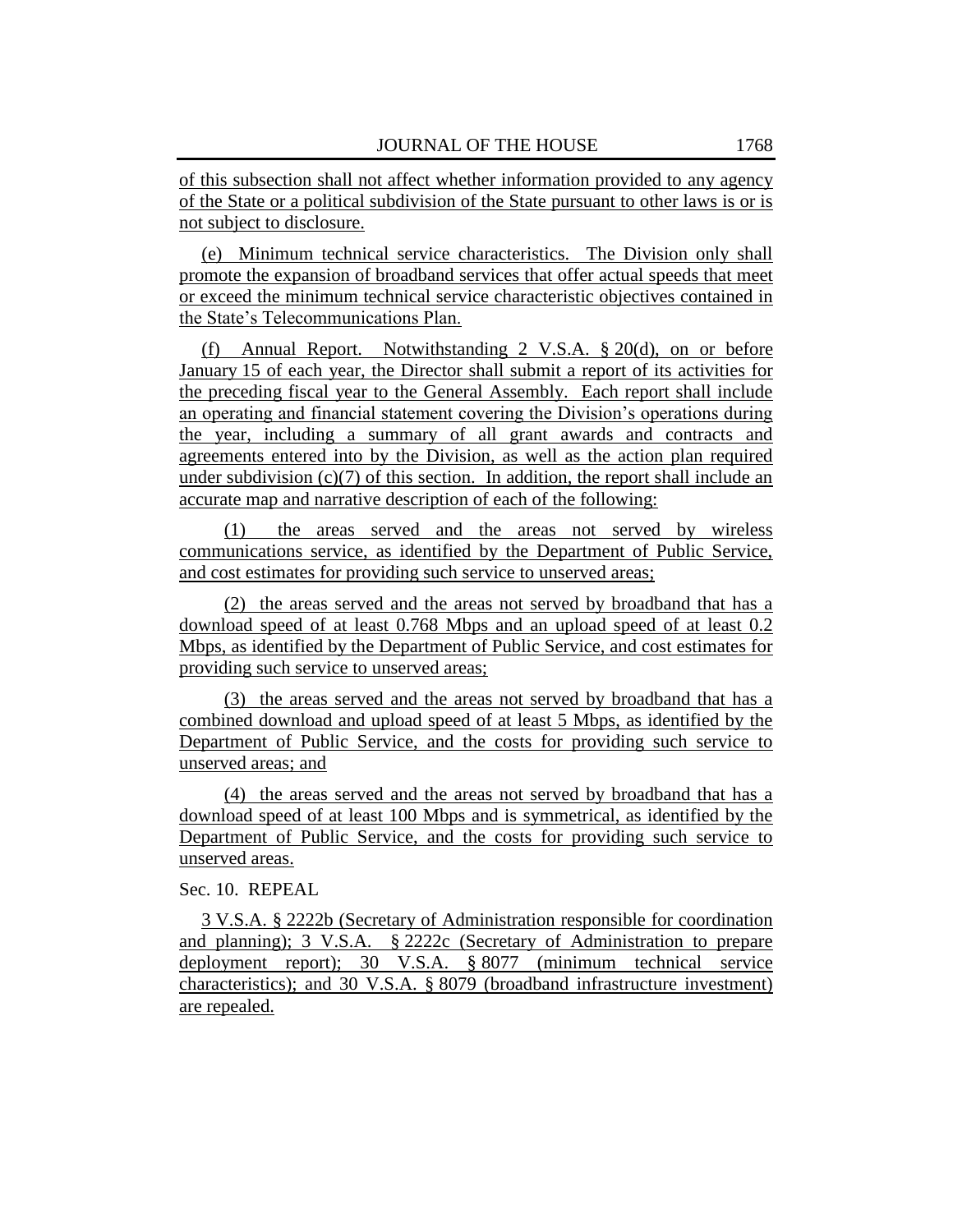of this subsection shall not affect whether information provided to any agency of the State or a political subdivision of the State pursuant to other laws is or is not subject to disclosure.

(e) Minimum technical service characteristics. The Division only shall promote the expansion of broadband services that offer actual speeds that meet or exceed the minimum technical service characteristic objectives contained in the State's Telecommunications Plan.

(f) Annual Report. Notwithstanding 2 V.S.A. § 20(d), on or before January 15 of each year, the Director shall submit a report of its activities for the preceding fiscal year to the General Assembly. Each report shall include an operating and financial statement covering the Division's operations during the year, including a summary of all grant awards and contracts and agreements entered into by the Division, as well as the action plan required under subdivision (c)(7) of this section. In addition, the report shall include an accurate map and narrative description of each of the following:

(1) the areas served and the areas not served by wireless communications service, as identified by the Department of Public Service, and cost estimates for providing such service to unserved areas;

(2) the areas served and the areas not served by broadband that has a download speed of at least 0.768 Mbps and an upload speed of at least 0.2 Mbps, as identified by the Department of Public Service, and cost estimates for providing such service to unserved areas;

(3) the areas served and the areas not served by broadband that has a combined download and upload speed of at least 5 Mbps, as identified by the Department of Public Service, and the costs for providing such service to unserved areas; and

(4) the areas served and the areas not served by broadband that has a download speed of at least 100 Mbps and is symmetrical, as identified by the Department of Public Service, and the costs for providing such service to unserved areas.

Sec. 10. REPEAL

3 V.S.A. § 2222b (Secretary of Administration responsible for coordination and planning); 3 V.S.A. § 2222c (Secretary of Administration to prepare deployment report); 30 V.S.A. § 8077 (minimum technical service characteristics); and 30 V.S.A. § 8079 (broadband infrastructure investment) are repealed.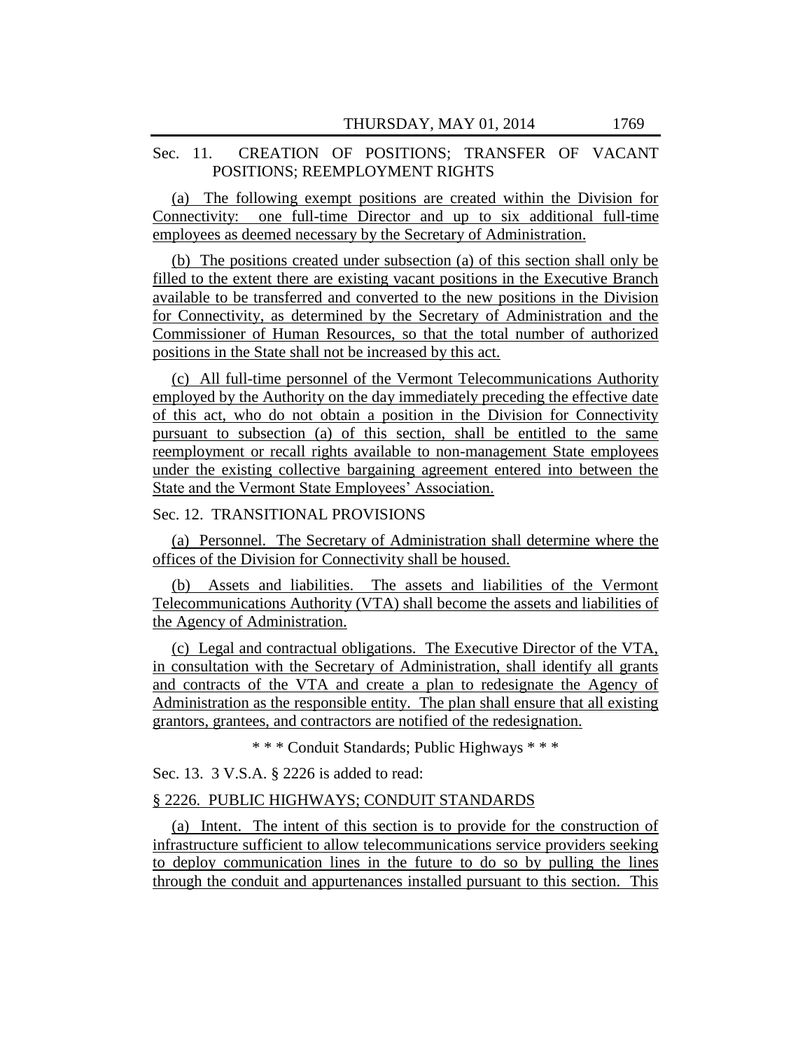Sec. 11. CREATION OF POSITIONS; TRANSFER OF VACANT POSITIONS; REEMPLOYMENT RIGHTS

(a) The following exempt positions are created within the Division for Connectivity: one full-time Director and up to six additional full-time employees as deemed necessary by the Secretary of Administration.

(b) The positions created under subsection (a) of this section shall only be filled to the extent there are existing vacant positions in the Executive Branch available to be transferred and converted to the new positions in the Division for Connectivity, as determined by the Secretary of Administration and the Commissioner of Human Resources, so that the total number of authorized positions in the State shall not be increased by this act.

(c) All full-time personnel of the Vermont Telecommunications Authority employed by the Authority on the day immediately preceding the effective date of this act, who do not obtain a position in the Division for Connectivity pursuant to subsection (a) of this section, shall be entitled to the same reemployment or recall rights available to non-management State employees under the existing collective bargaining agreement entered into between the State and the Vermont State Employees' Association.

Sec. 12. TRANSITIONAL PROVISIONS

(a) Personnel. The Secretary of Administration shall determine where the offices of the Division for Connectivity shall be housed.

(b) Assets and liabilities. The assets and liabilities of the Vermont Telecommunications Authority (VTA) shall become the assets and liabilities of the Agency of Administration.

(c) Legal and contractual obligations. The Executive Director of the VTA, in consultation with the Secretary of Administration, shall identify all grants and contracts of the VTA and create a plan to redesignate the Agency of Administration as the responsible entity. The plan shall ensure that all existing grantors, grantees, and contractors are notified of the redesignation.

\* \* \* Conduit Standards; Public Highways \* \* \*

Sec. 13. 3 V.S.A. § 2226 is added to read:

§ 2226. PUBLIC HIGHWAYS; CONDUIT STANDARDS

(a) Intent. The intent of this section is to provide for the construction of infrastructure sufficient to allow telecommunications service providers seeking to deploy communication lines in the future to do so by pulling the lines through the conduit and appurtenances installed pursuant to this section. This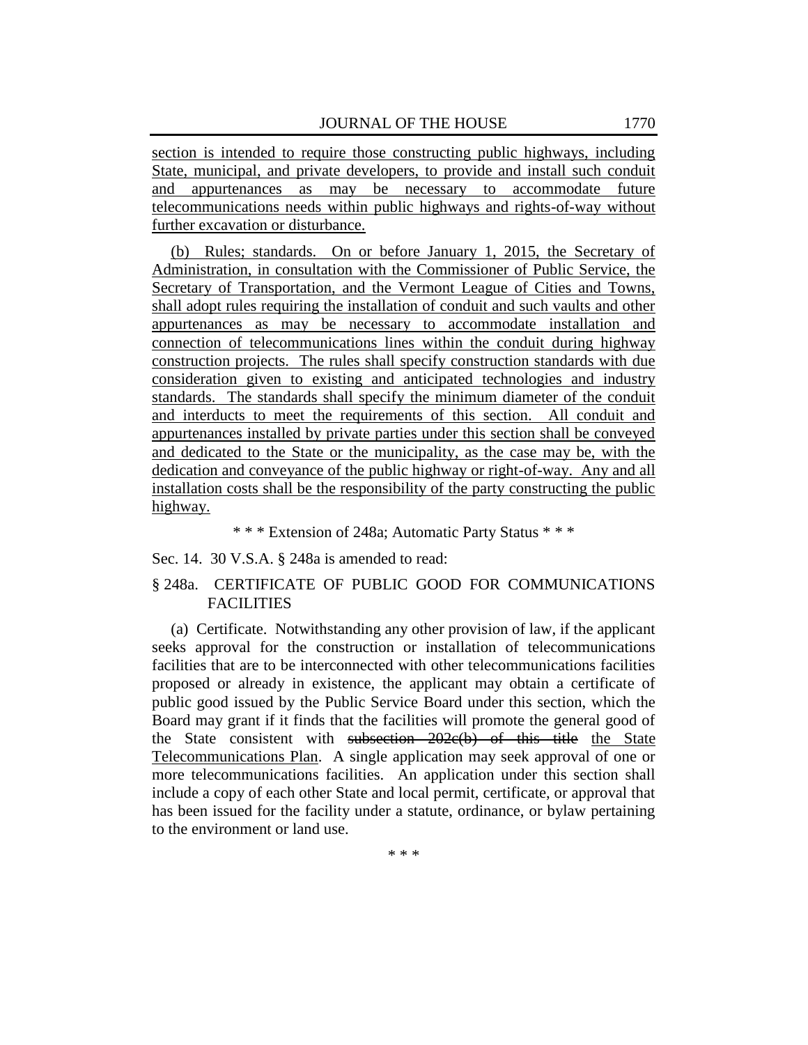section is intended to require those constructing public highways, including State, municipal, and private developers, to provide and install such conduit and appurtenances as may be necessary to accommodate future telecommunications needs within public highways and rights-of-way without further excavation or disturbance.

(b) Rules; standards. On or before January 1, 2015, the Secretary of Administration, in consultation with the Commissioner of Public Service, the Secretary of Transportation, and the Vermont League of Cities and Towns, shall adopt rules requiring the installation of conduit and such vaults and other appurtenances as may be necessary to accommodate installation and connection of telecommunications lines within the conduit during highway construction projects. The rules shall specify construction standards with due consideration given to existing and anticipated technologies and industry standards. The standards shall specify the minimum diameter of the conduit and interducts to meet the requirements of this section. All conduit and appurtenances installed by private parties under this section shall be conveyed and dedicated to the State or the municipality, as the case may be, with the dedication and conveyance of the public highway or right-of-way. Any and all installation costs shall be the responsibility of the party constructing the public highway.

\* \* \* Extension of 248a; Automatic Party Status \* \* \*

Sec. 14. 30 V.S.A. § 248a is amended to read:

§ 248a. CERTIFICATE OF PUBLIC GOOD FOR COMMUNICATIONS FACILITIES

(a) Certificate. Notwithstanding any other provision of law, if the applicant seeks approval for the construction or installation of telecommunications facilities that are to be interconnected with other telecommunications facilities proposed or already in existence, the applicant may obtain a certificate of public good issued by the Public Service Board under this section, which the Board may grant if it finds that the facilities will promote the general good of the State consistent with ~~subsection 202c(b) of this title~~ the State Telecommunications Plan. A single application may seek approval of one or more telecommunications facilities. An application under this section shall include a copy of each other State and local permit, certificate, or approval that has been issued for the facility under a statute, ordinance, or bylaw pertaining to the environment or land use.

\* \* \*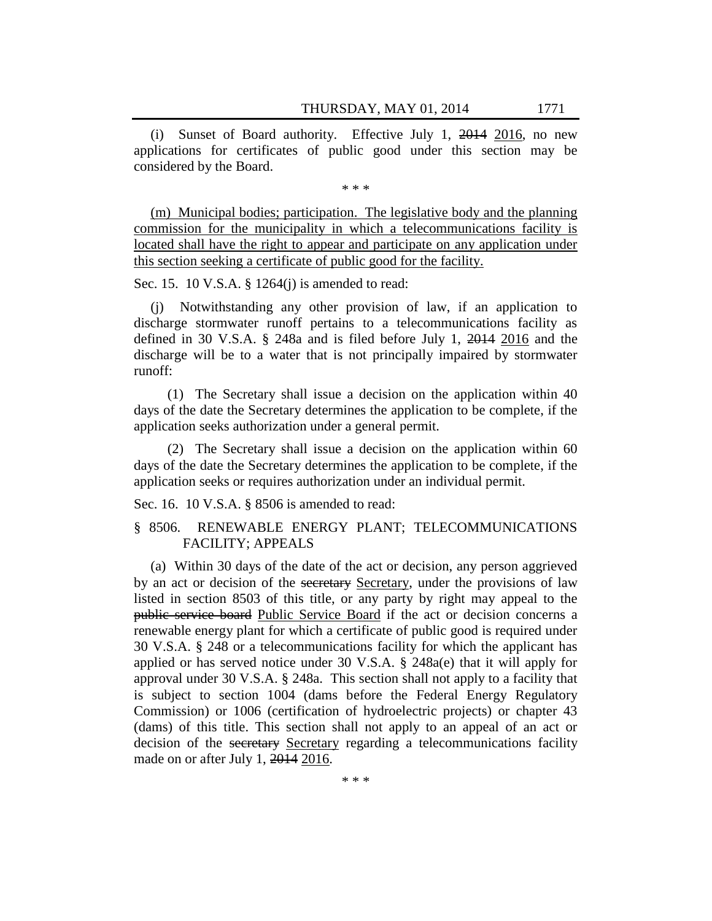(i) Sunset of Board authority. Effective July 1, ~~2014~~ 2016, no new applications for certificates of public good under this section may be considered by the Board.

\* \* \*

(m) Municipal bodies; participation. The legislative body and the planning commission for the municipality in which a telecommunications facility is located shall have the right to appear and participate on any application under this section seeking a certificate of public good for the facility.

Sec. 15. 10 V.S.A. § 1264(j) is amended to read:

(j) Notwithstanding any other provision of law, if an application to discharge stormwater runoff pertains to a telecommunications facility as defined in 30 V.S.A. § 248a and is filed before July 1, ~~2014~~ 2016 and the discharge will be to a water that is not principally impaired by stormwater runoff:

(1) The Secretary shall issue a decision on the application within 40 days of the date the Secretary determines the application to be complete, if the application seeks authorization under a general permit.

(2) The Secretary shall issue a decision on the application within 60 days of the date the Secretary determines the application to be complete, if the application seeks or requires authorization under an individual permit.

Sec. 16. 10 V.S.A. § 8506 is amended to read:

§ 8506. RENEWABLE ENERGY PLANT; TELECOMMUNICATIONS FACILITY; APPEALS

(a) Within 30 days of the date of the act or decision, any person aggrieved by an act or decision of the ~~secretary~~ Secretary, under the provisions of law listed in section 8503 of this title, or any party by right may appeal to the ~~public service board~~ Public Service Board if the act or decision concerns a renewable energy plant for which a certificate of public good is required under 30 V.S.A. § 248 or a telecommunications facility for which the applicant has applied or has served notice under 30 V.S.A. § 248a(e) that it will apply for approval under 30 V.S.A. § 248a. This section shall not apply to a facility that is subject to section 1004 (dams before the Federal Energy Regulatory Commission) or 1006 (certification of hydroelectric projects) or chapter 43 (dams) of this title. This section shall not apply to an appeal of an act or decision of the ~~secretary~~ Secretary regarding a telecommunications facility made on or after July 1, ~~2014~~ 2016.

\* \* \*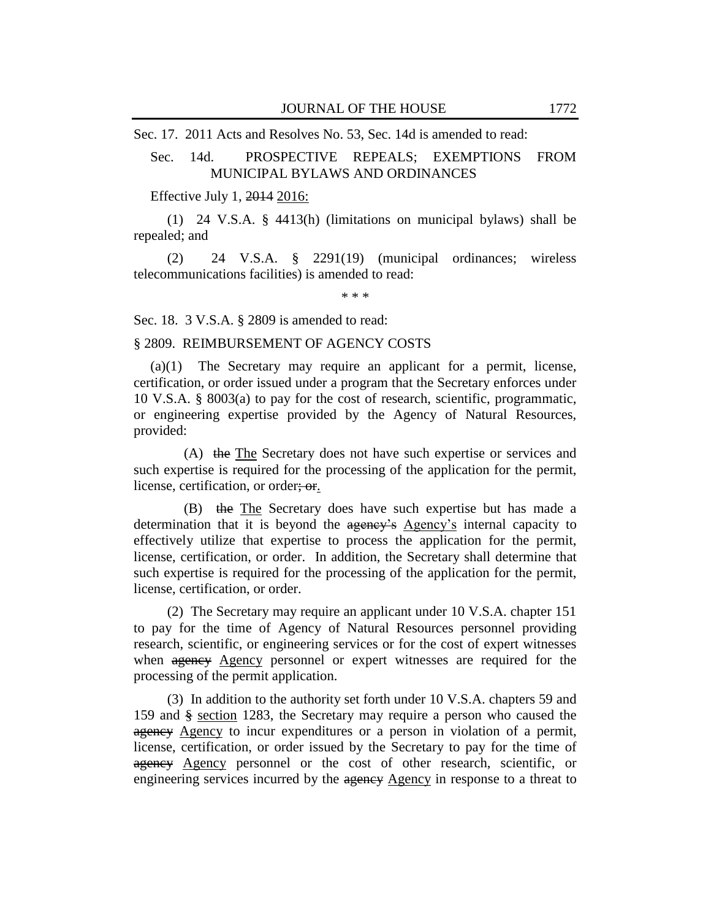Sec. 17. 2011 Acts and Resolves No. 53, Sec. 14d is amended to read:

Sec. 14d. PROSPECTIVE REPEALS; EXEMPTIONS FROM MUNICIPAL BYLAWS AND ORDINANCES

Effective July 1, ~~2014~~ 2016:

(1) 24 V.S.A. § 4413(h) (limitations on municipal bylaws) shall be repealed; and

(2) 24 V.S.A. § 2291(19) (municipal ordinances; wireless telecommunications facilities) is amended to read:

\* \* \*

Sec. 18. 3 V.S.A. § 2809 is amended to read:

§ 2809. REIMBURSEMENT OF AGENCY COSTS

(a)(1) The Secretary may require an applicant for a permit, license, certification, or order issued under a program that the Secretary enforces under 10 V.S.A. § 8003(a) to pay for the cost of research, scientific, programmatic, or engineering expertise provided by the Agency of Natural Resources, provided:

(A) ~~the~~ The Secretary does not have such expertise or services and such expertise is required for the processing of the application for the permit, license, certification, or order~~; or~~.

(B) ~~the~~ The Secretary does have such expertise but has made a determination that it is beyond the ~~agency's~~ Agency's internal capacity to effectively utilize that expertise to process the application for the permit, license, certification, or order. In addition, the Secretary shall determine that such expertise is required for the processing of the application for the permit, license, certification, or order.

(2) The Secretary may require an applicant under 10 V.S.A. chapter 151 to pay for the time of Agency of Natural Resources personnel providing research, scientific, or engineering services or for the cost of expert witnesses when ~~agency~~ Agency personnel or expert witnesses are required for the processing of the permit application.

(3) In addition to the authority set forth under 10 V.S.A. chapters 59 and 159 and ~~§~~ section 1283, the Secretary may require a person who caused the ~~agency~~ Agency to incur expenditures or a person in violation of a permit, license, certification, or order issued by the Secretary to pay for the time of ~~agency~~ Agency personnel or the cost of other research, scientific, or engineering services incurred by the ~~agency~~ Agency in response to a threat to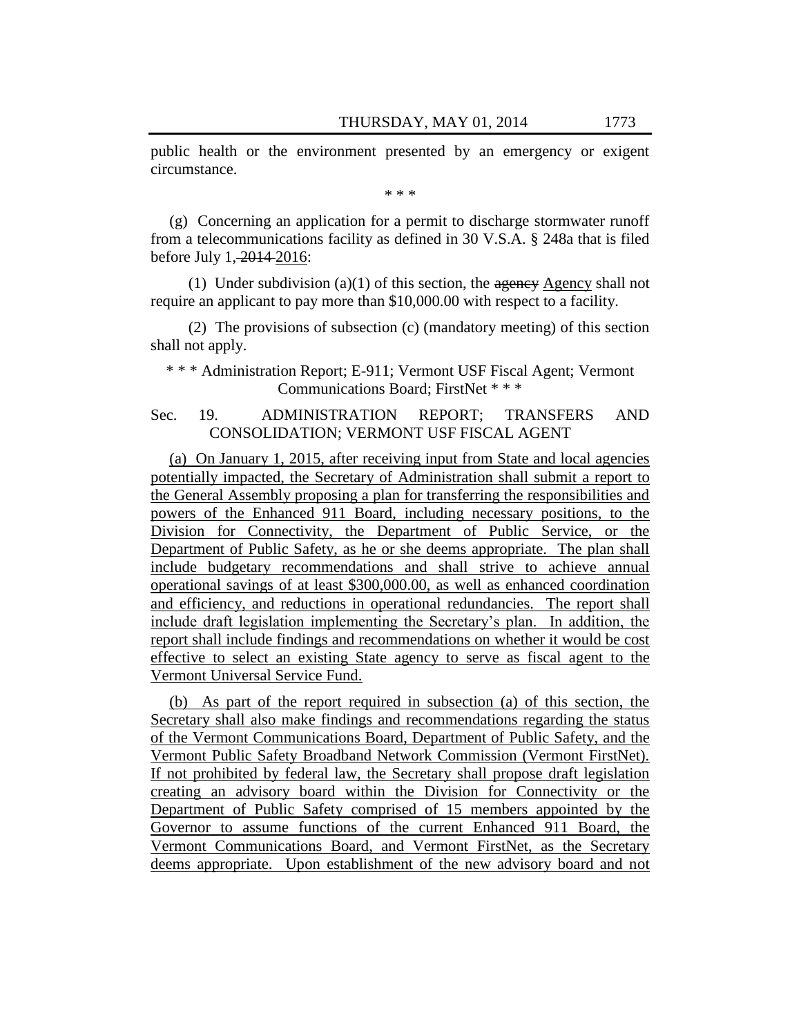public health or the environment presented by an emergency or exigent circumstance.

\* \* \*

(g) Concerning an application for a permit to discharge stormwater runoff from a telecommunications facility as defined in 30 V.S.A. § 248a that is filed before July 1, ~~2014~~ <u>2016</u>:

(1) Under subdivision (a)(1) of this section, the ~~agency~~ <u>Agency</u> shall not require an applicant to pay more than $10,000.00 with respect to a facility.

(2) The provisions of subsection (c) (mandatory meeting) of this section shall not apply.

\* \* \* Administration Report; E-911; Vermont USF Fiscal Agent; Vermont Communications Board; FirstNet \* \* \*

Sec. 19. ADMINISTRATION REPORT; TRANSFERS AND CONSOLIDATION; VERMONT USF FISCAL AGENT

<u>(a) On January 1, 2015, after receiving input from State and local agencies potentially impacted, the Secretary of Administration shall submit a report to the General Assembly proposing a plan for transferring the responsibilities and powers of the Enhanced 911 Board, including necessary positions, to the Division for Connectivity, the Department of Public Service, or the Department of Public Safety, as he or she deems appropriate. The plan shall include budgetary recommendations and shall strive to achieve annual operational savings of at least $300,000.00, as well as enhanced coordination and efficiency, and reductions in operational redundancies. The report shall include draft legislation implementing the Secretary's plan. In addition, the report shall include findings and recommendations on whether it would be cost effective to select an existing State agency to serve as fiscal agent to the Vermont Universal Service Fund.</u>

<u>(b) As part of the report required in subsection (a) of this section, the Secretary shall also make findings and recommendations regarding the status of the Vermont Communications Board, Department of Public Safety, and the Vermont Public Safety Broadband Network Commission (Vermont FirstNet). If not prohibited by federal law, the Secretary shall propose draft legislation creating an advisory board within the Division for Connectivity or the Department of Public Safety comprised of 15 members appointed by the Governor to assume functions of the current Enhanced 911 Board, the Vermont Communications Board, and Vermont FirstNet, as the Secretary deems appropriate. Upon establishment of the new advisory board and not</u>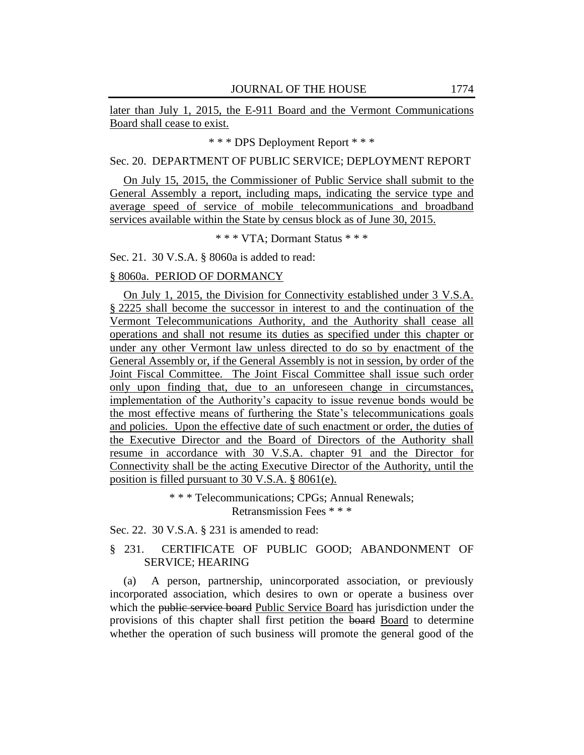later than July 1, 2015, the E-911 Board and the Vermont Communications Board shall cease to exist.

\* \* \* DPS Deployment Report \* \* \*

Sec. 20. DEPARTMENT OF PUBLIC SERVICE; DEPLOYMENT REPORT

On July 15, 2015, the Commissioner of Public Service shall submit to the General Assembly a report, including maps, indicating the service type and average speed of service of mobile telecommunications and broadband services available within the State by census block as of June 30, 2015.

\* \* \* VTA; Dormant Status \* \* \*

Sec. 21. 30 V.S.A. § 8060a is added to read:

§ 8060a. PERIOD OF DORMANCY

On July 1, 2015, the Division for Connectivity established under 3 V.S.A. § 2225 shall become the successor in interest to and the continuation of the Vermont Telecommunications Authority, and the Authority shall cease all operations and shall not resume its duties as specified under this chapter or under any other Vermont law unless directed to do so by enactment of the General Assembly or, if the General Assembly is not in session, by order of the Joint Fiscal Committee. The Joint Fiscal Committee shall issue such order only upon finding that, due to an unforeseen change in circumstances, implementation of the Authority's capacity to issue revenue bonds would be the most effective means of furthering the State's telecommunications goals and policies. Upon the effective date of such enactment or order, the duties of the Executive Director and the Board of Directors of the Authority shall resume in accordance with 30 V.S.A. chapter 91 and the Director for Connectivity shall be the acting Executive Director of the Authority, until the position is filled pursuant to 30 V.S.A. § 8061(e).

\* \* \* Telecommunications; CPGs; Annual Renewals; Retransmission Fees \* \* \*

Sec. 22. 30 V.S.A. § 231 is amended to read:

§ 231. CERTIFICATE OF PUBLIC GOOD; ABANDONMENT OF SERVICE; HEARING

(a) A person, partnership, unincorporated association, or previously incorporated association, which desires to own or operate a business over which the ~~public service board~~ Public Service Board has jurisdiction under the provisions of this chapter shall first petition the ~~board~~ Board to determine whether the operation of such business will promote the general good of the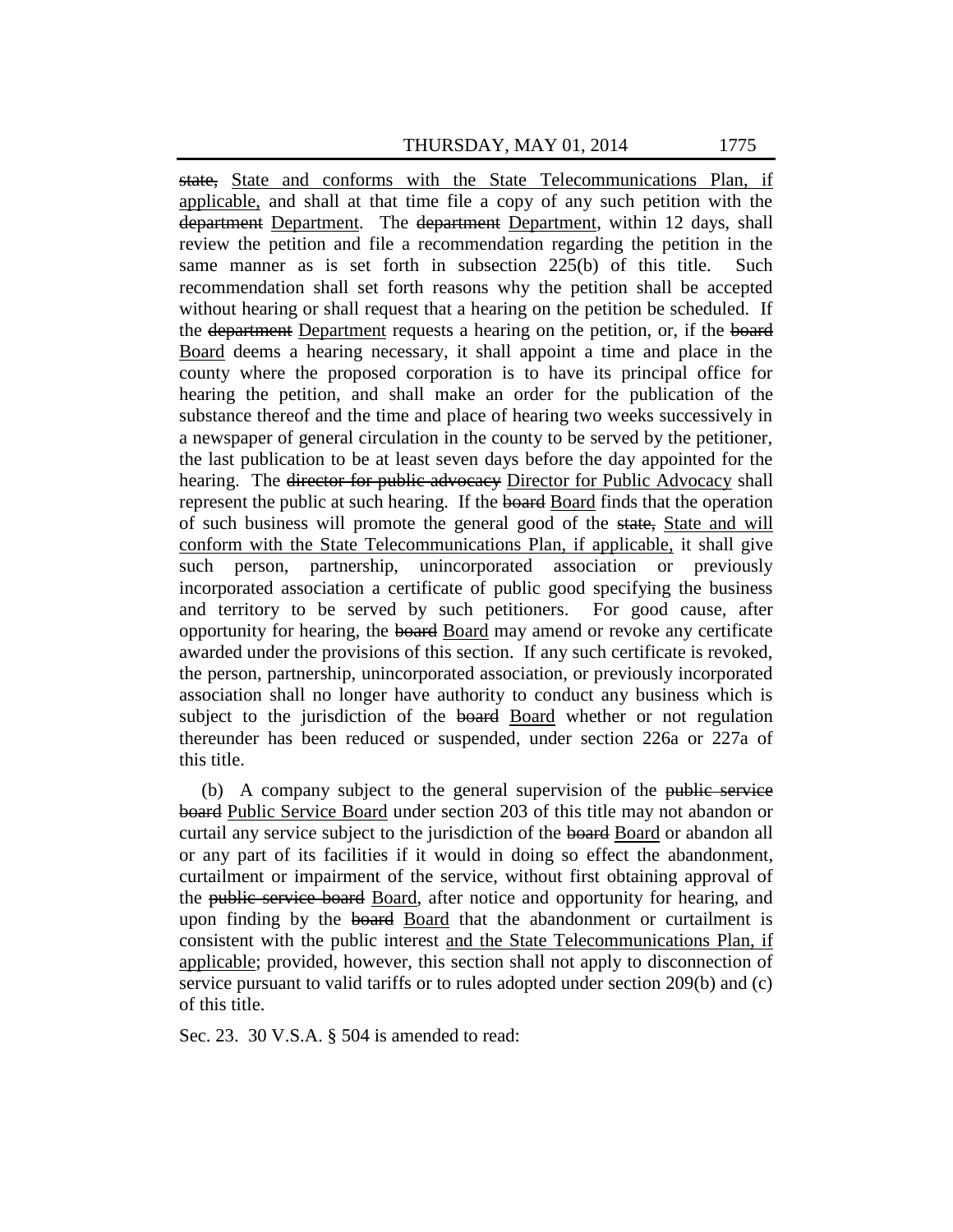~~state,~~ <u>State and conforms with the State Telecommunications Plan, if applicable,</u> and shall at that time file a copy of any such petition with the ~~department~~ <u>Department</u>. The ~~department~~ <u>Department</u>, within 12 days, shall review the petition and file a recommendation regarding the petition in the same manner as is set forth in subsection 225(b) of this title. Such recommendation shall set forth reasons why the petition shall be accepted without hearing or shall request that a hearing on the petition be scheduled. If the ~~department~~ <u>Department</u> requests a hearing on the petition, or, if the ~~board~~ <u>Board</u> deems a hearing necessary, it shall appoint a time and place in the county where the proposed corporation is to have its principal office for hearing the petition, and shall make an order for the publication of the substance thereof and the time and place of hearing two weeks successively in a newspaper of general circulation in the county to be served by the petitioner, the last publication to be at least seven days before the day appointed for the hearing. The ~~director for public advocacy~~ <u>Director for Public Advocacy</u> shall represent the public at such hearing. If the ~~board~~ <u>Board</u> finds that the operation of such business will promote the general good of the ~~state,~~ <u>State and will conform with the State Telecommunications Plan, if applicable,</u> it shall give such person, partnership, unincorporated association or previously incorporated association a certificate of public good specifying the business and territory to be served by such petitioners. For good cause, after opportunity for hearing, the ~~board~~ <u>Board</u> may amend or revoke any certificate awarded under the provisions of this section. If any such certificate is revoked, the person, partnership, unincorporated association, or previously incorporated association shall no longer have authority to conduct any business which is subject to the jurisdiction of the ~~board~~ <u>Board</u> whether or not regulation thereunder has been reduced or suspended, under section 226a or 227a of this title.

(b) A company subject to the general supervision of the ~~public service board~~ <u>Public Service Board</u> under section 203 of this title may not abandon or curtail any service subject to the jurisdiction of the ~~board~~ <u>Board</u> or abandon all or any part of its facilities if it would in doing so effect the abandonment, curtailment or impairment of the service, without first obtaining approval of the ~~public service board~~ <u>Board</u>, after notice and opportunity for hearing, and upon finding by the ~~board~~ <u>Board</u> that the abandonment or curtailment is consistent with the public interest <u>and the State Telecommunications Plan, if applicable</u>; provided, however, this section shall not apply to disconnection of service pursuant to valid tariffs or to rules adopted under section 209(b) and (c) of this title.

Sec. 23. 30 V.S.A. § 504 is amended to read: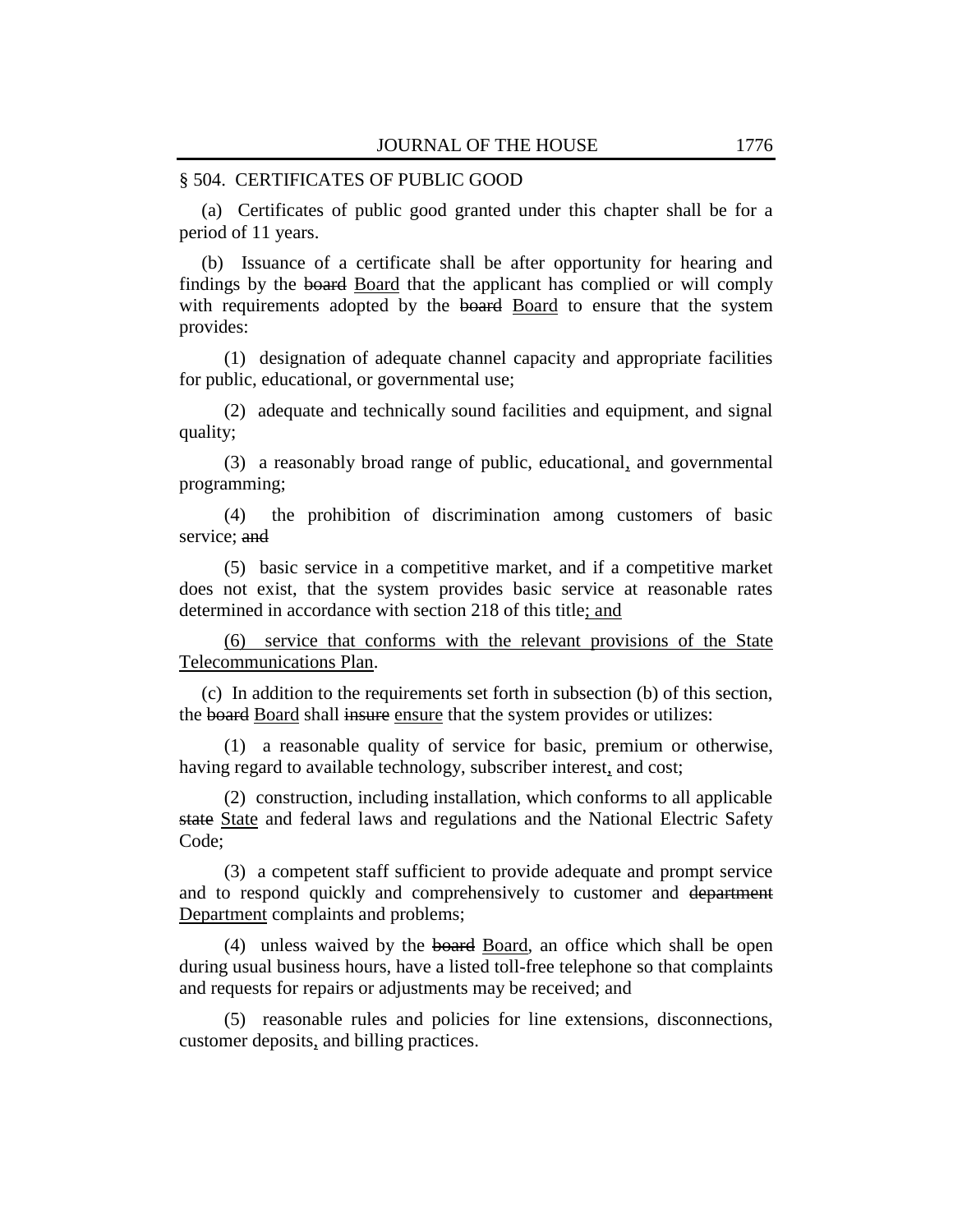§ 504. CERTIFICATES OF PUBLIC GOOD

(a) Certificates of public good granted under this chapter shall be for a period of 11 years.

(b) Issuance of a certificate shall be after opportunity for hearing and findings by the ~~board~~ Board that the applicant has complied or will comply with requirements adopted by the ~~board~~ Board to ensure that the system provides:

(1) designation of adequate channel capacity and appropriate facilities for public, educational, or governmental use;

(2) adequate and technically sound facilities and equipment, and signal quality;

(3) a reasonably broad range of public, educational, and governmental programming;

(4) the prohibition of discrimination among customers of basic service; ~~and~~

(5) basic service in a competitive market, and if a competitive market does not exist, that the system provides basic service at reasonable rates determined in accordance with section 218 of this title; and

(6) service that conforms with the relevant provisions of the State Telecommunications Plan.

(c) In addition to the requirements set forth in subsection (b) of this section, the ~~board~~ Board shall ~~insure~~ ensure that the system provides or utilizes:

(1) a reasonable quality of service for basic, premium or otherwise, having regard to available technology, subscriber interest, and cost;

(2) construction, including installation, which conforms to all applicable ~~state~~ State and federal laws and regulations and the National Electric Safety Code;

(3) a competent staff sufficient to provide adequate and prompt service and to respond quickly and comprehensively to customer and ~~department~~ Department complaints and problems;

(4) unless waived by the ~~board~~ Board, an office which shall be open during usual business hours, have a listed toll-free telephone so that complaints and requests for repairs or adjustments may be received; and

(5) reasonable rules and policies for line extensions, disconnections, customer deposits, and billing practices.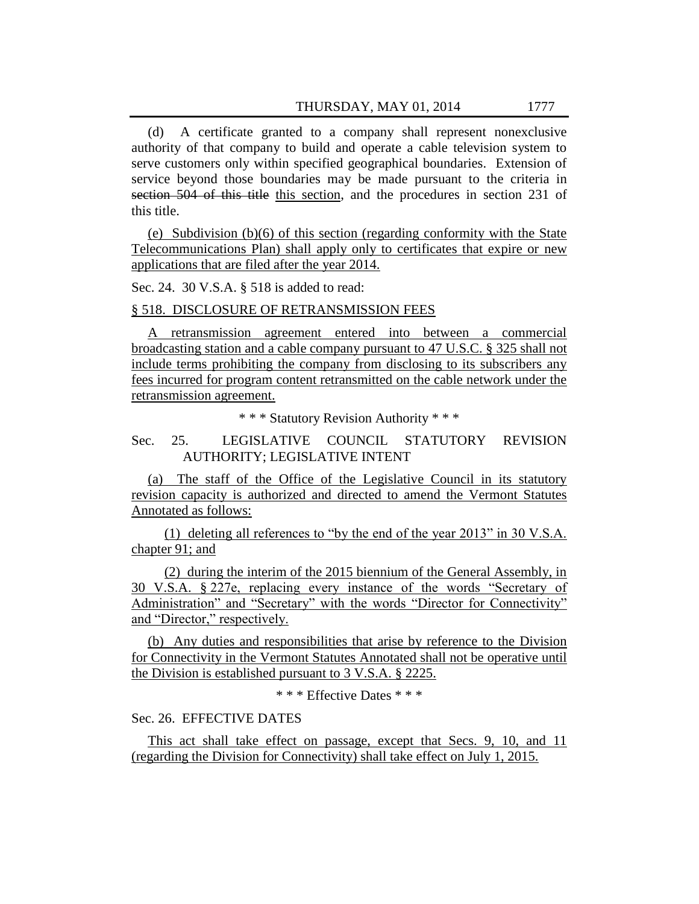(d) A certificate granted to a company shall represent nonexclusive authority of that company to build and operate a cable television system to serve customers only within specified geographical boundaries. Extension of service beyond those boundaries may be made pursuant to the criteria in ~~section 504 of this title~~ <u>this section</u>, and the procedures in section 231 of this title.

<u>(e) Subdivision (b)(6) of this section (regarding conformity with the State Telecommunications Plan) shall apply only to certificates that expire or new applications that are filed after the year 2014.</u>

Sec. 24. 30 V.S.A. § 518 is added to read:

<u>§ 518. DISCLOSURE OF RETRANSMISSION FEES</u>

<u>A retransmission agreement entered into between a commercial broadcasting station and a cable company pursuant to 47 U.S.C. § 325 shall not include terms prohibiting the company from disclosing to its subscribers any fees incurred for program content retransmitted on the cable network under the retransmission agreement.</u>

\* \* \* Statutory Revision Authority \* \* \*

Sec. 25. LEGISLATIVE COUNCIL STATUTORY REVISION AUTHORITY; LEGISLATIVE INTENT

<u>(a) The staff of the Office of the Legislative Council in its statutory revision capacity is authorized and directed to amend the Vermont Statutes Annotated as follows:</u>

<u>(1) deleting all references to "by the end of the year 2013" in 30 V.S.A. chapter 91; and</u>

<u>(2) during the interim of the 2015 biennium of the General Assembly, in 30 V.S.A. § 227e, replacing every instance of the words "Secretary of Administration" and "Secretary" with the words "Director for Connectivity" and "Director," respectively.</u>

<u>(b) Any duties and responsibilities that arise by reference to the Division for Connectivity in the Vermont Statutes Annotated shall not be operative until the Division is established pursuant to 3 V.S.A. § 2225.</u>

\* \* \* Effective Dates \* \* \*

Sec. 26. EFFECTIVE DATES

<u>This act shall take effect on passage, except that Secs. 9, 10, and 11 (regarding the Division for Connectivity) shall take effect on July 1, 2015.</u>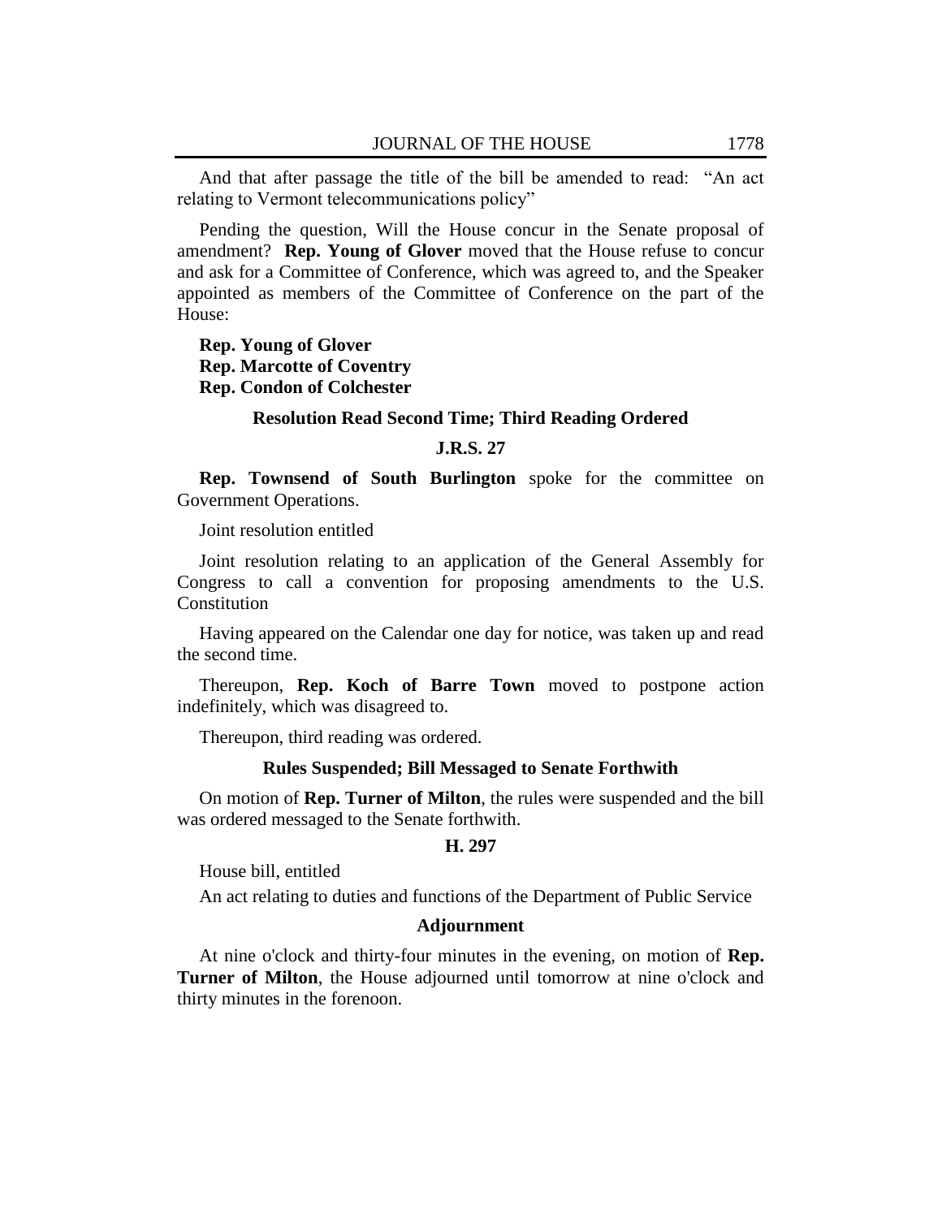And that after passage the title of the bill be amended to read: "An act relating to Vermont telecommunications policy"

Pending the question, Will the House concur in the Senate proposal of amendment? **Rep. Young of Glover** moved that the House refuse to concur and ask for a Committee of Conference, which was agreed to, and the Speaker appointed as members of the Committee of Conference on the part of the House:

**Rep. Young of Glover**
**Rep. Marcotte of Coventry**
**Rep. Condon of Colchester**

### Resolution Read Second Time; Third Reading Ordered

### J.R.S. 27

**Rep. Townsend of South Burlington** spoke for the committee on Government Operations.

Joint resolution entitled

Joint resolution relating to an application of the General Assembly for Congress to call a convention for proposing amendments to the U.S. Constitution

Having appeared on the Calendar one day for notice, was taken up and read the second time.

Thereupon, **Rep. Koch of Barre Town** moved to postpone action indefinitely, which was disagreed to.

Thereupon, third reading was ordered.

### Rules Suspended; Bill Messaged to Senate Forthwith

On motion of **Rep. Turner of Milton**, the rules were suspended and the bill was ordered messaged to the Senate forthwith.

### H. 297

House bill, entitled

An act relating to duties and functions of the Department of Public Service

### Adjournment

At nine o'clock and thirty-four minutes in the evening, on motion of **Rep. Turner of Milton**, the House adjourned until tomorrow at nine o'clock and thirty minutes in the forenoon.